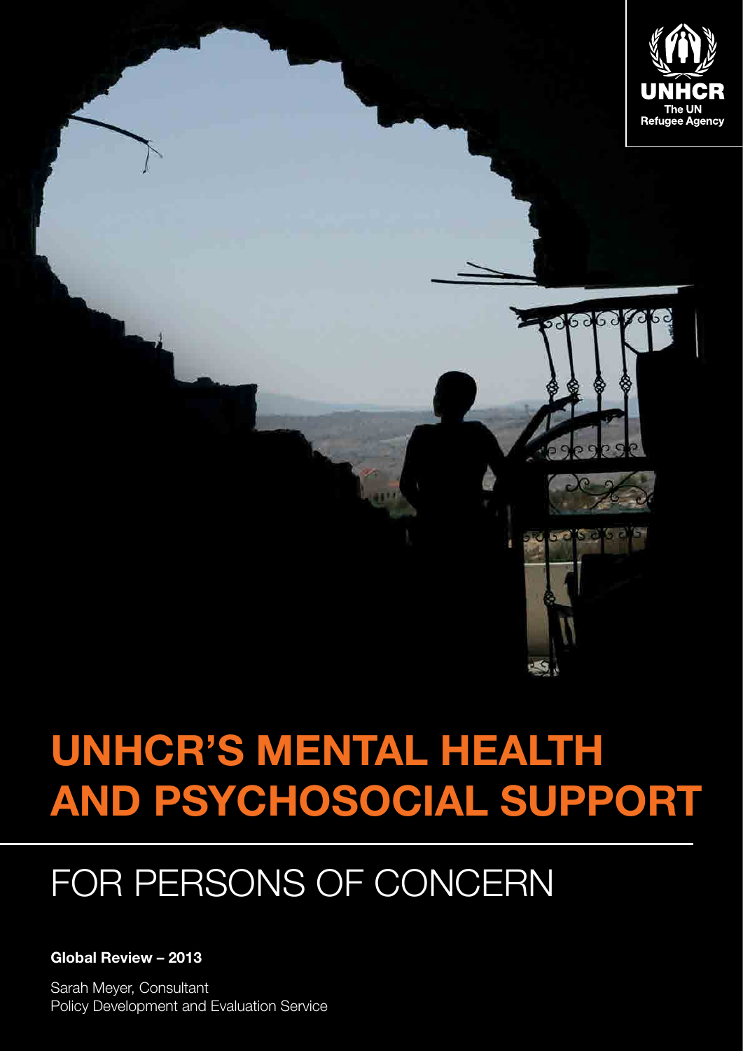UNHCR
The UN
Refugee Agency

# UNHCR'S MENTAL HEALTH AND PSYCHOSOCIAL SUPPORT

## FOR PERSONS OF CONCERN

**Global Review – 2013**

Sarah Meyer, Consultant
Policy Development and Evaluation Service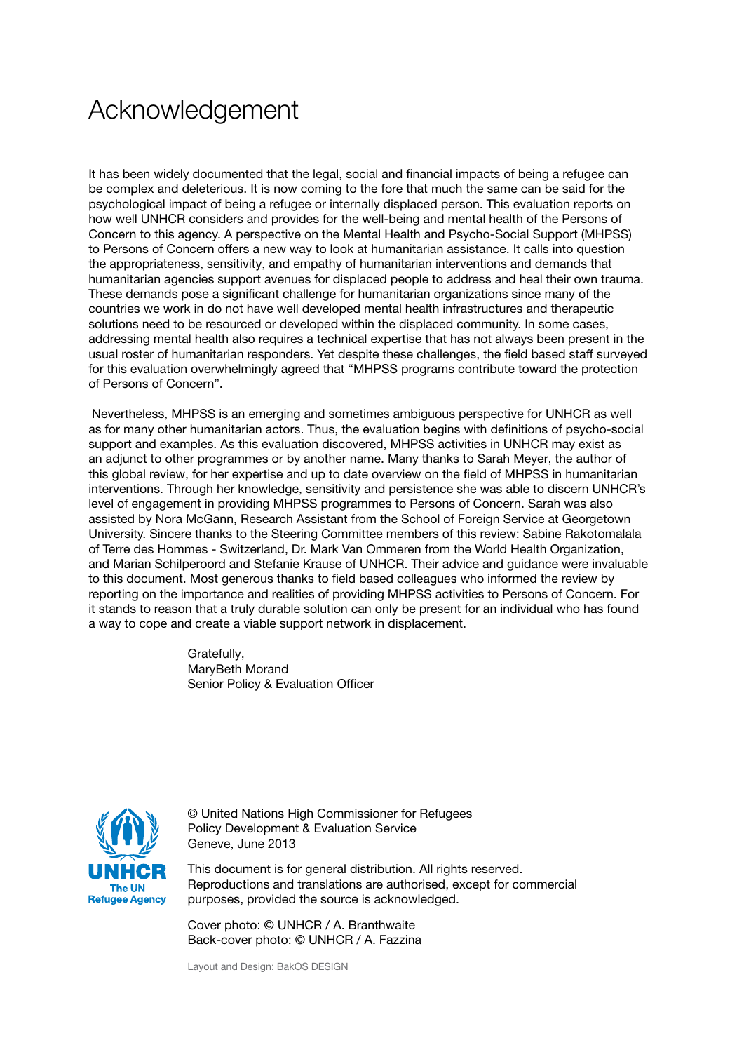# Acknowledgement

It has been widely documented that the legal, social and financial impacts of being a refugee can be complex and deleterious. It is now coming to the fore that much the same can be said for the psychological impact of being a refugee or internally displaced person. This evaluation reports on how well UNHCR considers and provides for the well-being and mental health of the Persons of Concern to this agency. A perspective on the Mental Health and Psycho-Social Support (MHPSS) to Persons of Concern offers a new way to look at humanitarian assistance. It calls into question the appropriateness, sensitivity, and empathy of humanitarian interventions and demands that humanitarian agencies support avenues for displaced people to address and heal their own trauma. These demands pose a significant challenge for humanitarian organizations since many of the countries we work in do not have well developed mental health infrastructures and therapeutic solutions need to be resourced or developed within the displaced community. In some cases, addressing mental health also requires a technical expertise that has not always been present in the usual roster of humanitarian responders. Yet despite these challenges, the field based staff surveyed for this evaluation overwhelmingly agreed that "MHPSS programs contribute toward the protection of Persons of Concern".

Nevertheless, MHPSS is an emerging and sometimes ambiguous perspective for UNHCR as well as for many other humanitarian actors. Thus, the evaluation begins with definitions of psycho-social support and examples. As this evaluation discovered, MHPSS activities in UNHCR may exist as an adjunct to other programmes or by another name. Many thanks to Sarah Meyer, the author of this global review, for her expertise and up to date overview on the field of MHPSS in humanitarian interventions. Through her knowledge, sensitivity and persistence she was able to discern UNHCR's level of engagement in providing MHPSS programmes to Persons of Concern. Sarah was also assisted by Nora McGann, Research Assistant from the School of Foreign Service at Georgetown University. Sincere thanks to the Steering Committee members of this review: Sabine Rakotomalala of Terre des Hommes - Switzerland, Dr. Mark Van Ommeren from the World Health Organization, and Marian Schilperoord and Stefanie Krause of UNHCR. Their advice and guidance were invaluable to this document. Most generous thanks to field based colleagues who informed the review by reporting on the importance and realities of providing MHPSS activities to Persons of Concern. For it stands to reason that a truly durable solution can only be present for an individual who has found a way to cope and create a viable support network in displacement.

Gratefully,
MaryBeth Morand
Senior Policy & Evaluation Officer

UNHCR
The UN Refugee Agency

© United Nations High Commissioner for Refugees
Policy Development & Evaluation Service
Geneve, June 2013

This document is for general distribution. All rights reserved. Reproductions and translations are authorised, except for commercial purposes, provided the source is acknowledged.

Cover photo: © UNHCR / A. Branthwaite
Back-cover photo: © UNHCR / A. Fazzina

Layout and Design: BakOS DESIGN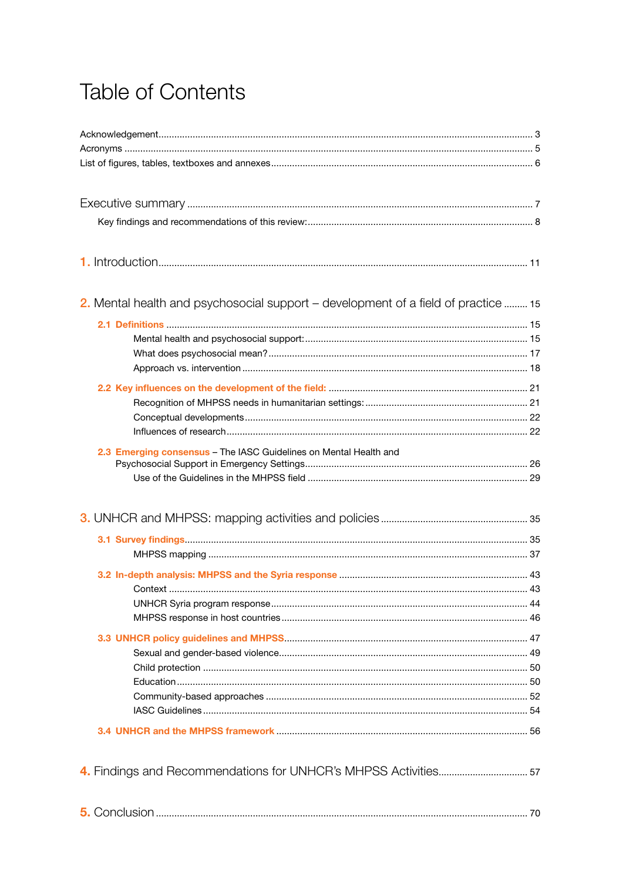# Table of Contents

Acknowledgement ... 3
Acronyms ... 5
List of figures, tables, textboxes and annexes ... 6

Executive summary ... 7
- Key findings and recommendations of this review: ... 8

1. Introduction ... 11

2. Mental health and psychosocial support – development of a field of practice ... 15
- **2.1 Definitions** ... 15
  - Mental health and psychosocial support: ... 15
  - What does psychosocial mean? ... 17
  - Approach vs. intervention ... 18
- **2.2 Key influences on the development of the field:** ... 21
  - Recognition of MHPSS needs in humanitarian settings: ... 21
  - Conceptual developments ... 22
  - Influences of research ... 22
- **2.3 Emerging consensus** – The IASC Guidelines on Mental Health and Psychosocial Support in Emergency Settings ... 26
  - Use of the Guidelines in the MHPSS field ... 29

3. UNHCR and MHPSS: mapping activities and policies ... 35
- **3.1 Survey findings** ... 35
  - MHPSS mapping ... 37
- **3.2 In-depth analysis: MHPSS and the Syria response** ... 43
  - Context ... 43
  - UNHCR Syria program response ... 44
  - MHPSS response in host countries ... 46
- **3.3 UNHCR policy guidelines and MHPSS** ... 47
  - Sexual and gender-based violence ... 49
  - Child protection ... 50
  - Education ... 50
  - Community-based approaches ... 52
  - IASC Guidelines ... 54
- **3.4 UNHCR and the MHPSS framework** ... 56

4. Findings and Recommendations for UNHCR's MHPSS Activities ... 57

5. Conclusion ... 70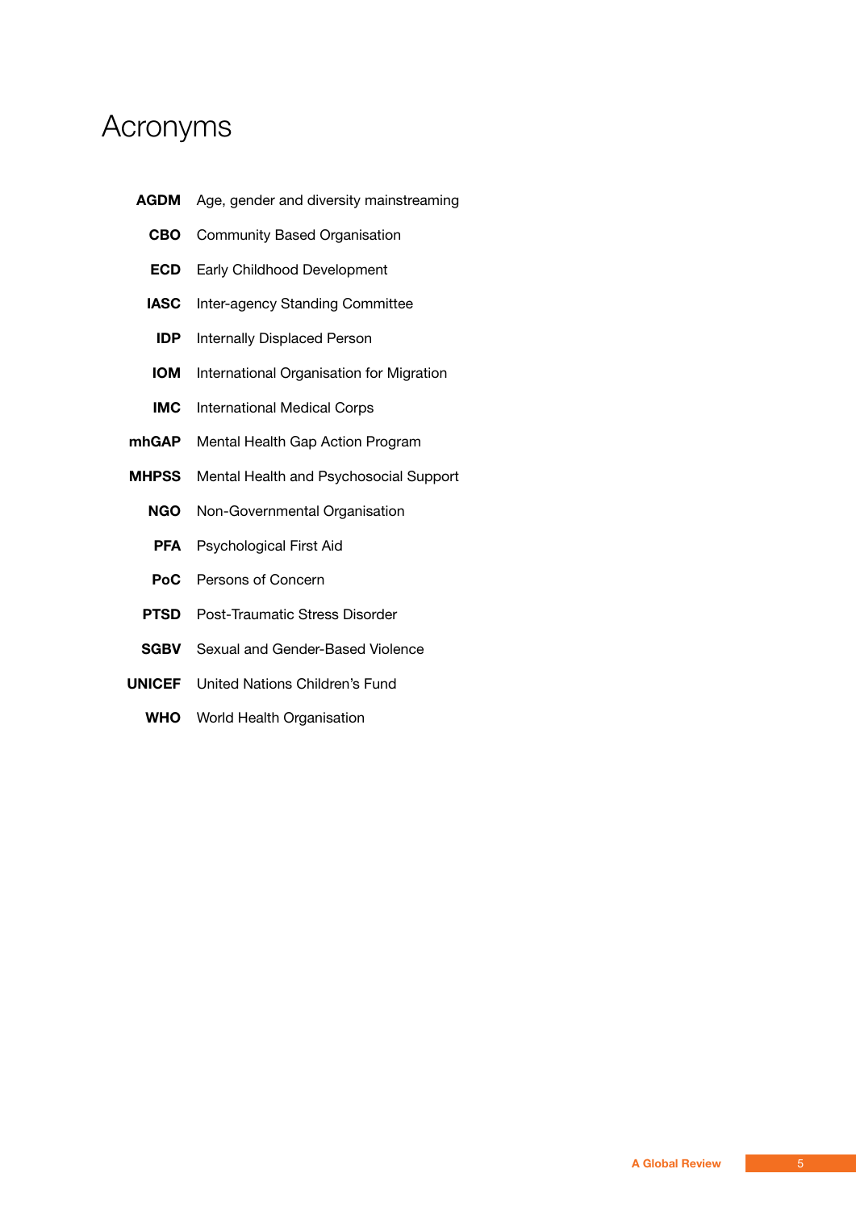# Acronyms

| | |
|---|---|
| **AGDM** | Age, gender and diversity mainstreaming |
| **CBO** | Community Based Organisation |
| **ECD** | Early Childhood Development |
| **IASC** | Inter-agency Standing Committee |
| **IDP** | Internally Displaced Person |
| **IOM** | International Organisation for Migration |
| **IMC** | International Medical Corps |
| **mhGAP** | Mental Health Gap Action Program |
| **MHPSS** | Mental Health and Psychosocial Support |
| **NGO** | Non-Governmental Organisation |
| **PFA** | Psychological First Aid |
| **PoC** | Persons of Concern |
| **PTSD** | Post-Traumatic Stress Disorder |
| **SGBV** | Sexual and Gender-Based Violence |
| **UNICEF** | United Nations Children's Fund |
| **WHO** | World Health Organisation |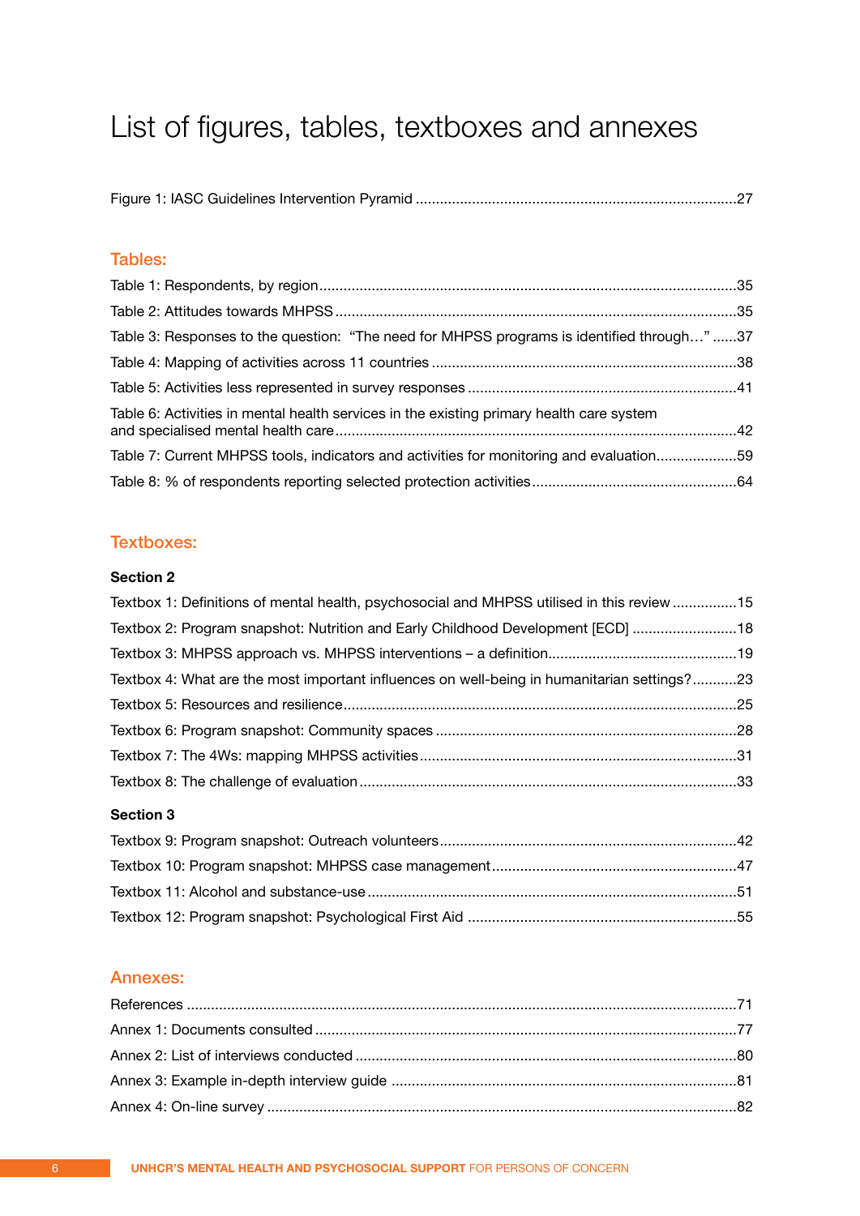# List of figures, tables, textboxes and annexes

Figure 1: IASC Guidelines Intervention Pyramid ...............................................................................27

## Tables:

Table 1: Respondents, by region......................................................................................................35

Table 2: Attitudes towards MHPSS ...................................................................................................35

Table 3: Responses to the question: "The need for MHPSS programs is identified through…" ......37

Table 4: Mapping of activities across 11 countries ...........................................................................38

Table 5: Activities less represented in survey responses ..................................................................41

Table 6: Activities in mental health services in the existing primary health care system and specialised mental health care...................................................................................................42

Table 7: Current MHPSS tools, indicators and activities for monitoring and evaluation....................59

Table 8: % of respondents reporting selected protection activities...................................................64

## Textboxes:

### Section 2

Textbox 1: Definitions of mental health, psychosocial and MHPSS utilised in this review ................15

Textbox 2: Program snapshot: Nutrition and Early Childhood Development [ECD] ..........................18

Textbox 3: MHPSS approach vs. MHPSS interventions – a definition..............................................19

Textbox 4: What are the most important influences on well-being in humanitarian settings?...........23

Textbox 5: Resources and resilience................................................................................................25

Textbox 6: Program snapshot: Community spaces ..........................................................................28

Textbox 7: The 4Ws: mapping MHPSS activities.............................................................................31

Textbox 8: The challenge of evaluation ............................................................................................33

### Section 3

Textbox 9: Program snapshot: Outreach volunteers........................................................................42

Textbox 10: Program snapshot: MHPSS case management............................................................47

Textbox 11: Alcohol and substance-use ..........................................................................................51

Textbox 12: Program snapshot: Psychological First Aid ..................................................................55

## Annexes:

References .......................................................................................................................................71

Annex 1: Documents consulted .......................................................................................................77

Annex 2: List of interviews conducted .............................................................................................80

Annex 3: Example in-depth interview guide ....................................................................................81

Annex 4: On-line survey ...................................................................................................................82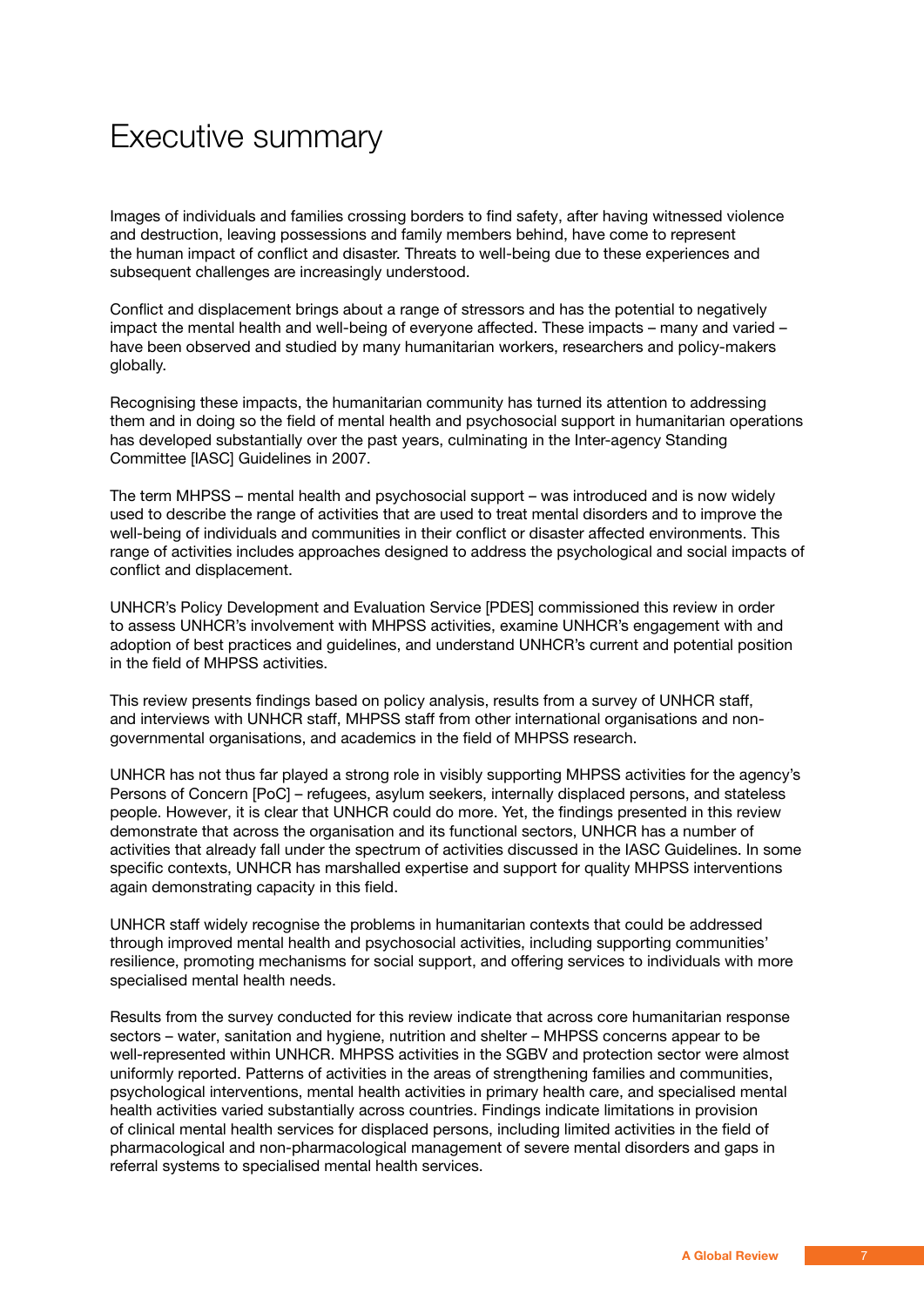# Executive summary

Images of individuals and families crossing borders to find safety, after having witnessed violence and destruction, leaving possessions and family members behind, have come to represent the human impact of conflict and disaster. Threats to well-being due to these experiences and subsequent challenges are increasingly understood.

Conflict and displacement brings about a range of stressors and has the potential to negatively impact the mental health and well-being of everyone affected. These impacts – many and varied – have been observed and studied by many humanitarian workers, researchers and policy-makers globally.

Recognising these impacts, the humanitarian community has turned its attention to addressing them and in doing so the field of mental health and psychosocial support in humanitarian operations has developed substantially over the past years, culminating in the Inter-agency Standing Committee [IASC] Guidelines in 2007.

The term MHPSS – mental health and psychosocial support – was introduced and is now widely used to describe the range of activities that are used to treat mental disorders and to improve the well-being of individuals and communities in their conflict or disaster affected environments. This range of activities includes approaches designed to address the psychological and social impacts of conflict and displacement.

UNHCR's Policy Development and Evaluation Service [PDES] commissioned this review in order to assess UNHCR's involvement with MHPSS activities, examine UNHCR's engagement with and adoption of best practices and guidelines, and understand UNHCR's current and potential position in the field of MHPSS activities.

This review presents findings based on policy analysis, results from a survey of UNHCR staff, and interviews with UNHCR staff, MHPSS staff from other international organisations and non-governmental organisations, and academics in the field of MHPSS research.

UNHCR has not thus far played a strong role in visibly supporting MHPSS activities for the agency's Persons of Concern [PoC] – refugees, asylum seekers, internally displaced persons, and stateless people. However, it is clear that UNHCR could do more. Yet, the findings presented in this review demonstrate that across the organisation and its functional sectors, UNHCR has a number of activities that already fall under the spectrum of activities discussed in the IASC Guidelines. In some specific contexts, UNHCR has marshalled expertise and support for quality MHPSS interventions again demonstrating capacity in this field.

UNHCR staff widely recognise the problems in humanitarian contexts that could be addressed through improved mental health and psychosocial activities, including supporting communities' resilience, promoting mechanisms for social support, and offering services to individuals with more specialised mental health needs.

Results from the survey conducted for this review indicate that across core humanitarian response sectors – water, sanitation and hygiene, nutrition and shelter – MHPSS concerns appear to be well-represented within UNHCR. MHPSS activities in the SGBV and protection sector were almost uniformly reported. Patterns of activities in the areas of strengthening families and communities, psychological interventions, mental health activities in primary health care, and specialised mental health activities varied substantially across countries. Findings indicate limitations in provision of clinical mental health services for displaced persons, including limited activities in the field of pharmacological and non-pharmacological management of severe mental disorders and gaps in referral systems to specialised mental health services.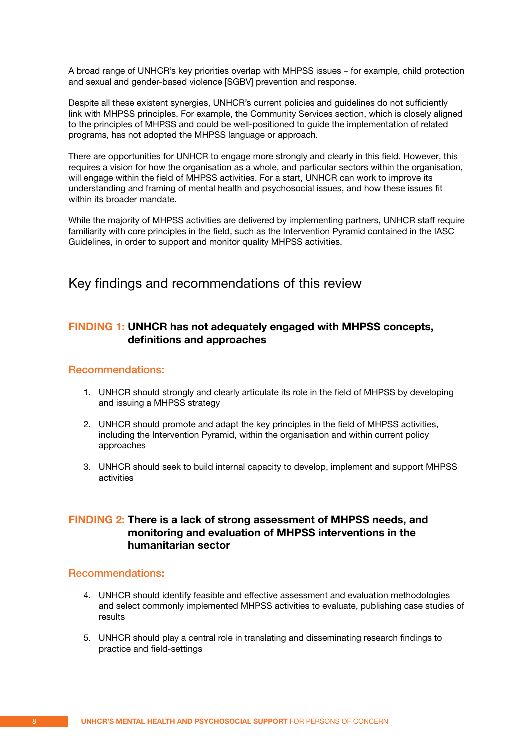A broad range of UNHCR's key priorities overlap with MHPSS issues – for example, child protection and sexual and gender-based violence [SGBV] prevention and response.

Despite all these existent synergies, UNHCR's current policies and guidelines do not sufficiently link with MHPSS principles. For example, the Community Services section, which is closely aligned to the principles of MHPSS and could be well-positioned to guide the implementation of related programs, has not adopted the MHPSS language or approach.

There are opportunities for UNHCR to engage more strongly and clearly in this field. However, this requires a vision for how the organisation as a whole, and particular sectors within the organisation, will engage within the field of MHPSS activities. For a start, UNHCR can work to improve its understanding and framing of mental health and psychosocial issues, and how these issues fit within its broader mandate.

While the majority of MHPSS activities are delivered by implementing partners, UNHCR staff require familiarity with core principles in the field, such as the Intervention Pyramid contained in the IASC Guidelines, in order to support and monitor quality MHPSS activities.

## Key findings and recommendations of this review

### FINDING 1: UNHCR has not adequately engaged with MHPSS concepts, definitions and approaches

#### Recommendations:

1. UNHCR should strongly and clearly articulate its role in the field of MHPSS by developing and issuing a MHPSS strategy
2. UNHCR should promote and adapt the key principles in the field of MHPSS activities, including the Intervention Pyramid, within the organisation and within current policy approaches
3. UNHCR should seek to build internal capacity to develop, implement and support MHPSS activities

### FINDING 2: There is a lack of strong assessment of MHPSS needs, and monitoring and evaluation of MHPSS interventions in the humanitarian sector

#### Recommendations:

4. UNHCR should identify feasible and effective assessment and evaluation methodologies and select commonly implemented MHPSS activities to evaluate, publishing case studies of results
5. UNHCR should play a central role in translating and disseminating research findings to practice and field-settings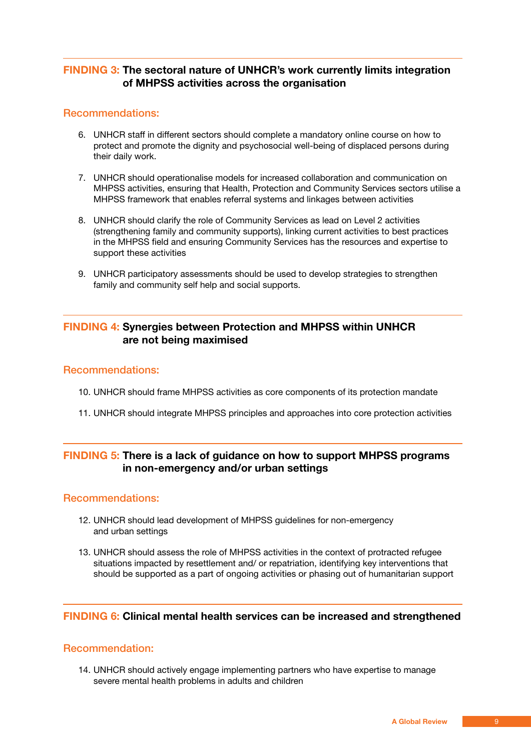### FINDING 3: The sectoral nature of UNHCR's work currently limits integration of MHPSS activities across the organisation

#### Recommendations:

6. UNHCR staff in different sectors should complete a mandatory online course on how to protect and promote the dignity and psychosocial well-being of displaced persons during their daily work.

7. UNHCR should operationalise models for increased collaboration and communication on MHPSS activities, ensuring that Health, Protection and Community Services sectors utilise a MHPSS framework that enables referral systems and linkages between activities

8. UNHCR should clarify the role of Community Services as lead on Level 2 activities (strengthening family and community supports), linking current activities to best practices in the MHPSS field and ensuring Community Services has the resources and expertise to support these activities

9. UNHCR participatory assessments should be used to develop strategies to strengthen family and community self help and social supports.

### FINDING 4: Synergies between Protection and MHPSS within UNHCR are not being maximised

#### Recommendations:

10. UNHCR should frame MHPSS activities as core components of its protection mandate

11. UNHCR should integrate MHPSS principles and approaches into core protection activities

### FINDING 5: There is a lack of guidance on how to support MHPSS programs in non-emergency and/or urban settings

#### Recommendations:

12. UNHCR should lead development of MHPSS guidelines for non-emergency and urban settings

13. UNHCR should assess the role of MHPSS activities in the context of protracted refugee situations impacted by resettlement and/ or repatriation, identifying key interventions that should be supported as a part of ongoing activities or phasing out of humanitarian support

### FINDING 6: Clinical mental health services can be increased and strengthened

#### Recommendation:

14. UNHCR should actively engage implementing partners who have expertise to manage severe mental health problems in adults and children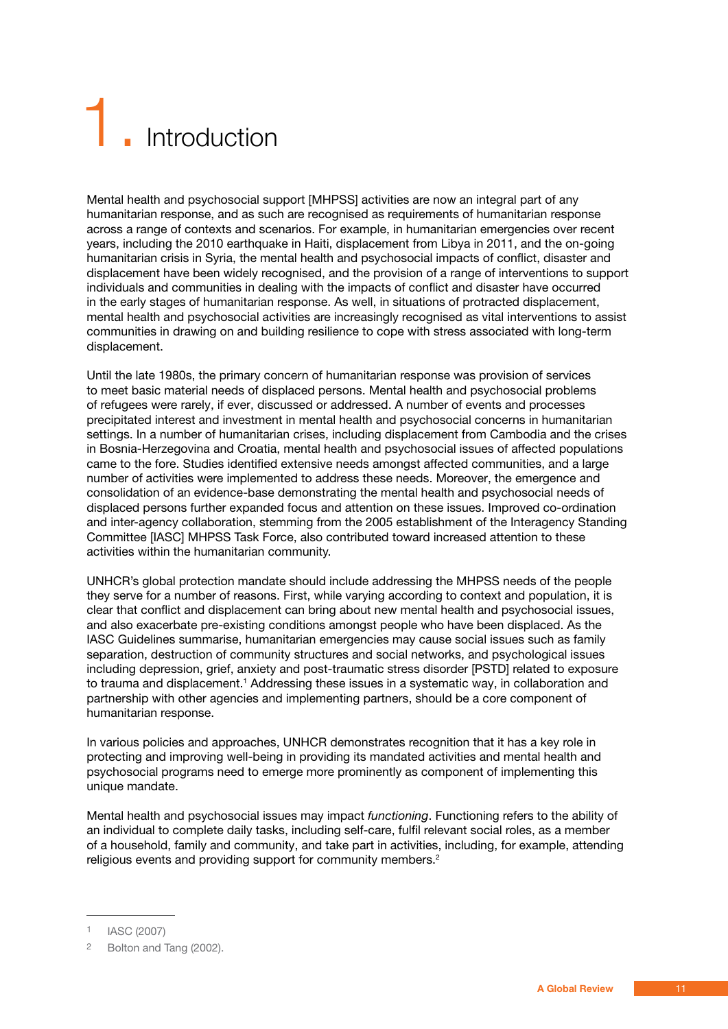# 1. Introduction

Mental health and psychosocial support [MHPSS] activities are now an integral part of any humanitarian response, and as such are recognised as requirements of humanitarian response across a range of contexts and scenarios. For example, in humanitarian emergencies over recent years, including the 2010 earthquake in Haiti, displacement from Libya in 2011, and the on-going humanitarian crisis in Syria, the mental health and psychosocial impacts of conflict, disaster and displacement have been widely recognised, and the provision of a range of interventions to support individuals and communities in dealing with the impacts of conflict and disaster have occurred in the early stages of humanitarian response. As well, in situations of protracted displacement, mental health and psychosocial activities are increasingly recognised as vital interventions to assist communities in drawing on and building resilience to cope with stress associated with long-term displacement.

Until the late 1980s, the primary concern of humanitarian response was provision of services to meet basic material needs of displaced persons. Mental health and psychosocial problems of refugees were rarely, if ever, discussed or addressed. A number of events and processes precipitated interest and investment in mental health and psychosocial concerns in humanitarian settings. In a number of humanitarian crises, including displacement from Cambodia and the crises in Bosnia-Herzegovina and Croatia, mental health and psychosocial issues of affected populations came to the fore. Studies identified extensive needs amongst affected communities, and a large number of activities were implemented to address these needs. Moreover, the emergence and consolidation of an evidence-base demonstrating the mental health and psychosocial needs of displaced persons further expanded focus and attention on these issues. Improved co-ordination and inter-agency collaboration, stemming from the 2005 establishment of the Interagency Standing Committee [IASC] MHPSS Task Force, also contributed toward increased attention to these activities within the humanitarian community.

UNHCR's global protection mandate should include addressing the MHPSS needs of the people they serve for a number of reasons. First, while varying according to context and population, it is clear that conflict and displacement can bring about new mental health and psychosocial issues, and also exacerbate pre-existing conditions amongst people who have been displaced. As the IASC Guidelines summarise, humanitarian emergencies may cause social issues such as family separation, destruction of community structures and social networks, and psychological issues including depression, grief, anxiety and post-traumatic stress disorder [PSTD] related to exposure to trauma and displacement.[1] Addressing these issues in a systematic way, in collaboration and partnership with other agencies and implementing partners, should be a core component of humanitarian response.

In various policies and approaches, UNHCR demonstrates recognition that it has a key role in protecting and improving well-being in providing its mandated activities and mental health and psychosocial programs need to emerge more prominently as component of implementing this unique mandate.

Mental health and psychosocial issues may impact *functioning*. Functioning refers to the ability of an individual to complete daily tasks, including self-care, fulfil relevant social roles, as a member of a household, family and community, and take part in activities, including, for example, attending religious events and providing support for community members.[2]

---

1 IASC (2007)

2 Bolton and Tang (2002).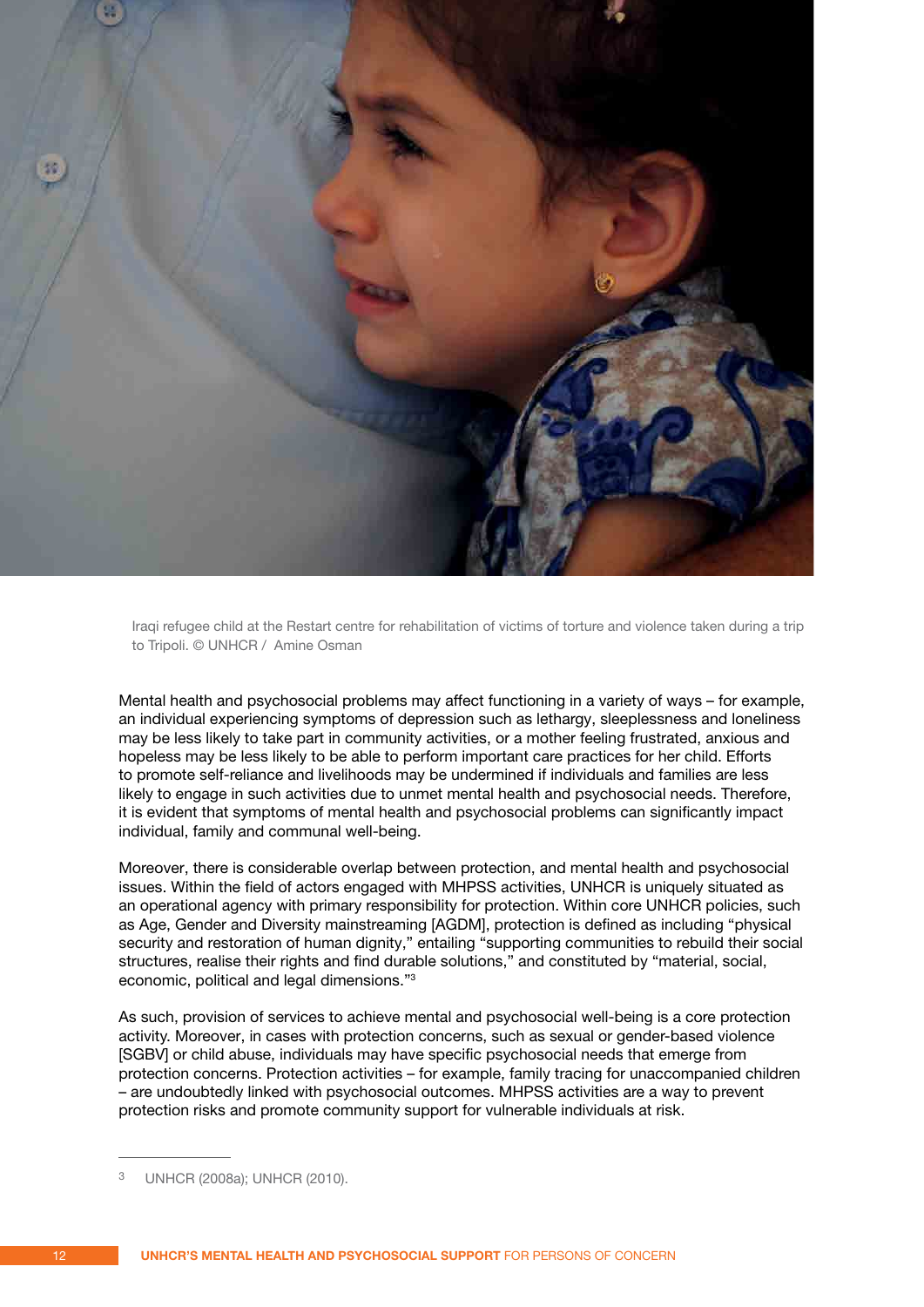Iraqi refugee child at the Restart centre for rehabilitation of victims of torture and violence taken during a trip to Tripoli. © UNHCR / Amine Osman

Mental health and psychosocial problems may affect functioning in a variety of ways – for example, an individual experiencing symptoms of depression such as lethargy, sleeplessness and loneliness may be less likely to take part in community activities, or a mother feeling frustrated, anxious and hopeless may be less likely to be able to perform important care practices for her child. Efforts to promote self-reliance and livelihoods may be undermined if individuals and families are less likely to engage in such activities due to unmet mental health and psychosocial needs. Therefore, it is evident that symptoms of mental health and psychosocial problems can significantly impact individual, family and communal well-being.

Moreover, there is considerable overlap between protection, and mental health and psychosocial issues. Within the field of actors engaged with MHPSS activities, UNHCR is uniquely situated as an operational agency with primary responsibility for protection. Within core UNHCR policies, such as Age, Gender and Diversity mainstreaming [AGDM], protection is defined as including "physical security and restoration of human dignity," entailing "supporting communities to rebuild their social structures, realise their rights and find durable solutions," and constituted by "material, social, economic, political and legal dimensions."[3]

As such, provision of services to achieve mental and psychosocial well-being is a core protection activity. Moreover, in cases with protection concerns, such as sexual or gender-based violence [SGBV] or child abuse, individuals may have specific psychosocial needs that emerge from protection concerns. Protection activities – for example, family tracing for unaccompanied children – are undoubtedly linked with psychosocial outcomes. MHPSS activities are a way to prevent protection risks and promote community support for vulnerable individuals at risk.

---

[3] UNHCR (2008a); UNHCR (2010).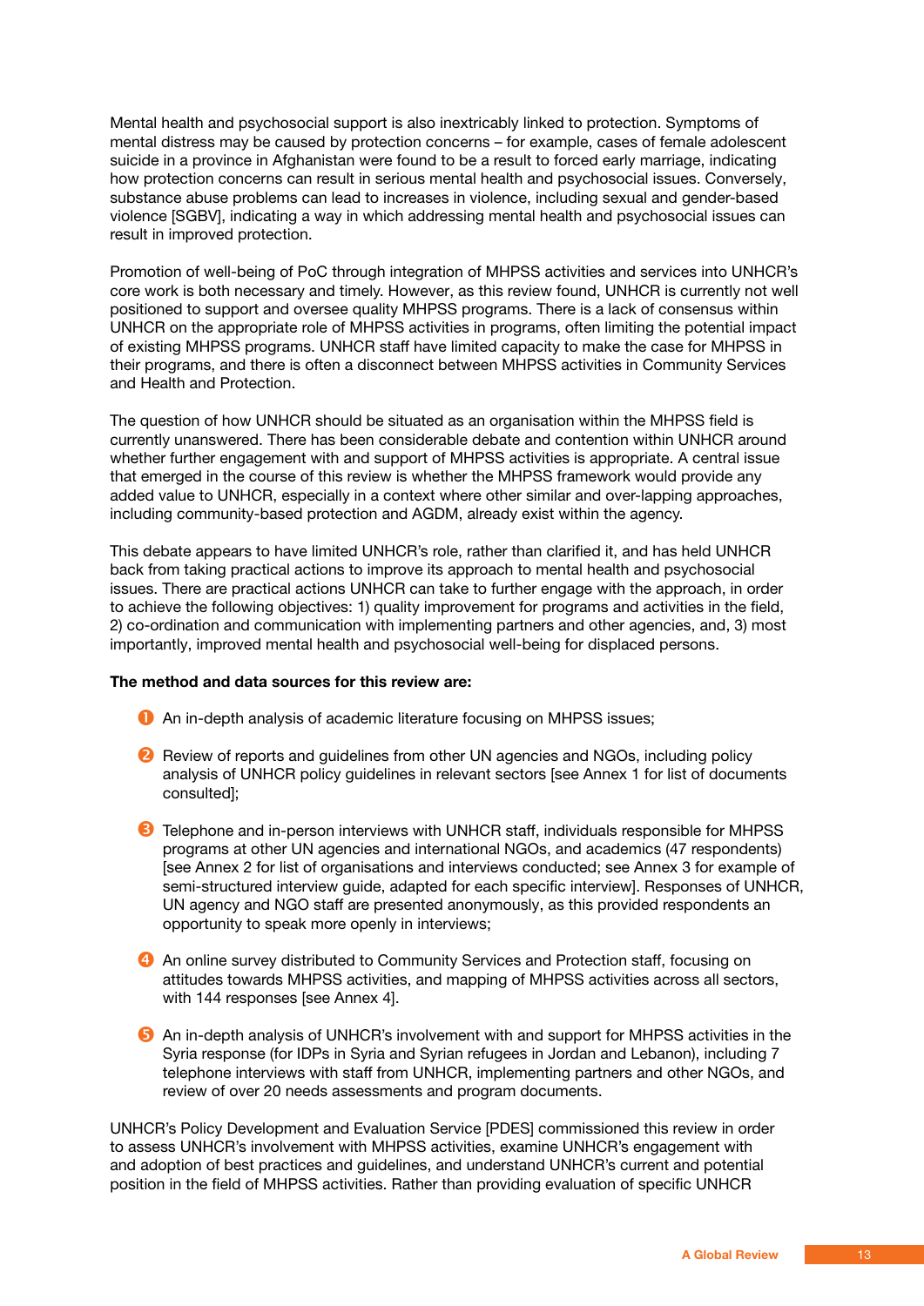Mental health and psychosocial support is also inextricably linked to protection. Symptoms of mental distress may be caused by protection concerns – for example, cases of female adolescent suicide in a province in Afghanistan were found to be a result to forced early marriage, indicating how protection concerns can result in serious mental health and psychosocial issues. Conversely, substance abuse problems can lead to increases in violence, including sexual and gender-based violence [SGBV], indicating a way in which addressing mental health and psychosocial issues can result in improved protection.

Promotion of well-being of PoC through integration of MHPSS activities and services into UNHCR's core work is both necessary and timely. However, as this review found, UNHCR is currently not well positioned to support and oversee quality MHPSS programs. There is a lack of consensus within UNHCR on the appropriate role of MHPSS activities in programs, often limiting the potential impact of existing MHPSS programs. UNHCR staff have limited capacity to make the case for MHPSS in their programs, and there is often a disconnect between MHPSS activities in Community Services and Health and Protection.

The question of how UNHCR should be situated as an organisation within the MHPSS field is currently unanswered. There has been considerable debate and contention within UNHCR around whether further engagement with and support of MHPSS activities is appropriate. A central issue that emerged in the course of this review is whether the MHPSS framework would provide any added value to UNHCR, especially in a context where other similar and over-lapping approaches, including community-based protection and AGDM, already exist within the agency.

This debate appears to have limited UNHCR's role, rather than clarified it, and has held UNHCR back from taking practical actions to improve its approach to mental health and psychosocial issues. There are practical actions UNHCR can take to further engage with the approach, in order to achieve the following objectives: 1) quality improvement for programs and activities in the field, 2) co-ordination and communication with implementing partners and other agencies, and, 3) most importantly, improved mental health and psychosocial well-being for displaced persons.

**The method and data sources for this review are:**

1. An in-depth analysis of academic literature focusing on MHPSS issues;

2. Review of reports and guidelines from other UN agencies and NGOs, including policy analysis of UNHCR policy guidelines in relevant sectors [see Annex 1 for list of documents consulted];

3. Telephone and in-person interviews with UNHCR staff, individuals responsible for MHPSS programs at other UN agencies and international NGOs, and academics (47 respondents) [see Annex 2 for list of organisations and interviews conducted; see Annex 3 for example of semi-structured interview guide, adapted for each specific interview]. Responses of UNHCR, UN agency and NGO staff are presented anonymously, as this provided respondents an opportunity to speak more openly in interviews;

4. An online survey distributed to Community Services and Protection staff, focusing on attitudes towards MHPSS activities, and mapping of MHPSS activities across all sectors, with 144 responses [see Annex 4].

5. An in-depth analysis of UNHCR's involvement with and support for MHPSS activities in the Syria response (for IDPs in Syria and Syrian refugees in Jordan and Lebanon), including 7 telephone interviews with staff from UNHCR, implementing partners and other NGOs, and review of over 20 needs assessments and program documents.

UNHCR's Policy Development and Evaluation Service [PDES] commissioned this review in order to assess UNHCR's involvement with MHPSS activities, examine UNHCR's engagement with and adoption of best practices and guidelines, and understand UNHCR's current and potential position in the field of MHPSS activities. Rather than providing evaluation of specific UNHCR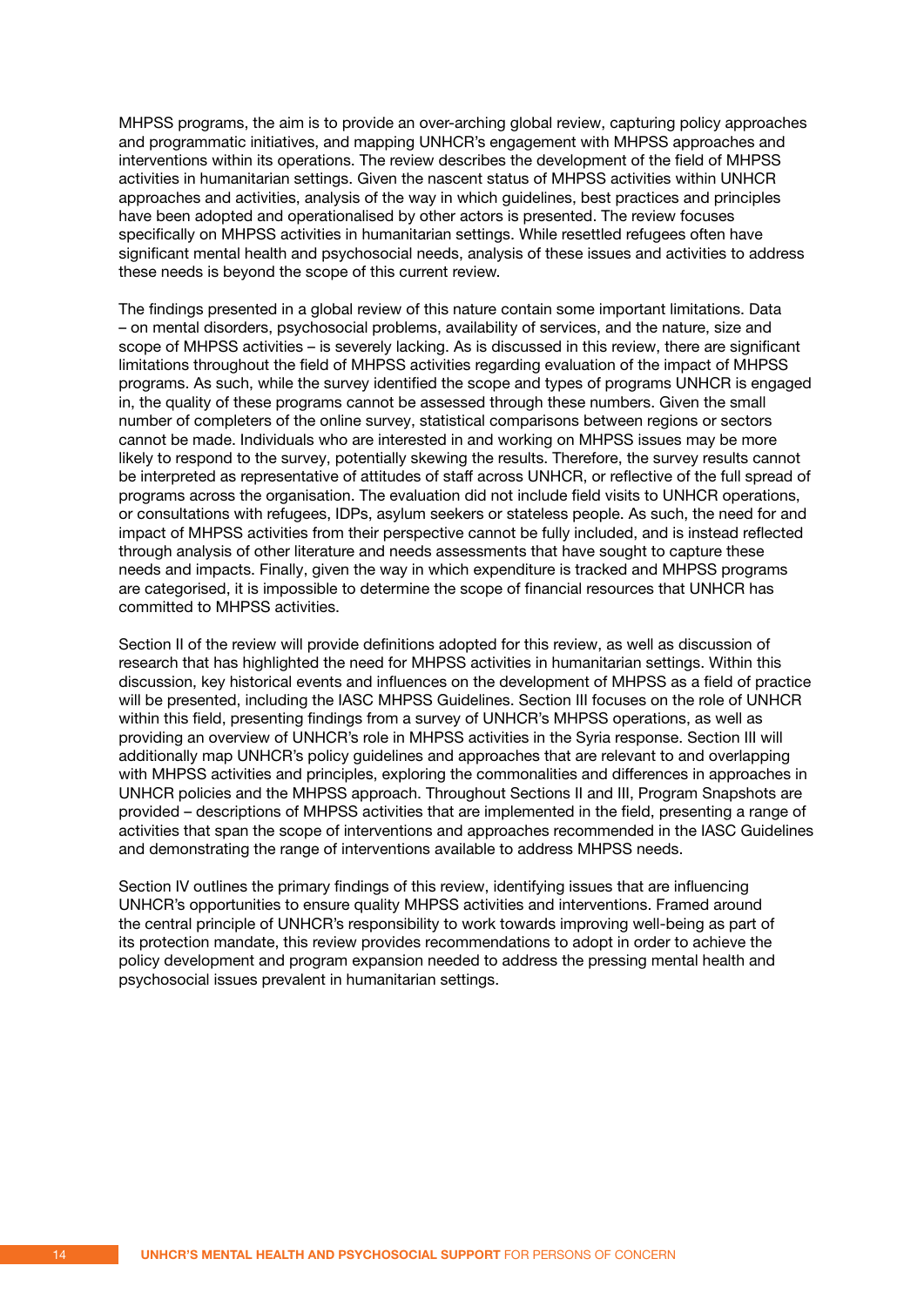MHPSS programs, the aim is to provide an over-arching global review, capturing policy approaches and programmatic initiatives, and mapping UNHCR's engagement with MHPSS approaches and interventions within its operations. The review describes the development of the field of MHPSS activities in humanitarian settings. Given the nascent status of MHPSS activities within UNHCR approaches and activities, analysis of the way in which guidelines, best practices and principles have been adopted and operationalised by other actors is presented. The review focuses specifically on MHPSS activities in humanitarian settings. While resettled refugees often have significant mental health and psychosocial needs, analysis of these issues and activities to address these needs is beyond the scope of this current review.

The findings presented in a global review of this nature contain some important limitations. Data – on mental disorders, psychosocial problems, availability of services, and the nature, size and scope of MHPSS activities – is severely lacking. As is discussed in this review, there are significant limitations throughout the field of MHPSS activities regarding evaluation of the impact of MHPSS programs. As such, while the survey identified the scope and types of programs UNHCR is engaged in, the quality of these programs cannot be assessed through these numbers. Given the small number of completers of the online survey, statistical comparisons between regions or sectors cannot be made. Individuals who are interested in and working on MHPSS issues may be more likely to respond to the survey, potentially skewing the results. Therefore, the survey results cannot be interpreted as representative of attitudes of staff across UNHCR, or reflective of the full spread of programs across the organisation. The evaluation did not include field visits to UNHCR operations, or consultations with refugees, IDPs, asylum seekers or stateless people. As such, the need for and impact of MHPSS activities from their perspective cannot be fully included, and is instead reflected through analysis of other literature and needs assessments that have sought to capture these needs and impacts. Finally, given the way in which expenditure is tracked and MHPSS programs are categorised, it is impossible to determine the scope of financial resources that UNHCR has committed to MHPSS activities.

Section II of the review will provide definitions adopted for this review, as well as discussion of research that has highlighted the need for MHPSS activities in humanitarian settings. Within this discussion, key historical events and influences on the development of MHPSS as a field of practice will be presented, including the IASC MHPSS Guidelines. Section III focuses on the role of UNHCR within this field, presenting findings from a survey of UNHCR's MHPSS operations, as well as providing an overview of UNHCR's role in MHPSS activities in the Syria response. Section III will additionally map UNHCR's policy guidelines and approaches that are relevant to and overlapping with MHPSS activities and principles, exploring the commonalities and differences in approaches in UNHCR policies and the MHPSS approach. Throughout Sections II and III, Program Snapshots are provided – descriptions of MHPSS activities that are implemented in the field, presenting a range of activities that span the scope of interventions and approaches recommended in the IASC Guidelines and demonstrating the range of interventions available to address MHPSS needs.

Section IV outlines the primary findings of this review, identifying issues that are influencing UNHCR's opportunities to ensure quality MHPSS activities and interventions. Framed around the central principle of UNHCR's responsibility to work towards improving well-being as part of its protection mandate, this review provides recommendations to adopt in order to achieve the policy development and program expansion needed to address the pressing mental health and psychosocial issues prevalent in humanitarian settings.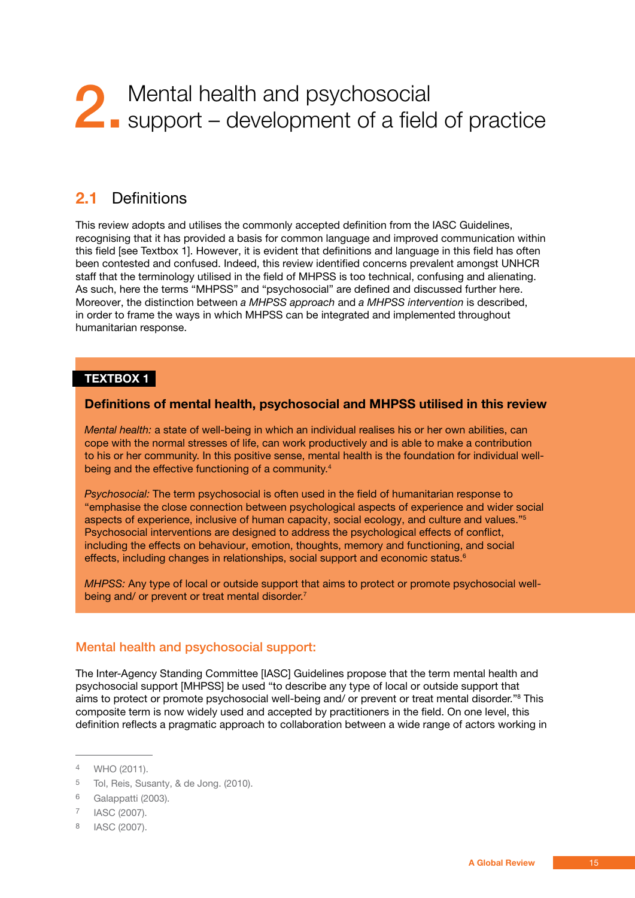# 2. Mental health and psychosocial support – development of a field of practice

## 2.1 Definitions

This review adopts and utilises the commonly accepted definition from the IASC Guidelines, recognising that it has provided a basis for common language and improved communication within this field [see Textbox 1]. However, it is evident that definitions and language in this field has often been contested and confused. Indeed, this review identified concerns prevalent amongst UNHCR staff that the terminology utilised in the field of MHPSS is too technical, confusing and alienating. As such, here the terms "MHPSS" and "psychosocial" are defined and discussed further here. Moreover, the distinction between *a MHPSS approach* and *a MHPSS intervention* is described, in order to frame the ways in which MHPSS can be integrated and implemented throughout humanitarian response.

> **TEXTBOX 1**
>
> **Definitions of mental health, psychosocial and MHPSS utilised in this review**
>
> *Mental health:* a state of well-being in which an individual realises his or her own abilities, can cope with the normal stresses of life, can work productively and is able to make a contribution to his or her community. In this positive sense, mental health is the foundation for individual well-being and the effective functioning of a community.[4]
>
> *Psychosocial:* The term psychosocial is often used in the field of humanitarian response to "emphasise the close connection between psychological aspects of experience and wider social aspects of experience, inclusive of human capacity, social ecology, and culture and values."[5] Psychosocial interventions are designed to address the psychological effects of conflict, including the effects on behaviour, emotion, thoughts, memory and functioning, and social effects, including changes in relationships, social support and economic status.[6]
>
> *MHPSS:* Any type of local or outside support that aims to protect or promote psychosocial well-being and/ or prevent or treat mental disorder.[7]

### Mental health and psychosocial support:

The Inter-Agency Standing Committee [IASC] Guidelines propose that the term mental health and psychosocial support [MHPSS] be used "to describe any type of local or outside support that aims to protect or promote psychosocial well-being and/ or prevent or treat mental disorder."[8] This composite term is now widely used and accepted by practitioners in the field. On one level, this definition reflects a pragmatic approach to collaboration between a wide range of actors working in

---

4 WHO (2011).

5 Tol, Reis, Susanty, & de Jong. (2010).

6 Galappatti (2003).

7 IASC (2007).

8 IASC (2007).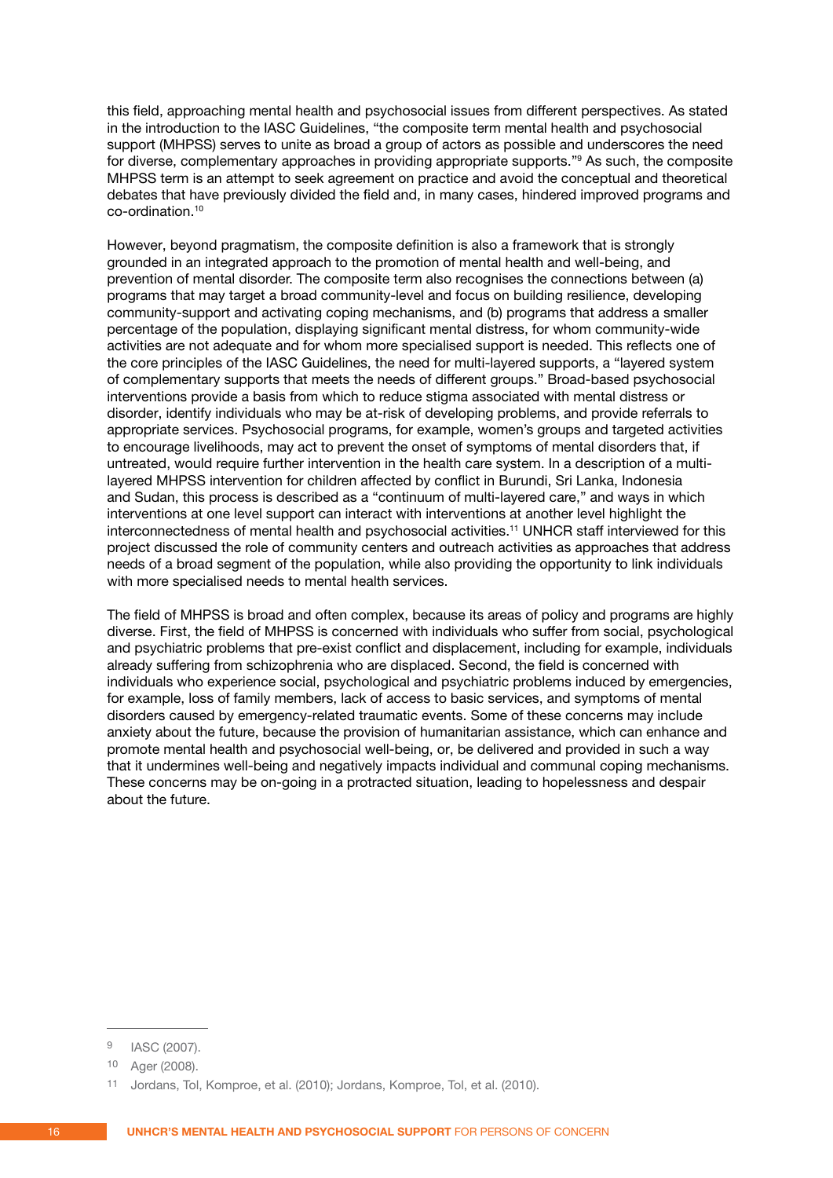this field, approaching mental health and psychosocial issues from different perspectives. As stated in the introduction to the IASC Guidelines, "the composite term mental health and psychosocial support (MHPSS) serves to unite as broad a group of actors as possible and underscores the need for diverse, complementary approaches in providing appropriate supports."[9] As such, the composite MHPSS term is an attempt to seek agreement on practice and avoid the conceptual and theoretical debates that have previously divided the field and, in many cases, hindered improved programs and co-ordination.[10]

However, beyond pragmatism, the composite definition is also a framework that is strongly grounded in an integrated approach to the promotion of mental health and well-being, and prevention of mental disorder. The composite term also recognises the connections between (a) programs that may target a broad community-level and focus on building resilience, developing community-support and activating coping mechanisms, and (b) programs that address a smaller percentage of the population, displaying significant mental distress, for whom community-wide activities are not adequate and for whom more specialised support is needed. This reflects one of the core principles of the IASC Guidelines, the need for multi-layered supports, a "layered system of complementary supports that meets the needs of different groups." Broad-based psychosocial interventions provide a basis from which to reduce stigma associated with mental distress or disorder, identify individuals who may be at-risk of developing problems, and provide referrals to appropriate services. Psychosocial programs, for example, women's groups and targeted activities to encourage livelihoods, may act to prevent the onset of symptoms of mental disorders that, if untreated, would require further intervention in the health care system. In a description of a multi-layered MHPSS intervention for children affected by conflict in Burundi, Sri Lanka, Indonesia and Sudan, this process is described as a "continuum of multi-layered care," and ways in which interventions at one level support can interact with interventions at another level highlight the interconnectedness of mental health and psychosocial activities.[11] UNHCR staff interviewed for this project discussed the role of community centers and outreach activities as approaches that address needs of a broad segment of the population, while also providing the opportunity to link individuals with more specialised needs to mental health services.

The field of MHPSS is broad and often complex, because its areas of policy and programs are highly diverse. First, the field of MHPSS is concerned with individuals who suffer from social, psychological and psychiatric problems that pre-exist conflict and displacement, including for example, individuals already suffering from schizophrenia who are displaced. Second, the field is concerned with individuals who experience social, psychological and psychiatric problems induced by emergencies, for example, loss of family members, lack of access to basic services, and symptoms of mental disorders caused by emergency-related traumatic events. Some of these concerns may include anxiety about the future, because the provision of humanitarian assistance, which can enhance and promote mental health and psychosocial well-being, or, be delivered and provided in such a way that it undermines well-being and negatively impacts individual and communal coping mechanisms. These concerns may be on-going in a protracted situation, leading to hopelessness and despair about the future.

---

[9] IASC (2007).

[10] Ager (2008).

[11] Jordans, Tol, Komproe, et al. (2010); Jordans, Komproe, Tol, et al. (2010).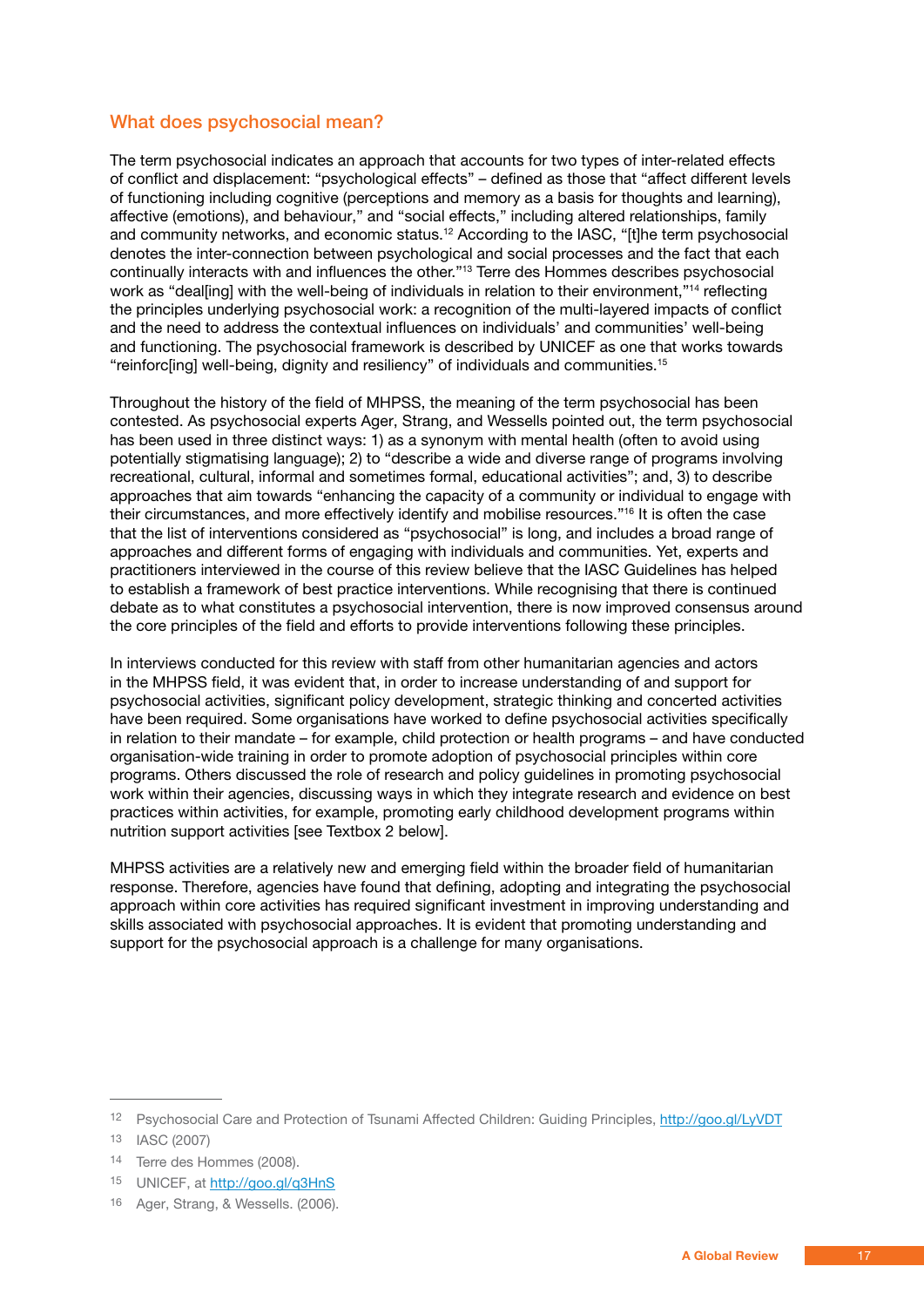## What does psychosocial mean?

The term psychosocial indicates an approach that accounts for two types of inter-related effects of conflict and displacement: "psychological effects" – defined as those that "affect different levels of functioning including cognitive (perceptions and memory as a basis for thoughts and learning), affective (emotions), and behaviour," and "social effects," including altered relationships, family and community networks, and economic status.[12] According to the IASC, "[t]he term psychosocial denotes the inter-connection between psychological and social processes and the fact that each continually interacts with and influences the other."[13] Terre des Hommes describes psychosocial work as "deal[ing] with the well-being of individuals in relation to their environment,"[14] reflecting the principles underlying psychosocial work: a recognition of the multi-layered impacts of conflict and the need to address the contextual influences on individuals' and communities' well-being and functioning. The psychosocial framework is described by UNICEF as one that works towards "reinforc[ing] well-being, dignity and resiliency" of individuals and communities.[15]

Throughout the history of the field of MHPSS, the meaning of the term psychosocial has been contested. As psychosocial experts Ager, Strang, and Wessells pointed out, the term psychosocial has been used in three distinct ways: 1) as a synonym with mental health (often to avoid using potentially stigmatising language); 2) to "describe a wide and diverse range of programs involving recreational, cultural, informal and sometimes formal, educational activities"; and, 3) to describe approaches that aim towards "enhancing the capacity of a community or individual to engage with their circumstances, and more effectively identify and mobilise resources."[16] It is often the case that the list of interventions considered as "psychosocial" is long, and includes a broad range of approaches and different forms of engaging with individuals and communities. Yet, experts and practitioners interviewed in the course of this review believe that the IASC Guidelines has helped to establish a framework of best practice interventions. While recognising that there is continued debate as to what constitutes a psychosocial intervention, there is now improved consensus around the core principles of the field and efforts to provide interventions following these principles.

In interviews conducted for this review with staff from other humanitarian agencies and actors in the MHPSS field, it was evident that, in order to increase understanding of and support for psychosocial activities, significant policy development, strategic thinking and concerted activities have been required. Some organisations have worked to define psychosocial activities specifically in relation to their mandate – for example, child protection or health programs – and have conducted organisation-wide training in order to promote adoption of psychosocial principles within core programs. Others discussed the role of research and policy guidelines in promoting psychosocial work within their agencies, discussing ways in which they integrate research and evidence on best practices within activities, for example, promoting early childhood development programs within nutrition support activities [see Textbox 2 below].

MHPSS activities are a relatively new and emerging field within the broader field of humanitarian response. Therefore, agencies have found that defining, adopting and integrating the psychosocial approach within core activities has required significant investment in improving understanding and skills associated with psychosocial approaches. It is evident that promoting understanding and support for the psychosocial approach is a challenge for many organisations.

---

12 Psychosocial Care and Protection of Tsunami Affected Children: Guiding Principles, http://goo.gl/LyVDT

13 IASC (2007)

14 Terre des Hommes (2008).

15 UNICEF, at http://goo.gl/q3HnS

16 Ager, Strang, & Wessells. (2006).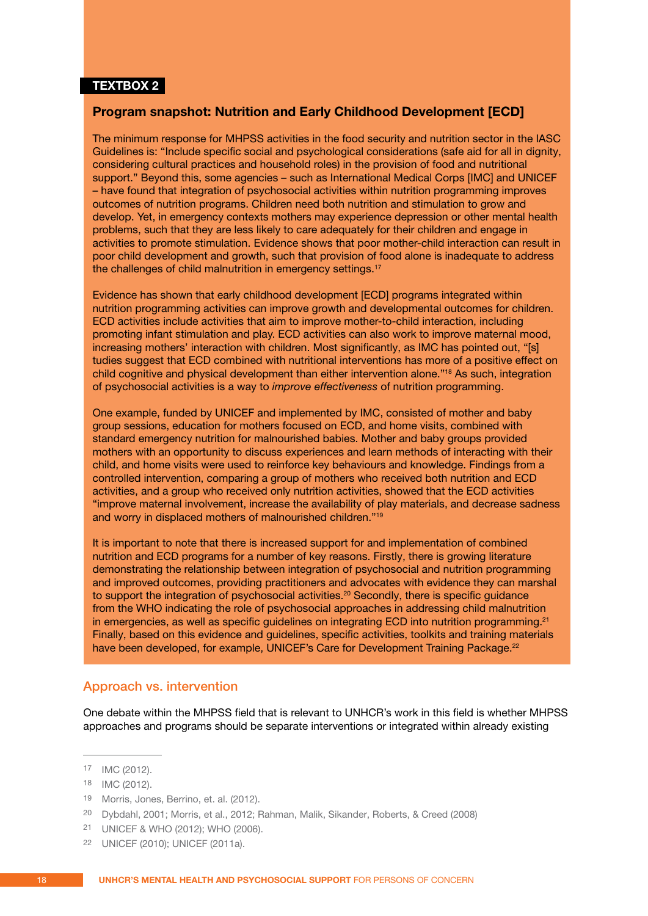**TEXTBOX 2**

### Program snapshot: Nutrition and Early Childhood Development [ECD]

The minimum response for MHPSS activities in the food security and nutrition sector in the IASC Guidelines is: "Include specific social and psychological considerations (safe aid for all in dignity, considering cultural practices and household roles) in the provision of food and nutritional support." Beyond this, some agencies – such as International Medical Corps [IMC] and UNICEF – have found that integration of psychosocial activities within nutrition programming improves outcomes of nutrition programs. Children need both nutrition and stimulation to grow and develop. Yet, in emergency contexts mothers may experience depression or other mental health problems, such that they are less likely to care adequately for their children and engage in activities to promote stimulation. Evidence shows that poor mother-child interaction can result in poor child development and growth, such that provision of food alone is inadequate to address the challenges of child malnutrition in emergency settings.[17]

Evidence has shown that early childhood development [ECD] programs integrated within nutrition programming activities can improve growth and developmental outcomes for children. ECD activities include activities that aim to improve mother-to-child interaction, including promoting infant stimulation and play. ECD activities can also work to improve maternal mood, increasing mothers' interaction with children. Most significantly, as IMC has pointed out, "[s]tudies suggest that ECD combined with nutritional interventions has more of a positive effect on child cognitive and physical development than either intervention alone."[18] As such, integration of psychosocial activities is a way to *improve effectiveness* of nutrition programming.

One example, funded by UNICEF and implemented by IMC, consisted of mother and baby group sessions, education for mothers focused on ECD, and home visits, combined with standard emergency nutrition for malnourished babies. Mother and baby groups provided mothers with an opportunity to discuss experiences and learn methods of interacting with their child, and home visits were used to reinforce key behaviours and knowledge. Findings from a controlled intervention, comparing a group of mothers who received both nutrition and ECD activities, and a group who received only nutrition activities, showed that the ECD activities "improve maternal involvement, increase the availability of play materials, and decrease sadness and worry in displaced mothers of malnourished children."[19]

It is important to note that there is increased support for and implementation of combined nutrition and ECD programs for a number of key reasons. Firstly, there is growing literature demonstrating the relationship between integration of psychosocial and nutrition programming and improved outcomes, providing practitioners and advocates with evidence they can marshal to support the integration of psychosocial activities.[20] Secondly, there is specific guidance from the WHO indicating the role of psychosocial approaches in addressing child malnutrition in emergencies, as well as specific guidelines on integrating ECD into nutrition programming.[21] Finally, based on this evidence and guidelines, specific activities, toolkits and training materials have been developed, for example, UNICEF's Care for Development Training Package.[22]

## Approach vs. intervention

One debate within the MHPSS field that is relevant to UNHCR's work in this field is whether MHPSS approaches and programs should be separate interventions or integrated within already existing

---

17 IMC (2012).

18 IMC (2012).

19 Morris, Jones, Berrino, et. al. (2012).

20 Dybdahl, 2001; Morris, et al., 2012; Rahman, Malik, Sikander, Roberts, & Creed (2008)

21 UNICEF & WHO (2012); WHO (2006).

22 UNICEF (2010); UNICEF (2011a).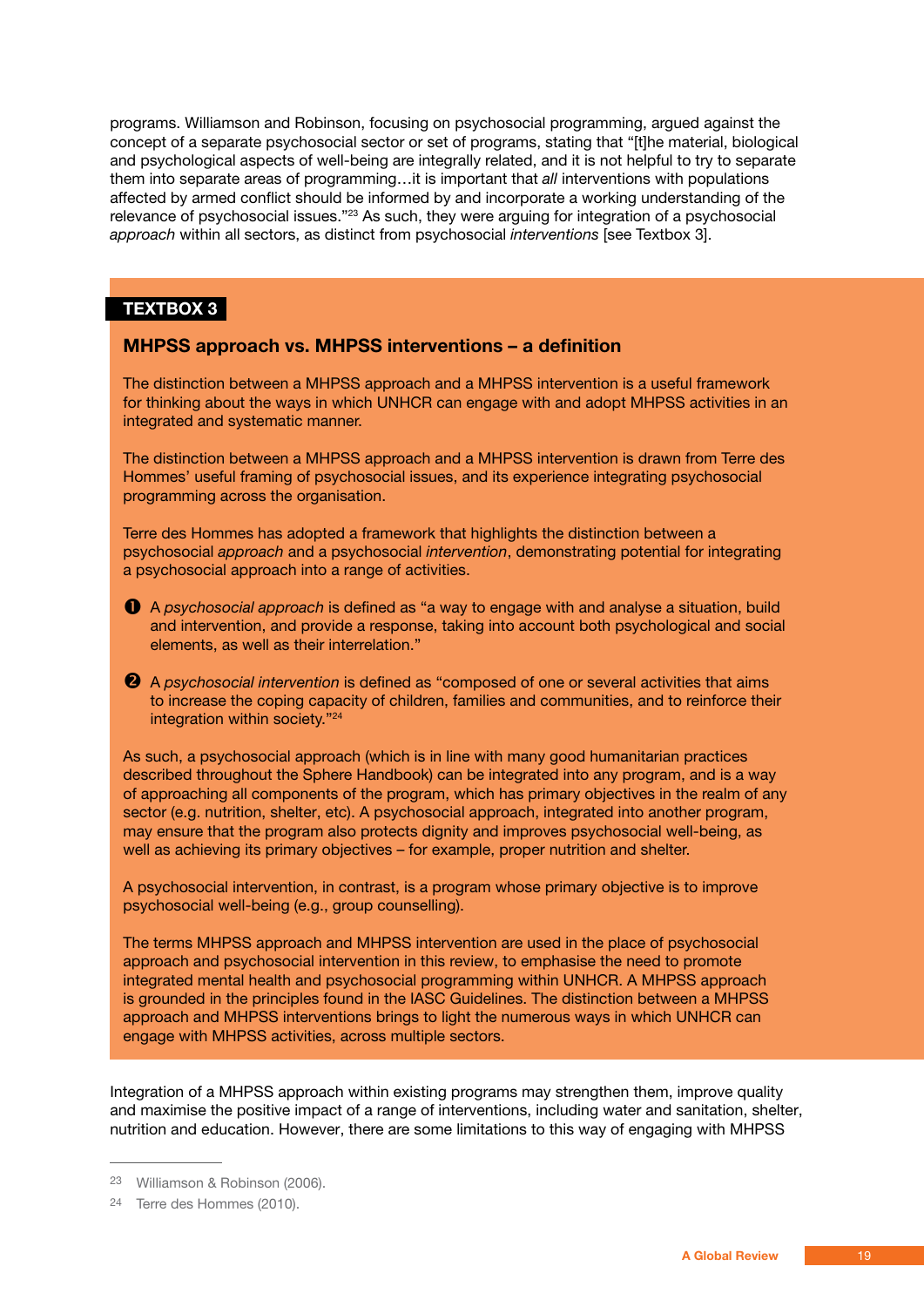programs. Williamson and Robinson, focusing on psychosocial programming, argued against the concept of a separate psychosocial sector or set of programs, stating that "[t]he material, biological and psychological aspects of well-being are integrally related, and it is not helpful to try to separate them into separate areas of programming…it is important that *all* interventions with populations affected by armed conflict should be informed by and incorporate a working understanding of the relevance of psychosocial issues."[23] As such, they were arguing for integration of a psychosocial *approach* within all sectors, as distinct from psychosocial *interventions* [see Textbox 3].

**TEXTBOX 3**

### MHPSS approach vs. MHPSS interventions – a definition

The distinction between a MHPSS approach and a MHPSS intervention is a useful framework for thinking about the ways in which UNHCR can engage with and adopt MHPSS activities in an integrated and systematic manner.

The distinction between a MHPSS approach and a MHPSS intervention is drawn from Terre des Hommes' useful framing of psychosocial issues, and its experience integrating psychosocial programming across the organisation.

Terre des Hommes has adopted a framework that highlights the distinction between a psychosocial *approach* and a psychosocial *intervention*, demonstrating potential for integrating a psychosocial approach into a range of activities.

1. A *psychosocial approach* is defined as "a way to engage with and analyse a situation, build and intervention, and provide a response, taking into account both psychological and social elements, as well as their interrelation."
2. A *psychosocial intervention* is defined as "composed of one or several activities that aims to increase the coping capacity of children, families and communities, and to reinforce their integration within society."[24]

As such, a psychosocial approach (which is in line with many good humanitarian practices described throughout the Sphere Handbook) can be integrated into any program, and is a way of approaching all components of the program, which has primary objectives in the realm of any sector (e.g. nutrition, shelter, etc). A psychosocial approach, integrated into another program, may ensure that the program also protects dignity and improves psychosocial well-being, as well as achieving its primary objectives – for example, proper nutrition and shelter.

A psychosocial intervention, in contrast, is a program whose primary objective is to improve psychosocial well-being (e.g., group counselling).

The terms MHPSS approach and MHPSS intervention are used in the place of psychosocial approach and psychosocial intervention in this review, to emphasise the need to promote integrated mental health and psychosocial programming within UNHCR. A MHPSS approach is grounded in the principles found in the IASC Guidelines. The distinction between a MHPSS approach and MHPSS interventions brings to light the numerous ways in which UNHCR can engage with MHPSS activities, across multiple sectors.

Integration of a MHPSS approach within existing programs may strengthen them, improve quality and maximise the positive impact of a range of interventions, including water and sanitation, shelter, nutrition and education. However, there are some limitations to this way of engaging with MHPSS

---

23 Williamson & Robinson (2006).

24 Terre des Hommes (2010).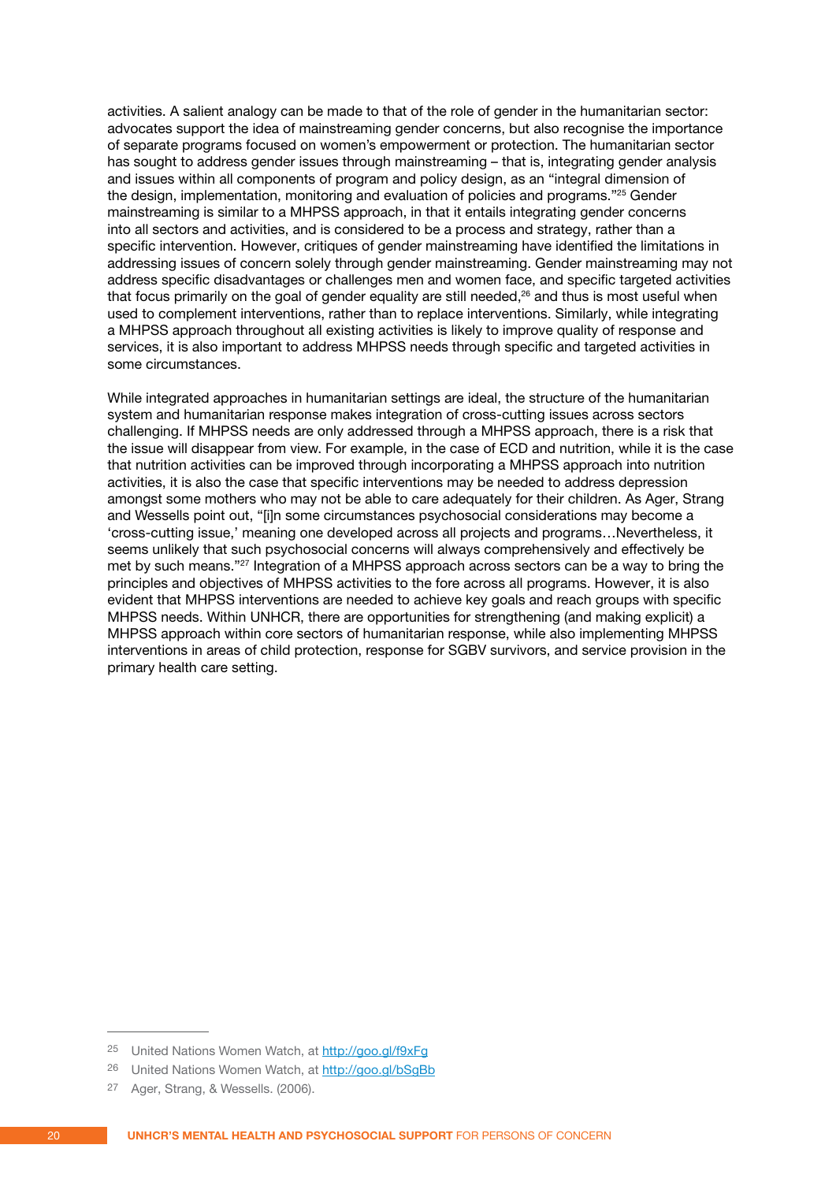activities. A salient analogy can be made to that of the role of gender in the humanitarian sector: advocates support the idea of mainstreaming gender concerns, but also recognise the importance of separate programs focused on women's empowerment or protection. The humanitarian sector has sought to address gender issues through mainstreaming – that is, integrating gender analysis and issues within all components of program and policy design, as an "integral dimension of the design, implementation, monitoring and evaluation of policies and programs."[25] Gender mainstreaming is similar to a MHPSS approach, in that it entails integrating gender concerns into all sectors and activities, and is considered to be a process and strategy, rather than a specific intervention. However, critiques of gender mainstreaming have identified the limitations in addressing issues of concern solely through gender mainstreaming. Gender mainstreaming may not address specific disadvantages or challenges men and women face, and specific targeted activities that focus primarily on the goal of gender equality are still needed,[26] and thus is most useful when used to complement interventions, rather than to replace interventions. Similarly, while integrating a MHPSS approach throughout all existing activities is likely to improve quality of response and services, it is also important to address MHPSS needs through specific and targeted activities in some circumstances.

While integrated approaches in humanitarian settings are ideal, the structure of the humanitarian system and humanitarian response makes integration of cross-cutting issues across sectors challenging. If MHPSS needs are only addressed through a MHPSS approach, there is a risk that the issue will disappear from view. For example, in the case of ECD and nutrition, while it is the case that nutrition activities can be improved through incorporating a MHPSS approach into nutrition activities, it is also the case that specific interventions may be needed to address depression amongst some mothers who may not be able to care adequately for their children. As Ager, Strang and Wessells point out, "[i]n some circumstances psychosocial considerations may become a 'cross-cutting issue,' meaning one developed across all projects and programs…Nevertheless, it seems unlikely that such psychosocial concerns will always comprehensively and effectively be met by such means."[27] Integration of a MHPSS approach across sectors can be a way to bring the principles and objectives of MHPSS activities to the fore across all programs. However, it is also evident that MHPSS interventions are needed to achieve key goals and reach groups with specific MHPSS needs. Within UNHCR, there are opportunities for strengthening (and making explicit) a MHPSS approach within core sectors of humanitarian response, while also implementing MHPSS interventions in areas of child protection, response for SGBV survivors, and service provision in the primary health care setting.

---

[25] United Nations Women Watch, at http://goo.gl/f9xFg

[26] United Nations Women Watch, at http://goo.gl/bSgBb

[27] Ager, Strang, & Wessells. (2006).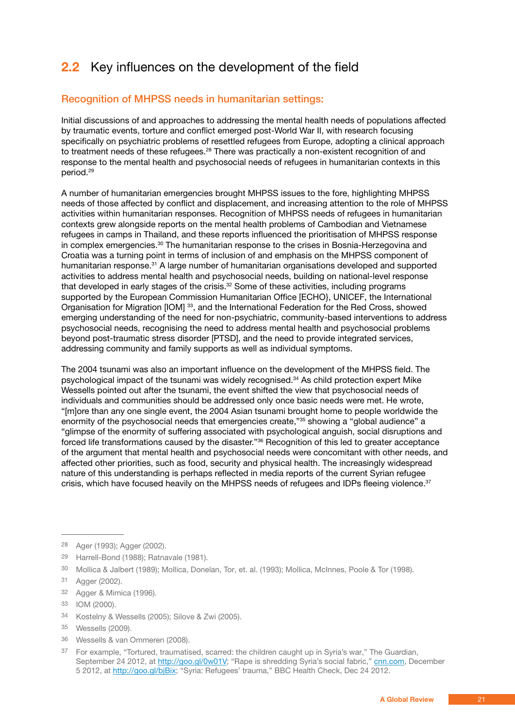## 2.2 Key influences on the development of the field

### Recognition of MHPSS needs in humanitarian settings:

Initial discussions of and approaches to addressing the mental health needs of populations affected by traumatic events, torture and conflict emerged post-World War II, with research focusing specifically on psychiatric problems of resettled refugees from Europe, adopting a clinical approach to treatment needs of these refugees.[28] There was practically a non-existent recognition of and response to the mental health and psychosocial needs of refugees in humanitarian contexts in this period.[29]

A number of humanitarian emergencies brought MHPSS issues to the fore, highlighting MHPSS needs of those affected by conflict and displacement, and increasing attention to the role of MHPSS activities within humanitarian responses. Recognition of MHPSS needs of refugees in humanitarian contexts grew alongside reports on the mental health problems of Cambodian and Vietnamese refugees in camps in Thailand, and these reports influenced the prioritisation of MHPSS response in complex emergencies.[30] The humanitarian response to the crises in Bosnia-Herzegovina and Croatia was a turning point in terms of inclusion of and emphasis on the MHPSS component of humanitarian response.[31] A large number of humanitarian organisations developed and supported activities to address mental health and psychosocial needs, building on national-level response that developed in early stages of the crisis.[32] Some of these activities, including programs supported by the European Commission Humanitarian Office [ECHO}, UNICEF, the International Organisation for Migration [IOM] [33], and the International Federation for the Red Cross, showed emerging understanding of the need for non-psychiatric, community-based interventions to address psychosocial needs, recognising the need to address mental health and psychosocial problems beyond post-traumatic stress disorder [PTSD], and the need to provide integrated services, addressing community and family supports as well as individual symptoms.

The 2004 tsunami was also an important influence on the development of the MHPSS field. The psychological impact of the tsunami was widely recognised.[34] As child protection expert Mike Wessells pointed out after the tsunami, the event shifted the view that psychosocial needs of individuals and communities should be addressed only once basic needs were met. He wrote, "[m]ore than any one single event, the 2004 Asian tsunami brought home to people worldwide the enormity of the psychosocial needs that emergencies create,"[35] showing a "global audience" a "glimpse of the enormity of suffering associated with psychological anguish, social disruptions and forced life transformations caused by the disaster."[36] Recognition of this led to greater acceptance of the argument that mental health and psychosocial needs were concomitant with other needs, and affected other priorities, such as food, security and physical health. The increasingly widespread nature of this understanding is perhaps reflected in media reports of the current Syrian refugee crisis, which have focused heavily on the MHPSS needs of refugees and IDPs fleeing violence.[37]

---

28 Ager (1993); Agger (2002).

29 Harrell-Bond (1988); Ratnavale (1981).

30 Mollica & Jalbert (1989); Mollica, Donelan, Tor, et. al. (1993); Mollica, McInnes, Poole & Tor (1998).

31 Agger (2002).

32 Agger & Mimica (1996).

33 IOM (2000).

34 Kostelny & Wessells (2005); Silove & Zwi (2005).

35 Wessells (2009).

36 Wessells & van Ommeren (2008).

37 For example, "Tortured, traumatised, scarred: the children caught up in Syria's war," The Guardian, September 24 2012, at http://goo.gl/0w01V; "Rape is shredding Syria's social fabric," cnn.com, December 5 2012, at http://goo.gl/bjBix; "Syria: Refugees' trauma," BBC Health Check, Dec 24 2012.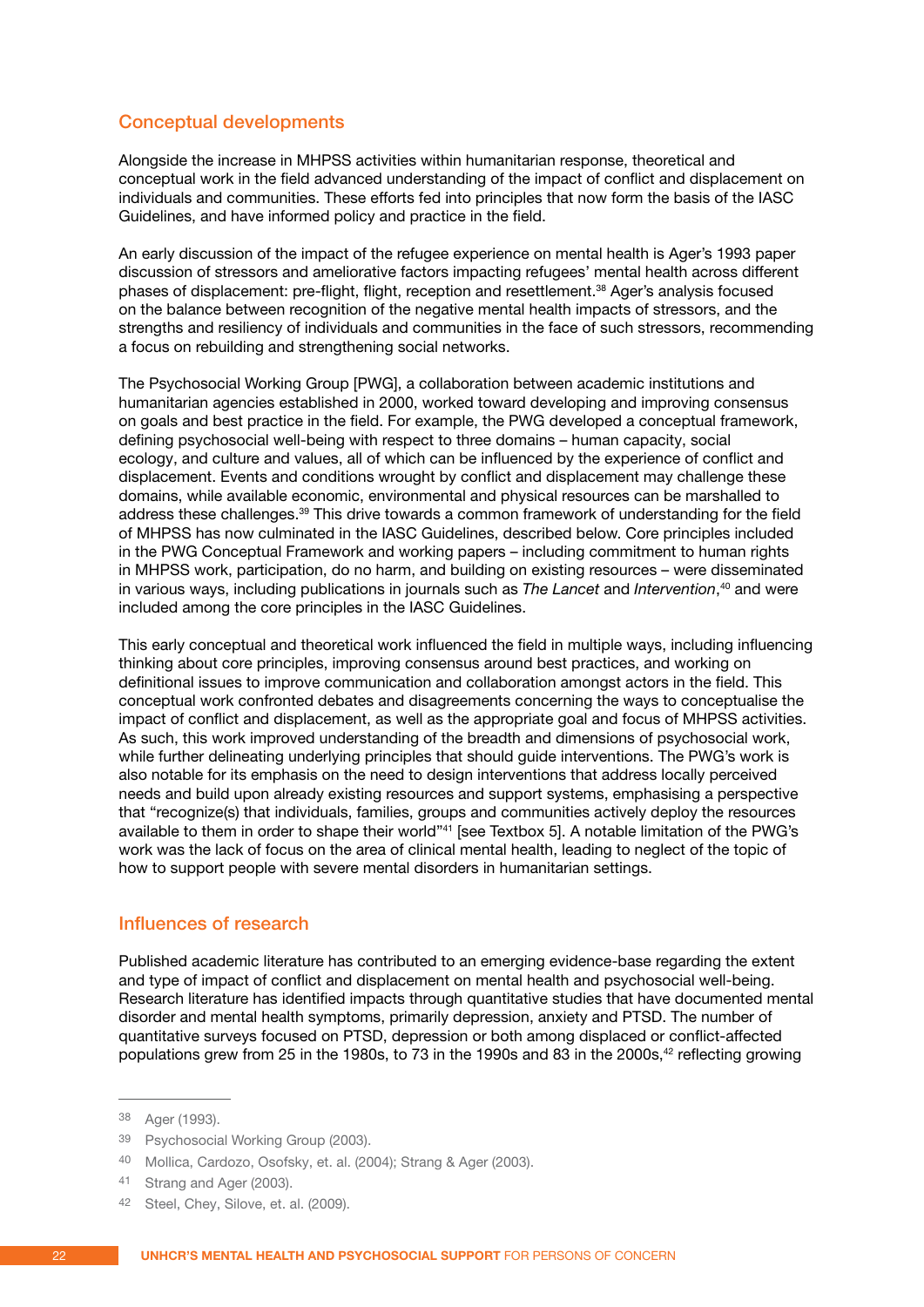## Conceptual developments

Alongside the increase in MHPSS activities within humanitarian response, theoretical and conceptual work in the field advanced understanding of the impact of conflict and displacement on individuals and communities. These efforts fed into principles that now form the basis of the IASC Guidelines, and have informed policy and practice in the field.

An early discussion of the impact of the refugee experience on mental health is Ager's 1993 paper discussion of stressors and ameliorative factors impacting refugees' mental health across different phases of displacement: pre-flight, flight, reception and resettlement.[38] Ager's analysis focused on the balance between recognition of the negative mental health impacts of stressors, and the strengths and resiliency of individuals and communities in the face of such stressors, recommending a focus on rebuilding and strengthening social networks.

The Psychosocial Working Group [PWG], a collaboration between academic institutions and humanitarian agencies established in 2000, worked toward developing and improving consensus on goals and best practice in the field. For example, the PWG developed a conceptual framework, defining psychosocial well-being with respect to three domains – human capacity, social ecology, and culture and values, all of which can be influenced by the experience of conflict and displacement. Events and conditions wrought by conflict and displacement may challenge these domains, while available economic, environmental and physical resources can be marshalled to address these challenges.[39] This drive towards a common framework of understanding for the field of MHPSS has now culminated in the IASC Guidelines, described below. Core principles included in the PWG Conceptual Framework and working papers – including commitment to human rights in MHPSS work, participation, do no harm, and building on existing resources – were disseminated in various ways, including publications in journals such as *The Lancet* and *Intervention*,[40] and were included among the core principles in the IASC Guidelines.

This early conceptual and theoretical work influenced the field in multiple ways, including influencing thinking about core principles, improving consensus around best practices, and working on definitional issues to improve communication and collaboration amongst actors in the field. This conceptual work confronted debates and disagreements concerning the ways to conceptualise the impact of conflict and displacement, as well as the appropriate goal and focus of MHPSS activities. As such, this work improved understanding of the breadth and dimensions of psychosocial work, while further delineating underlying principles that should guide interventions. The PWG's work is also notable for its emphasis on the need to design interventions that address locally perceived needs and build upon already existing resources and support systems, emphasising a perspective that "recognize(s) that individuals, families, groups and communities actively deploy the resources available to them in order to shape their world"[41] [see Textbox 5]. A notable limitation of the PWG's work was the lack of focus on the area of clinical mental health, leading to neglect of the topic of how to support people with severe mental disorders in humanitarian settings.

## Influences of research

Published academic literature has contributed to an emerging evidence-base regarding the extent and type of impact of conflict and displacement on mental health and psychosocial well-being. Research literature has identified impacts through quantitative studies that have documented mental disorder and mental health symptoms, primarily depression, anxiety and PTSD. The number of quantitative surveys focused on PTSD, depression or both among displaced or conflict-affected populations grew from 25 in the 1980s, to 73 in the 1990s and 83 in the 2000s,[42] reflecting growing

---

38 Ager (1993).

39 Psychosocial Working Group (2003).

40 Mollica, Cardozo, Osofsky, et. al. (2004); Strang & Ager (2003).

41 Strang and Ager (2003).

42 Steel, Chey, Silove, et. al. (2009).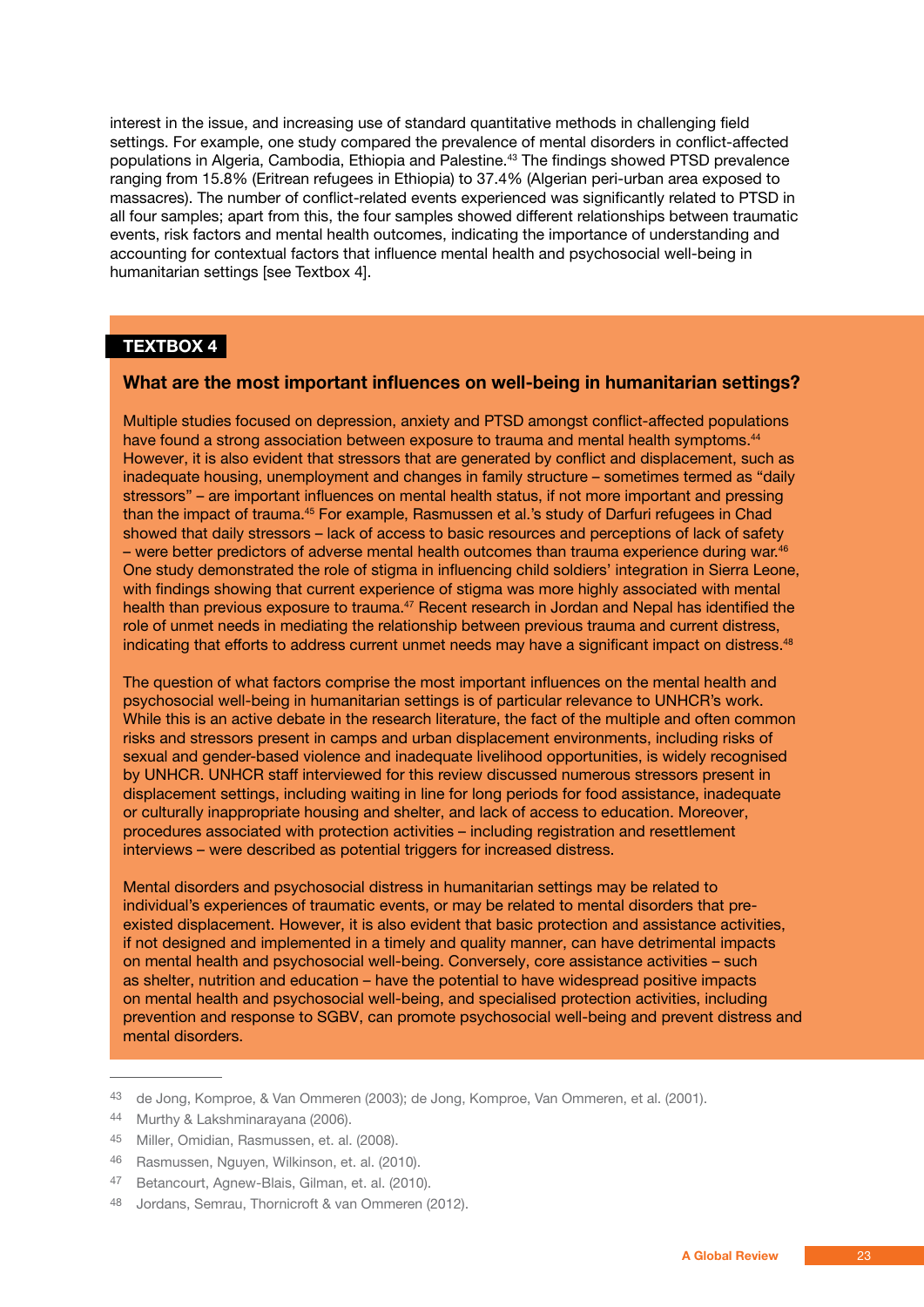interest in the issue, and increasing use of standard quantitative methods in challenging field settings. For example, one study compared the prevalence of mental disorders in conflict-affected populations in Algeria, Cambodia, Ethiopia and Palestine.[43] The findings showed PTSD prevalence ranging from 15.8% (Eritrean refugees in Ethiopia) to 37.4% (Algerian peri-urban area exposed to massacres). The number of conflict-related events experienced was significantly related to PTSD in all four samples; apart from this, the four samples showed different relationships between traumatic events, risk factors and mental health outcomes, indicating the importance of understanding and accounting for contextual factors that influence mental health and psychosocial well-being in humanitarian settings [see Textbox 4].

**TEXTBOX 4**

### What are the most important influences on well-being in humanitarian settings?

Multiple studies focused on depression, anxiety and PTSD amongst conflict-affected populations have found a strong association between exposure to trauma and mental health symptoms.[44] However, it is also evident that stressors that are generated by conflict and displacement, such as inadequate housing, unemployment and changes in family structure – sometimes termed as "daily stressors" – are important influences on mental health status, if not more important and pressing than the impact of trauma.[45] For example, Rasmussen et al.'s study of Darfuri refugees in Chad showed that daily stressors – lack of access to basic resources and perceptions of lack of safety – were better predictors of adverse mental health outcomes than trauma experience during war.[46] One study demonstrated the role of stigma in influencing child soldiers' integration in Sierra Leone, with findings showing that current experience of stigma was more highly associated with mental health than previous exposure to trauma.[47] Recent research in Jordan and Nepal has identified the role of unmet needs in mediating the relationship between previous trauma and current distress, indicating that efforts to address current unmet needs may have a significant impact on distress.[48]

The question of what factors comprise the most important influences on the mental health and psychosocial well-being in humanitarian settings is of particular relevance to UNHCR's work. While this is an active debate in the research literature, the fact of the multiple and often common risks and stressors present in camps and urban displacement environments, including risks of sexual and gender-based violence and inadequate livelihood opportunities, is widely recognised by UNHCR. UNHCR staff interviewed for this review discussed numerous stressors present in displacement settings, including waiting in line for long periods for food assistance, inadequate or culturally inappropriate housing and shelter, and lack of access to education. Moreover, procedures associated with protection activities – including registration and resettlement interviews – were described as potential triggers for increased distress.

Mental disorders and psychosocial distress in humanitarian settings may be related to individual's experiences of traumatic events, or may be related to mental disorders that pre-existed displacement. However, it is also evident that basic protection and assistance activities, if not designed and implemented in a timely and quality manner, can have detrimental impacts on mental health and psychosocial well-being. Conversely, core assistance activities – such as shelter, nutrition and education – have the potential to have widespread positive impacts on mental health and psychosocial well-being, and specialised protection activities, including prevention and response to SGBV, can promote psychosocial well-being and prevent distress and mental disorders.

---

43 de Jong, Komproe, & Van Ommeren (2003); de Jong, Komproe, Van Ommeren, et al. (2001).

44 Murthy & Lakshminarayana (2006).

45 Miller, Omidian, Rasmussen, et. al. (2008).

46 Rasmussen, Nguyen, Wilkinson, et. al. (2010).

47 Betancourt, Agnew-Blais, Gilman, et. al. (2010).

48 Jordans, Semrau, Thornicroft & van Ommeren (2012).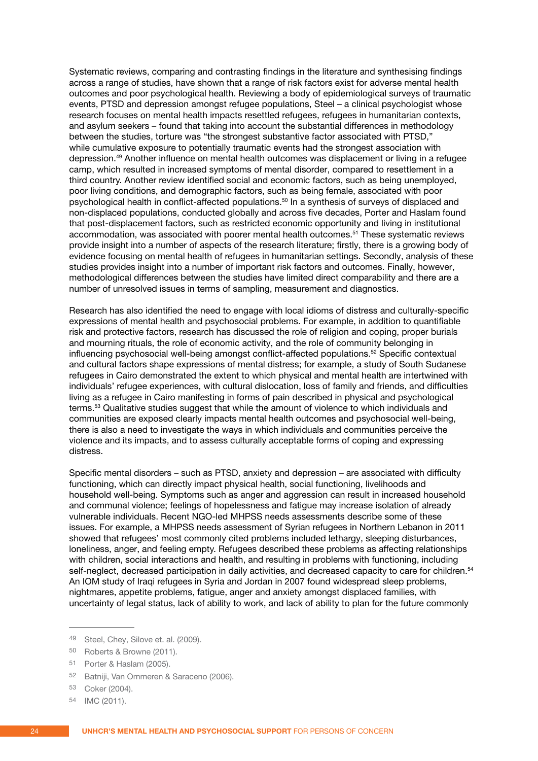Systematic reviews, comparing and contrasting findings in the literature and synthesising findings across a range of studies, have shown that a range of risk factors exist for adverse mental health outcomes and poor psychological health. Reviewing a body of epidemiological surveys of traumatic events, PTSD and depression amongst refugee populations, Steel – a clinical psychologist whose research focuses on mental health impacts resettled refugees, refugees in humanitarian contexts, and asylum seekers – found that taking into account the substantial differences in methodology between the studies, torture was "the strongest substantive factor associated with PTSD," while cumulative exposure to potentially traumatic events had the strongest association with depression.[49] Another influence on mental health outcomes was displacement or living in a refugee camp, which resulted in increased symptoms of mental disorder, compared to resettlement in a third country. Another review identified social and economic factors, such as being unemployed, poor living conditions, and demographic factors, such as being female, associated with poor psychological health in conflict-affected populations.[50] In a synthesis of surveys of displaced and non-displaced populations, conducted globally and across five decades, Porter and Haslam found that post-displacement factors, such as restricted economic opportunity and living in institutional accommodation, was associated with poorer mental health outcomes.[51] These systematic reviews provide insight into a number of aspects of the research literature; firstly, there is a growing body of evidence focusing on mental health of refugees in humanitarian settings. Secondly, analysis of these studies provides insight into a number of important risk factors and outcomes. Finally, however, methodological differences between the studies have limited direct comparability and there are a number of unresolved issues in terms of sampling, measurement and diagnostics.

Research has also identified the need to engage with local idioms of distress and culturally-specific expressions of mental health and psychosocial problems. For example, in addition to quantifiable risk and protective factors, research has discussed the role of religion and coping, proper burials and mourning rituals, the role of economic activity, and the role of community belonging in influencing psychosocial well-being amongst conflict-affected populations.[52] Specific contextual and cultural factors shape expressions of mental distress; for example, a study of South Sudanese refugees in Cairo demonstrated the extent to which physical and mental health are intertwined with individuals' refugee experiences, with cultural dislocation, loss of family and friends, and difficulties living as a refugee in Cairo manifesting in forms of pain described in physical and psychological terms.[53] Qualitative studies suggest that while the amount of violence to which individuals and communities are exposed clearly impacts mental health outcomes and psychosocial well-being, there is also a need to investigate the ways in which individuals and communities perceive the violence and its impacts, and to assess culturally acceptable forms of coping and expressing distress.

Specific mental disorders – such as PTSD, anxiety and depression – are associated with difficulty functioning, which can directly impact physical health, social functioning, livelihoods and household well-being. Symptoms such as anger and aggression can result in increased household and communal violence; feelings of hopelessness and fatigue may increase isolation of already vulnerable individuals. Recent NGO-led MHPSS needs assessments describe some of these issues. For example, a MHPSS needs assessment of Syrian refugees in Northern Lebanon in 2011 showed that refugees' most commonly cited problems included lethargy, sleeping disturbances, loneliness, anger, and feeling empty. Refugees described these problems as affecting relationships with children, social interactions and health, and resulting in problems with functioning, including self-neglect, decreased participation in daily activities, and decreased capacity to care for children.[54] An IOM study of Iraqi refugees in Syria and Jordan in 2007 found widespread sleep problems, nightmares, appetite problems, fatigue, anger and anxiety amongst displaced families, with uncertainty of legal status, lack of ability to work, and lack of ability to plan for the future commonly

---

[49] Steel, Chey, Silove et. al. (2009).

[50] Roberts & Browne (2011).

[51] Porter & Haslam (2005).

[52] Batniji, Van Ommeren & Saraceno (2006).

[53] Coker (2004).

[54] IMC (2011).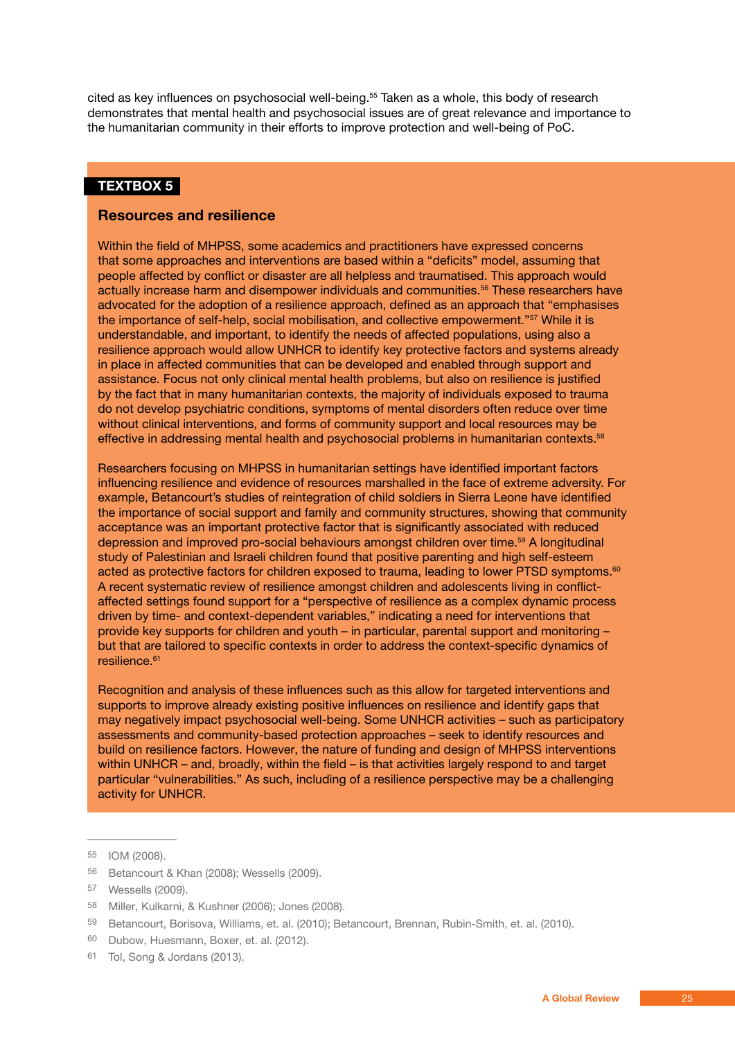cited as key influences on psychosocial well-being.[55] Taken as a whole, this body of research demonstrates that mental health and psychosocial issues are of great relevance and importance to the humanitarian community in their efforts to improve protection and well-being of PoC.

**TEXTBOX 5**

### Resources and resilience

Within the field of MHPSS, some academics and practitioners have expressed concerns that some approaches and interventions are based within a "deficits" model, assuming that people affected by conflict or disaster are all helpless and traumatised. This approach would actually increase harm and disempower individuals and communities.[56] These researchers have advocated for the adoption of a resilience approach, defined as an approach that "emphasises the importance of self-help, social mobilisation, and collective empowerment."[57] While it is understandable, and important, to identify the needs of affected populations, using also a resilience approach would allow UNHCR to identify key protective factors and systems already in place in affected communities that can be developed and enabled through support and assistance. Focus not only clinical mental health problems, but also on resilience is justified by the fact that in many humanitarian contexts, the majority of individuals exposed to trauma do not develop psychiatric conditions, symptoms of mental disorders often reduce over time without clinical interventions, and forms of community support and local resources may be effective in addressing mental health and psychosocial problems in humanitarian contexts.[58]

Researchers focusing on MHPSS in humanitarian settings have identified important factors influencing resilience and evidence of resources marshalled in the face of extreme adversity. For example, Betancourt's studies of reintegration of child soldiers in Sierra Leone have identified the importance of social support and family and community structures, showing that community acceptance was an important protective factor that is significantly associated with reduced depression and improved pro-social behaviours amongst children over time.[59] A longitudinal study of Palestinian and Israeli children found that positive parenting and high self-esteem acted as protective factors for children exposed to trauma, leading to lower PTSD symptoms.[60] A recent systematic review of resilience amongst children and adolescents living in conflict-affected settings found support for a "perspective of resilience as a complex dynamic process driven by time- and context-dependent variables," indicating a need for interventions that provide key supports for children and youth – in particular, parental support and monitoring – but that are tailored to specific contexts in order to address the context-specific dynamics of resilience.[61]

Recognition and analysis of these influences such as this allow for targeted interventions and supports to improve already existing positive influences on resilience and identify gaps that may negatively impact psychosocial well-being. Some UNHCR activities – such as participatory assessments and community-based protection approaches – seek to identify resources and build on resilience factors. However, the nature of funding and design of MHPSS interventions within UNHCR – and, broadly, within the field – is that activities largely respond to and target particular "vulnerabilities." As such, including of a resilience perspective may be a challenging activity for UNHCR.

---

55 IOM (2008).

56 Betancourt & Khan (2008); Wessells (2009).

57 Wessells (2009).

58 Miller, Kulkarni, & Kushner (2006); Jones (2008).

59 Betancourt, Borisova, Williams, et. al. (2010); Betancourt, Brennan, Rubin-Smith, et. al. (2010).

60 Dubow, Huesmann, Boxer, et. al. (2012).

61 Tol, Song & Jordans (2013).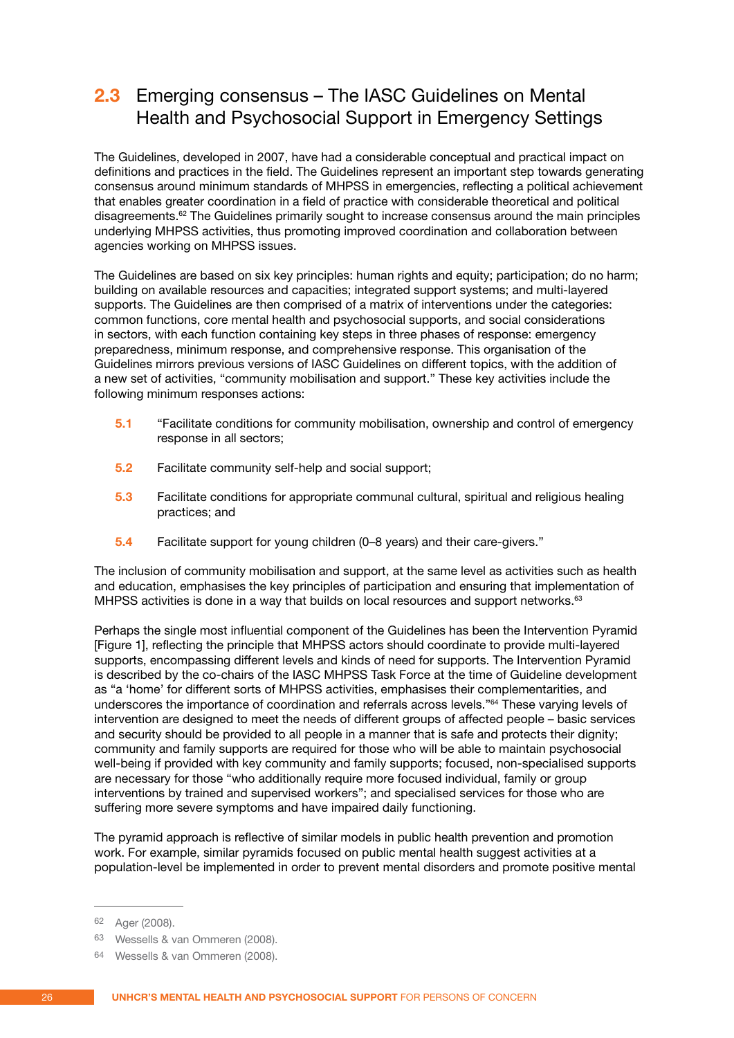## 2.3 Emerging consensus – The IASC Guidelines on Mental Health and Psychosocial Support in Emergency Settings

The Guidelines, developed in 2007, have had a considerable conceptual and practical impact on definitions and practices in the field. The Guidelines represent an important step towards generating consensus around minimum standards of MHPSS in emergencies, reflecting a political achievement that enables greater coordination in a field of practice with considerable theoretical and political disagreements.[62] The Guidelines primarily sought to increase consensus around the main principles underlying MHPSS activities, thus promoting improved coordination and collaboration between agencies working on MHPSS issues.

The Guidelines are based on six key principles: human rights and equity; participation; do no harm; building on available resources and capacities; integrated support systems; and multi-layered supports. The Guidelines are then comprised of a matrix of interventions under the categories: common functions, core mental health and psychosocial supports, and social considerations in sectors, with each function containing key steps in three phases of response: emergency preparedness, minimum response, and comprehensive response. This organisation of the Guidelines mirrors previous versions of IASC Guidelines on different topics, with the addition of a new set of activities, "community mobilisation and support." These key activities include the following minimum responses actions:

- **5.1** "Facilitate conditions for community mobilisation, ownership and control of emergency response in all sectors;
- **5.2** Facilitate community self-help and social support;
- **5.3** Facilitate conditions for appropriate communal cultural, spiritual and religious healing practices; and
- **5.4** Facilitate support for young children (0–8 years) and their care-givers."

The inclusion of community mobilisation and support, at the same level as activities such as health and education, emphasises the key principles of participation and ensuring that implementation of MHPSS activities is done in a way that builds on local resources and support networks.[63]

Perhaps the single most influential component of the Guidelines has been the Intervention Pyramid [Figure 1], reflecting the principle that MHPSS actors should coordinate to provide multi-layered supports, encompassing different levels and kinds of need for supports. The Intervention Pyramid is described by the co-chairs of the IASC MHPSS Task Force at the time of Guideline development as "a 'home' for different sorts of MHPSS activities, emphasises their complementarities, and underscores the importance of coordination and referrals across levels."[64] These varying levels of intervention are designed to meet the needs of different groups of affected people – basic services and security should be provided to all people in a manner that is safe and protects their dignity; community and family supports are required for those who will be able to maintain psychosocial well-being if provided with key community and family supports; focused, non-specialised supports are necessary for those "who additionally require more focused individual, family or group interventions by trained and supervised workers"; and specialised services for those who are suffering more severe symptoms and have impaired daily functioning.

The pyramid approach is reflective of similar models in public health prevention and promotion work. For example, similar pyramids focused on public mental health suggest activities at a population-level be implemented in order to prevent mental disorders and promote positive mental

---

[62] Ager (2008).

[63] Wessells & van Ommeren (2008).

[64] Wessells & van Ommeren (2008).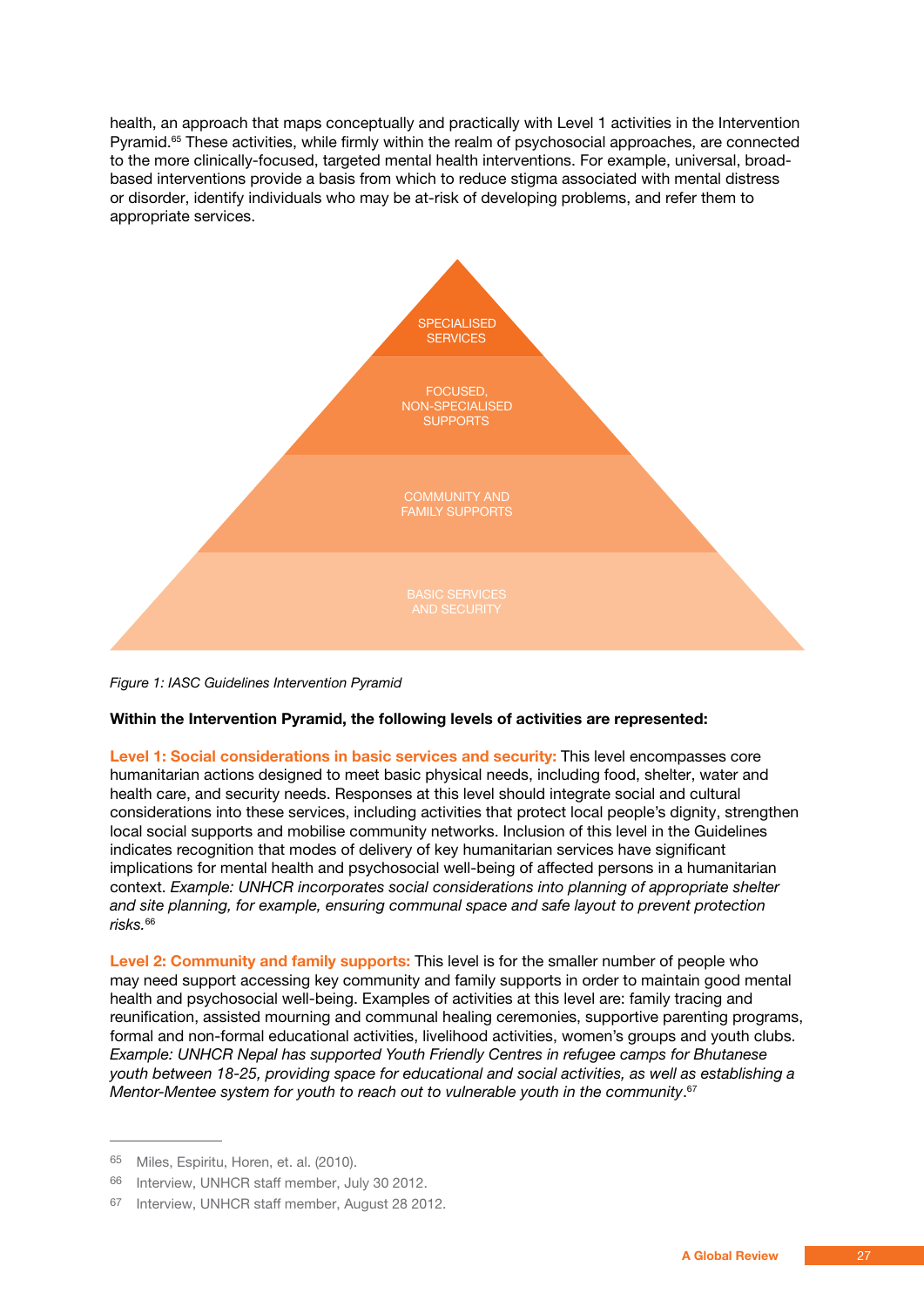health, an approach that maps conceptually and practically with Level 1 activities in the Intervention Pyramid.[65] These activities, while firmly within the realm of psychosocial approaches, are connected to the more clinically-focused, targeted mental health interventions. For example, universal, broad-based interventions provide a basis from which to reduce stigma associated with mental distress or disorder, identify individuals who may be at-risk of developing problems, and refer them to appropriate services.

SPECIALISED SERVICES

FOCUSED, NON-SPECIALISED SUPPORTS

COMMUNITY AND FAMILY SUPPORTS

BASIC SERVICES AND SECURITY

*Figure 1: IASC Guidelines Intervention Pyramid*

**Within the Intervention Pyramid, the following levels of activities are represented:**

**Level 1: Social considerations in basic services and security:** This level encompasses core humanitarian actions designed to meet basic physical needs, including food, shelter, water and health care, and security needs. Responses at this level should integrate social and cultural considerations into these services, including activities that protect local people's dignity, strengthen local social supports and mobilise community networks. Inclusion of this level in the Guidelines indicates recognition that modes of delivery of key humanitarian services have significant implications for mental health and psychosocial well-being of affected persons in a humanitarian context. *Example: UNHCR incorporates social considerations into planning of appropriate shelter and site planning, for example, ensuring communal space and safe layout to prevent protection risks.*[66]

**Level 2: Community and family supports:** This level is for the smaller number of people who may need support accessing key community and family supports in order to maintain good mental health and psychosocial well-being. Examples of activities at this level are: family tracing and reunification, assisted mourning and communal healing ceremonies, supportive parenting programs, formal and non-formal educational activities, livelihood activities, women's groups and youth clubs. *Example: UNHCR Nepal has supported Youth Friendly Centres in refugee camps for Bhutanese youth between 18-25, providing space for educational and social activities, as well as establishing a Mentor-Mentee system for youth to reach out to vulnerable youth in the community*.[67]

---

65 Miles, Espiritu, Horen, et. al. (2010).

66 Interview, UNHCR staff member, July 30 2012.

67 Interview, UNHCR staff member, August 28 2012.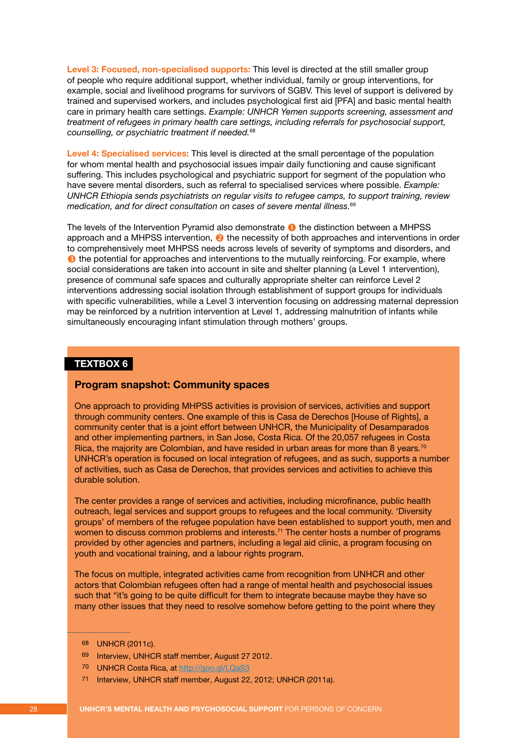**Level 3: Focused, non-specialised supports:** This level is directed at the still smaller group of people who require additional support, whether individual, family or group interventions, for example, social and livelihood programs for survivors of SGBV. This level of support is delivered by trained and supervised workers, and includes psychological first aid [PFA] and basic mental health care in primary health care settings. *Example: UNHCR Yemen supports screening, assessment and treatment of refugees in primary health care settings, including referrals for psychosocial support, counselling, or psychiatric treatment if needed.*[68]

**Level 4: Specialised services:** This level is directed at the small percentage of the population for whom mental health and psychosocial issues impair daily functioning and cause significant suffering. This includes psychological and psychiatric support for segment of the population who have severe mental disorders, such as referral to specialised services where possible. *Example: UNHCR Ethiopia sends psychiatrists on regular visits to refugee camps, to support training, review medication, and for direct consultation on cases of severe mental illness.*[69]

The levels of the Intervention Pyramid also demonstrate ❶ the distinction between a MHPSS approach and a MHPSS intervention, ❷ the necessity of both approaches and interventions in order to comprehensively meet MHPSS needs across levels of severity of symptoms and disorders, and ❸ the potential for approaches and interventions to the mutually reinforcing. For example, where social considerations are taken into account in site and shelter planning (a Level 1 intervention), presence of communal safe spaces and culturally appropriate shelter can reinforce Level 2 interventions addressing social isolation through establishment of support groups for individuals with specific vulnerabilities, while a Level 3 intervention focusing on addressing maternal depression may be reinforced by a nutrition intervention at Level 1, addressing malnutrition of infants while simultaneously encouraging infant stimulation through mothers' groups.

**TEXTBOX 6**

### Program snapshot: Community spaces

One approach to providing MHPSS activities is provision of services, activities and support through community centers. One example of this is Casa de Derechos [House of Rights], a community center that is a joint effort between UNHCR, the Municipality of Desamparados and other implementing partners, in San Jose, Costa Rica. Of the 20,057 refugees in Costa Rica, the majority are Colombian, and have resided in urban areas for more than 8 years.[70] UNHCR's operation is focused on local integration of refugees, and as such, supports a number of activities, such as Casa de Derechos, that provides services and activities to achieve this durable solution.

The center provides a range of services and activities, including microfinance, public health outreach, legal services and support groups to refugees and the local community. 'Diversity groups' of members of the refugee population have been established to support youth, men and women to discuss common problems and interests.[71] The center hosts a number of programs provided by other agencies and partners, including a legal aid clinic, a program focusing on youth and vocational training, and a labour rights program.

The focus on multiple, integrated activities came from recognition from UNHCR and other actors that Colombian refugees often had a range of mental health and psychosocial issues such that "it's going to be quite difficult for them to integrate because maybe they have so many other issues that they need to resolve somehow before getting to the point where they

---

68 UNHCR (2011c).

69 Interview, UNHCR staff member, August 27 2012.

70 UNHCR Costa Rica, at http://goo.gl/LQaS3

71 Interview, UNHCR staff member, August 22, 2012; UNHCR (2011a).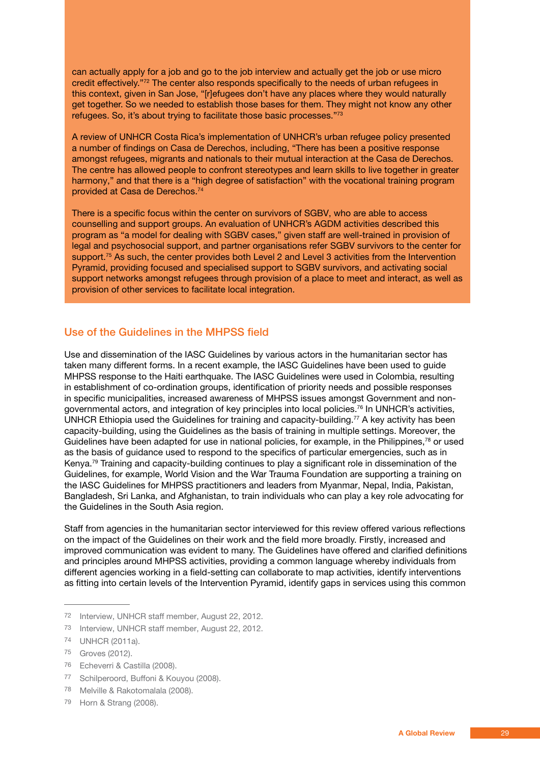can actually apply for a job and go to the job interview and actually get the job or use micro credit effectively."[72] The center also responds specifically to the needs of urban refugees in this context, given in San Jose, "[r]efugees don't have any places where they would naturally get together. So we needed to establish those bases for them. They might not know any other refugees. So, it's about trying to facilitate those basic processes."[73]

A review of UNHCR Costa Rica's implementation of UNHCR's urban refugee policy presented a number of findings on Casa de Derechos, including, "There has been a positive response amongst refugees, migrants and nationals to their mutual interaction at the Casa de Derechos. The centre has allowed people to confront stereotypes and learn skills to live together in greater harmony," and that there is a "high degree of satisfaction" with the vocational training program provided at Casa de Derechos.[74]

There is a specific focus within the center on survivors of SGBV, who are able to access counselling and support groups. An evaluation of UNHCR's AGDM activities described this program as "a model for dealing with SGBV cases," given staff are well-trained in provision of legal and psychosocial support, and partner organisations refer SGBV survivors to the center for support.[75] As such, the center provides both Level 2 and Level 3 activities from the Intervention Pyramid, providing focused and specialised support to SGBV survivors, and activating social support networks amongst refugees through provision of a place to meet and interact, as well as provision of other services to facilitate local integration.

## Use of the Guidelines in the MHPSS field

Use and dissemination of the IASC Guidelines by various actors in the humanitarian sector has taken many different forms. In a recent example, the IASC Guidelines have been used to guide MHPSS response to the Haiti earthquake. The IASC Guidelines were used in Colombia, resulting in establishment of co-ordination groups, identification of priority needs and possible responses in specific municipalities, increased awareness of MHPSS issues amongst Government and non-governmental actors, and integration of key principles into local policies.[76] In UNHCR's activities, UNHCR Ethiopia used the Guidelines for training and capacity-building.[77] A key activity has been capacity-building, using the Guidelines as the basis of training in multiple settings. Moreover, the Guidelines have been adapted for use in national policies, for example, in the Philippines,[78] or used as the basis of guidance used to respond to the specifics of particular emergencies, such as in Kenya.[79] Training and capacity-building continues to play a significant role in dissemination of the Guidelines, for example, World Vision and the War Trauma Foundation are supporting a training on the IASC Guidelines for MHPSS practitioners and leaders from Myanmar, Nepal, India, Pakistan, Bangladesh, Sri Lanka, and Afghanistan, to train individuals who can play a key role advocating for the Guidelines in the South Asia region.

Staff from agencies in the humanitarian sector interviewed for this review offered various reflections on the impact of the Guidelines on their work and the field more broadly. Firstly, increased and improved communication was evident to many. The Guidelines have offered and clarified definitions and principles around MHPSS activities, providing a common language whereby individuals from different agencies working in a field-setting can collaborate to map activities, identify interventions as fitting into certain levels of the Intervention Pyramid, identify gaps in services using this common

---

72 Interview, UNHCR staff member, August 22, 2012.

73 Interview, UNHCR staff member, August 22, 2012.

74 UNHCR (2011a).

75 Groves (2012).

76 Echeverri & Castilla (2008).

77 Schilperoord, Buffoni & Kouyou (2008).

78 Melville & Rakotomalala (2008).

79 Horn & Strang (2008).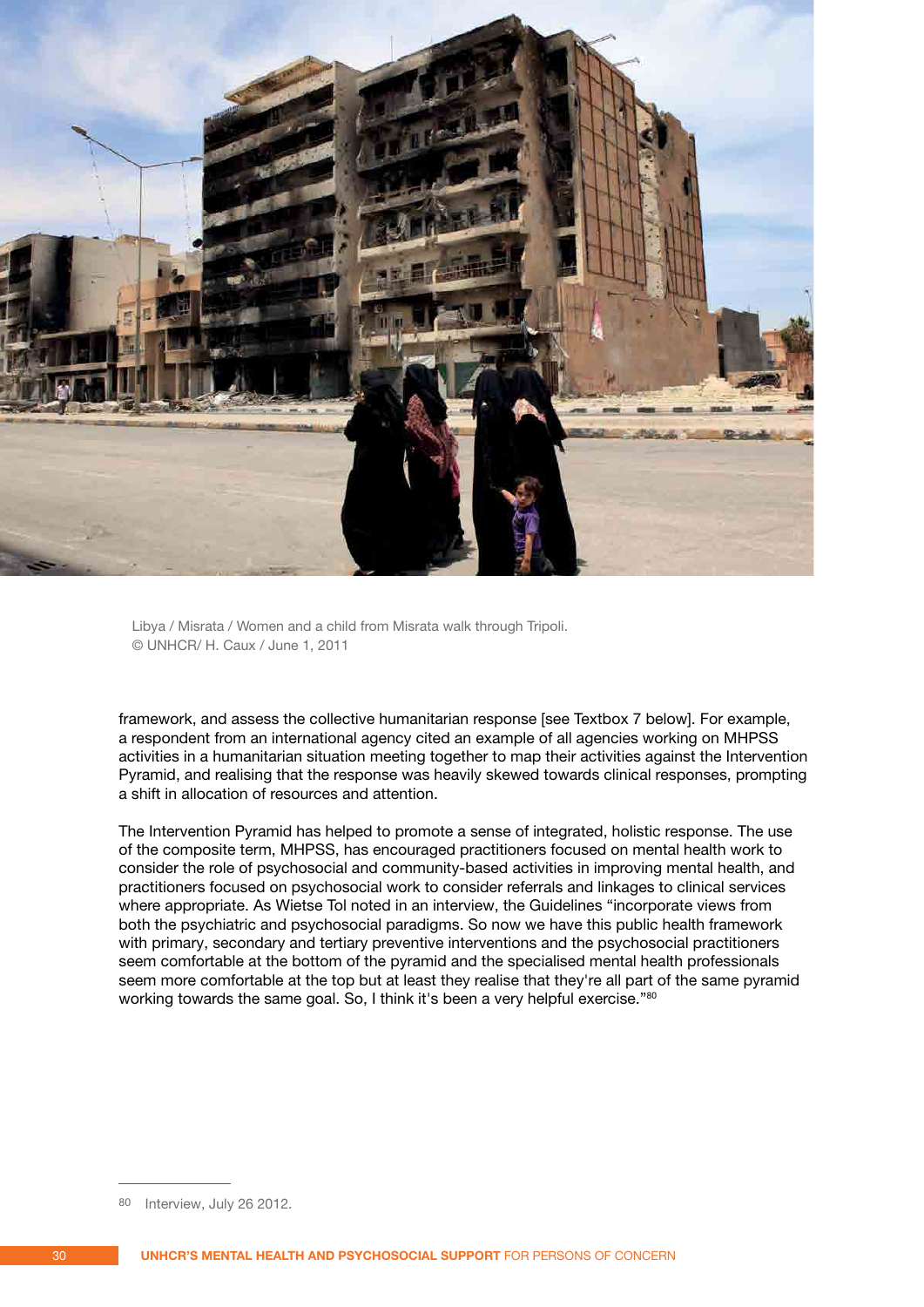Libya / Misrata / Women and a child from Misrata walk through Tripoli.
© UNHCR/ H. Caux / June 1, 2011

framework, and assess the collective humanitarian response [see Textbox 7 below]. For example, a respondent from an international agency cited an example of all agencies working on MHPSS activities in a humanitarian situation meeting together to map their activities against the Intervention Pyramid, and realising that the response was heavily skewed towards clinical responses, prompting a shift in allocation of resources and attention.

The Intervention Pyramid has helped to promote a sense of integrated, holistic response. The use of the composite term, MHPSS, has encouraged practitioners focused on mental health work to consider the role of psychosocial and community-based activities in improving mental health, and practitioners focused on psychosocial work to consider referrals and linkages to clinical services where appropriate. As Wietse Tol noted in an interview, the Guidelines "incorporate views from both the psychiatric and psychosocial paradigms. So now we have this public health framework with primary, secondary and tertiary preventive interventions and the psychosocial practitioners seem comfortable at the bottom of the pyramid and the specialised mental health professionals seem more comfortable at the top but at least they realise that they're all part of the same pyramid working towards the same goal. So, I think it's been a very helpful exercise."[80]

[80] Interview, July 26 2012.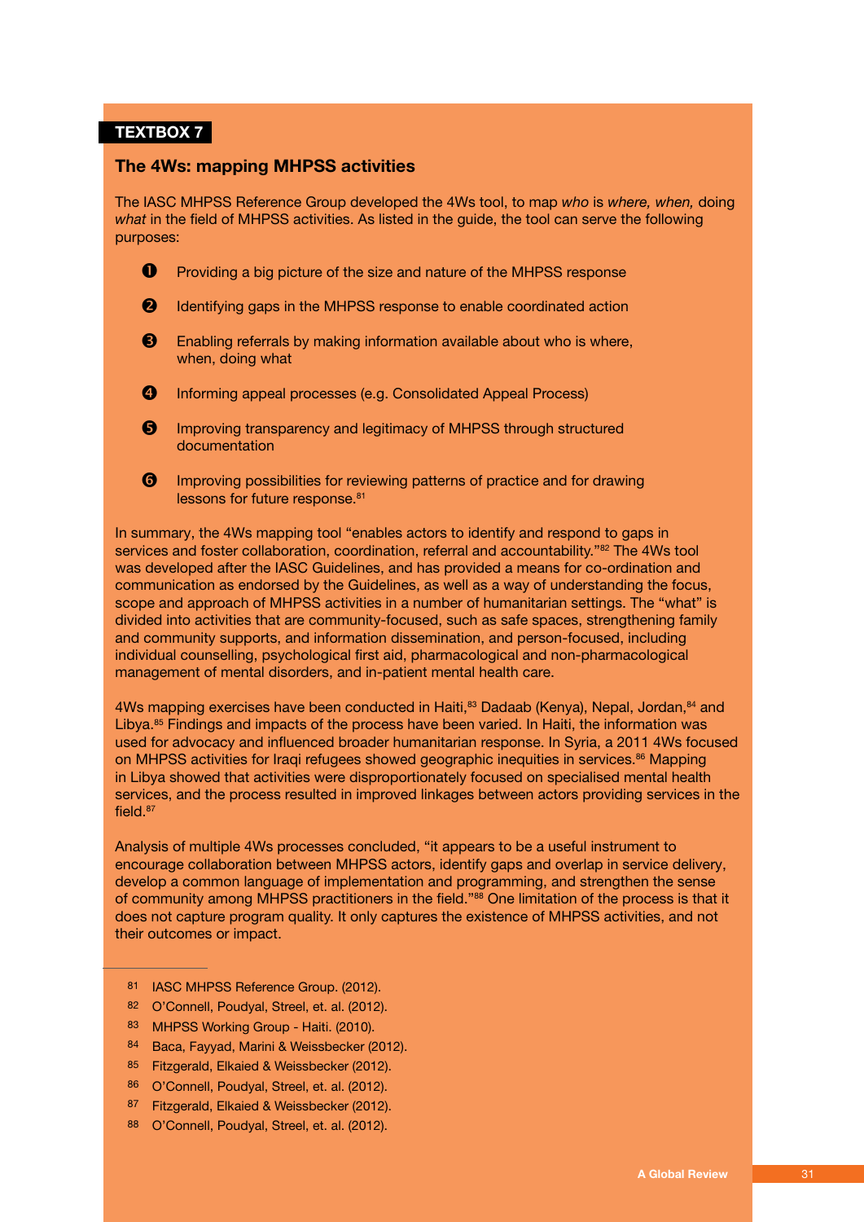**TEXTBOX 7**

## The 4Ws: mapping MHPSS activities

The IASC MHPSS Reference Group developed the 4Ws tool, to map *who* is *where, when,* doing *what* in the field of MHPSS activities. As listed in the guide, the tool can serve the following purposes:

1. Providing a big picture of the size and nature of the MHPSS response
2. Identifying gaps in the MHPSS response to enable coordinated action
3. Enabling referrals by making information available about who is where, when, doing what
4. Informing appeal processes (e.g. Consolidated Appeal Process)
5. Improving transparency and legitimacy of MHPSS through structured documentation
6. Improving possibilities for reviewing patterns of practice and for drawing lessons for future response.[81]

In summary, the 4Ws mapping tool "enables actors to identify and respond to gaps in services and foster collaboration, coordination, referral and accountability."[82] The 4Ws tool was developed after the IASC Guidelines, and has provided a means for co-ordination and communication as endorsed by the Guidelines, as well as a way of understanding the focus, scope and approach of MHPSS activities in a number of humanitarian settings. The "what" is divided into activities that are community-focused, such as safe spaces, strengthening family and community supports, and information dissemination, and person-focused, including individual counselling, psychological first aid, pharmacological and non-pharmacological management of mental disorders, and in-patient mental health care.

4Ws mapping exercises have been conducted in Haiti,[83] Dadaab (Kenya), Nepal, Jordan,[84] and Libya.[85] Findings and impacts of the process have been varied. In Haiti, the information was used for advocacy and influenced broader humanitarian response. In Syria, a 2011 4Ws focused on MHPSS activities for Iraqi refugees showed geographic inequities in services.[86] Mapping in Libya showed that activities were disproportionately focused on specialised mental health services, and the process resulted in improved linkages between actors providing services in the field.[87]

Analysis of multiple 4Ws processes concluded, "it appears to be a useful instrument to encourage collaboration between MHPSS actors, identify gaps and overlap in service delivery, develop a common language of implementation and programming, and strengthen the sense of community among MHPSS practitioners in the field."[88] One limitation of the process is that it does not capture program quality. It only captures the existence of MHPSS activities, and not their outcomes or impact.

---

81 IASC MHPSS Reference Group. (2012).
82 O'Connell, Poudyal, Streel, et. al. (2012).
83 MHPSS Working Group - Haiti. (2010).
84 Baca, Fayyad, Marini & Weissbecker (2012).
85 Fitzgerald, Elkaied & Weissbecker (2012).
86 O'Connell, Poudyal, Streel, et. al. (2012).
87 Fitzgerald, Elkaied & Weissbecker (2012).
88 O'Connell, Poudyal, Streel, et. al. (2012).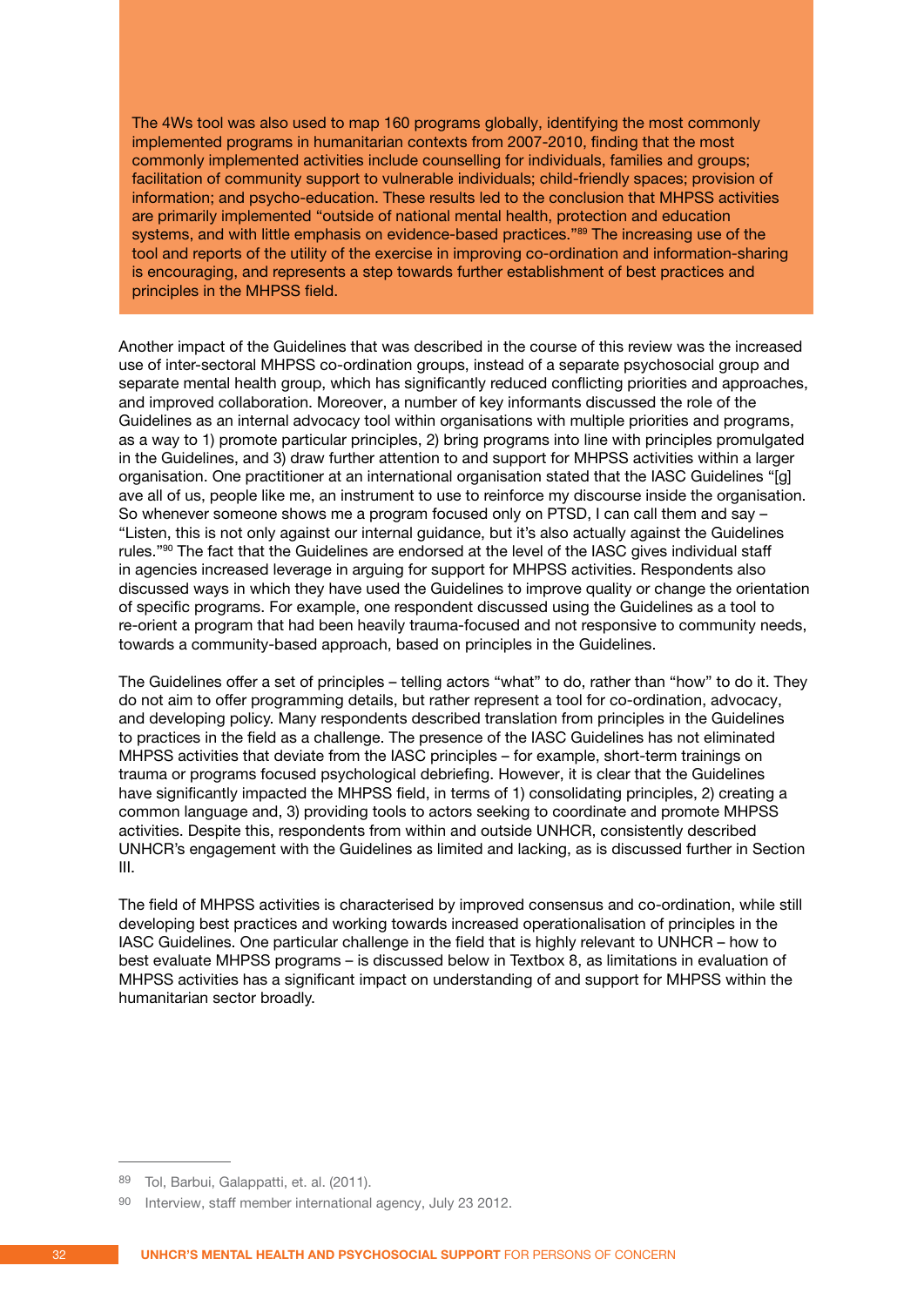The 4Ws tool was also used to map 160 programs globally, identifying the most commonly implemented programs in humanitarian contexts from 2007-2010, finding that the most commonly implemented activities include counselling for individuals, families and groups; facilitation of community support to vulnerable individuals; child-friendly spaces; provision of information; and psycho-education. These results led to the conclusion that MHPSS activities are primarily implemented "outside of national mental health, protection and education systems, and with little emphasis on evidence-based practices."[89] The increasing use of the tool and reports of the utility of the exercise in improving co-ordination and information-sharing is encouraging, and represents a step towards further establishment of best practices and principles in the MHPSS field.

Another impact of the Guidelines that was described in the course of this review was the increased use of inter-sectoral MHPSS co-ordination groups, instead of a separate psychosocial group and separate mental health group, which has significantly reduced conflicting priorities and approaches, and improved collaboration. Moreover, a number of key informants discussed the role of the Guidelines as an internal advocacy tool within organisations with multiple priorities and programs, as a way to 1) promote particular principles, 2) bring programs into line with principles promulgated in the Guidelines, and 3) draw further attention to and support for MHPSS activities within a larger organisation. One practitioner at an international organisation stated that the IASC Guidelines "[g]ave all of us, people like me, an instrument to use to reinforce my discourse inside the organisation. So whenever someone shows me a program focused only on PTSD, I can call them and say – "Listen, this is not only against our internal guidance, but it's also actually against the Guidelines rules."[90] The fact that the Guidelines are endorsed at the level of the IASC gives individual staff in agencies increased leverage in arguing for support for MHPSS activities. Respondents also discussed ways in which they have used the Guidelines to improve quality or change the orientation of specific programs. For example, one respondent discussed using the Guidelines as a tool to re-orient a program that had been heavily trauma-focused and not responsive to community needs, towards a community-based approach, based on principles in the Guidelines.

The Guidelines offer a set of principles – telling actors "what" to do, rather than "how" to do it. They do not aim to offer programming details, but rather represent a tool for co-ordination, advocacy, and developing policy. Many respondents described translation from principles in the Guidelines to practices in the field as a challenge. The presence of the IASC Guidelines has not eliminated MHPSS activities that deviate from the IASC principles – for example, short-term trainings on trauma or programs focused psychological debriefing. However, it is clear that the Guidelines have significantly impacted the MHPSS field, in terms of 1) consolidating principles, 2) creating a common language and, 3) providing tools to actors seeking to coordinate and promote MHPSS activities. Despite this, respondents from within and outside UNHCR, consistently described UNHCR's engagement with the Guidelines as limited and lacking, as is discussed further in Section III.

The field of MHPSS activities is characterised by improved consensus and co-ordination, while still developing best practices and working towards increased operationalisation of principles in the IASC Guidelines. One particular challenge in the field that is highly relevant to UNHCR – how to best evaluate MHPSS programs – is discussed below in Textbox 8, as limitations in evaluation of MHPSS activities has a significant impact on understanding of and support for MHPSS within the humanitarian sector broadly.

---

89 Tol, Barbui, Galappatti, et. al. (2011).

90 Interview, staff member international agency, July 23 2012.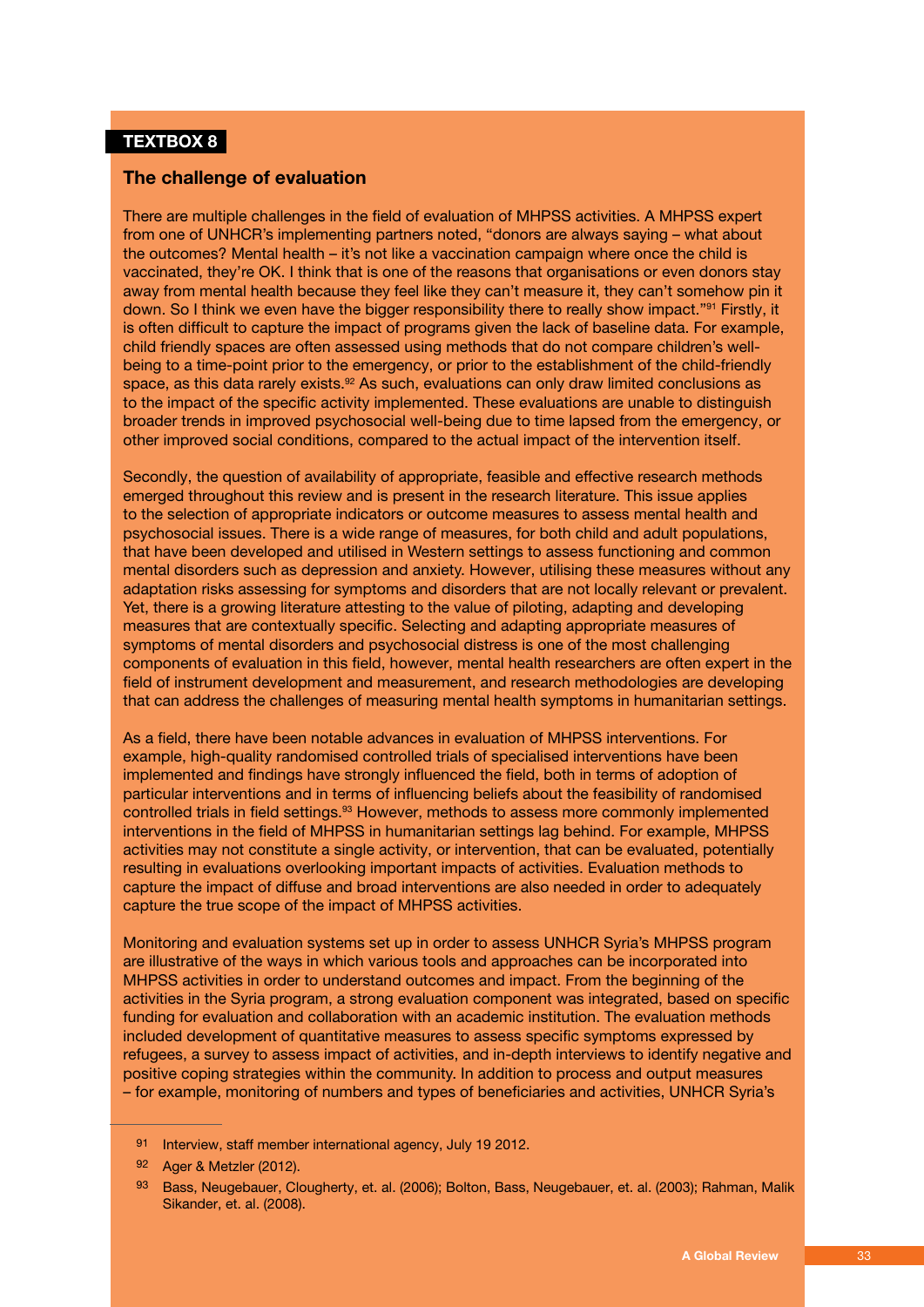**TEXTBOX 8**

### The challenge of evaluation

There are multiple challenges in the field of evaluation of MHPSS activities. A MHPSS expert from one of UNHCR's implementing partners noted, "donors are always saying – what about the outcomes? Mental health – it's not like a vaccination campaign where once the child is vaccinated, they're OK. I think that is one of the reasons that organisations or even donors stay away from mental health because they feel like they can't measure it, they can't somehow pin it down. So I think we even have the bigger responsibility there to really show impact."[91] Firstly, it is often difficult to capture the impact of programs given the lack of baseline data. For example, child friendly spaces are often assessed using methods that do not compare children's well-being to a time-point prior to the emergency, or prior to the establishment of the child-friendly space, as this data rarely exists.[92] As such, evaluations can only draw limited conclusions as to the impact of the specific activity implemented. These evaluations are unable to distinguish broader trends in improved psychosocial well-being due to time lapsed from the emergency, or other improved social conditions, compared to the actual impact of the intervention itself.

Secondly, the question of availability of appropriate, feasible and effective research methods emerged throughout this review and is present in the research literature. This issue applies to the selection of appropriate indicators or outcome measures to assess mental health and psychosocial issues. There is a wide range of measures, for both child and adult populations, that have been developed and utilised in Western settings to assess functioning and common mental disorders such as depression and anxiety. However, utilising these measures without any adaptation risks assessing for symptoms and disorders that are not locally relevant or prevalent. Yet, there is a growing literature attesting to the value of piloting, adapting and developing measures that are contextually specific. Selecting and adapting appropriate measures of symptoms of mental disorders and psychosocial distress is one of the most challenging components of evaluation in this field, however, mental health researchers are often expert in the field of instrument development and measurement, and research methodologies are developing that can address the challenges of measuring mental health symptoms in humanitarian settings.

As a field, there have been notable advances in evaluation of MHPSS interventions. For example, high-quality randomised controlled trials of specialised interventions have been implemented and findings have strongly influenced the field, both in terms of adoption of particular interventions and in terms of influencing beliefs about the feasibility of randomised controlled trials in field settings.[93] However, methods to assess more commonly implemented interventions in the field of MHPSS in humanitarian settings lag behind. For example, MHPSS activities may not constitute a single activity, or intervention, that can be evaluated, potentially resulting in evaluations overlooking important impacts of activities. Evaluation methods to capture the impact of diffuse and broad interventions are also needed in order to adequately capture the true scope of the impact of MHPSS activities.

Monitoring and evaluation systems set up in order to assess UNHCR Syria's MHPSS program are illustrative of the ways in which various tools and approaches can be incorporated into MHPSS activities in order to understand outcomes and impact. From the beginning of the activities in the Syria program, a strong evaluation component was integrated, based on specific funding for evaluation and collaboration with an academic institution. The evaluation methods included development of quantitative measures to assess specific symptoms expressed by refugees, a survey to assess impact of activities, and in-depth interviews to identify negative and positive coping strategies within the community. In addition to process and output measures – for example, monitoring of numbers and types of beneficiaries and activities, UNHCR Syria's

---

[91] Interview, staff member international agency, July 19 2012.

[92] Ager & Metzler (2012).

[93] Bass, Neugebauer, Clougherty, et. al. (2006); Bolton, Bass, Neugebauer, et. al. (2003); Rahman, Malik Sikander, et. al. (2008).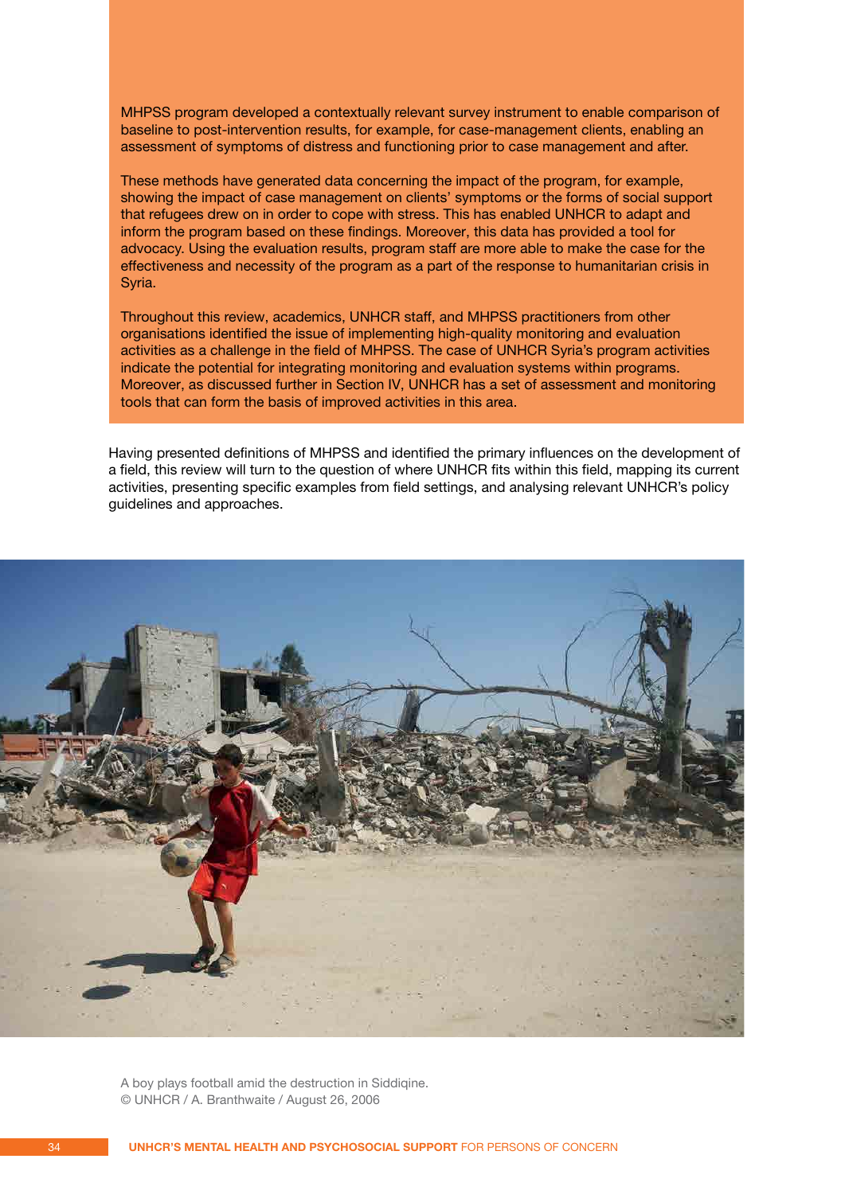MHPSS program developed a contextually relevant survey instrument to enable comparison of baseline to post-intervention results, for example, for case-management clients, enabling an assessment of symptoms of distress and functioning prior to case management and after.

These methods have generated data concerning the impact of the program, for example, showing the impact of case management on clients' symptoms or the forms of social support that refugees drew on in order to cope with stress. This has enabled UNHCR to adapt and inform the program based on these findings. Moreover, this data has provided a tool for advocacy. Using the evaluation results, program staff are more able to make the case for the effectiveness and necessity of the program as a part of the response to humanitarian crisis in Syria.

Throughout this review, academics, UNHCR staff, and MHPSS practitioners from other organisations identified the issue of implementing high-quality monitoring and evaluation activities as a challenge in the field of MHPSS. The case of UNHCR Syria's program activities indicate the potential for integrating monitoring and evaluation systems within programs. Moreover, as discussed further in Section IV, UNHCR has a set of assessment and monitoring tools that can form the basis of improved activities in this area.

Having presented definitions of MHPSS and identified the primary influences on the development of a field, this review will turn to the question of where UNHCR fits within this field, mapping its current activities, presenting specific examples from field settings, and analysing relevant UNHCR's policy guidelines and approaches.

A boy plays football amid the destruction in Siddiqine.
© UNHCR / A. Branthwaite / August 26, 2006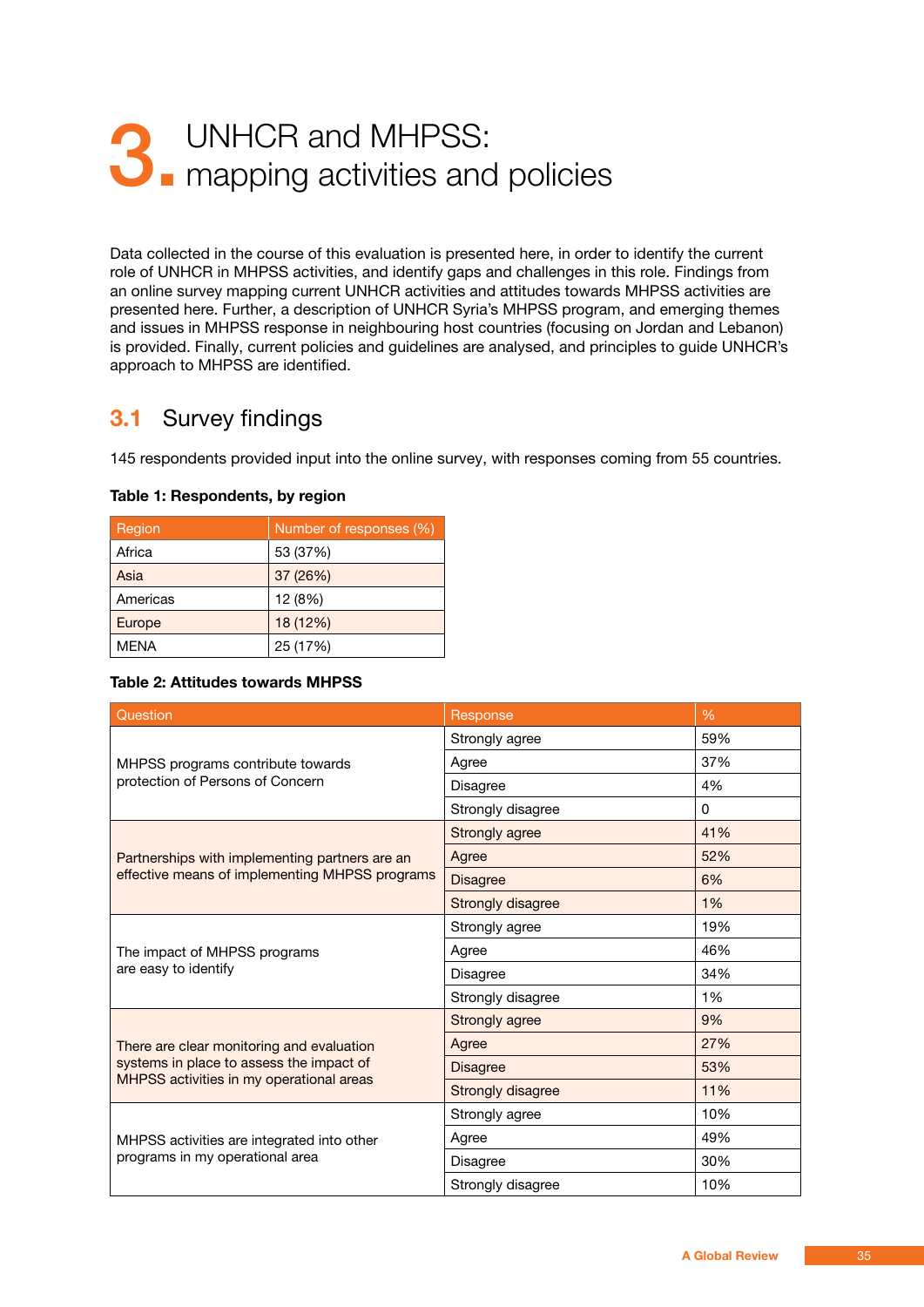# 3. UNHCR and MHPSS: mapping activities and policies

Data collected in the course of this evaluation is presented here, in order to identify the current role of UNHCR in MHPSS activities, and identify gaps and challenges in this role. Findings from an online survey mapping current UNHCR activities and attitudes towards MHPSS activities are presented here. Further, a description of UNHCR Syria's MHPSS program, and emerging themes and issues in MHPSS response in neighbouring host countries (focusing on Jordan and Lebanon) is provided. Finally, current policies and guidelines are analysed, and principles to guide UNHCR's approach to MHPSS are identified.

## 3.1 Survey findings

145 respondents provided input into the online survey, with responses coming from 55 countries.

**Table 1: Respondents, by region**

| Region | Number of responses (%) |
|---|---|
| Africa | 53 (37%) |
| Asia | 37 (26%) |
| Americas | 12 (8%) |
| Europe | 18 (12%) |
| MENA | 25 (17%) |

**Table 2: Attitudes towards MHPSS**

| Question | Response | % |
|---|---|---|
| MHPSS programs contribute towards protection of Persons of Concern | Strongly agree | 59% |
| | Agree | 37% |
| | Disagree | 4% |
| | Strongly disagree | 0 |
| Partnerships with implementing partners are an effective means of implementing MHPSS programs | Strongly agree | 41% |
| | Agree | 52% |
| | Disagree | 6% |
| | Strongly disagree | 1% |
| The impact of MHPSS programs are easy to identify | Strongly agree | 19% |
| | Agree | 46% |
| | Disagree | 34% |
| | Strongly disagree | 1% |
| There are clear monitoring and evaluation systems in place to assess the impact of MHPSS activities in my operational areas | Strongly agree | 9% |
| | Agree | 27% |
| | Disagree | 53% |
| | Strongly disagree | 11% |
| MHPSS activities are integrated into other programs in my operational area | Strongly agree | 10% |
| | Agree | 49% |
| | Disagree | 30% |
| | Strongly disagree | 10% |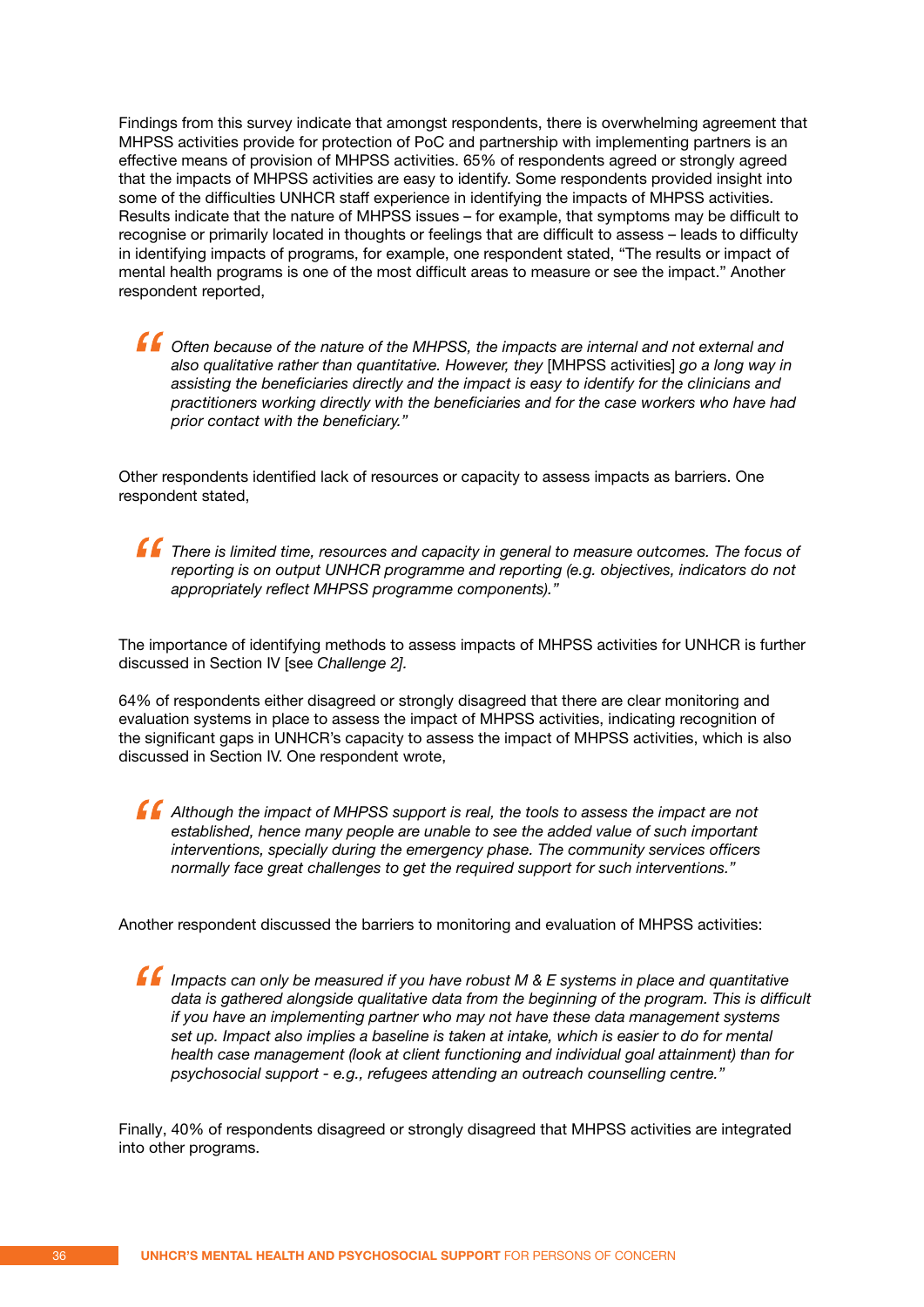Findings from this survey indicate that amongst respondents, there is overwhelming agreement that MHPSS activities provide for protection of PoC and partnership with implementing partners is an effective means of provision of MHPSS activities. 65% of respondents agreed or strongly agreed that the impacts of MHPSS activities are easy to identify. Some respondents provided insight into some of the difficulties UNHCR staff experience in identifying the impacts of MHPSS activities. Results indicate that the nature of MHPSS issues – for example, that symptoms may be difficult to recognise or primarily located in thoughts or feelings that are difficult to assess – leads to difficulty in identifying impacts of programs, for example, one respondent stated, "The results or impact of mental health programs is one of the most difficult areas to measure or see the impact." Another respondent reported,

> *Often because of the nature of the MHPSS, the impacts are internal and not external and also qualitative rather than quantitative. However, they* [MHPSS activities] *go a long way in assisting the beneficiaries directly and the impact is easy to identify for the clinicians and practitioners working directly with the beneficiaries and for the case workers who have had prior contact with the beneficiary."*

Other respondents identified lack of resources or capacity to assess impacts as barriers. One respondent stated,

> *There is limited time, resources and capacity in general to measure outcomes. The focus of reporting is on output UNHCR programme and reporting (e.g. objectives, indicators do not appropriately reflect MHPSS programme components)."*

The importance of identifying methods to assess impacts of MHPSS activities for UNHCR is further discussed in Section IV [see *Challenge 2].*

64% of respondents either disagreed or strongly disagreed that there are clear monitoring and evaluation systems in place to assess the impact of MHPSS activities, indicating recognition of the significant gaps in UNHCR's capacity to assess the impact of MHPSS activities, which is also discussed in Section IV. One respondent wrote,

> *Although the impact of MHPSS support is real, the tools to assess the impact are not established, hence many people are unable to see the added value of such important interventions, specially during the emergency phase. The community services officers normally face great challenges to get the required support for such interventions."*

Another respondent discussed the barriers to monitoring and evaluation of MHPSS activities:

> *Impacts can only be measured if you have robust M & E systems in place and quantitative data is gathered alongside qualitative data from the beginning of the program. This is difficult if you have an implementing partner who may not have these data management systems set up. Impact also implies a baseline is taken at intake, which is easier to do for mental health case management (look at client functioning and individual goal attainment) than for psychosocial support - e.g., refugees attending an outreach counselling centre."*

Finally, 40% of respondents disagreed or strongly disagreed that MHPSS activities are integrated into other programs.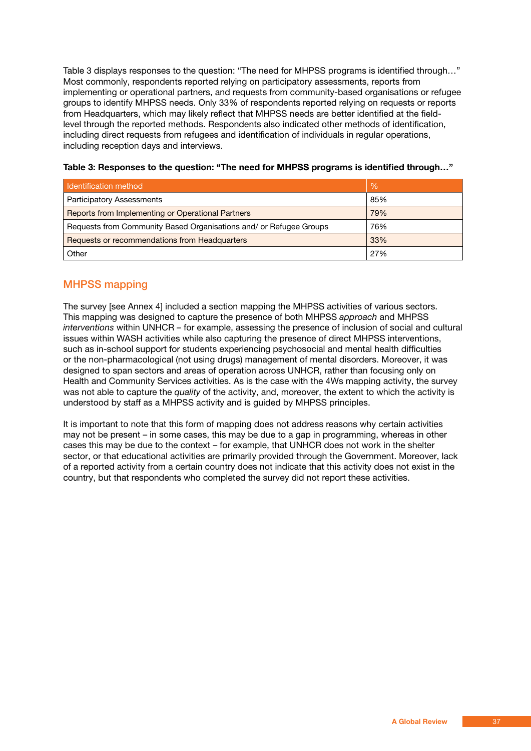Table 3 displays responses to the question: "The need for MHPSS programs is identified through…" Most commonly, respondents reported relying on participatory assessments, reports from implementing or operational partners, and requests from community-based organisations or refugee groups to identify MHPSS needs. Only 33% of respondents reported relying on requests or reports from Headquarters, which may likely reflect that MHPSS needs are better identified at the field-level through the reported methods. Respondents also indicated other methods of identification, including direct requests from refugees and identification of individuals in regular operations, including reception days and interviews.

**Table 3: Responses to the question: "The need for MHPSS programs is identified through…"**

| Identification method | % |
|---|---|
| Participatory Assessments | 85% |
| Reports from Implementing or Operational Partners | 79% |
| Requests from Community Based Organisations and/ or Refugee Groups | 76% |
| Requests or recommendations from Headquarters | 33% |
| Other | 27% |

## MHPSS mapping

The survey [see Annex 4] included a section mapping the MHPSS activities of various sectors. This mapping was designed to capture the presence of both MHPSS *approach* and MHPSS *interventions* within UNHCR – for example, assessing the presence of inclusion of social and cultural issues within WASH activities while also capturing the presence of direct MHPSS interventions, such as in-school support for students experiencing psychosocial and mental health difficulties or the non-pharmacological (not using drugs) management of mental disorders. Moreover, it was designed to span sectors and areas of operation across UNHCR, rather than focusing only on Health and Community Services activities. As is the case with the 4Ws mapping activity, the survey was not able to capture the *quality* of the activity, and, moreover, the extent to which the activity is understood by staff as a MHPSS activity and is guided by MHPSS principles.

It is important to note that this form of mapping does not address reasons why certain activities may not be present – in some cases, this may be due to a gap in programming, whereas in other cases this may be due to the context – for example, that UNHCR does not work in the shelter sector, or that educational activities are primarily provided through the Government. Moreover, lack of a reported activity from a certain country does not indicate that this activity does not exist in the country, but that respondents who completed the survey did not report these activities.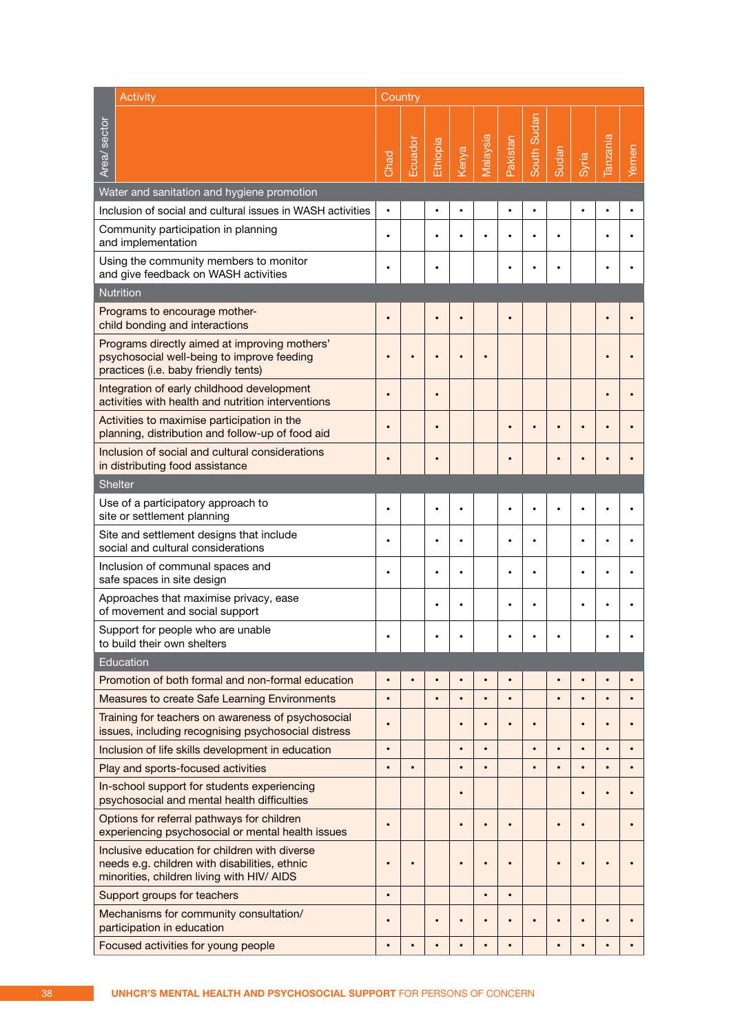| Area/ sector | Activity | Country | | | | | | | | | | |
|---|---|---|---|---|---|---|---|---|---|---|---|---|
| | | Chad | Ecuador | Ethiopia | Kenya | Malaysia | Pakistan | South Sudan | Sudan | Syria | Tanzania | Yemen |
| **Water and sanitation and hygiene promotion** | | | | | | | | | | | | |
| | Inclusion of social and cultural issues in WASH activities | • | | • | • | | • | • | | • | • | • |
| | Community participation in planning and implementation | • | | • | • | • | • | • | • | | • | • |
| | Using the community members to monitor and give feedback on WASH activities | • | | • | | | • | • | • | | • | • |
| **Nutrition** | | | | | | | | | | | | |
| | Programs to encourage mother-child bonding and interactions | • | | • | • | | • | | | | • | • |
| | Programs directly aimed at improving mothers' psychosocial well-being to improve feeding practices (i.e. baby friendly tents) | • | • | • | • | • | | | | | • | • |
| | Integration of early childhood development activities with health and nutrition interventions | • | | • | | | | | | | • | • |
| | Activities to maximise participation in the planning, distribution and follow-up of food aid | • | | • | | | • | • | • | • | • | • |
| | Inclusion of social and cultural considerations in distributing food assistance | • | | • | | | • | | • | • | • | • |
| **Shelter** | | | | | | | | | | | | |
| | Use of a participatory approach to site or settlement planning | • | | • | • | | • | • | • | • | • | • |
| | Site and settlement designs that include social and cultural considerations | • | | • | • | | • | • | | • | • | • |
| | Inclusion of communal spaces and safe spaces in site design | • | | • | • | | • | • | | • | • | • |
| | Approaches that maximise privacy, ease of movement and social support | | | • | • | | • | • | | • | • | • |
| | Support for people who are unable to build their own shelters | • | | • | • | | • | • | • | | • | • |
| **Education** | | | | | | | | | | | | |
| | Promotion of both formal and non-formal education | • | • | • | • | • | • | | • | • | • | • |
| | Measures to create Safe Learning Environments | • | | • | • | • | • | | • | • | • | • |
| | Training for teachers on awareness of psychosocial issues, including recognising psychosocial distress | • | | | • | • | • | • | | • | • | • |
| | Inclusion of life skills development in education | • | | | • | • | | • | • | • | • | • |
| | Play and sports-focused activities | • | • | | • | • | | • | • | • | • | • |
| | In-school support for students experiencing psychosocial and mental health difficulties | | | | • | | | | | • | • | • |
| | Options for referral pathways for children experiencing psychosocial or mental health issues | • | | | • | • | • | | • | • | | • |
| | Inclusive education for children with diverse needs e.g. children with disabilities, ethnic minorities, children living with HIV/ AIDS | • | • | | • | • | • | | • | • | • | • |
| | Support groups for teachers | • | | | | • | • | | | | | |
| | Mechanisms for community consultation/ participation in education | • | | • | • | • | • | • | • | • | • | • |
| | Focused activities for young people | • | • | • | • | • | • | | • | • | • | • |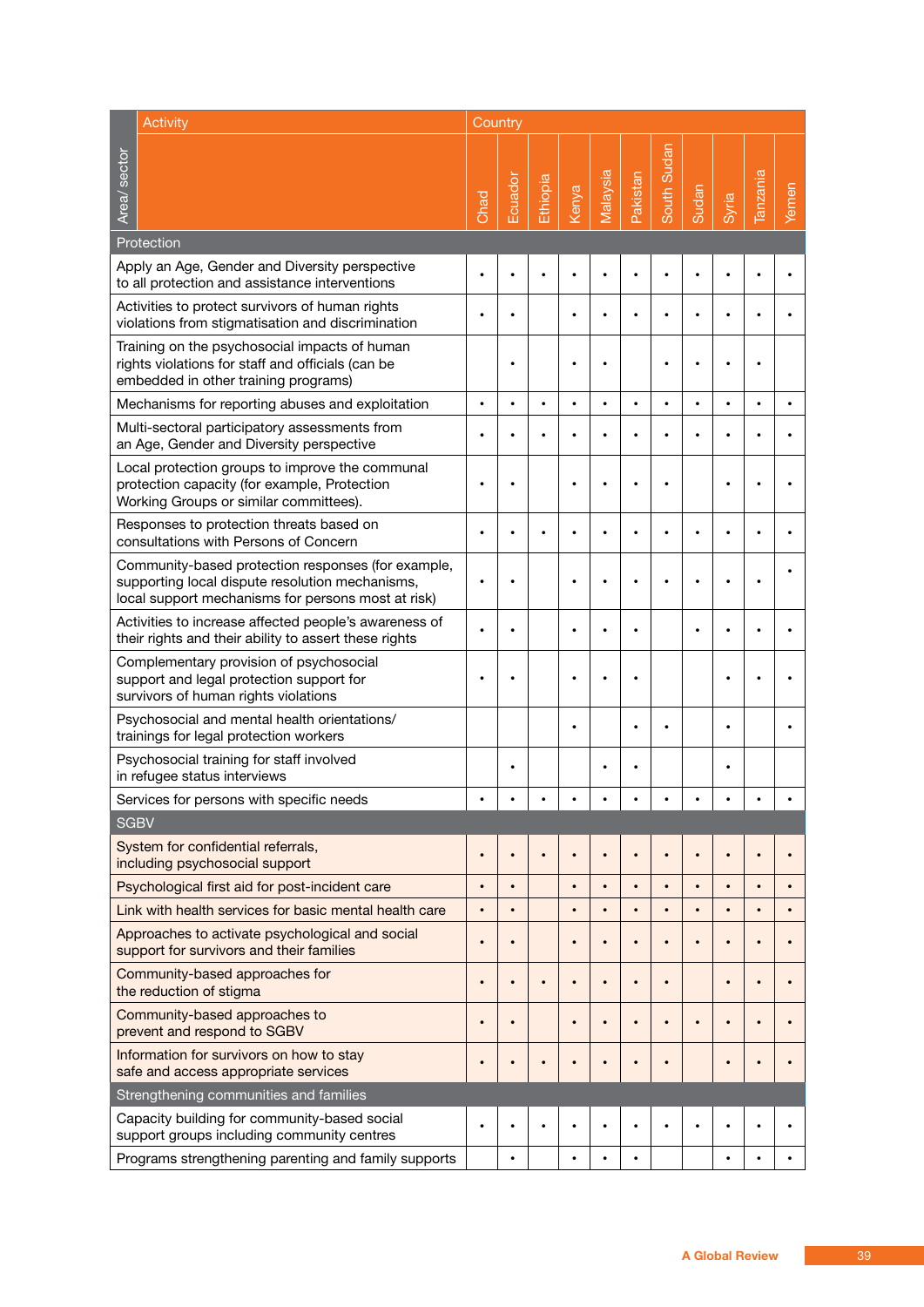| Area/ sector | Activity | Country | | | | | | | | | | |
|---|---|---|---|---|---|---|---|---|---|---|---|---|
| | | Chad | Ecuador | Ethiopia | Kenya | Malaysia | Pakistan | South Sudan | Sudan | Syria | Tanzania | Yemen |
| Protection | | | | | | | | | | | | |
| | Apply an Age, Gender and Diversity perspective to all protection and assistance interventions | • | • | • | • | • | • | • | • | • | • | • |
| | Activities to protect survivors of human rights violations from stigmatisation and discrimination | • | • | | • | • | • | • | • | • | • | • |
| | Training on the psychosocial impacts of human rights violations for staff and officials (can be embedded in other training programs) | | • | | • | • | | • | • | • | • | |
| | Mechanisms for reporting abuses and exploitation | • | • | • | • | • | • | • | • | • | • | • |
| | Multi-sectoral participatory assessments from an Age, Gender and Diversity perspective | • | • | • | • | • | • | • | • | • | • | • |
| | Local protection groups to improve the communal protection capacity (for example, Protection Working Groups or similar committees). | • | • | | • | • | • | • | | • | • | • |
| | Responses to protection threats based on consultations with Persons of Concern | • | • | • | • | • | • | • | • | • | • | • |
| | Community-based protection responses (for example, supporting local dispute resolution mechanisms, local support mechanisms for persons most at risk) | • | • | | • | • | • | • | • | • | • | • |
| | Activities to increase affected people's awareness of their rights and their ability to assert these rights | • | • | | • | • | • | | • | • | • | • |
| | Complementary provision of psychosocial support and legal protection support for survivors of human rights violations | • | • | | • | • | • | | | • | • | • |
| | Psychosocial and mental health orientations/ trainings for legal protection workers | | | | • | | • | • | | • | | • |
| | Psychosocial training for staff involved in refugee status interviews | | • | | | • | • | | | • | | |
| | Services for persons with specific needs | • | • | • | • | • | • | • | • | • | • | • |
| SGBV | | | | | | | | | | | | |
| | System for confidential referrals, including psychosocial support | • | • | • | • | • | • | • | • | • | • | • |
| | Psychological first aid for post-incident care | • | • | | • | • | • | • | • | • | • | • |
| | Link with health services for basic mental health care | • | • | | • | • | • | • | • | • | • | • |
| | Approaches to activate psychological and social support for survivors and their families | • | • | | • | • | • | • | • | • | • | • |
| | Community-based approaches for the reduction of stigma | • | • | • | • | • | • | • | | • | • | • |
| | Community-based approaches to prevent and respond to SGBV | • | • | | • | • | • | • | • | • | • | • |
| | Information for survivors on how to stay safe and access appropriate services | • | • | • | • | • | • | • | | • | • | • |
| Strengthening communities and families | | | | | | | | | | | | |
| | Capacity building for community-based social support groups including community centres | • | • | • | • | • | • | • | • | • | • | • |
| | Programs strengthening parenting and family supports | | • | | • | • | • | | | • | • | • |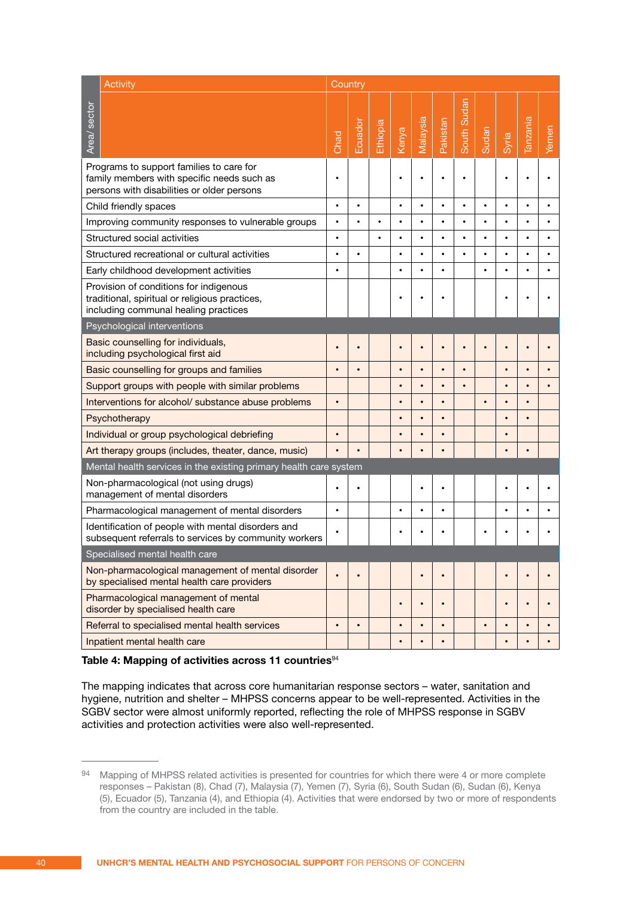| Area/ sector | Activity | Country | | | | | | | | | | |
|---|---|---|---|---|---|---|---|---|---|---|---|---|
| | | Chad | Ecuador | Ethiopia | Kenya | Malaysia | Pakistan | South Sudan | Sudan | Syria | Tanzania | Yemen |
| | Programs to support families to care for family members with specific needs such as persons with disabilities or older persons | • | | | • | • | • | • | | • | • | • |
| | Child friendly spaces | • | • | | • | • | • | • | • | • | • | • |
| | Improving community responses to vulnerable groups | • | • | • | • | • | • | • | • | • | • | • |
| | Structured social activities | • | | • | • | • | • | • | • | • | • | • |
| | Structured recreational or cultural activities | • | • | | • | • | • | • | • | • | • | • |
| | Early childhood development activities | • | | | • | • | • | | • | • | • | • |
| | Provision of conditions for indigenous traditional, spiritual or religious practices, including communal healing practices | | | | • | • | • | | | • | • | • |
| | **Psychological interventions** | | | | | | | | | | | |
| | Basic counselling for individuals, including psychological first aid | • | • | | • | • | • | • | • | • | • | • |
| | Basic counselling for groups and families | • | • | | • | • | • | • | | • | • | • |
| | Support groups with people with similar problems | | | | • | • | • | • | | • | • | • |
| | Interventions for alcohol/ substance abuse problems | • | | | • | • | • | | • | • | • | |
| | Psychotherapy | | | | • | • | • | | | • | • | |
| | Individual or group psychological debriefing | • | | | • | • | • | | | • | | |
| | Art therapy groups (includes, theater, dance, music) | • | • | | • | • | • | | | • | • | |
| | **Mental health services in the existing primary health care system** | | | | | | | | | | | |
| | Non-pharmacological (not using drugs) management of mental disorders | • | • | | | • | • | | | • | • | • |
| | Pharmacological management of mental disorders | • | | | • | • | • | | | • | • | • |
| | Identification of people with mental disorders and subsequent referrals to services by community workers | • | | | • | • | • | | • | • | • | • |
| | **Specialised mental health care** | | | | | | | | | | | |
| | Non-pharmacological management of mental disorder by specialised mental health care providers | • | • | | | • | • | | | • | • | • |
| | Pharmacological management of mental disorder by specialised health care | | | | • | • | • | | | • | • | • |
| | Referral to specialised mental health services | • | • | | • | • | • | | • | • | • | • |
| | Inpatient mental health care | | | | • | • | • | | | • | • | • |

**Table 4: Mapping of activities across 11 countries**[94]

The mapping indicates that across core humanitarian response sectors – water, sanitation and hygiene, nutrition and shelter – MHPSS concerns appear to be well-represented. Activities in the SGBV sector were almost uniformly reported, reflecting the role of MHPSS response in SGBV activities and protection activities were also well-represented.

---

[94] Mapping of MHPSS related activities is presented for countries for which there were 4 or more complete responses – Pakistan (8), Chad (7), Malaysia (7), Yemen (7), Syria (6), South Sudan (6), Sudan (6), Kenya (5), Ecuador (5), Tanzania (4), and Ethiopia (4). Activities that were endorsed by two or more of respondents from the country are included in the table.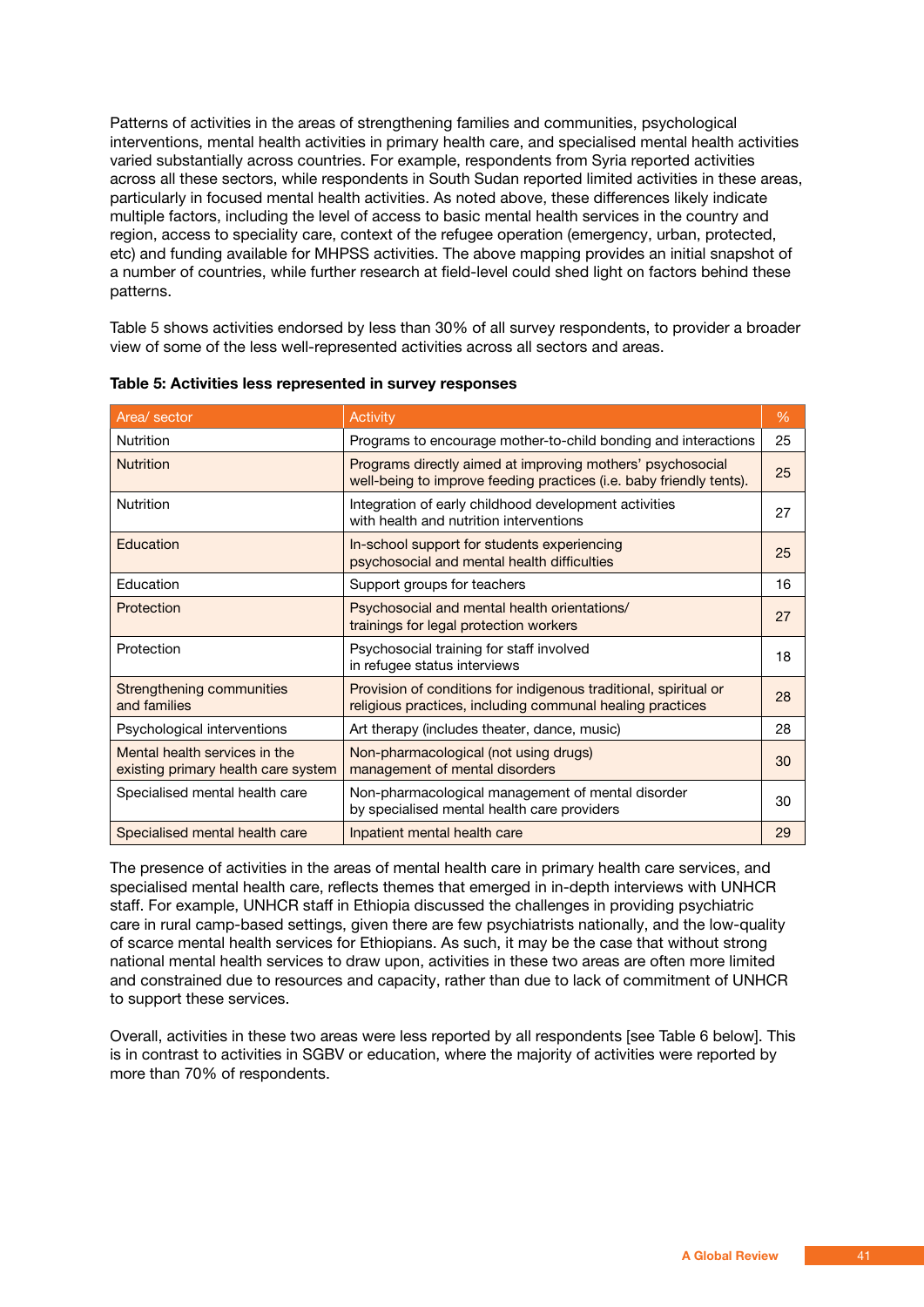Patterns of activities in the areas of strengthening families and communities, psychological interventions, mental health activities in primary health care, and specialised mental health activities varied substantially across countries. For example, respondents from Syria reported activities across all these sectors, while respondents in South Sudan reported limited activities in these areas, particularly in focused mental health activities. As noted above, these differences likely indicate multiple factors, including the level of access to basic mental health services in the country and region, access to speciality care, context of the refugee operation (emergency, urban, protected, etc) and funding available for MHPSS activities. The above mapping provides an initial snapshot of a number of countries, while further research at field-level could shed light on factors behind these patterns.

Table 5 shows activities endorsed by less than 30% of all survey respondents, to provider a broader view of some of the less well-represented activities across all sectors and areas.

**Table 5: Activities less represented in survey responses**

| Area/ sector | Activity | % |
|---|---|---|
| Nutrition | Programs to encourage mother-to-child bonding and interactions | 25 |
| Nutrition | Programs directly aimed at improving mothers' psychosocial well-being to improve feeding practices (i.e. baby friendly tents). | 25 |
| Nutrition | Integration of early childhood development activities with health and nutrition interventions | 27 |
| Education | In-school support for students experiencing psychosocial and mental health difficulties | 25 |
| Education | Support groups for teachers | 16 |
| Protection | Psychosocial and mental health orientations/ trainings for legal protection workers | 27 |
| Protection | Psychosocial training for staff involved in refugee status interviews | 18 |
| Strengthening communities and families | Provision of conditions for indigenous traditional, spiritual or religious practices, including communal healing practices | 28 |
| Psychological interventions | Art therapy (includes theater, dance, music) | 28 |
| Mental health services in the existing primary health care system | Non-pharmacological (not using drugs) management of mental disorders | 30 |
| Specialised mental health care | Non-pharmacological management of mental disorder by specialised mental health care providers | 30 |
| Specialised mental health care | Inpatient mental health care | 29 |

The presence of activities in the areas of mental health care in primary health care services, and specialised mental health care, reflects themes that emerged in in-depth interviews with UNHCR staff. For example, UNHCR staff in Ethiopia discussed the challenges in providing psychiatric care in rural camp-based settings, given there are few psychiatrists nationally, and the low-quality of scarce mental health services for Ethiopians. As such, it may be the case that without strong national mental health services to draw upon, activities in these two areas are often more limited and constrained due to resources and capacity, rather than due to lack of commitment of UNHCR to support these services.

Overall, activities in these two areas were less reported by all respondents [see Table 6 below]. This is in contrast to activities in SGBV or education, where the majority of activities were reported by more than 70% of respondents.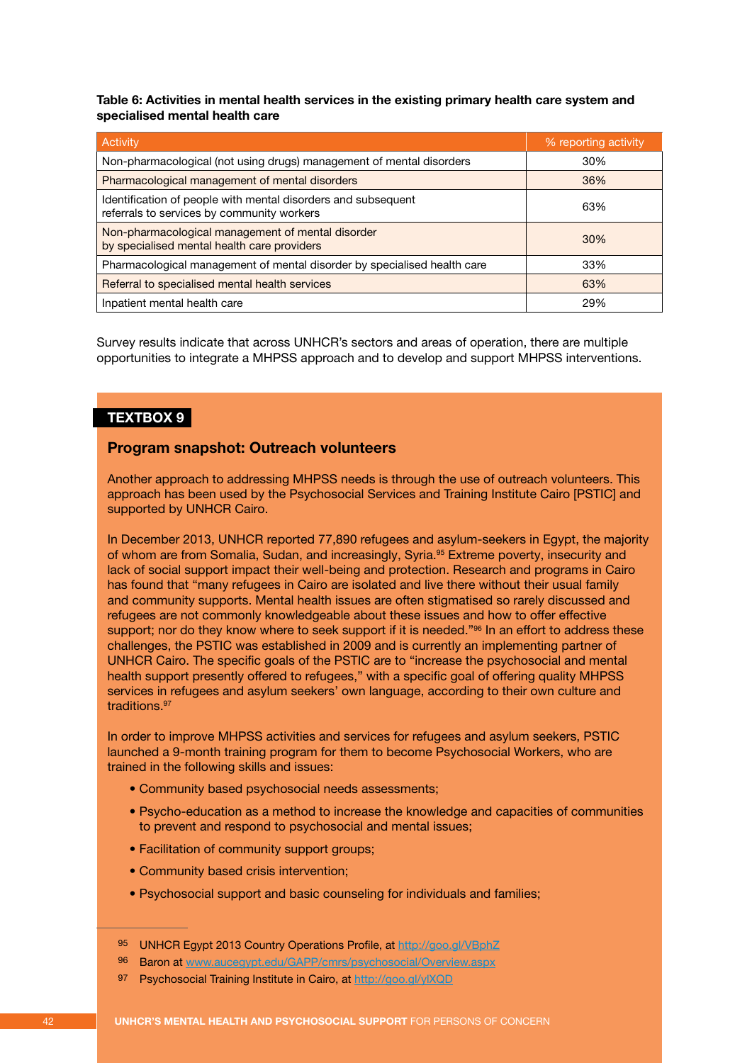**Table 6: Activities in mental health services in the existing primary health care system and specialised mental health care**

| Activity | % reporting activity |
|---|---|
| Non-pharmacological (not using drugs) management of mental disorders | 30% |
| Pharmacological management of mental disorders | 36% |
| Identification of people with mental disorders and subsequent referrals to services by community workers | 63% |
| Non-pharmacological management of mental disorder by specialised mental health care providers | 30% |
| Pharmacological management of mental disorder by specialised health care | 33% |
| Referral to specialised mental health services | 63% |
| Inpatient mental health care | 29% |

Survey results indicate that across UNHCR's sectors and areas of operation, there are multiple opportunities to integrate a MHPSS approach and to develop and support MHPSS interventions.

**TEXTBOX 9**

### Program snapshot: Outreach volunteers

Another approach to addressing MHPSS needs is through the use of outreach volunteers. This approach has been used by the Psychosocial Services and Training Institute Cairo [PSTIC] and supported by UNHCR Cairo.

In December 2013, UNHCR reported 77,890 refugees and asylum-seekers in Egypt, the majority of whom are from Somalia, Sudan, and increasingly, Syria.[95] Extreme poverty, insecurity and lack of social support impact their well-being and protection. Research and programs in Cairo has found that "many refugees in Cairo are isolated and live there without their usual family and community supports. Mental health issues are often stigmatised so rarely discussed and refugees are not commonly knowledgeable about these issues and how to offer effective support; nor do they know where to seek support if it is needed."[96] In an effort to address these challenges, the PSTIC was established in 2009 and is currently an implementing partner of UNHCR Cairo. The specific goals of the PSTIC are to "increase the psychosocial and mental health support presently offered to refugees," with a specific goal of offering quality MHPSS services in refugees and asylum seekers' own language, according to their own culture and traditions.[97]

In order to improve MHPSS activities and services for refugees and asylum seekers, PSTIC launched a 9-month training program for them to become Psychosocial Workers, who are trained in the following skills and issues:

- Community based psychosocial needs assessments;
- Psycho-education as a method to increase the knowledge and capacities of communities to prevent and respond to psychosocial and mental issues;
- Facilitation of community support groups;
- Community based crisis intervention;
- Psychosocial support and basic counseling for individuals and families;

---

95 UNHCR Egypt 2013 Country Operations Profile, at http://goo.gl/VBphZ

96 Baron at www.aucegypt.edu/GAPP/cmrs/psychosocial/Overview.aspx

97 Psychosocial Training Institute in Cairo, at http://goo.gl/ylXQD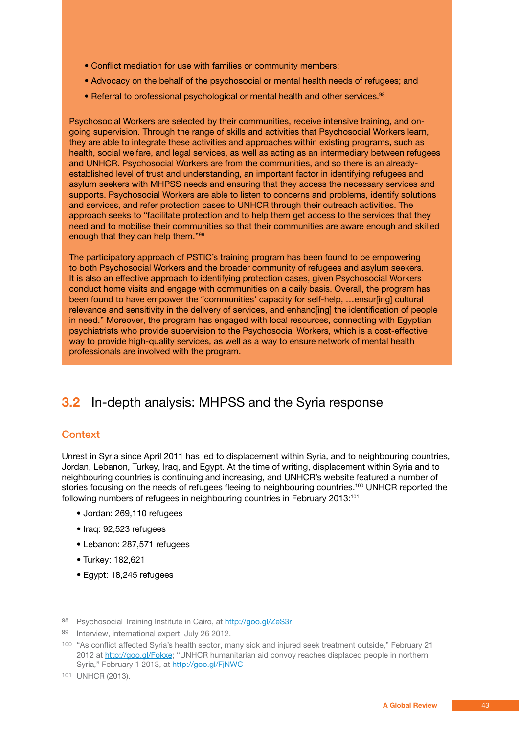- Conflict mediation for use with families or community members;
- Advocacy on the behalf of the psychosocial or mental health needs of refugees; and
- Referral to professional psychological or mental health and other services.[98]

Psychosocial Workers are selected by their communities, receive intensive training, and on-going supervision. Through the range of skills and activities that Psychosocial Workers learn, they are able to integrate these activities and approaches within existing programs, such as health, social welfare, and legal services, as well as acting as an intermediary between refugees and UNHCR. Psychosocial Workers are from the communities, and so there is an already-established level of trust and understanding, an important factor in identifying refugees and asylum seekers with MHPSS needs and ensuring that they access the necessary services and supports. Psychosocial Workers are able to listen to concerns and problems, identify solutions and services, and refer protection cases to UNHCR through their outreach activities. The approach seeks to "facilitate protection and to help them get access to the services that they need and to mobilise their communities so that their communities are aware enough and skilled enough that they can help them."[99]

The participatory approach of PSTIC's training program has been found to be empowering to both Psychosocial Workers and the broader community of refugees and asylum seekers. It is also an effective approach to identifying protection cases, given Psychosocial Workers conduct home visits and engage with communities on a daily basis. Overall, the program has been found to have empower the "communities' capacity for self-help, …ensur[ing] cultural relevance and sensitivity in the delivery of services, and enhanc[ing] the identification of people in need." Moreover, the program has engaged with local resources, connecting with Egyptian psychiatrists who provide supervision to the Psychosocial Workers, which is a cost-effective way to provide high-quality services, as well as a way to ensure network of mental health professionals are involved with the program.

## 3.2 In-depth analysis: MHPSS and the Syria response

### Context

Unrest in Syria since April 2011 has led to displacement within Syria, and to neighbouring countries, Jordan, Lebanon, Turkey, Iraq, and Egypt. At the time of writing, displacement within Syria and to neighbouring countries is continuing and increasing, and UNHCR's website featured a number of stories focusing on the needs of refugees fleeing to neighbouring countries.[100] UNHCR reported the following numbers of refugees in neighbouring countries in February 2013:[101]

- Jordan: 269,110 refugees
- Iraq: 92,523 refugees
- Lebanon: 287,571 refugees
- Turkey: 182,621
- Egypt: 18,245 refugees

---

98 Psychosocial Training Institute in Cairo, at http://goo.gl/ZeS3r

99 Interview, international expert, July 26 2012.

100 "As conflict affected Syria's health sector, many sick and injured seek treatment outside," February 21 2012 at http://goo.gl/Fokxe; "UNHCR humanitarian aid convoy reaches displaced people in northern Syria," February 1 2013, at http://goo.gl/FjNWC

101 UNHCR (2013).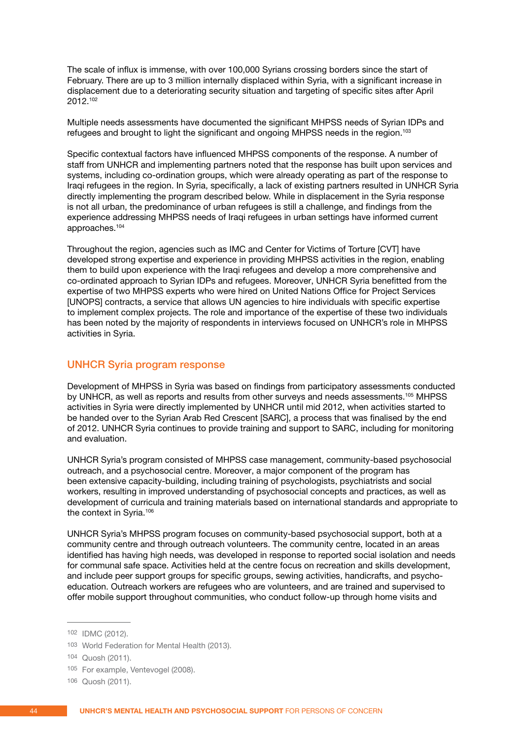The scale of influx is immense, with over 100,000 Syrians crossing borders since the start of February. There are up to 3 million internally displaced within Syria, with a significant increase in displacement due to a deteriorating security situation and targeting of specific sites after April 2012.[102]

Multiple needs assessments have documented the significant MHPSS needs of Syrian IDPs and refugees and brought to light the significant and ongoing MHPSS needs in the region.[103]

Specific contextual factors have influenced MHPSS components of the response. A number of staff from UNHCR and implementing partners noted that the response has built upon services and systems, including co-ordination groups, which were already operating as part of the response to Iraqi refugees in the region. In Syria, specifically, a lack of existing partners resulted in UNHCR Syria directly implementing the program described below. While in displacement in the Syria response is not all urban, the predominance of urban refugees is still a challenge, and findings from the experience addressing MHPSS needs of Iraqi refugees in urban settings have informed current approaches.[104]

Throughout the region, agencies such as IMC and Center for Victims of Torture [CVT] have developed strong expertise and experience in providing MHPSS activities in the region, enabling them to build upon experience with the Iraqi refugees and develop a more comprehensive and co-ordinated approach to Syrian IDPs and refugees. Moreover, UNHCR Syria benefitted from the expertise of two MHPSS experts who were hired on United Nations Office for Project Services [UNOPS] contracts, a service that allows UN agencies to hire individuals with specific expertise to implement complex projects. The role and importance of the expertise of these two individuals has been noted by the majority of respondents in interviews focused on UNHCR's role in MHPSS activities in Syria.

## UNHCR Syria program response

Development of MHPSS in Syria was based on findings from participatory assessments conducted by UNHCR, as well as reports and results from other surveys and needs assessments.[105] MHPSS activities in Syria were directly implemented by UNHCR until mid 2012, when activities started to be handed over to the Syrian Arab Red Crescent [SARC], a process that was finalised by the end of 2012. UNHCR Syria continues to provide training and support to SARC, including for monitoring and evaluation.

UNHCR Syria's program consisted of MHPSS case management, community-based psychosocial outreach, and a psychosocial centre. Moreover, a major component of the program has been extensive capacity-building, including training of psychologists, psychiatrists and social workers, resulting in improved understanding of psychosocial concepts and practices, as well as development of curricula and training materials based on international standards and appropriate to the context in Syria.[106]

UNHCR Syria's MHPSS program focuses on community-based psychosocial support, both at a community centre and through outreach volunteers. The community centre, located in an areas identified has having high needs, was developed in response to reported social isolation and needs for communal safe space. Activities held at the centre focus on recreation and skills development, and include peer support groups for specific groups, sewing activities, handicrafts, and psycho-education. Outreach workers are refugees who are volunteers, and are trained and supervised to offer mobile support throughout communities, who conduct follow-up through home visits and

---

[102] IDMC (2012).

[103] World Federation for Mental Health (2013).

[104] Quosh (2011).

[105] For example, Ventevogel (2008).

[106] Quosh (2011).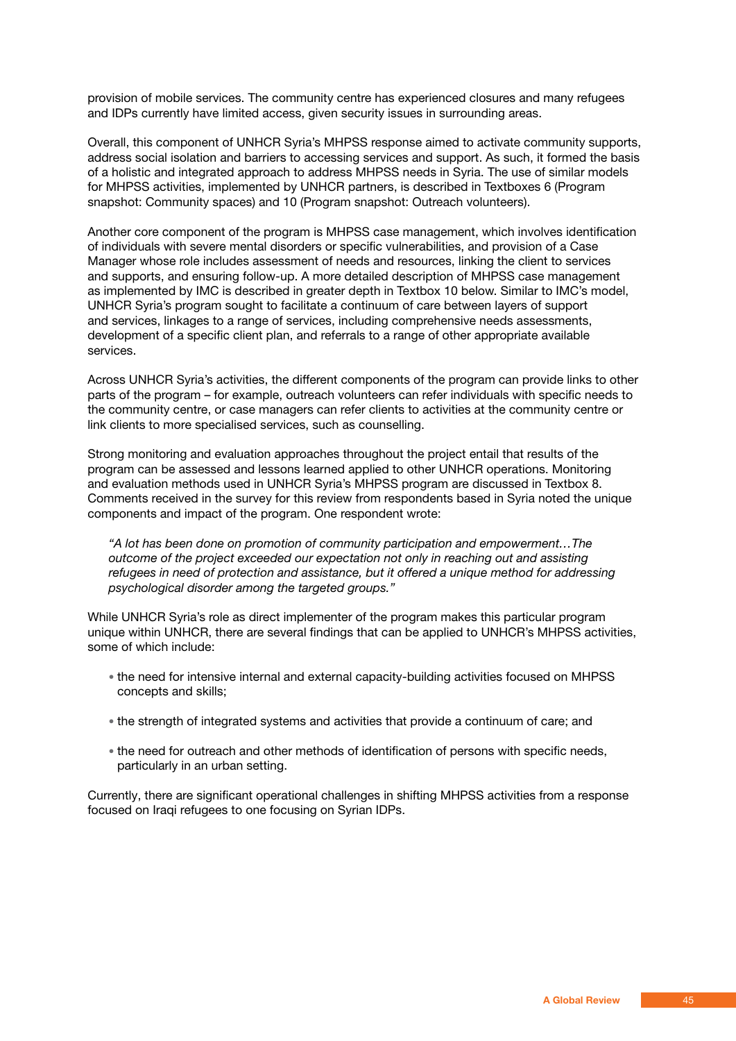provision of mobile services. The community centre has experienced closures and many refugees and IDPs currently have limited access, given security issues in surrounding areas.

Overall, this component of UNHCR Syria's MHPSS response aimed to activate community supports, address social isolation and barriers to accessing services and support. As such, it formed the basis of a holistic and integrated approach to address MHPSS needs in Syria. The use of similar models for MHPSS activities, implemented by UNHCR partners, is described in Textboxes 6 (Program snapshot: Community spaces) and 10 (Program snapshot: Outreach volunteers).

Another core component of the program is MHPSS case management, which involves identification of individuals with severe mental disorders or specific vulnerabilities, and provision of a Case Manager whose role includes assessment of needs and resources, linking the client to services and supports, and ensuring follow-up. A more detailed description of MHPSS case management as implemented by IMC is described in greater depth in Textbox 10 below. Similar to IMC's model, UNHCR Syria's program sought to facilitate a continuum of care between layers of support and services, linkages to a range of services, including comprehensive needs assessments, development of a specific client plan, and referrals to a range of other appropriate available services.

Across UNHCR Syria's activities, the different components of the program can provide links to other parts of the program – for example, outreach volunteers can refer individuals with specific needs to the community centre, or case managers can refer clients to activities at the community centre or link clients to more specialised services, such as counselling.

Strong monitoring and evaluation approaches throughout the project entail that results of the program can be assessed and lessons learned applied to other UNHCR operations. Monitoring and evaluation methods used in UNHCR Syria's MHPSS program are discussed in Textbox 8. Comments received in the survey for this review from respondents based in Syria noted the unique components and impact of the program. One respondent wrote:

> *"A lot has been done on promotion of community participation and empowerment…The outcome of the project exceeded our expectation not only in reaching out and assisting refugees in need of protection and assistance, but it offered a unique method for addressing psychological disorder among the targeted groups."*

While UNHCR Syria's role as direct implementer of the program makes this particular program unique within UNHCR, there are several findings that can be applied to UNHCR's MHPSS activities, some of which include:

- the need for intensive internal and external capacity-building activities focused on MHPSS concepts and skills;
- the strength of integrated systems and activities that provide a continuum of care; and
- the need for outreach and other methods of identification of persons with specific needs, particularly in an urban setting.

Currently, there are significant operational challenges in shifting MHPSS activities from a response focused on Iraqi refugees to one focusing on Syrian IDPs.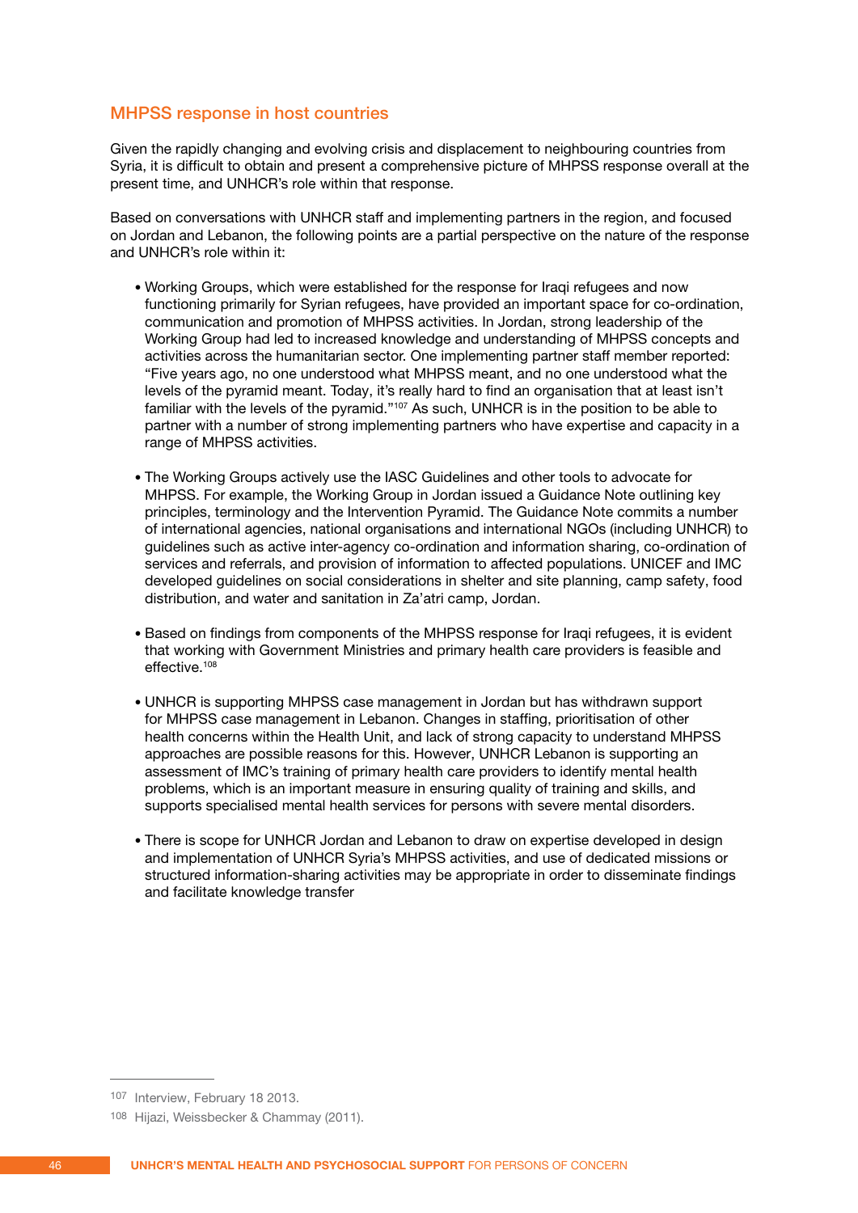## MHPSS response in host countries

Given the rapidly changing and evolving crisis and displacement to neighbouring countries from Syria, it is difficult to obtain and present a comprehensive picture of MHPSS response overall at the present time, and UNHCR's role within that response.

Based on conversations with UNHCR staff and implementing partners in the region, and focused on Jordan and Lebanon, the following points are a partial perspective on the nature of the response and UNHCR's role within it:

- Working Groups, which were established for the response for Iraqi refugees and now functioning primarily for Syrian refugees, have provided an important space for co-ordination, communication and promotion of MHPSS activities. In Jordan, strong leadership of the Working Group had led to increased knowledge and understanding of MHPSS concepts and activities across the humanitarian sector. One implementing partner staff member reported: "Five years ago, no one understood what MHPSS meant, and no one understood what the levels of the pyramid meant. Today, it's really hard to find an organisation that at least isn't familiar with the levels of the pyramid."[107] As such, UNHCR is in the position to be able to partner with a number of strong implementing partners who have expertise and capacity in a range of MHPSS activities.

- The Working Groups actively use the IASC Guidelines and other tools to advocate for MHPSS. For example, the Working Group in Jordan issued a Guidance Note outlining key principles, terminology and the Intervention Pyramid. The Guidance Note commits a number of international agencies, national organisations and international NGOs (including UNHCR) to guidelines such as active inter-agency co-ordination and information sharing, co-ordination of services and referrals, and provision of information to affected populations. UNICEF and IMC developed guidelines on social considerations in shelter and site planning, camp safety, food distribution, and water and sanitation in Za'atri camp, Jordan.

- Based on findings from components of the MHPSS response for Iraqi refugees, it is evident that working with Government Ministries and primary health care providers is feasible and effective.[108]

- UNHCR is supporting MHPSS case management in Jordan but has withdrawn support for MHPSS case management in Lebanon. Changes in staffing, prioritisation of other health concerns within the Health Unit, and lack of strong capacity to understand MHPSS approaches are possible reasons for this. However, UNHCR Lebanon is supporting an assessment of IMC's training of primary health care providers to identify mental health problems, which is an important measure in ensuring quality of training and skills, and supports specialised mental health services for persons with severe mental disorders.

- There is scope for UNHCR Jordan and Lebanon to draw on expertise developed in design and implementation of UNHCR Syria's MHPSS activities, and use of dedicated missions or structured information-sharing activities may be appropriate in order to disseminate findings and facilitate knowledge transfer

---

[107] Interview, February 18 2013.

[108] Hijazi, Weissbecker & Chammay (2011).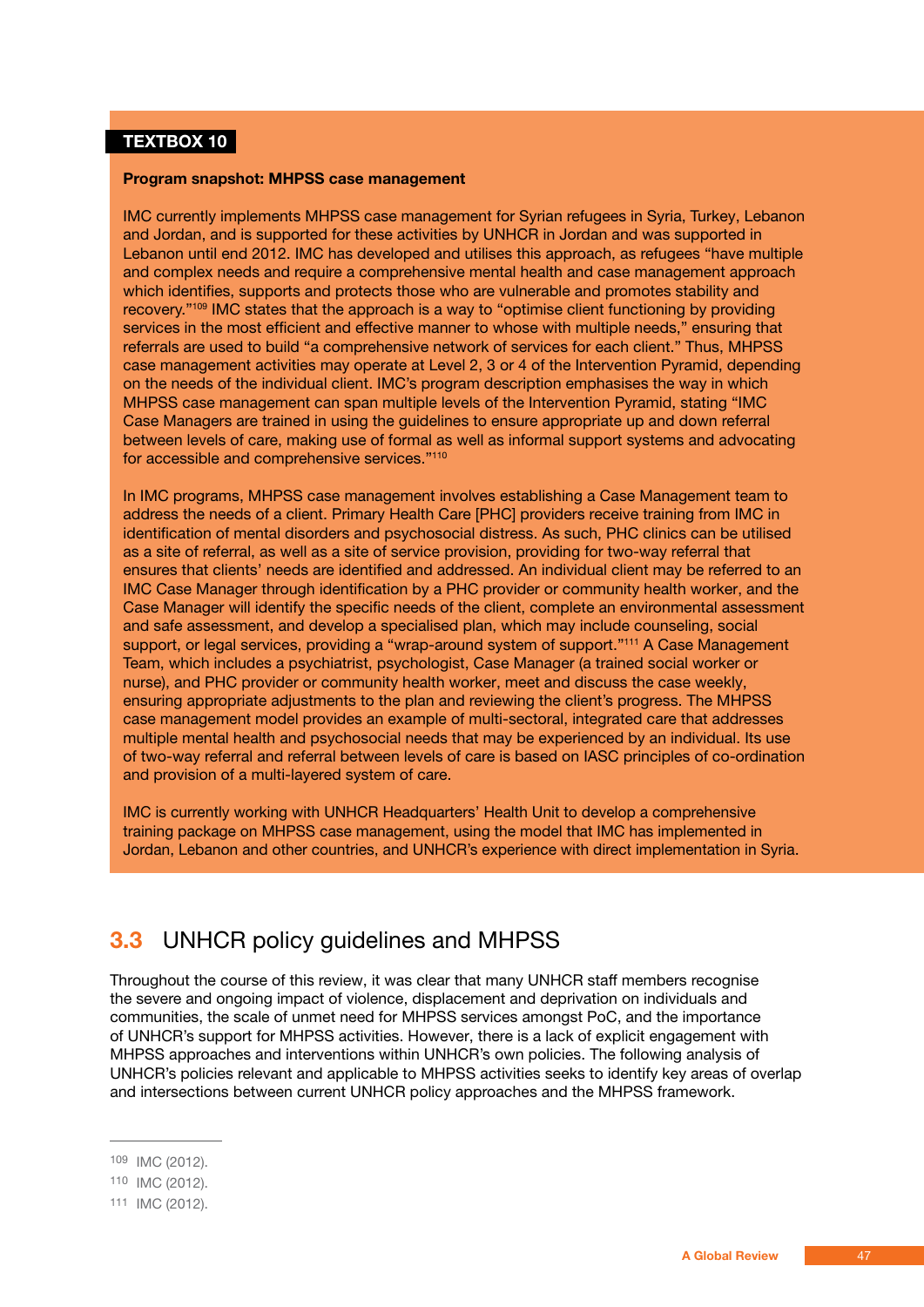**TEXTBOX 10**

**Program snapshot: MHPSS case management**

IMC currently implements MHPSS case management for Syrian refugees in Syria, Turkey, Lebanon and Jordan, and is supported for these activities by UNHCR in Jordan and was supported in Lebanon until end 2012. IMC has developed and utilises this approach, as refugees "have multiple and complex needs and require a comprehensive mental health and case management approach which identifies, supports and protects those who are vulnerable and promotes stability and recovery."[109] IMC states that the approach is a way to "optimise client functioning by providing services in the most efficient and effective manner to whose with multiple needs," ensuring that referrals are used to build "a comprehensive network of services for each client." Thus, MHPSS case management activities may operate at Level 2, 3 or 4 of the Intervention Pyramid, depending on the needs of the individual client. IMC's program description emphasises the way in which MHPSS case management can span multiple levels of the Intervention Pyramid, stating "IMC Case Managers are trained in using the guidelines to ensure appropriate up and down referral between levels of care, making use of formal as well as informal support systems and advocating for accessible and comprehensive services."[110]

In IMC programs, MHPSS case management involves establishing a Case Management team to address the needs of a client. Primary Health Care [PHC] providers receive training from IMC in identification of mental disorders and psychosocial distress. As such, PHC clinics can be utilised as a site of referral, as well as a site of service provision, providing for two-way referral that ensures that clients' needs are identified and addressed. An individual client may be referred to an IMC Case Manager through identification by a PHC provider or community health worker, and the Case Manager will identify the specific needs of the client, complete an environmental assessment and safe assessment, and develop a specialised plan, which may include counseling, social support, or legal services, providing a "wrap-around system of support."[111] A Case Management Team, which includes a psychiatrist, psychologist, Case Manager (a trained social worker or nurse), and PHC provider or community health worker, meet and discuss the case weekly, ensuring appropriate adjustments to the plan and reviewing the client's progress. The MHPSS case management model provides an example of multi-sectoral, integrated care that addresses multiple mental health and psychosocial needs that may be experienced by an individual. Its use of two-way referral and referral between levels of care is based on IASC principles of co-ordination and provision of a multi-layered system of care.

IMC is currently working with UNHCR Headquarters' Health Unit to develop a comprehensive training package on MHPSS case management, using the model that IMC has implemented in Jordan, Lebanon and other countries, and UNHCR's experience with direct implementation in Syria.

## 3.3 UNHCR policy guidelines and MHPSS

Throughout the course of this review, it was clear that many UNHCR staff members recognise the severe and ongoing impact of violence, displacement and deprivation on individuals and communities, the scale of unmet need for MHPSS services amongst PoC, and the importance of UNHCR's support for MHPSS activities. However, there is a lack of explicit engagement with MHPSS approaches and interventions within UNHCR's own policies. The following analysis of UNHCR's policies relevant and applicable to MHPSS activities seeks to identify key areas of overlap and intersections between current UNHCR policy approaches and the MHPSS framework.

---

[109] IMC (2012).

[110] IMC (2012).

[111] IMC (2012).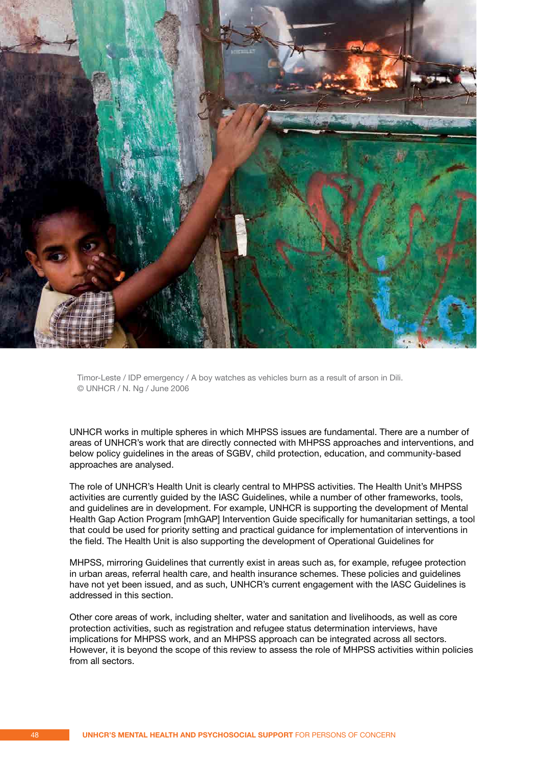Timor-Leste / IDP emergency / A boy watches as vehicles burn as a result of arson in Dili.
© UNHCR / N. Ng / June 2006

UNHCR works in multiple spheres in which MHPSS issues are fundamental. There are a number of areas of UNHCR's work that are directly connected with MHPSS approaches and interventions, and below policy guidelines in the areas of SGBV, child protection, education, and community-based approaches are analysed.

The role of UNHCR's Health Unit is clearly central to MHPSS activities. The Health Unit's MHPSS activities are currently guided by the IASC Guidelines, while a number of other frameworks, tools, and guidelines are in development. For example, UNHCR is supporting the development of Mental Health Gap Action Program [mhGAP] Intervention Guide specifically for humanitarian settings, a tool that could be used for priority setting and practical guidance for implementation of interventions in the field. The Health Unit is also supporting the development of Operational Guidelines for MHPSS, mirroring Guidelines that currently exist in areas such as, for example, refugee protection in urban areas, referral health care, and health insurance schemes. These policies and guidelines have not yet been issued, and as such, UNHCR's current engagement with the IASC Guidelines is addressed in this section.

Other core areas of work, including shelter, water and sanitation and livelihoods, as well as core protection activities, such as registration and refugee status determination interviews, have implications for MHPSS work, and an MHPSS approach can be integrated across all sectors. However, it is beyond the scope of this review to assess the role of MHPSS activities within policies from all sectors.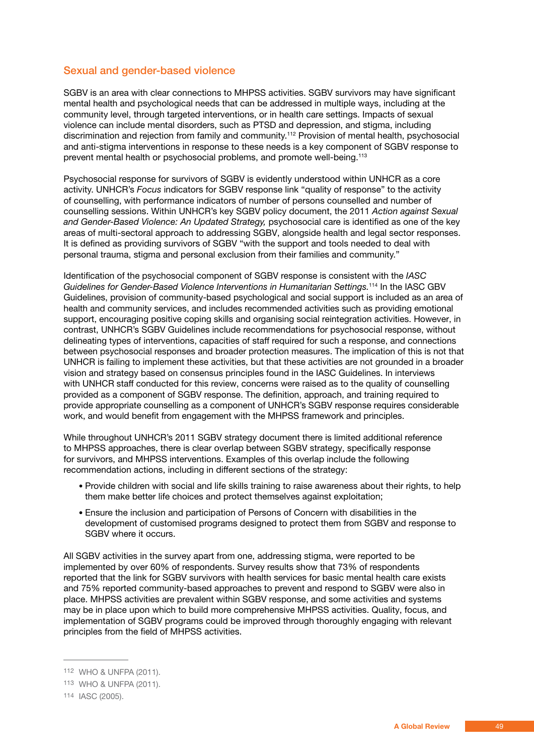## Sexual and gender-based violence

SGBV is an area with clear connections to MHPSS activities. SGBV survivors may have significant mental health and psychological needs that can be addressed in multiple ways, including at the community level, through targeted interventions, or in health care settings. Impacts of sexual violence can include mental disorders, such as PTSD and depression, and stigma, including discrimination and rejection from family and community.[112] Provision of mental health, psychosocial and anti-stigma interventions in response to these needs is a key component of SGBV response to prevent mental health or psychosocial problems, and promote well-being.[113]

Psychosocial response for survivors of SGBV is evidently understood within UNHCR as a core activity. UNHCR's *Focus* indicators for SGBV response link "quality of response" to the activity of counselling, with performance indicators of number of persons counselled and number of counselling sessions. Within UNHCR's key SGBV policy document, the 2011 *Action against Sexual and Gender-Based Violence: An Updated Strategy,* psychosocial care is identified as one of the key areas of multi-sectoral approach to addressing SGBV, alongside health and legal sector responses. It is defined as providing survivors of SGBV "with the support and tools needed to deal with personal trauma, stigma and personal exclusion from their families and community."

Identification of the psychosocial component of SGBV response is consistent with the *IASC Guidelines for Gender-Based Violence Interventions in Humanitarian Settings.*[114] In the IASC GBV Guidelines, provision of community-based psychological and social support is included as an area of health and community services, and includes recommended activities such as providing emotional support, encouraging positive coping skills and organising social reintegration activities. However, in contrast, UNHCR's SGBV Guidelines include recommendations for psychosocial response, without delineating types of interventions, capacities of staff required for such a response, and connections between psychosocial responses and broader protection measures. The implication of this is not that UNHCR is failing to implement these activities, but that these activities are not grounded in a broader vision and strategy based on consensus principles found in the IASC Guidelines. In interviews with UNHCR staff conducted for this review, concerns were raised as to the quality of counselling provided as a component of SGBV response. The definition, approach, and training required to provide appropriate counselling as a component of UNHCR's SGBV response requires considerable work, and would benefit from engagement with the MHPSS framework and principles.

While throughout UNHCR's 2011 SGBV strategy document there is limited additional reference to MHPSS approaches, there is clear overlap between SGBV strategy, specifically response for survivors, and MHPSS interventions. Examples of this overlap include the following recommendation actions, including in different sections of the strategy:

- Provide children with social and life skills training to raise awareness about their rights, to help them make better life choices and protect themselves against exploitation;
- Ensure the inclusion and participation of Persons of Concern with disabilities in the development of customised programs designed to protect them from SGBV and response to SGBV where it occurs.

All SGBV activities in the survey apart from one, addressing stigma, were reported to be implemented by over 60% of respondents. Survey results show that 73% of respondents reported that the link for SGBV survivors with health services for basic mental health care exists and 75% reported community-based approaches to prevent and respond to SGBV were also in place. MHPSS activities are prevalent within SGBV response, and some activities and systems may be in place upon which to build more comprehensive MHPSS activities. Quality, focus, and implementation of SGBV programs could be improved through thoroughly engaging with relevant principles from the field of MHPSS activities.

---

[112] WHO & UNFPA (2011).

[113] WHO & UNFPA (2011).

[114] IASC (2005).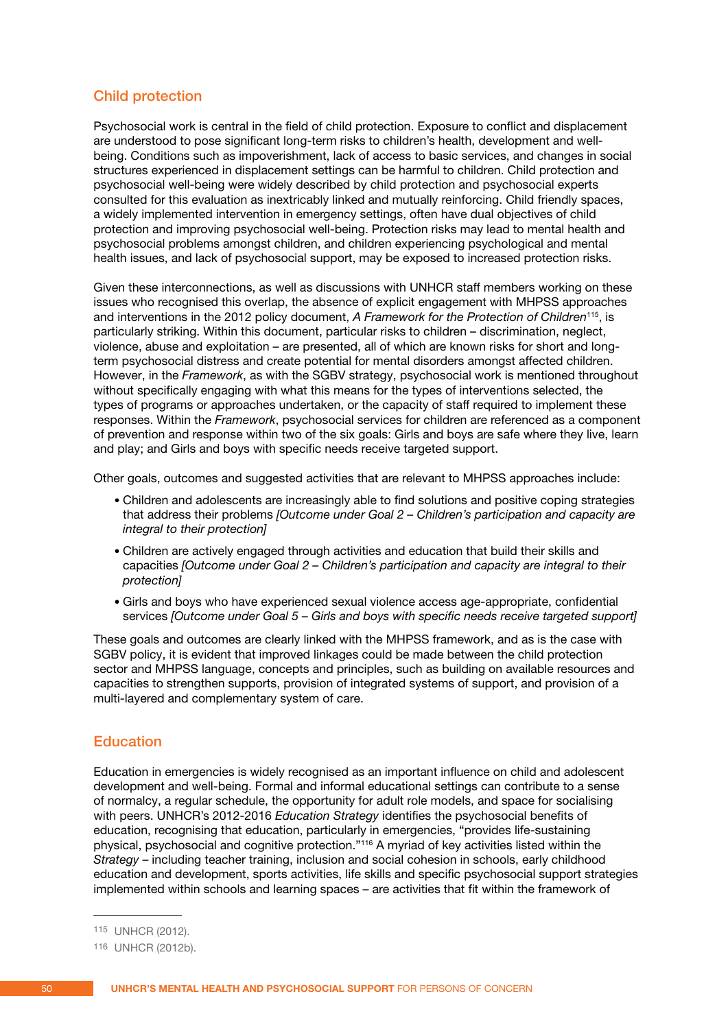## Child protection

Psychosocial work is central in the field of child protection. Exposure to conflict and displacement are understood to pose significant long-term risks to children's health, development and well-being. Conditions such as impoverishment, lack of access to basic services, and changes in social structures experienced in displacement settings can be harmful to children. Child protection and psychosocial well-being were widely described by child protection and psychosocial experts consulted for this evaluation as inextricably linked and mutually reinforcing. Child friendly spaces, a widely implemented intervention in emergency settings, often have dual objectives of child protection and improving psychosocial well-being. Protection risks may lead to mental health and psychosocial problems amongst children, and children experiencing psychological and mental health issues, and lack of psychosocial support, may be exposed to increased protection risks.

Given these interconnections, as well as discussions with UNHCR staff members working on these issues who recognised this overlap, the absence of explicit engagement with MHPSS approaches and interventions in the 2012 policy document, *A Framework for the Protection of Children*[115], is particularly striking. Within this document, particular risks to children – discrimination, neglect, violence, abuse and exploitation – are presented, all of which are known risks for short and long-term psychosocial distress and create potential for mental disorders amongst affected children. However, in the *Framework*, as with the SGBV strategy, psychosocial work is mentioned throughout without specifically engaging with what this means for the types of interventions selected, the types of programs or approaches undertaken, or the capacity of staff required to implement these responses. Within the *Framework*, psychosocial services for children are referenced as a component of prevention and response within two of the six goals: Girls and boys are safe where they live, learn and play; and Girls and boys with specific needs receive targeted support.

Other goals, outcomes and suggested activities that are relevant to MHPSS approaches include:

- Children and adolescents are increasingly able to find solutions and positive coping strategies that address their problems *[Outcome under Goal 2 – Children's participation and capacity are integral to their protection]*
- Children are actively engaged through activities and education that build their skills and capacities *[Outcome under Goal 2 – Children's participation and capacity are integral to their protection]*
- Girls and boys who have experienced sexual violence access age-appropriate, confidential services *[Outcome under Goal 5 – Girls and boys with specific needs receive targeted support]*

These goals and outcomes are clearly linked with the MHPSS framework, and as is the case with SGBV policy, it is evident that improved linkages could be made between the child protection sector and MHPSS language, concepts and principles, such as building on available resources and capacities to strengthen supports, provision of integrated systems of support, and provision of a multi-layered and complementary system of care.

## Education

Education in emergencies is widely recognised as an important influence on child and adolescent development and well-being. Formal and informal educational settings can contribute to a sense of normalcy, a regular schedule, the opportunity for adult role models, and space for socialising with peers. UNHCR's 2012-2016 *Education Strategy* identifies the psychosocial benefits of education, recognising that education, particularly in emergencies, "provides life-sustaining physical, psychosocial and cognitive protection."[116] A myriad of key activities listed within the *Strategy* – including teacher training, inclusion and social cohesion in schools, early childhood education and development, sports activities, life skills and specific psychosocial support strategies implemented within schools and learning spaces – are activities that fit within the framework of

---

115 UNHCR (2012).

116 UNHCR (2012b).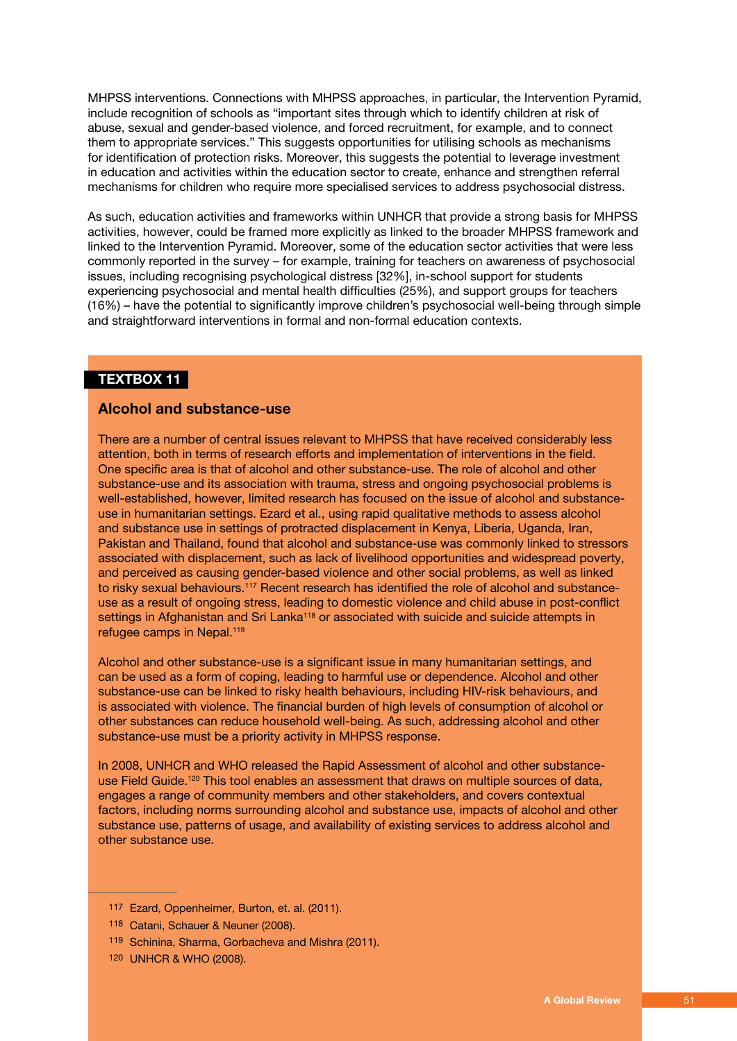MHPSS interventions. Connections with MHPSS approaches, in particular, the Intervention Pyramid, include recognition of schools as "important sites through which to identify children at risk of abuse, sexual and gender-based violence, and forced recruitment, for example, and to connect them to appropriate services." This suggests opportunities for utilising schools as mechanisms for identification of protection risks. Moreover, this suggests the potential to leverage investment in education and activities within the education sector to create, enhance and strengthen referral mechanisms for children who require more specialised services to address psychosocial distress.

As such, education activities and frameworks within UNHCR that provide a strong basis for MHPSS activities, however, could be framed more explicitly as linked to the broader MHPSS framework and linked to the Intervention Pyramid. Moreover, some of the education sector activities that were less commonly reported in the survey – for example, training for teachers on awareness of psychosocial issues, including recognising psychological distress [32%], in-school support for students experiencing psychosocial and mental health difficulties (25%), and support groups for teachers (16%) – have the potential to significantly improve children's psychosocial well-being through simple and straightforward interventions in formal and non-formal education contexts.

**TEXTBOX 11**

### Alcohol and substance-use

There are a number of central issues relevant to MHPSS that have received considerably less attention, both in terms of research efforts and implementation of interventions in the field. One specific area is that of alcohol and other substance-use. The role of alcohol and other substance-use and its association with trauma, stress and ongoing psychosocial problems is well-established, however, limited research has focused on the issue of alcohol and substance-use in humanitarian settings. Ezard et al., using rapid qualitative methods to assess alcohol and substance use in settings of protracted displacement in Kenya, Liberia, Uganda, Iran, Pakistan and Thailand, found that alcohol and substance-use was commonly linked to stressors associated with displacement, such as lack of livelihood opportunities and widespread poverty, and perceived as causing gender-based violence and other social problems, as well as linked to risky sexual behaviours.[117] Recent research has identified the role of alcohol and substance-use as a result of ongoing stress, leading to domestic violence and child abuse in post-conflict settings in Afghanistan and Sri Lanka[118] or associated with suicide and suicide attempts in refugee camps in Nepal.[119]

Alcohol and other substance-use is a significant issue in many humanitarian settings, and can be used as a form of coping, leading to harmful use or dependence. Alcohol and other substance-use can be linked to risky health behaviours, including HIV-risk behaviours, and is associated with violence. The financial burden of high levels of consumption of alcohol or other substances can reduce household well-being. As such, addressing alcohol and other substance-use must be a priority activity in MHPSS response.

In 2008, UNHCR and WHO released the Rapid Assessment of alcohol and other substance-use Field Guide.[120] This tool enables an assessment that draws on multiple sources of data, engages a range of community members and other stakeholders, and covers contextual factors, including norms surrounding alcohol and substance use, impacts of alcohol and other substance use, patterns of usage, and availability of existing services to address alcohol and other substance use.

---

[117] Ezard, Oppenheimer, Burton, et. al. (2011).

[118] Catani, Schauer & Neuner (2008).

[119] Schinina, Sharma, Gorbacheva and Mishra (2011).

[120] UNHCR & WHO (2008).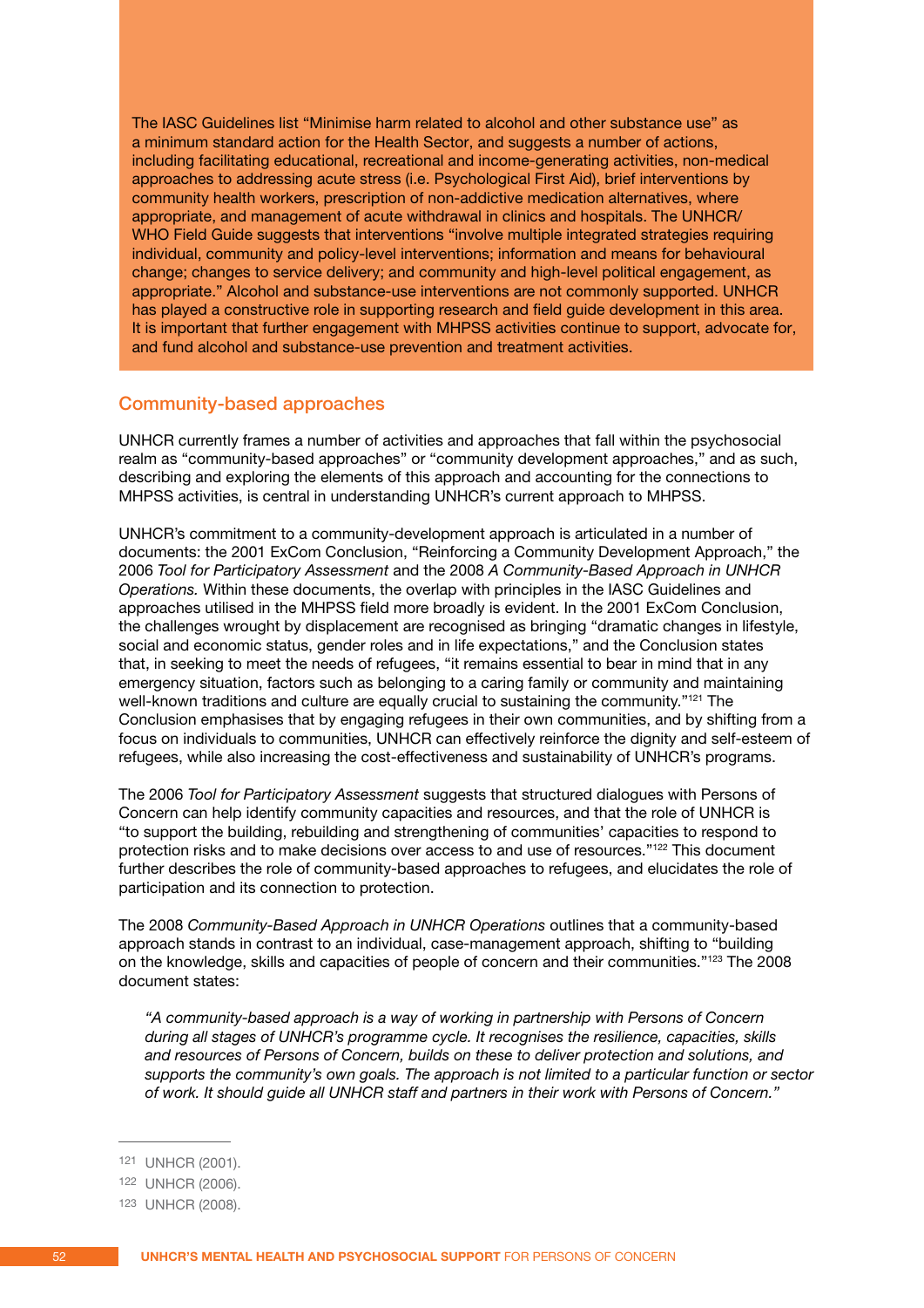The IASC Guidelines list "Minimise harm related to alcohol and other substance use" as a minimum standard action for the Health Sector, and suggests a number of actions, including facilitating educational, recreational and income-generating activities, non-medical approaches to addressing acute stress (i.e. Psychological First Aid), brief interventions by community health workers, prescription of non-addictive medication alternatives, where appropriate, and management of acute withdrawal in clinics and hospitals. The UNHCR/WHO Field Guide suggests that interventions "involve multiple integrated strategies requiring individual, community and policy-level interventions; information and means for behavioural change; changes to service delivery; and community and high-level political engagement, as appropriate." Alcohol and substance-use interventions are not commonly supported. UNHCR has played a constructive role in supporting research and field guide development in this area. It is important that further engagement with MHPSS activities continue to support, advocate for, and fund alcohol and substance-use prevention and treatment activities.

## Community-based approaches

UNHCR currently frames a number of activities and approaches that fall within the psychosocial realm as "community-based approaches" or "community development approaches," and as such, describing and exploring the elements of this approach and accounting for the connections to MHPSS activities, is central in understanding UNHCR's current approach to MHPSS.

UNHCR's commitment to a community-development approach is articulated in a number of documents: the 2001 ExCom Conclusion, "Reinforcing a Community Development Approach," the 2006 *Tool for Participatory Assessment* and the 2008 *A Community-Based Approach in UNHCR Operations.* Within these documents, the overlap with principles in the IASC Guidelines and approaches utilised in the MHPSS field more broadly is evident. In the 2001 ExCom Conclusion, the challenges wrought by displacement are recognised as bringing "dramatic changes in lifestyle, social and economic status, gender roles and in life expectations," and the Conclusion states that, in seeking to meet the needs of refugees, "it remains essential to bear in mind that in any emergency situation, factors such as belonging to a caring family or community and maintaining well-known traditions and culture are equally crucial to sustaining the community."[121] The Conclusion emphasises that by engaging refugees in their own communities, and by shifting from a focus on individuals to communities, UNHCR can effectively reinforce the dignity and self-esteem of refugees, while also increasing the cost-effectiveness and sustainability of UNHCR's programs.

The 2006 *Tool for Participatory Assessment* suggests that structured dialogues with Persons of Concern can help identify community capacities and resources, and that the role of UNHCR is "to support the building, rebuilding and strengthening of communities' capacities to respond to protection risks and to make decisions over access to and use of resources."[122] This document further describes the role of community-based approaches to refugees, and elucidates the role of participation and its connection to protection.

The 2008 *Community-Based Approach in UNHCR Operations* outlines that a community-based approach stands in contrast to an individual, case-management approach, shifting to "building on the knowledge, skills and capacities of people of concern and their communities."[123] The 2008 document states:

> *"A community-based approach is a way of working in partnership with Persons of Concern during all stages of UNHCR's programme cycle. It recognises the resilience, capacities, skills and resources of Persons of Concern, builds on these to deliver protection and solutions, and supports the community's own goals. The approach is not limited to a particular function or sector of work. It should guide all UNHCR staff and partners in their work with Persons of Concern."*

---

121 UNHCR (2001).

122 UNHCR (2006).

123 UNHCR (2008).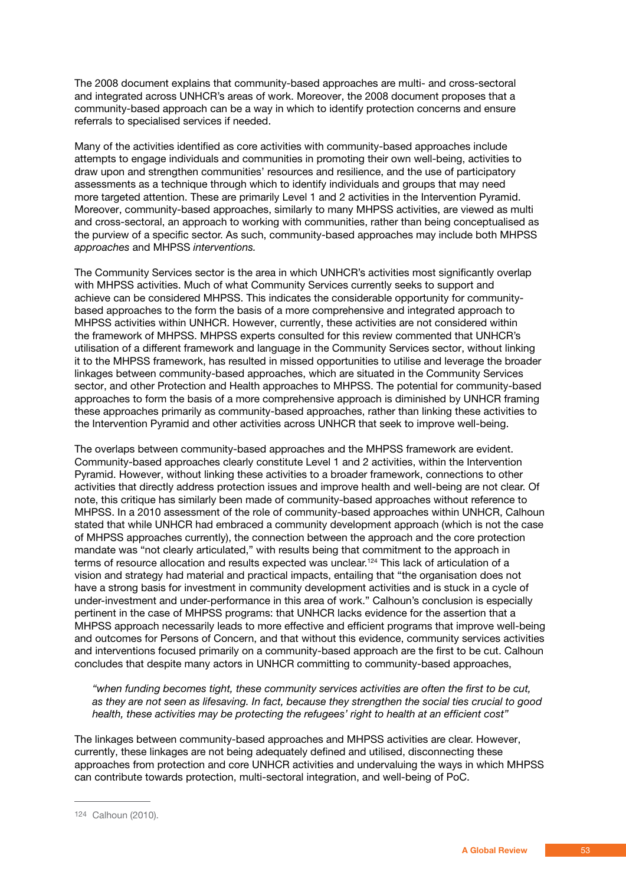The 2008 document explains that community-based approaches are multi- and cross-sectoral and integrated across UNHCR's areas of work. Moreover, the 2008 document proposes that a community-based approach can be a way in which to identify protection concerns and ensure referrals to specialised services if needed.

Many of the activities identified as core activities with community-based approaches include attempts to engage individuals and communities in promoting their own well-being, activities to draw upon and strengthen communities' resources and resilience, and the use of participatory assessments as a technique through which to identify individuals and groups that may need more targeted attention. These are primarily Level 1 and 2 activities in the Intervention Pyramid. Moreover, community-based approaches, similarly to many MHPSS activities, are viewed as multi and cross-sectoral, an approach to working with communities, rather than being conceptualised as the purview of a specific sector. As such, community-based approaches may include both MHPSS *approaches* and MHPSS *interventions.*

The Community Services sector is the area in which UNHCR's activities most significantly overlap with MHPSS activities. Much of what Community Services currently seeks to support and achieve can be considered MHPSS. This indicates the considerable opportunity for community-based approaches to the form the basis of a more comprehensive and integrated approach to MHPSS activities within UNHCR. However, currently, these activities are not considered within the framework of MHPSS. MHPSS experts consulted for this review commented that UNHCR's utilisation of a different framework and language in the Community Services sector, without linking it to the MHPSS framework, has resulted in missed opportunities to utilise and leverage the broader linkages between community-based approaches, which are situated in the Community Services sector, and other Protection and Health approaches to MHPSS. The potential for community-based approaches to form the basis of a more comprehensive approach is diminished by UNHCR framing these approaches primarily as community-based approaches, rather than linking these activities to the Intervention Pyramid and other activities across UNHCR that seek to improve well-being.

The overlaps between community-based approaches and the MHPSS framework are evident. Community-based approaches clearly constitute Level 1 and 2 activities, within the Intervention Pyramid. However, without linking these activities to a broader framework, connections to other activities that directly address protection issues and improve health and well-being are not clear. Of note, this critique has similarly been made of community-based approaches without reference to MHPSS. In a 2010 assessment of the role of community-based approaches within UNHCR, Calhoun stated that while UNHCR had embraced a community development approach (which is not the case of MHPSS approaches currently), the connection between the approach and the core protection mandate was "not clearly articulated," with results being that commitment to the approach in terms of resource allocation and results expected was unclear.[124] This lack of articulation of a vision and strategy had material and practical impacts, entailing that "the organisation does not have a strong basis for investment in community development activities and is stuck in a cycle of under-investment and under-performance in this area of work." Calhoun's conclusion is especially pertinent in the case of MHPSS programs: that UNHCR lacks evidence for the assertion that a MHPSS approach necessarily leads to more effective and efficient programs that improve well-being and outcomes for Persons of Concern, and that without this evidence, community services activities and interventions focused primarily on a community-based approach are the first to be cut. Calhoun concludes that despite many actors in UNHCR committing to community-based approaches,

> *"when funding becomes tight, these community services activities are often the first to be cut, as they are not seen as lifesaving. In fact, because they strengthen the social ties crucial to good health, these activities may be protecting the refugees' right to health at an efficient cost"*

The linkages between community-based approaches and MHPSS activities are clear. However, currently, these linkages are not being adequately defined and utilised, disconnecting these approaches from protection and core UNHCR activities and undervaluing the ways in which MHPSS can contribute towards protection, multi-sectoral integration, and well-being of PoC.

---

124 Calhoun (2010).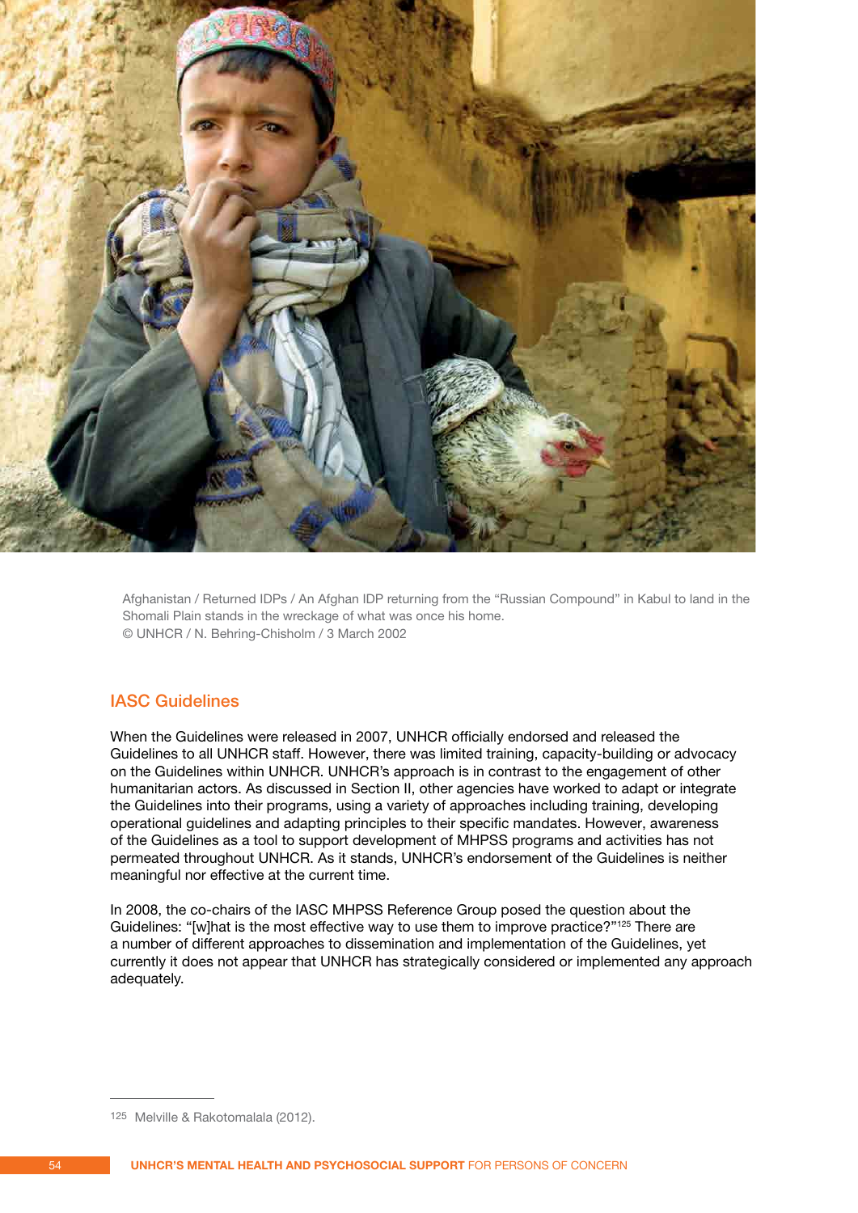Afghanistan / Returned IDPs / An Afghan IDP returning from the "Russian Compound" in Kabul to land in the Shomali Plain stands in the wreckage of what was once his home.
© UNHCR / N. Behring-Chisholm / 3 March 2002

## IASC Guidelines

When the Guidelines were released in 2007, UNHCR officially endorsed and released the Guidelines to all UNHCR staff. However, there was limited training, capacity-building or advocacy on the Guidelines within UNHCR. UNHCR's approach is in contrast to the engagement of other humanitarian actors. As discussed in Section II, other agencies have worked to adapt or integrate the Guidelines into their programs, using a variety of approaches including training, developing operational guidelines and adapting principles to their specific mandates. However, awareness of the Guidelines as a tool to support development of MHPSS programs and activities has not permeated throughout UNHCR. As it stands, UNHCR's endorsement of the Guidelines is neither meaningful nor effective at the current time.

In 2008, the co-chairs of the IASC MHPSS Reference Group posed the question about the Guidelines: "[w]hat is the most effective way to use them to improve practice?"[125] There are a number of different approaches to dissemination and implementation of the Guidelines, yet currently it does not appear that UNHCR has strategically considered or implemented any approach adequately.

---

125 Melville & Rakotomalala (2012).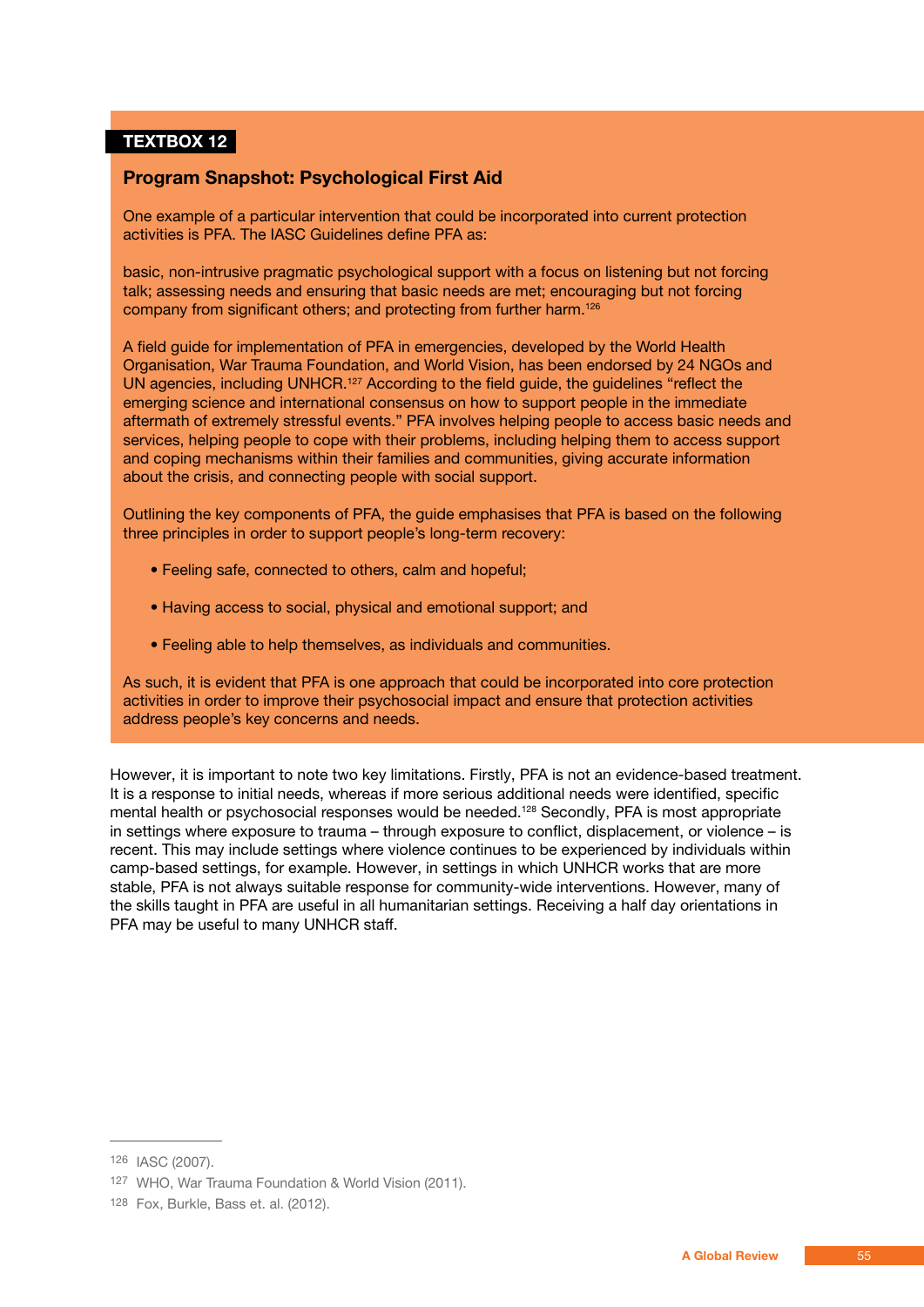**TEXTBOX 12**

### Program Snapshot: Psychological First Aid

One example of a particular intervention that could be incorporated into current protection activities is PFA. The IASC Guidelines define PFA as:

basic, non-intrusive pragmatic psychological support with a focus on listening but not forcing talk; assessing needs and ensuring that basic needs are met; encouraging but not forcing company from significant others; and protecting from further harm.[126]

A field guide for implementation of PFA in emergencies, developed by the World Health Organisation, War Trauma Foundation, and World Vision, has been endorsed by 24 NGOs and UN agencies, including UNHCR.[127] According to the field guide, the guidelines "reflect the emerging science and international consensus on how to support people in the immediate aftermath of extremely stressful events." PFA involves helping people to access basic needs and services, helping people to cope with their problems, including helping them to access support and coping mechanisms within their families and communities, giving accurate information about the crisis, and connecting people with social support.

Outlining the key components of PFA, the guide emphasises that PFA is based on the following three principles in order to support people's long-term recovery:

- Feeling safe, connected to others, calm and hopeful;
- Having access to social, physical and emotional support; and
- Feeling able to help themselves, as individuals and communities.

As such, it is evident that PFA is one approach that could be incorporated into core protection activities in order to improve their psychosocial impact and ensure that protection activities address people's key concerns and needs.

However, it is important to note two key limitations. Firstly, PFA is not an evidence-based treatment. It is a response to initial needs, whereas if more serious additional needs were identified, specific mental health or psychosocial responses would be needed.[128] Secondly, PFA is most appropriate in settings where exposure to trauma – through exposure to conflict, displacement, or violence – is recent. This may include settings where violence continues to be experienced by individuals within camp-based settings, for example. However, in settings in which UNHCR works that are more stable, PFA is not always suitable response for community-wide interventions. However, many of the skills taught in PFA are useful in all humanitarian settings. Receiving a half day orientations in PFA may be useful to many UNHCR staff.

---

[126] IASC (2007).

[127] WHO, War Trauma Foundation & World Vision (2011).

[128] Fox, Burkle, Bass et. al. (2012).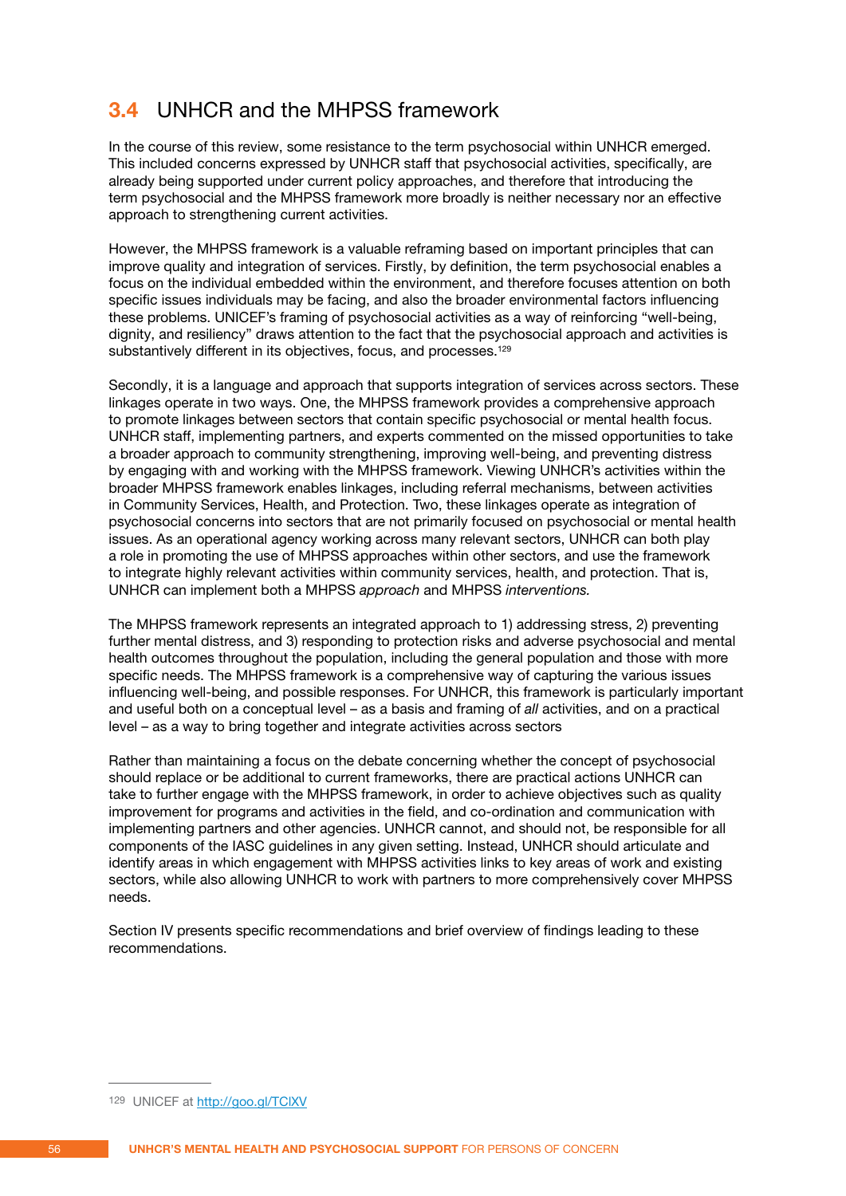## 3.4 UNHCR and the MHPSS framework

In the course of this review, some resistance to the term psychosocial within UNHCR emerged. This included concerns expressed by UNHCR staff that psychosocial activities, specifically, are already being supported under current policy approaches, and therefore that introducing the term psychosocial and the MHPSS framework more broadly is neither necessary nor an effective approach to strengthening current activities.

However, the MHPSS framework is a valuable reframing based on important principles that can improve quality and integration of services. Firstly, by definition, the term psychosocial enables a focus on the individual embedded within the environment, and therefore focuses attention on both specific issues individuals may be facing, and also the broader environmental factors influencing these problems. UNICEF's framing of psychosocial activities as a way of reinforcing "well-being, dignity, and resiliency" draws attention to the fact that the psychosocial approach and activities is substantively different in its objectives, focus, and processes.[129]

Secondly, it is a language and approach that supports integration of services across sectors. These linkages operate in two ways. One, the MHPSS framework provides a comprehensive approach to promote linkages between sectors that contain specific psychosocial or mental health focus. UNHCR staff, implementing partners, and experts commented on the missed opportunities to take a broader approach to community strengthening, improving well-being, and preventing distress by engaging with and working with the MHPSS framework. Viewing UNHCR's activities within the broader MHPSS framework enables linkages, including referral mechanisms, between activities in Community Services, Health, and Protection. Two, these linkages operate as integration of psychosocial concerns into sectors that are not primarily focused on psychosocial or mental health issues. As an operational agency working across many relevant sectors, UNHCR can both play a role in promoting the use of MHPSS approaches within other sectors, and use the framework to integrate highly relevant activities within community services, health, and protection. That is, UNHCR can implement both a MHPSS *approach* and MHPSS *interventions.*

The MHPSS framework represents an integrated approach to 1) addressing stress, 2) preventing further mental distress, and 3) responding to protection risks and adverse psychosocial and mental health outcomes throughout the population, including the general population and those with more specific needs. The MHPSS framework is a comprehensive way of capturing the various issues influencing well-being, and possible responses. For UNHCR, this framework is particularly important and useful both on a conceptual level – as a basis and framing of *all* activities, and on a practical level – as a way to bring together and integrate activities across sectors

Rather than maintaining a focus on the debate concerning whether the concept of psychosocial should replace or be additional to current frameworks, there are practical actions UNHCR can take to further engage with the MHPSS framework, in order to achieve objectives such as quality improvement for programs and activities in the field, and co-ordination and communication with implementing partners and other agencies. UNHCR cannot, and should not, be responsible for all components of the IASC guidelines in any given setting. Instead, UNHCR should articulate and identify areas in which engagement with MHPSS activities links to key areas of work and existing sectors, while also allowing UNHCR to work with partners to more comprehensively cover MHPSS needs.

Section IV presents specific recommendations and brief overview of findings leading to these recommendations.

---

[129] UNICEF at http://goo.gl/TClXV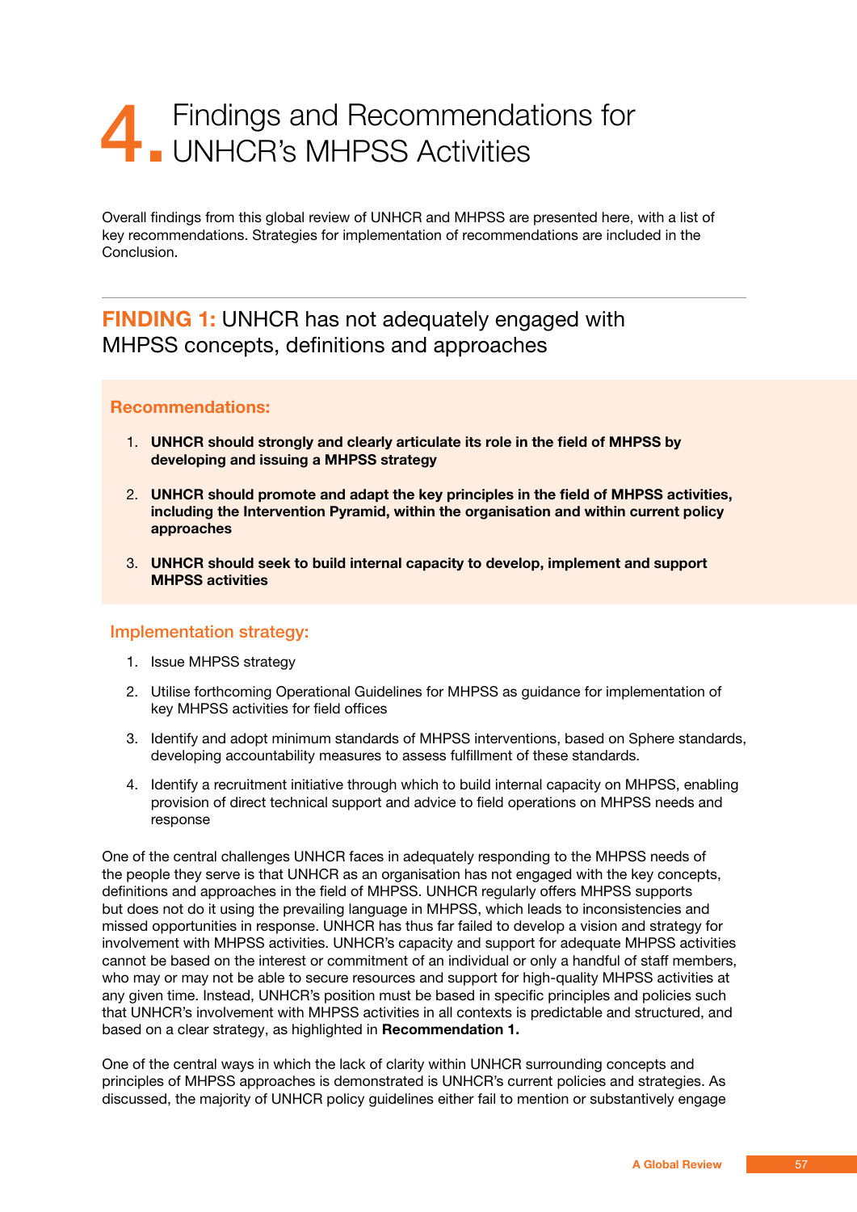# 4. Findings and Recommendations for UNHCR's MHPSS Activities

Overall findings from this global review of UNHCR and MHPSS are presented here, with a list of key recommendations. Strategies for implementation of recommendations are included in the Conclusion.

## FINDING 1: UNHCR has not adequately engaged with MHPSS concepts, definitions and approaches

### Recommendations:

1. **UNHCR should strongly and clearly articulate its role in the field of MHPSS by developing and issuing a MHPSS strategy**
2. **UNHCR should promote and adapt the key principles in the field of MHPSS activities, including the Intervention Pyramid, within the organisation and within current policy approaches**
3. **UNHCR should seek to build internal capacity to develop, implement and support MHPSS activities**

### Implementation strategy:

1. Issue MHPSS strategy
2. Utilise forthcoming Operational Guidelines for MHPSS as guidance for implementation of key MHPSS activities for field offices
3. Identify and adopt minimum standards of MHPSS interventions, based on Sphere standards, developing accountability measures to assess fulfillment of these standards.
4. Identify a recruitment initiative through which to build internal capacity on MHPSS, enabling provision of direct technical support and advice to field operations on MHPSS needs and response

One of the central challenges UNHCR faces in adequately responding to the MHPSS needs of the people they serve is that UNHCR as an organisation has not engaged with the key concepts, definitions and approaches in the field of MHPSS. UNHCR regularly offers MHPSS supports but does not do it using the prevailing language in MHPSS, which leads to inconsistencies and missed opportunities in response. UNHCR has thus far failed to develop a vision and strategy for involvement with MHPSS activities. UNHCR's capacity and support for adequate MHPSS activities cannot be based on the interest or commitment of an individual or only a handful of staff members, who may or may not be able to secure resources and support for high-quality MHPSS activities at any given time. Instead, UNHCR's position must be based in specific principles and policies such that UNHCR's involvement with MHPSS activities in all contexts is predictable and structured, and based on a clear strategy, as highlighted in **Recommendation 1.**

One of the central ways in which the lack of clarity within UNHCR surrounding concepts and principles of MHPSS approaches is demonstrated is UNHCR's current policies and strategies. As discussed, the majority of UNHCR policy guidelines either fail to mention or substantively engage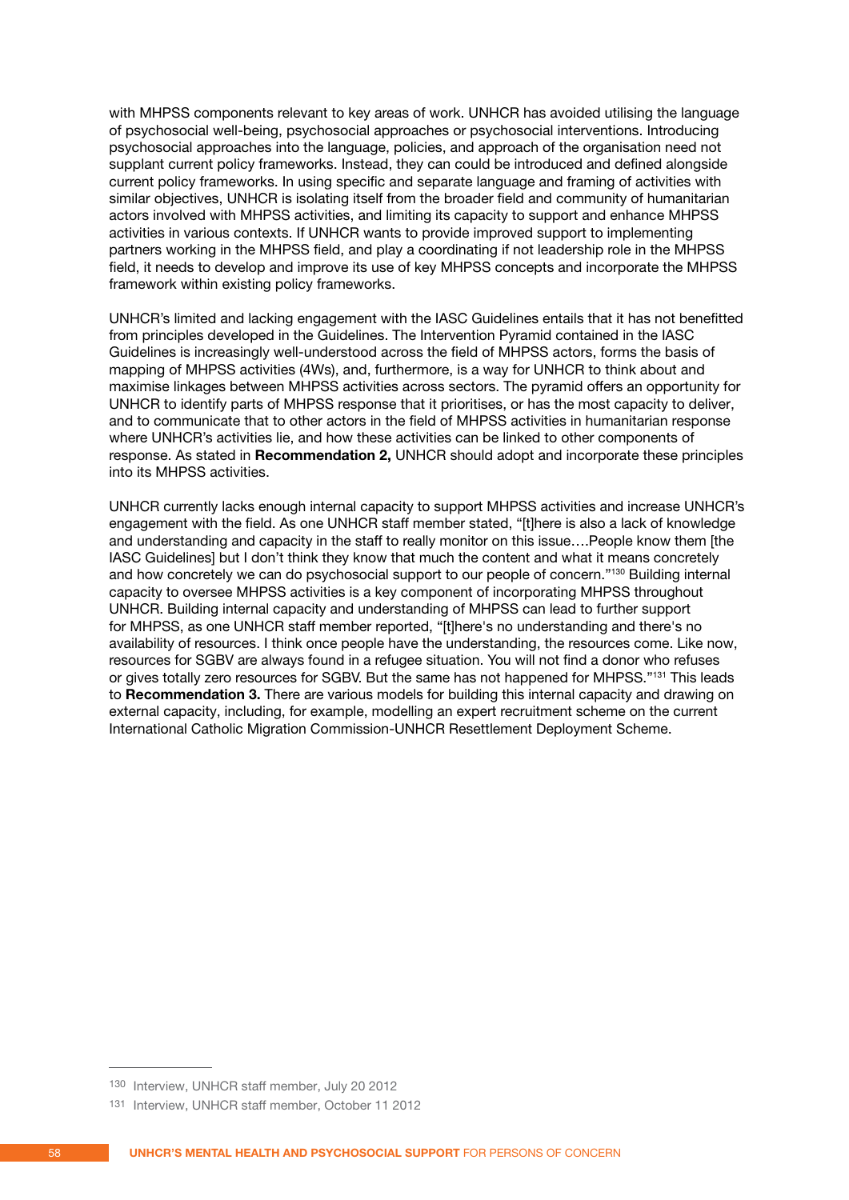with MHPSS components relevant to key areas of work. UNHCR has avoided utilising the language of psychosocial well-being, psychosocial approaches or psychosocial interventions. Introducing psychosocial approaches into the language, policies, and approach of the organisation need not supplant current policy frameworks. Instead, they can could be introduced and defined alongside current policy frameworks. In using specific and separate language and framing of activities with similar objectives, UNHCR is isolating itself from the broader field and community of humanitarian actors involved with MHPSS activities, and limiting its capacity to support and enhance MHPSS activities in various contexts. If UNHCR wants to provide improved support to implementing partners working in the MHPSS field, and play a coordinating if not leadership role in the MHPSS field, it needs to develop and improve its use of key MHPSS concepts and incorporate the MHPSS framework within existing policy frameworks.

UNHCR's limited and lacking engagement with the IASC Guidelines entails that it has not benefitted from principles developed in the Guidelines. The Intervention Pyramid contained in the IASC Guidelines is increasingly well-understood across the field of MHPSS actors, forms the basis of mapping of MHPSS activities (4Ws), and, furthermore, is a way for UNHCR to think about and maximise linkages between MHPSS activities across sectors. The pyramid offers an opportunity for UNHCR to identify parts of MHPSS response that it prioritises, or has the most capacity to deliver, and to communicate that to other actors in the field of MHPSS activities in humanitarian response where UNHCR's activities lie, and how these activities can be linked to other components of response. As stated in **Recommendation 2,** UNHCR should adopt and incorporate these principles into its MHPSS activities.

UNHCR currently lacks enough internal capacity to support MHPSS activities and increase UNHCR's engagement with the field. As one UNHCR staff member stated, "[t]here is also a lack of knowledge and understanding and capacity in the staff to really monitor on this issue….People know them [the IASC Guidelines] but I don't think they know that much the content and what it means concretely and how concretely we can do psychosocial support to our people of concern."[130] Building internal capacity to oversee MHPSS activities is a key component of incorporating MHPSS throughout UNHCR. Building internal capacity and understanding of MHPSS can lead to further support for MHPSS, as one UNHCR staff member reported, "[t]here's no understanding and there's no availability of resources. I think once people have the understanding, the resources come. Like now, resources for SGBV are always found in a refugee situation. You will not find a donor who refuses or gives totally zero resources for SGBV. But the same has not happened for MHPSS."[131] This leads to **Recommendation 3.** There are various models for building this internal capacity and drawing on external capacity, including, for example, modelling an expert recruitment scheme on the current International Catholic Migration Commission-UNHCR Resettlement Deployment Scheme.

---

[130] Interview, UNHCR staff member, July 20 2012

[131] Interview, UNHCR staff member, October 11 2012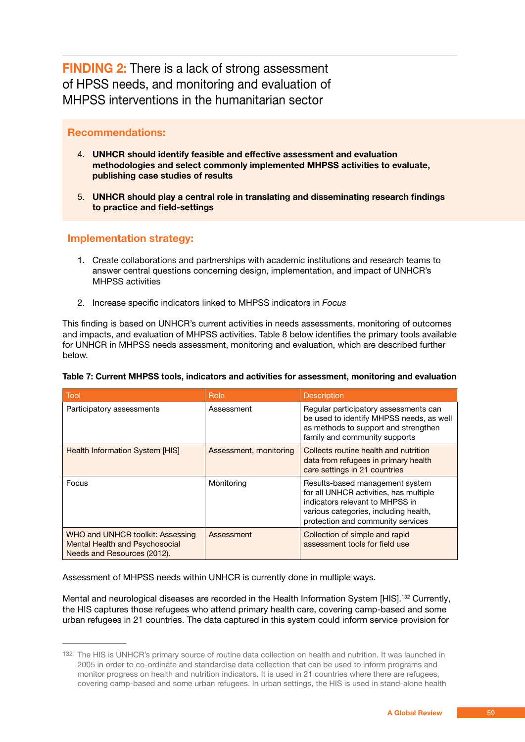## **FINDING 2:** There is a lack of strong assessment of HPSS needs, and monitoring and evaluation of MHPSS interventions in the humanitarian sector

### Recommendations:

4. **UNHCR should identify feasible and effective assessment and evaluation methodologies and select commonly implemented MHPSS activities to evaluate, publishing case studies of results**

5. **UNHCR should play a central role in translating and disseminating research findings to practice and field-settings**

### Implementation strategy:

1. Create collaborations and partnerships with academic institutions and research teams to answer central questions concerning design, implementation, and impact of UNHCR's MHPSS activities

2. Increase specific indicators linked to MHPSS indicators in *Focus*

This finding is based on UNHCR's current activities in needs assessments, monitoring of outcomes and impacts, and evaluation of MHPSS activities. Table 8 below identifies the primary tools available for UNHCR in MHPSS needs assessment, monitoring and evaluation, which are described further below.

**Table 7: Current MHPSS tools, indicators and activities for assessment, monitoring and evaluation**

| Tool | Role | Description |
|---|---|---|
| Participatory assessments | Assessment | Regular participatory assessments can be used to identify MHPSS needs, as well as methods to support and strengthen family and community supports |
| Health Information System [HIS] | Assessment, monitoring | Collects routine health and nutrition data from refugees in primary health care settings in 21 countries |
| Focus | Monitoring | Results-based management system for all UNHCR activities, has multiple indicators relevant to MHPSS in various categories, including health, protection and community services |
| WHO and UNHCR toolkit: Assessing Mental Health and Psychosocial Needs and Resources (2012). | Assessment | Collection of simple and rapid assessment tools for field use |

Assessment of MHPSS needs within UNHCR is currently done in multiple ways.

Mental and neurological diseases are recorded in the Health Information System [HIS].[132] Currently, the HIS captures those refugees who attend primary health care, covering camp-based and some urban refugees in 21 countries. The data captured in this system could inform service provision for

---

[132] The HIS is UNHCR's primary source of routine data collection on health and nutrition. It was launched in 2005 in order to co-ordinate and standardise data collection that can be used to inform programs and monitor progress on health and nutrition indicators. It is used in 21 countries where there are refugees, covering camp-based and some urban refugees. In urban settings, the HIS is used in stand-alone health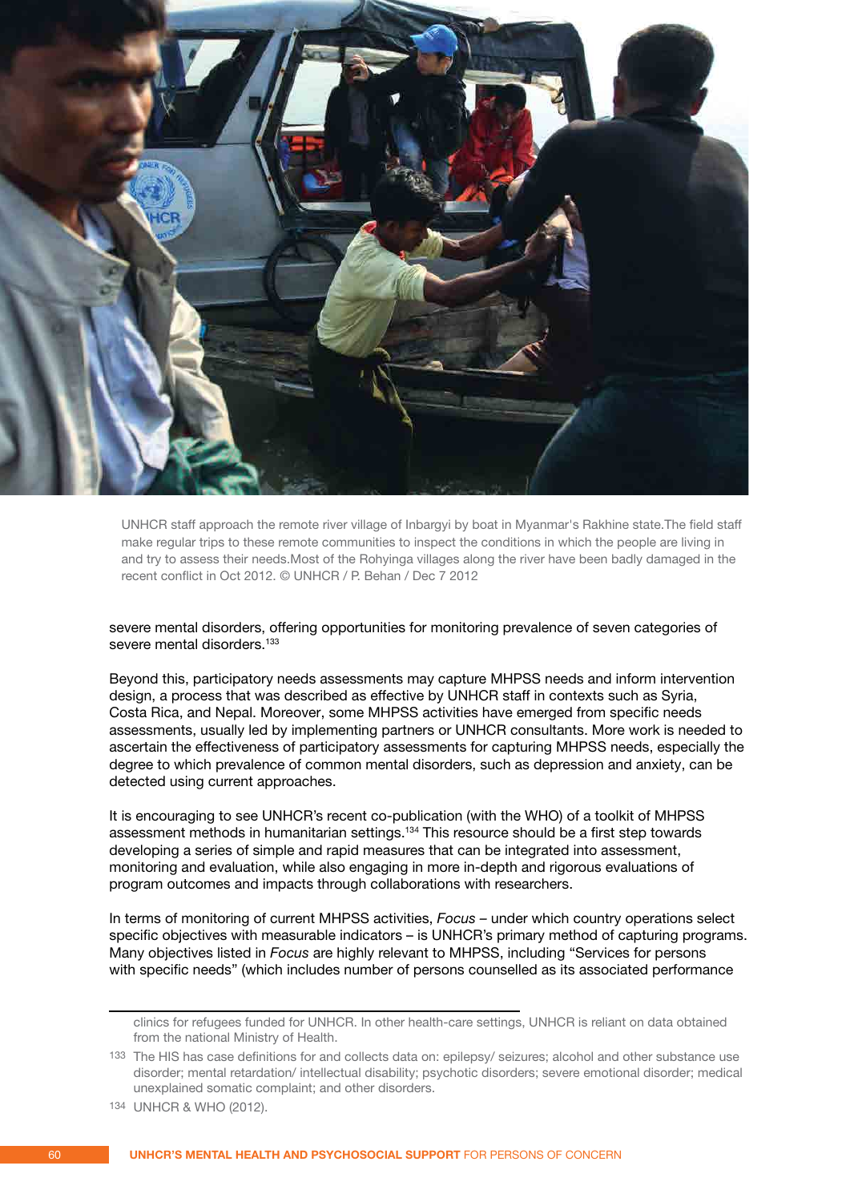UNHCR staff approach the remote river village of Inbargyi by boat in Myanmar's Rakhine state.The field staff make regular trips to these remote communities to inspect the conditions in which the people are living in and try to assess their needs.Most of the Rohyinga villages along the river have been badly damaged in the recent conflict in Oct 2012. © UNHCR / P. Behan / Dec 7 2012

severe mental disorders, offering opportunities for monitoring prevalence of seven categories of severe mental disorders.[133]

Beyond this, participatory needs assessments may capture MHPSS needs and inform intervention design, a process that was described as effective by UNHCR staff in contexts such as Syria, Costa Rica, and Nepal. Moreover, some MHPSS activities have emerged from specific needs assessments, usually led by implementing partners or UNHCR consultants. More work is needed to ascertain the effectiveness of participatory assessments for capturing MHPSS needs, especially the degree to which prevalence of common mental disorders, such as depression and anxiety, can be detected using current approaches.

It is encouraging to see UNHCR's recent co-publication (with the WHO) of a toolkit of MHPSS assessment methods in humanitarian settings.[134] This resource should be a first step towards developing a series of simple and rapid measures that can be integrated into assessment, monitoring and evaluation, while also engaging in more in-depth and rigorous evaluations of program outcomes and impacts through collaborations with researchers.

In terms of monitoring of current MHPSS activities, *Focus* – under which country operations select specific objectives with measurable indicators – is UNHCR's primary method of capturing programs. Many objectives listed in *Focus* are highly relevant to MHPSS, including "Services for persons with specific needs" (which includes number of persons counselled as its associated performance

---

clinics for refugees funded for UNHCR. In other health-care settings, UNHCR is reliant on data obtained from the national Ministry of Health.

[133] The HIS has case definitions for and collects data on: epilepsy/ seizures; alcohol and other substance use disorder; mental retardation/ intellectual disability; psychotic disorders; severe emotional disorder; medical unexplained somatic complaint; and other disorders.

[134] UNHCR & WHO (2012).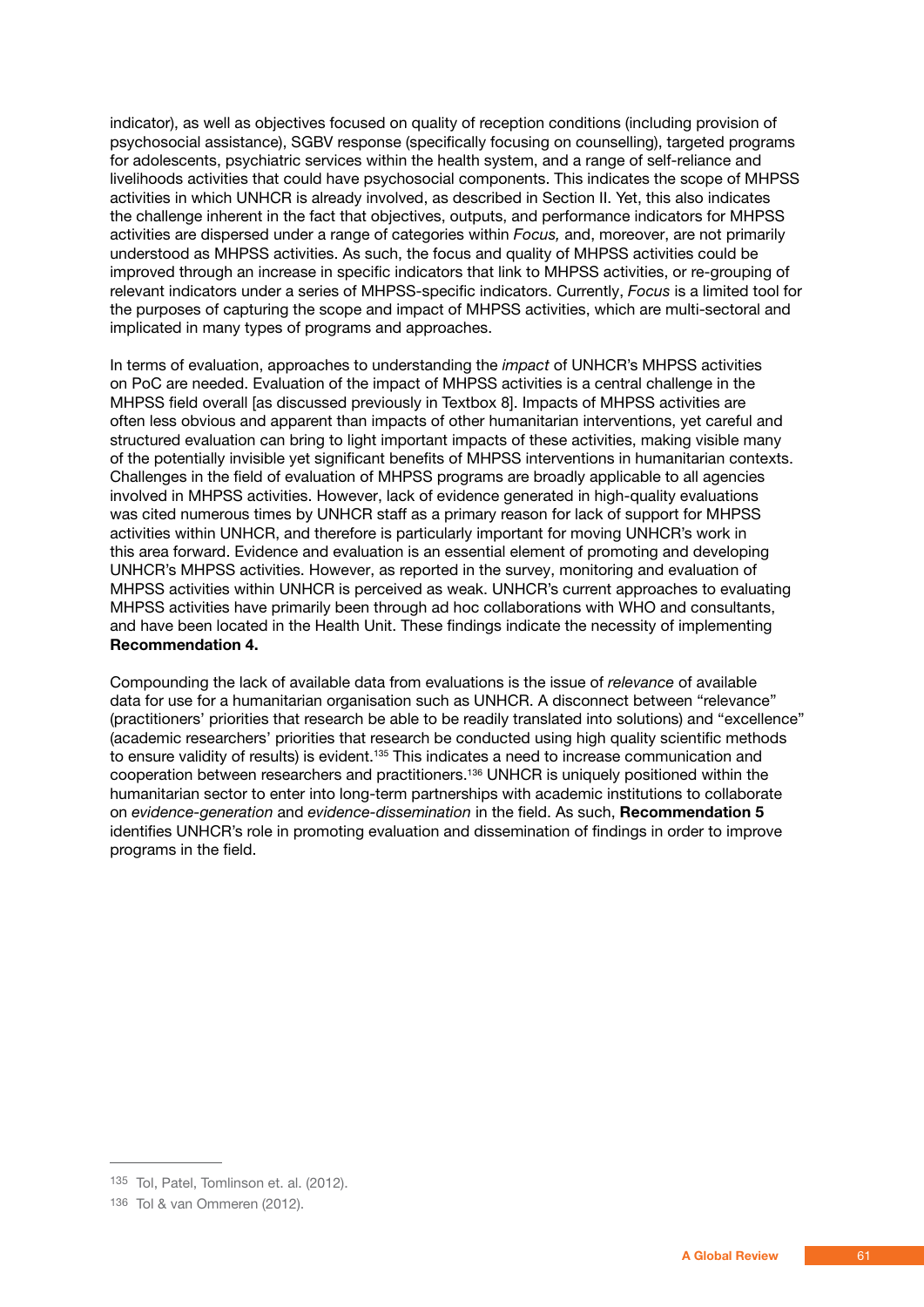indicator), as well as objectives focused on quality of reception conditions (including provision of psychosocial assistance), SGBV response (specifically focusing on counselling), targeted programs for adolescents, psychiatric services within the health system, and a range of self-reliance and livelihoods activities that could have psychosocial components. This indicates the scope of MHPSS activities in which UNHCR is already involved, as described in Section II. Yet, this also indicates the challenge inherent in the fact that objectives, outputs, and performance indicators for MHPSS activities are dispersed under a range of categories within *Focus,* and, moreover, are not primarily understood as MHPSS activities. As such, the focus and quality of MHPSS activities could be improved through an increase in specific indicators that link to MHPSS activities, or re-grouping of relevant indicators under a series of MHPSS-specific indicators. Currently, *Focus* is a limited tool for the purposes of capturing the scope and impact of MHPSS activities, which are multi-sectoral and implicated in many types of programs and approaches.

In terms of evaluation, approaches to understanding the *impact* of UNHCR's MHPSS activities on PoC are needed. Evaluation of the impact of MHPSS activities is a central challenge in the MHPSS field overall [as discussed previously in Textbox 8]. Impacts of MHPSS activities are often less obvious and apparent than impacts of other humanitarian interventions, yet careful and structured evaluation can bring to light important impacts of these activities, making visible many of the potentially invisible yet significant benefits of MHPSS interventions in humanitarian contexts. Challenges in the field of evaluation of MHPSS programs are broadly applicable to all agencies involved in MHPSS activities. However, lack of evidence generated in high-quality evaluations was cited numerous times by UNHCR staff as a primary reason for lack of support for MHPSS activities within UNHCR, and therefore is particularly important for moving UNHCR's work in this area forward. Evidence and evaluation is an essential element of promoting and developing UNHCR's MHPSS activities. However, as reported in the survey, monitoring and evaluation of MHPSS activities within UNHCR is perceived as weak. UNHCR's current approaches to evaluating MHPSS activities have primarily been through ad hoc collaborations with WHO and consultants, and have been located in the Health Unit. These findings indicate the necessity of implementing **Recommendation 4.**

Compounding the lack of available data from evaluations is the issue of *relevance* of available data for use for a humanitarian organisation such as UNHCR. A disconnect between "relevance" (practitioners' priorities that research be able to be readily translated into solutions) and "excellence" (academic researchers' priorities that research be conducted using high quality scientific methods to ensure validity of results) is evident.[135] This indicates a need to increase communication and cooperation between researchers and practitioners.[136] UNHCR is uniquely positioned within the humanitarian sector to enter into long-term partnerships with academic institutions to collaborate on *evidence-generation* and *evidence-dissemination* in the field. As such, **Recommendation 5** identifies UNHCR's role in promoting evaluation and dissemination of findings in order to improve programs in the field.

---

[135] Tol, Patel, Tomlinson et. al. (2012).

[136] Tol & van Ommeren (2012).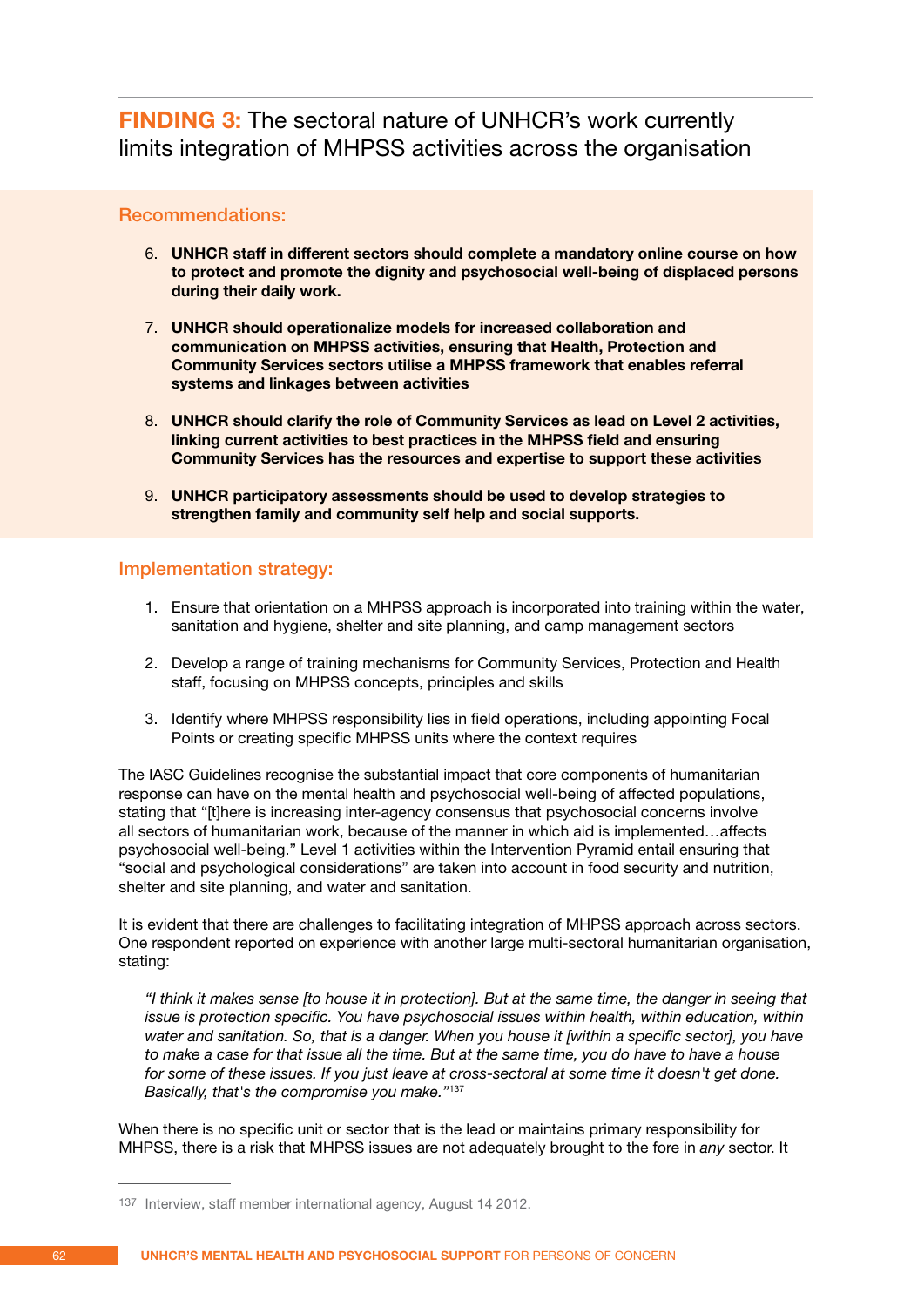## **FINDING 3:** The sectoral nature of UNHCR's work currently limits integration of MHPSS activities across the organisation

### Recommendations:

6. **UNHCR staff in different sectors should complete a mandatory online course on how to protect and promote the dignity and psychosocial well-being of displaced persons during their daily work.**

7. **UNHCR should operationalize models for increased collaboration and communication on MHPSS activities, ensuring that Health, Protection and Community Services sectors utilise a MHPSS framework that enables referral systems and linkages between activities**

8. **UNHCR should clarify the role of Community Services as lead on Level 2 activities, linking current activities to best practices in the MHPSS field and ensuring Community Services has the resources and expertise to support these activities**

9. **UNHCR participatory assessments should be used to develop strategies to strengthen family and community self help and social supports.**

### Implementation strategy:

1. Ensure that orientation on a MHPSS approach is incorporated into training within the water, sanitation and hygiene, shelter and site planning, and camp management sectors

2. Develop a range of training mechanisms for Community Services, Protection and Health staff, focusing on MHPSS concepts, principles and skills

3. Identify where MHPSS responsibility lies in field operations, including appointing Focal Points or creating specific MHPSS units where the context requires

The IASC Guidelines recognise the substantial impact that core components of humanitarian response can have on the mental health and psychosocial well-being of affected populations, stating that "[t]here is increasing inter-agency consensus that psychosocial concerns involve all sectors of humanitarian work, because of the manner in which aid is implemented…affects psychosocial well-being." Level 1 activities within the Intervention Pyramid entail ensuring that "social and psychological considerations" are taken into account in food security and nutrition, shelter and site planning, and water and sanitation.

It is evident that there are challenges to facilitating integration of MHPSS approach across sectors. One respondent reported on experience with another large multi-sectoral humanitarian organisation, stating:

> *"I think it makes sense [to house it in protection]. But at the same time, the danger in seeing that issue is protection specific. You have psychosocial issues within health, within education, within water and sanitation. So, that is a danger. When you house it [within a specific sector], you have to make a case for that issue all the time. But at the same time, you do have to have a house for some of these issues. If you just leave at cross-sectoral at some time it doesn't get done. Basically, that's the compromise you make."*[137]

When there is no specific unit or sector that is the lead or maintains primary responsibility for MHPSS, there is a risk that MHPSS issues are not adequately brought to the fore in *any* sector. It

---

[137] Interview, staff member international agency, August 14 2012.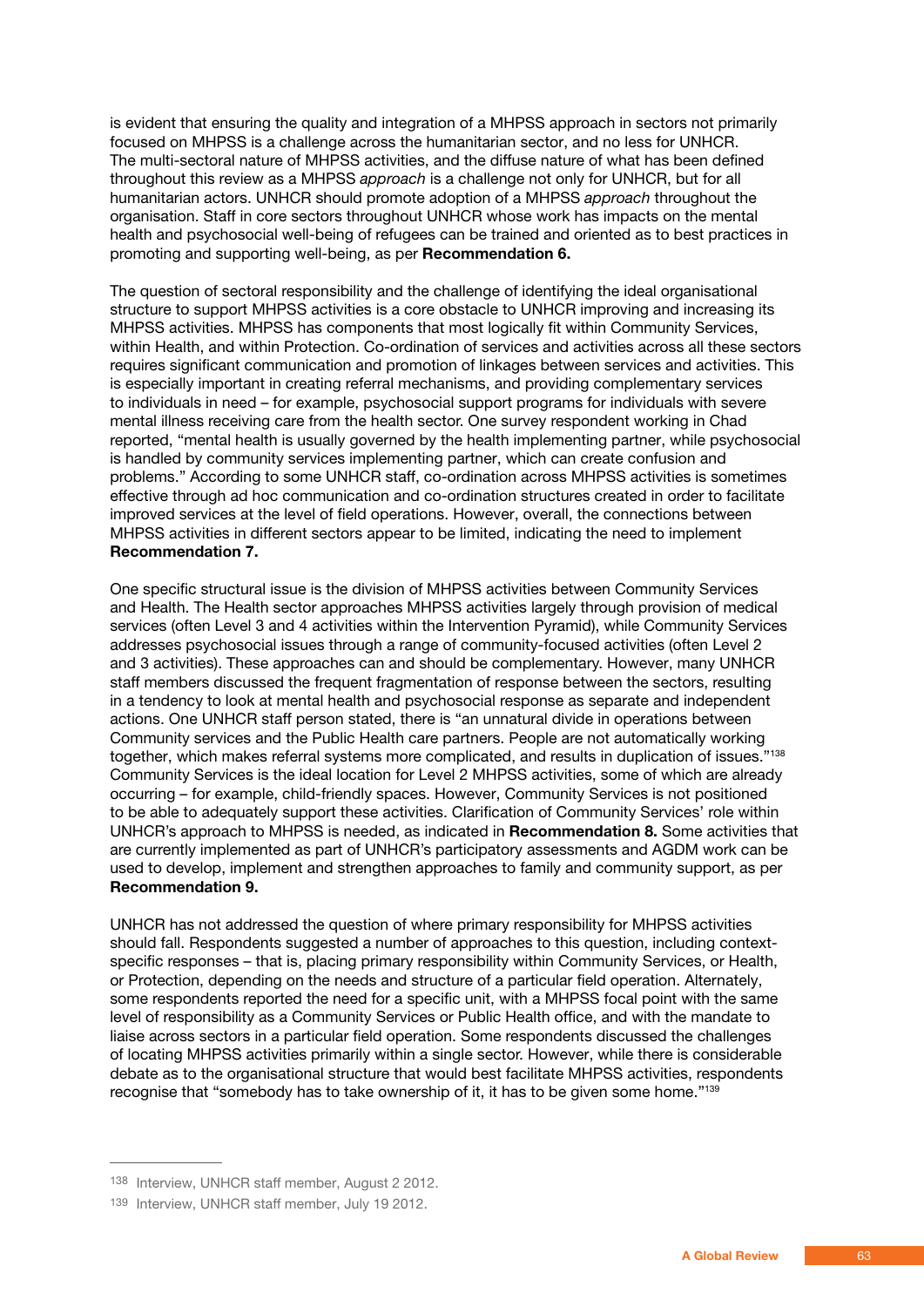is evident that ensuring the quality and integration of a MHPSS approach in sectors not primarily focused on MHPSS is a challenge across the humanitarian sector, and no less for UNHCR. The multi-sectoral nature of MHPSS activities, and the diffuse nature of what has been defined throughout this review as a MHPSS *approach* is a challenge not only for UNHCR, but for all humanitarian actors. UNHCR should promote adoption of a MHPSS *approach* throughout the organisation. Staff in core sectors throughout UNHCR whose work has impacts on the mental health and psychosocial well-being of refugees can be trained and oriented as to best practices in promoting and supporting well-being, as per **Recommendation 6.**

The question of sectoral responsibility and the challenge of identifying the ideal organisational structure to support MHPSS activities is a core obstacle to UNHCR improving and increasing its MHPSS activities. MHPSS has components that most logically fit within Community Services, within Health, and within Protection. Co-ordination of services and activities across all these sectors requires significant communication and promotion of linkages between services and activities. This is especially important in creating referral mechanisms, and providing complementary services to individuals in need – for example, psychosocial support programs for individuals with severe mental illness receiving care from the health sector. One survey respondent working in Chad reported, "mental health is usually governed by the health implementing partner, while psychosocial is handled by community services implementing partner, which can create confusion and problems." According to some UNHCR staff, co-ordination across MHPSS activities is sometimes effective through ad hoc communication and co-ordination structures created in order to facilitate improved services at the level of field operations. However, overall, the connections between MHPSS activities in different sectors appear to be limited, indicating the need to implement **Recommendation 7.**

One specific structural issue is the division of MHPSS activities between Community Services and Health. The Health sector approaches MHPSS activities largely through provision of medical services (often Level 3 and 4 activities within the Intervention Pyramid), while Community Services addresses psychosocial issues through a range of community-focused activities (often Level 2 and 3 activities). These approaches can and should be complementary. However, many UNHCR staff members discussed the frequent fragmentation of response between the sectors, resulting in a tendency to look at mental health and psychosocial response as separate and independent actions. One UNHCR staff person stated, there is "an unnatural divide in operations between Community services and the Public Health care partners. People are not automatically working together, which makes referral systems more complicated, and results in duplication of issues."[138] Community Services is the ideal location for Level 2 MHPSS activities, some of which are already occurring – for example, child-friendly spaces. However, Community Services is not positioned to be able to adequately support these activities. Clarification of Community Services' role within UNHCR's approach to MHPSS is needed, as indicated in **Recommendation 8.** Some activities that are currently implemented as part of UNHCR's participatory assessments and AGDM work can be used to develop, implement and strengthen approaches to family and community support, as per **Recommendation 9.**

UNHCR has not addressed the question of where primary responsibility for MHPSS activities should fall. Respondents suggested a number of approaches to this question, including context-specific responses – that is, placing primary responsibility within Community Services, or Health, or Protection, depending on the needs and structure of a particular field operation. Alternately, some respondents reported the need for a specific unit, with a MHPSS focal point with the same level of responsibility as a Community Services or Public Health office, and with the mandate to liaise across sectors in a particular field operation. Some respondents discussed the challenges of locating MHPSS activities primarily within a single sector. However, while there is considerable debate as to the organisational structure that would best facilitate MHPSS activities, respondents recognise that "somebody has to take ownership of it, it has to be given some home."[139]

---

[138] Interview, UNHCR staff member, August 2 2012.

[139] Interview, UNHCR staff member, July 19 2012.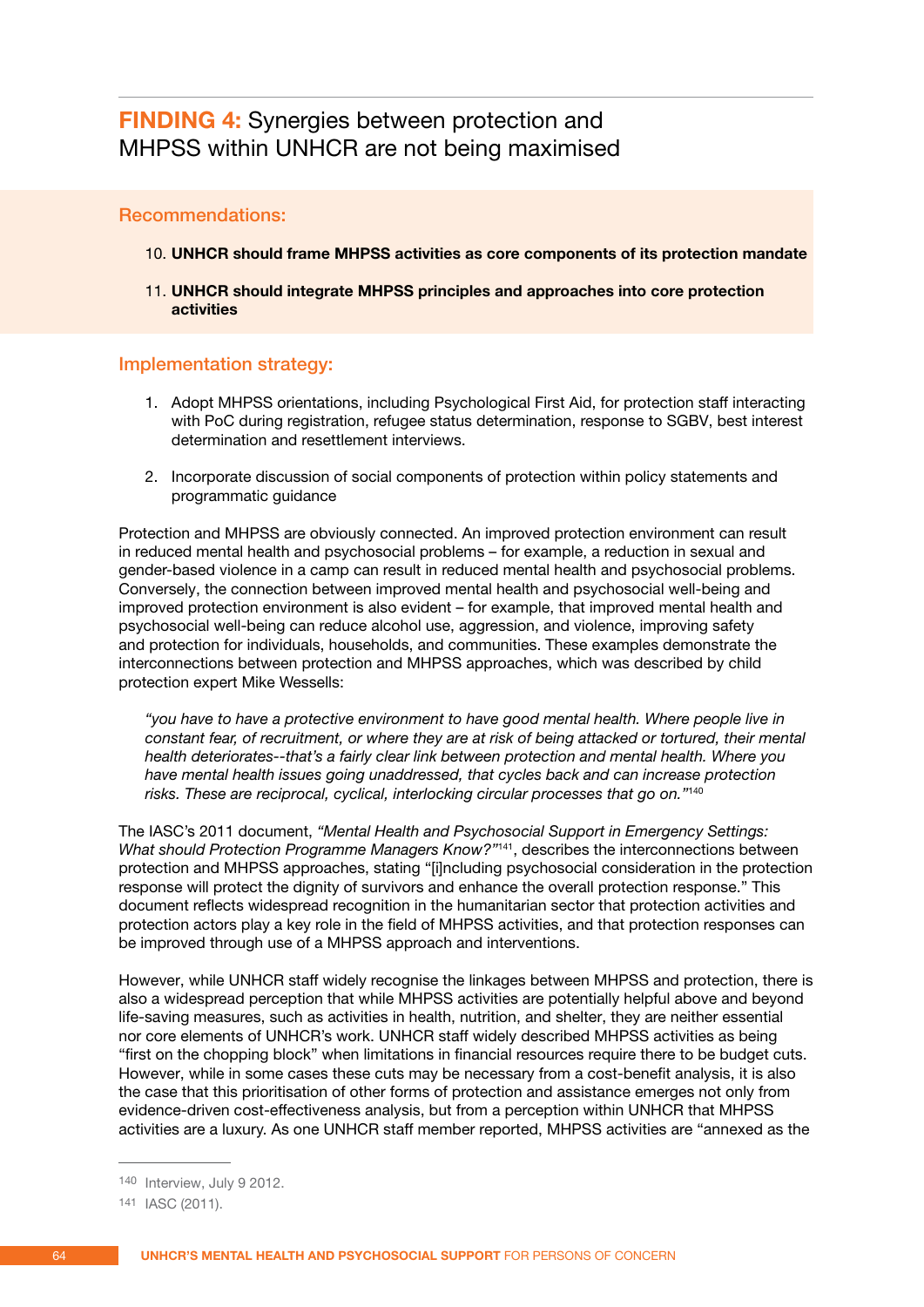## **FINDING 4:** Synergies between protection and MHPSS within UNHCR are not being maximised

### Recommendations:

10. **UNHCR should frame MHPSS activities as core components of its protection mandate**
11. **UNHCR should integrate MHPSS principles and approaches into core protection activities**

### Implementation strategy:

1. Adopt MHPSS orientations, including Psychological First Aid, for protection staff interacting with PoC during registration, refugee status determination, response to SGBV, best interest determination and resettlement interviews.
2. Incorporate discussion of social components of protection within policy statements and programmatic guidance

Protection and MHPSS are obviously connected. An improved protection environment can result in reduced mental health and psychosocial problems – for example, a reduction in sexual and gender-based violence in a camp can result in reduced mental health and psychosocial problems. Conversely, the connection between improved mental health and psychosocial well-being and improved protection environment is also evident – for example, that improved mental health and psychosocial well-being can reduce alcohol use, aggression, and violence, improving safety and protection for individuals, households, and communities. These examples demonstrate the interconnections between protection and MHPSS approaches, which was described by child protection expert Mike Wessells:

> *"you have to have a protective environment to have good mental health. Where people live in constant fear, of recruitment, or where they are at risk of being attacked or tortured, their mental health deteriorates--that's a fairly clear link between protection and mental health. Where you have mental health issues going unaddressed, that cycles back and can increase protection risks. These are reciprocal, cyclical, interlocking circular processes that go on."*[140]

The IASC's 2011 document, *"Mental Health and Psychosocial Support in Emergency Settings: What should Protection Programme Managers Know?"*[141], describes the interconnections between protection and MHPSS approaches, stating "[i]ncluding psychosocial consideration in the protection response will protect the dignity of survivors and enhance the overall protection response." This document reflects widespread recognition in the humanitarian sector that protection activities and protection actors play a key role in the field of MHPSS activities, and that protection responses can be improved through use of a MHPSS approach and interventions.

However, while UNHCR staff widely recognise the linkages between MHPSS and protection, there is also a widespread perception that while MHPSS activities are potentially helpful above and beyond life-saving measures, such as activities in health, nutrition, and shelter, they are neither essential nor core elements of UNHCR's work. UNHCR staff widely described MHPSS activities as being "first on the chopping block" when limitations in financial resources require there to be budget cuts. However, while in some cases these cuts may be necessary from a cost-benefit analysis, it is also the case that this prioritisation of other forms of protection and assistance emerges not only from evidence-driven cost-effectiveness analysis, but from a perception within UNHCR that MHPSS activities are a luxury. As one UNHCR staff member reported, MHPSS activities are "annexed as the

---

140 Interview, July 9 2012.

141 IASC (2011).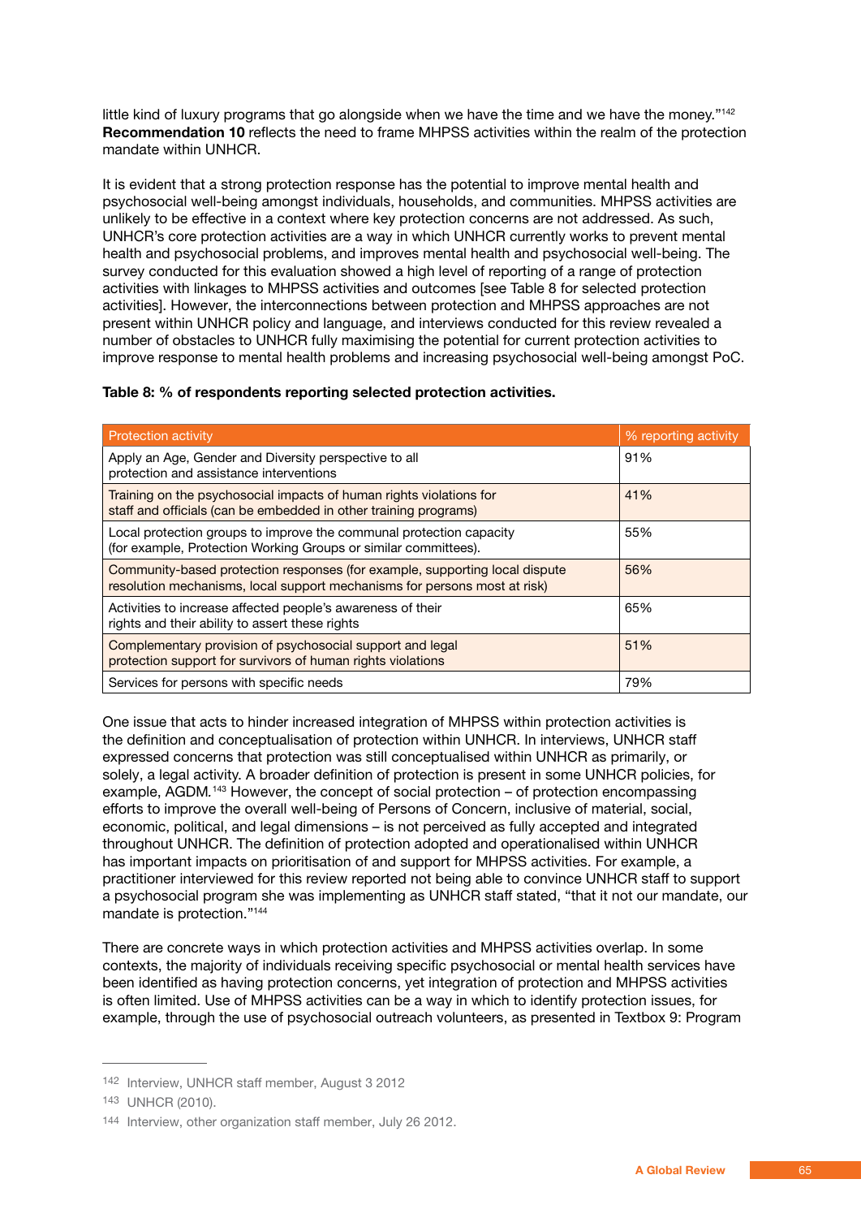little kind of luxury programs that go alongside when we have the time and we have the money."[142] **Recommendation 10** reflects the need to frame MHPSS activities within the realm of the protection mandate within UNHCR.

It is evident that a strong protection response has the potential to improve mental health and psychosocial well-being amongst individuals, households, and communities. MHPSS activities are unlikely to be effective in a context where key protection concerns are not addressed. As such, UNHCR's core protection activities are a way in which UNHCR currently works to prevent mental health and psychosocial problems, and improves mental health and psychosocial well-being. The survey conducted for this evaluation showed a high level of reporting of a range of protection activities with linkages to MHPSS activities and outcomes [see Table 8 for selected protection activities]. However, the interconnections between protection and MHPSS approaches are not present within UNHCR policy and language, and interviews conducted for this review revealed a number of obstacles to UNHCR fully maximising the potential for current protection activities to improve response to mental health problems and increasing psychosocial well-being amongst PoC.

**Table 8: % of respondents reporting selected protection activities.**

| Protection activity | % reporting activity |
|---|---|
| Apply an Age, Gender and Diversity perspective to all protection and assistance interventions | 91% |
| Training on the psychosocial impacts of human rights violations for staff and officials (can be embedded in other training programs) | 41% |
| Local protection groups to improve the communal protection capacity (for example, Protection Working Groups or similar committees). | 55% |
| Community-based protection responses (for example, supporting local dispute resolution mechanisms, local support mechanisms for persons most at risk) | 56% |
| Activities to increase affected people's awareness of their rights and their ability to assert these rights | 65% |
| Complementary provision of psychosocial support and legal protection support for survivors of human rights violations | 51% |
| Services for persons with specific needs | 79% |

One issue that acts to hinder increased integration of MHPSS within protection activities is the definition and conceptualisation of protection within UNHCR. In interviews, UNHCR staff expressed concerns that protection was still conceptualised within UNHCR as primarily, or solely, a legal activity. A broader definition of protection is present in some UNHCR policies, for example, AGDM.[143] However, the concept of social protection – of protection encompassing efforts to improve the overall well-being of Persons of Concern, inclusive of material, social, economic, political, and legal dimensions – is not perceived as fully accepted and integrated throughout UNHCR. The definition of protection adopted and operationalised within UNHCR has important impacts on prioritisation of and support for MHPSS activities. For example, a practitioner interviewed for this review reported not being able to convince UNHCR staff to support a psychosocial program she was implementing as UNHCR staff stated, "that it not our mandate, our mandate is protection."[144]

There are concrete ways in which protection activities and MHPSS activities overlap. In some contexts, the majority of individuals receiving specific psychosocial or mental health services have been identified as having protection concerns, yet integration of protection and MHPSS activities is often limited. Use of MHPSS activities can be a way in which to identify protection issues, for example, through the use of psychosocial outreach volunteers, as presented in Textbox 9: Program

---

142 Interview, UNHCR staff member, August 3 2012

143 UNHCR (2010).

144 Interview, other organization staff member, July 26 2012.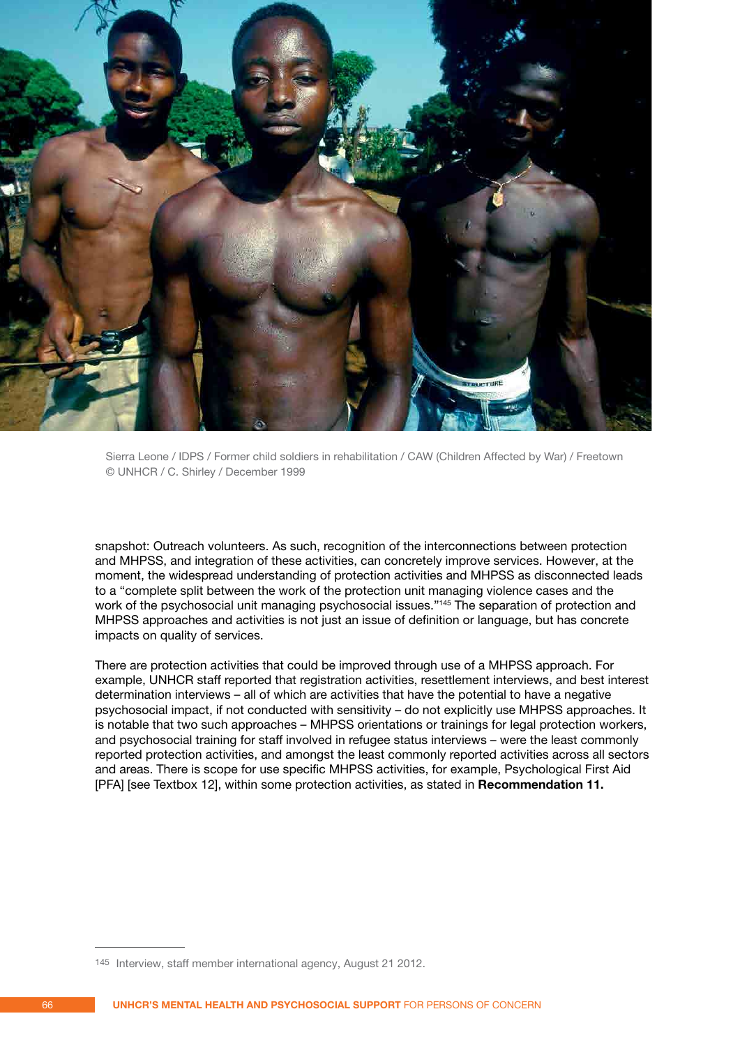Sierra Leone / IDPS / Former child soldiers in rehabilitation / CAW (Children Affected by War) / Freetown
© UNHCR / C. Shirley / December 1999

snapshot: Outreach volunteers. As such, recognition of the interconnections between protection and MHPSS, and integration of these activities, can concretely improve services. However, at the moment, the widespread understanding of protection activities and MHPSS as disconnected leads to a "complete split between the work of the protection unit managing violence cases and the work of the psychosocial unit managing psychosocial issues."[145] The separation of protection and MHPSS approaches and activities is not just an issue of definition or language, but has concrete impacts on quality of services.

There are protection activities that could be improved through use of a MHPSS approach. For example, UNHCR staff reported that registration activities, resettlement interviews, and best interest determination interviews – all of which are activities that have the potential to have a negative psychosocial impact, if not conducted with sensitivity – do not explicitly use MHPSS approaches. It is notable that two such approaches – MHPSS orientations or trainings for legal protection workers, and psychosocial training for staff involved in refugee status interviews – were the least commonly reported protection activities, and amongst the least commonly reported activities across all sectors and areas. There is scope for use specific MHPSS activities, for example, Psychological First Aid [PFA] [see Textbox 12], within some protection activities, as stated in **Recommendation 11.**

---

145 Interview, staff member international agency, August 21 2012.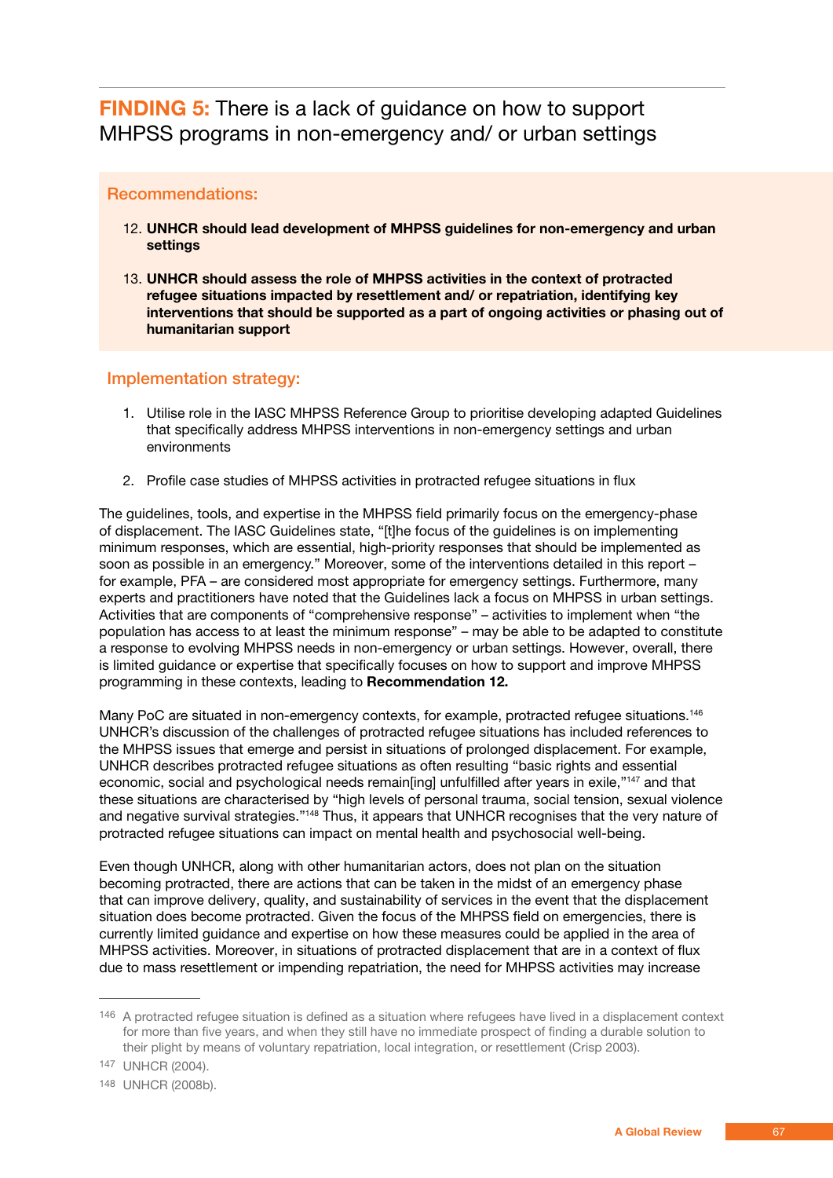## FINDING 5: There is a lack of guidance on how to support MHPSS programs in non-emergency and/ or urban settings

### Recommendations:

12. **UNHCR should lead development of MHPSS guidelines for non-emergency and urban settings**

13. **UNHCR should assess the role of MHPSS activities in the context of protracted refugee situations impacted by resettlement and/ or repatriation, identifying key interventions that should be supported as a part of ongoing activities or phasing out of humanitarian support**

### Implementation strategy:

1. Utilise role in the IASC MHPSS Reference Group to prioritise developing adapted Guidelines that specifically address MHPSS interventions in non-emergency settings and urban environments

2. Profile case studies of MHPSS activities in protracted refugee situations in flux

The guidelines, tools, and expertise in the MHPSS field primarily focus on the emergency-phase of displacement. The IASC Guidelines state, "[t]he focus of the guidelines is on implementing minimum responses, which are essential, high-priority responses that should be implemented as soon as possible in an emergency." Moreover, some of the interventions detailed in this report – for example, PFA – are considered most appropriate for emergency settings. Furthermore, many experts and practitioners have noted that the Guidelines lack a focus on MHPSS in urban settings. Activities that are components of "comprehensive response" – activities to implement when "the population has access to at least the minimum response" – may be able to be adapted to constitute a response to evolving MHPSS needs in non-emergency or urban settings. However, overall, there is limited guidance or expertise that specifically focuses on how to support and improve MHPSS programming in these contexts, leading to **Recommendation 12.**

Many PoC are situated in non-emergency contexts, for example, protracted refugee situations.[146] UNHCR's discussion of the challenges of protracted refugee situations has included references to the MHPSS issues that emerge and persist in situations of prolonged displacement. For example, UNHCR describes protracted refugee situations as often resulting "basic rights and essential economic, social and psychological needs remain[ing] unfulfilled after years in exile,"[147] and that these situations are characterised by "high levels of personal trauma, social tension, sexual violence and negative survival strategies."[148] Thus, it appears that UNHCR recognises that the very nature of protracted refugee situations can impact on mental health and psychosocial well-being.

Even though UNHCR, along with other humanitarian actors, does not plan on the situation becoming protracted, there are actions that can be taken in the midst of an emergency phase that can improve delivery, quality, and sustainability of services in the event that the displacement situation does become protracted. Given the focus of the MHPSS field on emergencies, there is currently limited guidance and expertise on how these measures could be applied in the area of MHPSS activities. Moreover, in situations of protracted displacement that are in a context of flux due to mass resettlement or impending repatriation, the need for MHPSS activities may increase

---

[146] A protracted refugee situation is defined as a situation where refugees have lived in a displacement context for more than five years, and when they still have no immediate prospect of finding a durable solution to their plight by means of voluntary repatriation, local integration, or resettlement (Crisp 2003).

[147] UNHCR (2004).

[148] UNHCR (2008b).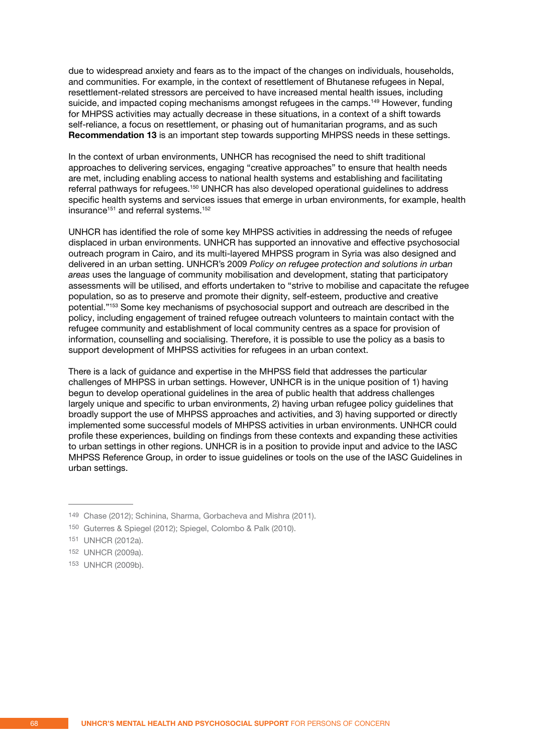due to widespread anxiety and fears as to the impact of the changes on individuals, households, and communities. For example, in the context of resettlement of Bhutanese refugees in Nepal, resettlement-related stressors are perceived to have increased mental health issues, including suicide, and impacted coping mechanisms amongst refugees in the camps.[149] However, funding for MHPSS activities may actually decrease in these situations, in a context of a shift towards self-reliance, a focus on resettlement, or phasing out of humanitarian programs, and as such **Recommendation 13** is an important step towards supporting MHPSS needs in these settings.

In the context of urban environments, UNHCR has recognised the need to shift traditional approaches to delivering services, engaging "creative approaches" to ensure that health needs are met, including enabling access to national health systems and establishing and facilitating referral pathways for refugees.[150] UNHCR has also developed operational guidelines to address specific health systems and services issues that emerge in urban environments, for example, health insurance[151] and referral systems.[152]

UNHCR has identified the role of some key MHPSS activities in addressing the needs of refugee displaced in urban environments. UNHCR has supported an innovative and effective psychosocial outreach program in Cairo, and its multi-layered MHPSS program in Syria was also designed and delivered in an urban setting. UNHCR's 2009 *Policy on refugee protection and solutions in urban areas* uses the language of community mobilisation and development, stating that participatory assessments will be utilised, and efforts undertaken to "strive to mobilise and capacitate the refugee population, so as to preserve and promote their dignity, self-esteem, productive and creative potential."[153] Some key mechanisms of psychosocial support and outreach are described in the policy, including engagement of trained refugee outreach volunteers to maintain contact with the refugee community and establishment of local community centres as a space for provision of information, counselling and socialising. Therefore, it is possible to use the policy as a basis to support development of MHPSS activities for refugees in an urban context.

There is a lack of guidance and expertise in the MHPSS field that addresses the particular challenges of MHPSS in urban settings. However, UNHCR is in the unique position of 1) having begun to develop operational guidelines in the area of public health that address challenges largely unique and specific to urban environments, 2) having urban refugee policy guidelines that broadly support the use of MHPSS approaches and activities, and 3) having supported or directly implemented some successful models of MHPSS activities in urban environments. UNHCR could profile these experiences, building on findings from these contexts and expanding these activities to urban settings in other regions. UNHCR is in a position to provide input and advice to the IASC MHPSS Reference Group, in order to issue guidelines or tools on the use of the IASC Guidelines in urban settings.

---

149 Chase (2012); Schinina, Sharma, Gorbacheva and Mishra (2011).

150 Guterres & Spiegel (2012); Spiegel, Colombo & Palk (2010).

151 UNHCR (2012a).

152 UNHCR (2009a).

153 UNHCR (2009b).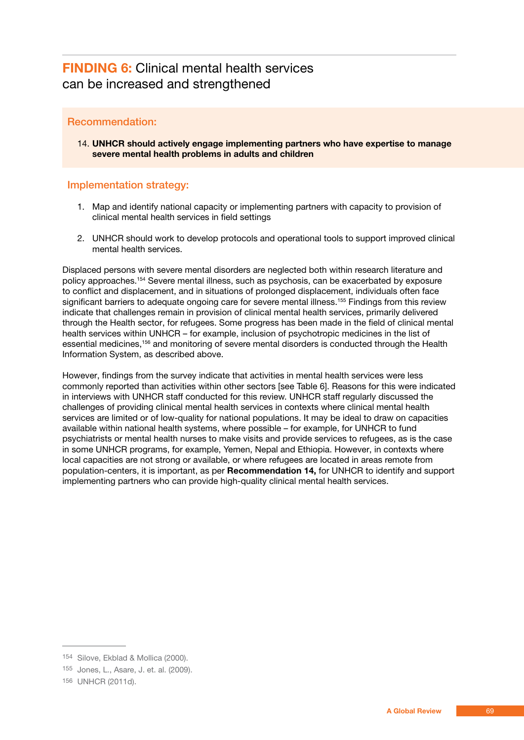## **FINDING 6:** Clinical mental health services can be increased and strengthened

### Recommendation:

14. **UNHCR should actively engage implementing partners who have expertise to manage severe mental health problems in adults and children**

### Implementation strategy:

1. Map and identify national capacity or implementing partners with capacity to provision of clinical mental health services in field settings
2. UNHCR should work to develop protocols and operational tools to support improved clinical mental health services.

Displaced persons with severe mental disorders are neglected both within research literature and policy approaches.[154] Severe mental illness, such as psychosis, can be exacerbated by exposure to conflict and displacement, and in situations of prolonged displacement, individuals often face significant barriers to adequate ongoing care for severe mental illness.[155] Findings from this review indicate that challenges remain in provision of clinical mental health services, primarily delivered through the Health sector, for refugees. Some progress has been made in the field of clinical mental health services within UNHCR – for example, inclusion of psychotropic medicines in the list of essential medicines,[156] and monitoring of severe mental disorders is conducted through the Health Information System, as described above.

However, findings from the survey indicate that activities in mental health services were less commonly reported than activities within other sectors [see Table 6]. Reasons for this were indicated in interviews with UNHCR staff conducted for this review. UNHCR staff regularly discussed the challenges of providing clinical mental health services in contexts where clinical mental health services are limited or of low-quality for national populations. It may be ideal to draw on capacities available within national health systems, where possible – for example, for UNHCR to fund psychiatrists or mental health nurses to make visits and provide services to refugees, as is the case in some UNHCR programs, for example, Yemen, Nepal and Ethiopia. However, in contexts where local capacities are not strong or available, or where refugees are located in areas remote from population-centers, it is important, as per **Recommendation 14,** for UNHCR to identify and support implementing partners who can provide high-quality clinical mental health services.

---

[154] Silove, Ekblad & Mollica (2000).

[155] Jones, L., Asare, J. et. al. (2009).

[156] UNHCR (2011d).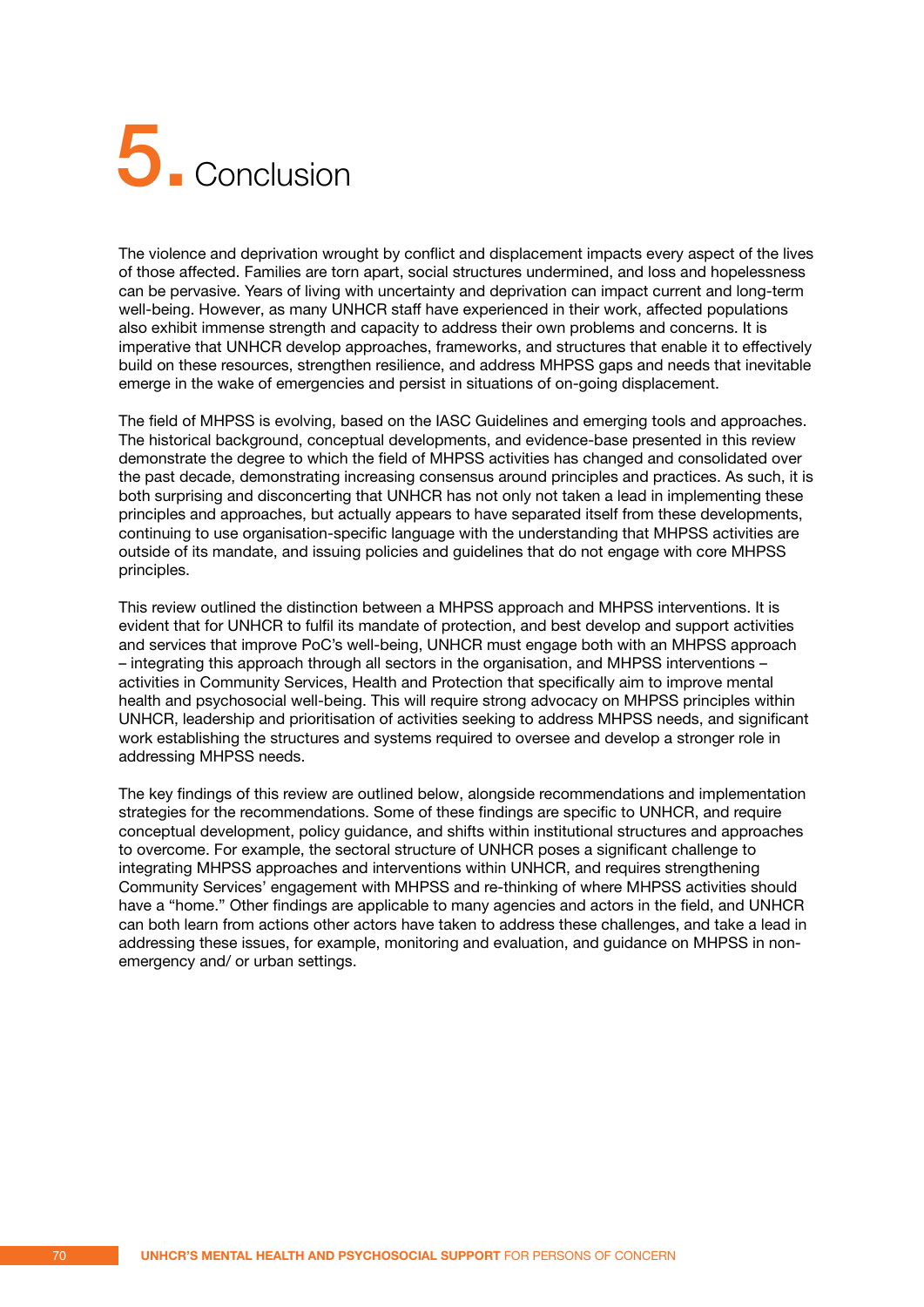# 5. Conclusion

The violence and deprivation wrought by conflict and displacement impacts every aspect of the lives of those affected. Families are torn apart, social structures undermined, and loss and hopelessness can be pervasive. Years of living with uncertainty and deprivation can impact current and long-term well-being. However, as many UNHCR staff have experienced in their work, affected populations also exhibit immense strength and capacity to address their own problems and concerns. It is imperative that UNHCR develop approaches, frameworks, and structures that enable it to effectively build on these resources, strengthen resilience, and address MHPSS gaps and needs that inevitable emerge in the wake of emergencies and persist in situations of on-going displacement.

The field of MHPSS is evolving, based on the IASC Guidelines and emerging tools and approaches. The historical background, conceptual developments, and evidence-base presented in this review demonstrate the degree to which the field of MHPSS activities has changed and consolidated over the past decade, demonstrating increasing consensus around principles and practices. As such, it is both surprising and disconcerting that UNHCR has not only not taken a lead in implementing these principles and approaches, but actually appears to have separated itself from these developments, continuing to use organisation-specific language with the understanding that MHPSS activities are outside of its mandate, and issuing policies and guidelines that do not engage with core MHPSS principles.

This review outlined the distinction between a MHPSS approach and MHPSS interventions. It is evident that for UNHCR to fulfil its mandate of protection, and best develop and support activities and services that improve PoC's well-being, UNHCR must engage both with an MHPSS approach – integrating this approach through all sectors in the organisation, and MHPSS interventions – activities in Community Services, Health and Protection that specifically aim to improve mental health and psychosocial well-being. This will require strong advocacy on MHPSS principles within UNHCR, leadership and prioritisation of activities seeking to address MHPSS needs, and significant work establishing the structures and systems required to oversee and develop a stronger role in addressing MHPSS needs.

The key findings of this review are outlined below, alongside recommendations and implementation strategies for the recommendations. Some of these findings are specific to UNHCR, and require conceptual development, policy guidance, and shifts within institutional structures and approaches to overcome. For example, the sectoral structure of UNHCR poses a significant challenge to integrating MHPSS approaches and interventions within UNHCR, and requires strengthening Community Services' engagement with MHPSS and re-thinking of where MHPSS activities should have a "home." Other findings are applicable to many agencies and actors in the field, and UNHCR can both learn from actions other actors have taken to address these challenges, and take a lead in addressing these issues, for example, monitoring and evaluation, and guidance on MHPSS in non-emergency and/ or urban settings.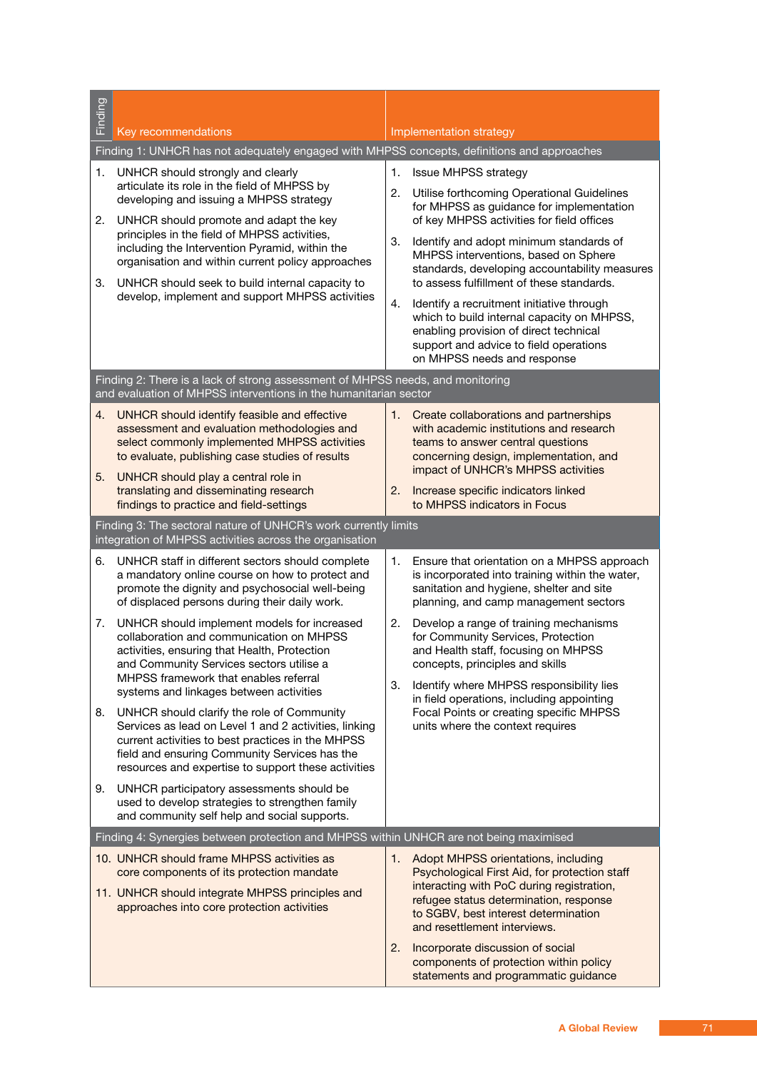| Finding | Key recommendations | Implementation strategy |
|---|---|---|
| **Finding 1: UNHCR has not adequately engaged with MHPSS concepts, definitions and approaches** | | |
| | 1. UNHCR should strongly and clearly articulate its role in the field of MHPSS by developing and issuing a MHPSS strategy<br>2. UNHCR should promote and adapt the key principles in the field of MHPSS activities, including the Intervention Pyramid, within the organisation and within current policy approaches<br>3. UNHCR should seek to build internal capacity to develop, implement and support MHPSS activities | 1. Issue MHPSS strategy<br>2. Utilise forthcoming Operational Guidelines for MHPSS as guidance for implementation of key MHPSS activities for field offices<br>3. Identify and adopt minimum standards of MHPSS interventions, based on Sphere standards, developing accountability measures to assess fulfillment of these standards.<br>4. Identify a recruitment initiative through which to build internal capacity on MHPSS, enabling provision of direct technical support and advice to field operations on MHPSS needs and response |
| **Finding 2: There is a lack of strong assessment of MHPSS needs, and monitoring and evaluation of MHPSS interventions in the humanitarian sector** | | |
| | 4. UNHCR should identify feasible and effective assessment and evaluation methodologies and select commonly implemented MHPSS activities to evaluate, publishing case studies of results<br>5. UNHCR should play a central role in translating and disseminating research findings to practice and field-settings | 1. Create collaborations and partnerships with academic institutions and research teams to answer central questions concerning design, implementation, and impact of UNHCR's MHPSS activities<br>2. Increase specific indicators linked to MHPSS indicators in Focus |
| **Finding 3: The sectoral nature of UNHCR's work currently limits integration of MHPSS activities across the organisation** | | |
| | 6. UNHCR staff in different sectors should complete a mandatory online course on how to protect and promote the dignity and psychosocial well-being of displaced persons during their daily work.<br>7. UNHCR should implement models for increased collaboration and communication on MHPSS activities, ensuring that Health, Protection and Community Services sectors utilise a MHPSS framework that enables referral systems and linkages between activities<br>8. UNHCR should clarify the role of Community Services as lead on Level 1 and 2 activities, linking current activities to best practices in the MHPSS field and ensuring Community Services has the resources and expertise to support these activities<br>9. UNHCR participatory assessments should be used to develop strategies to strengthen family and community self help and social supports. | 1. Ensure that orientation on a MHPSS approach is incorporated into training within the water, sanitation and hygiene, shelter and site planning, and camp management sectors<br>2. Develop a range of training mechanisms for Community Services, Protection and Health staff, focusing on MHPSS concepts, principles and skills<br>3. Identify where MHPSS responsibility lies in field operations, including appointing Focal Points or creating specific MHPSS units where the context requires |
| **Finding 4: Synergies between protection and MHPSS within UNHCR are not being maximised** | | |
| | 10. UNHCR should frame MHPSS activities as core components of its protection mandate<br>11. UNHCR should integrate MHPSS principles and approaches into core protection activities | 1. Adopt MHPSS orientations, including Psychological First Aid, for protection staff interacting with PoC during registration, refugee status determination, response to SGBV, best interest determination and resettlement interviews.<br>2. Incorporate discussion of social components of protection within policy statements and programmatic guidance |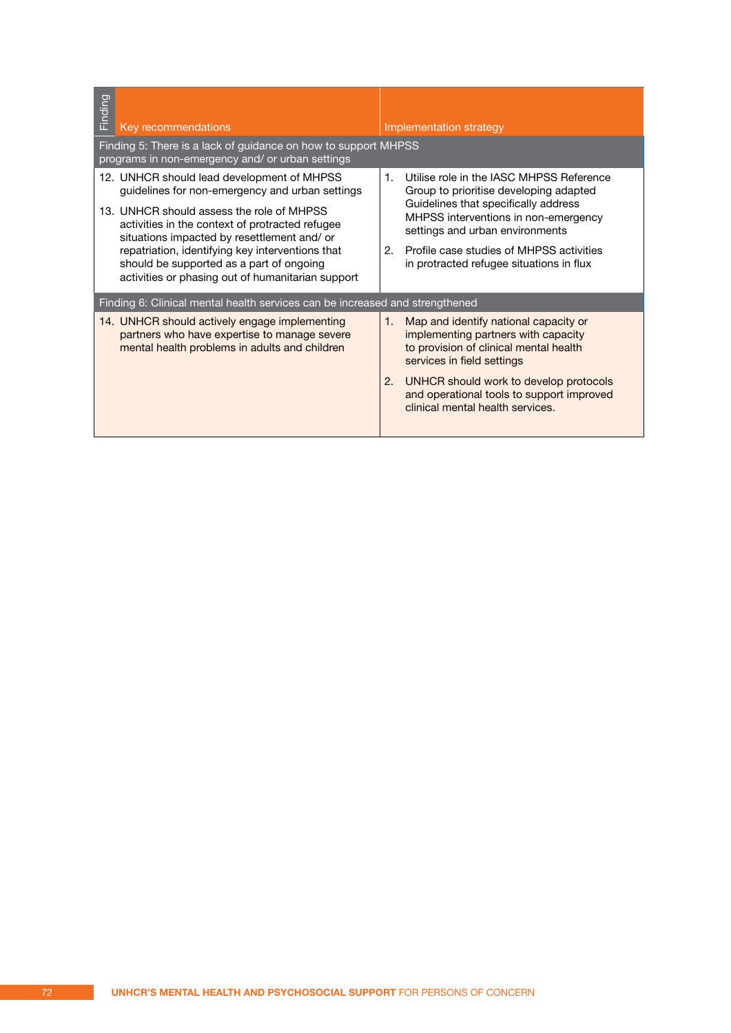| Finding | Key recommendations | Implementation strategy |
|---|---|---|
| **Finding 5: There is a lack of guidance on how to support MHPSS programs in non-emergency and/ or urban settings** | | |
| | 12. UNHCR should lead development of MHPSS guidelines for non-emergency and urban settings<br><br>13. UNHCR should assess the role of MHPSS activities in the context of protracted refugee situations impacted by resettlement and/ or repatriation, identifying key interventions that should be supported as a part of ongoing activities or phasing out of humanitarian support | 1. Utilise role in the IASC MHPSS Reference Group to prioritise developing adapted Guidelines that specifically address MHPSS interventions in non-emergency settings and urban environments<br><br>2. Profile case studies of MHPSS activities in protracted refugee situations in flux |
| **Finding 6: Clinical mental health services can be increased and strengthened** | | |
| | 14. UNHCR should actively engage implementing partners who have expertise to manage severe mental health problems in adults and children | 1. Map and identify national capacity or implementing partners with capacity to provision of clinical mental health services in field settings<br><br>2. UNHCR should work to develop protocols and operational tools to support improved clinical mental health services. |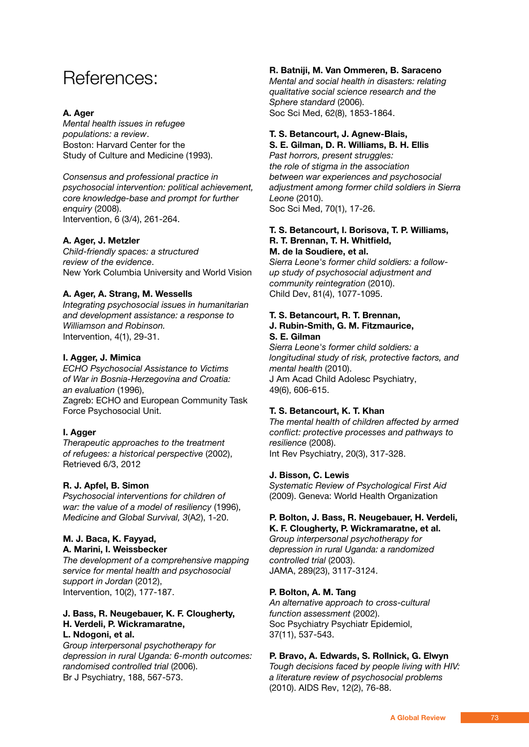# References:

**A. Ager**
*Mental health issues in refugee populations: a review*.
Boston: Harvard Center for the Study of Culture and Medicine (1993).

*Consensus and professional practice in psychosocial intervention: political achievement, core knowledge-base and prompt for further enquiry* (2008).
Intervention, 6 (3/4), 261-264.

**A. Ager, J. Metzler**
*Child-friendly spaces: a structured review of the evidence*.
New York Columbia University and World Vision

**A. Ager, A. Strang, M. Wessells**
*Integrating psychosocial issues in humanitarian and development assistance: a response to Williamson and Robinson.*
Intervention, 4(1), 29-31.

**I. Agger, J. Mimica**
*ECHO Psychosocial Assistance to Victims of War in Bosnia-Herzegovina and Croatia: an evaluation* (1996),
Zagreb: ECHO and European Community Task Force Psychosocial Unit.

**I. Agger**
*Therapeutic approaches to the treatment of refugees: a historical perspective* (2002),
Retrieved 6/3, 2012

**R. J. Apfel, B. Simon**
*Psychosocial interventions for children of war: the value of a model of resiliency* (1996),
*Medicine and Global Survival, 3*(A2), 1-20.

**M. J. Baca, K. Fayyad, A. Marini, I. Weissbecker**
*The development of a comprehensive mapping service for mental health and psychosocial support in Jordan* (2012),
Intervention, 10(2), 177-187.

**J. Bass, R. Neugebauer, K. F. Clougherty, H. Verdeli, P. Wickramaratne, L. Ndogoni, et al.**
*Group interpersonal psychotherapy for depression in rural Uganda: 6-month outcomes: randomised controlled trial* (2006).
Br J Psychiatry, 188, 567-573.

**R. Batniji, M. Van Ommeren, B. Saraceno**
*Mental and social health in disasters: relating qualitative social science research and the Sphere standard* (2006).
Soc Sci Med, 62(8), 1853-1864.

**T. S. Betancourt, J. Agnew-Blais, S. E. Gilman, D. R. Williams, B. H. Ellis**
*Past horrors, present struggles: the role of stigma in the association between war experiences and psychosocial adjustment among former child soldiers in Sierra Leone* (2010).
Soc Sci Med, 70(1), 17-26.

**T. S. Betancourt, I. Borisova, T. P. Williams, R. T. Brennan, T. H. Whitfield, M. de la Soudiere, et al.**
*Sierra Leone's former child soldiers: a follow-up study of psychosocial adjustment and community reintegration* (2010).
Child Dev, 81(4), 1077-1095.

**T. S. Betancourt, R. T. Brennan, J. Rubin-Smith, G. M. Fitzmaurice, S. E. Gilman**
*Sierra Leone's former child soldiers: a longitudinal study of risk, protective factors, and mental health* (2010).
J Am Acad Child Adolesc Psychiatry, 49(6), 606-615.

**T. S. Betancourt, K. T. Khan**
*The mental health of children affected by armed conflict: protective processes and pathways to resilience* (2008).
Int Rev Psychiatry, 20(3), 317-328.

**J. Bisson, C. Lewis**
*Systematic Review of Psychological First Aid* (2009). Geneva: World Health Organization

**P. Bolton, J. Bass, R. Neugebauer, H. Verdeli, K. F. Clougherty, P. Wickramaratne, et al.**
*Group interpersonal psychotherapy for depression in rural Uganda: a randomized controlled trial* (2003).
JAMA, 289(23), 3117-3124.

**P. Bolton, A. M. Tang**
*An alternative approach to cross-cultural function assessment* (2002).
Soc Psychiatry Psychiatr Epidemiol, 37(11), 537-543.

**P. Bravo, A. Edwards, S. Rollnick, G. Elwyn**
*Tough decisions faced by people living with HIV: a literature review of psychosocial problems* (2010). AIDS Rev, 12(2), 76-88.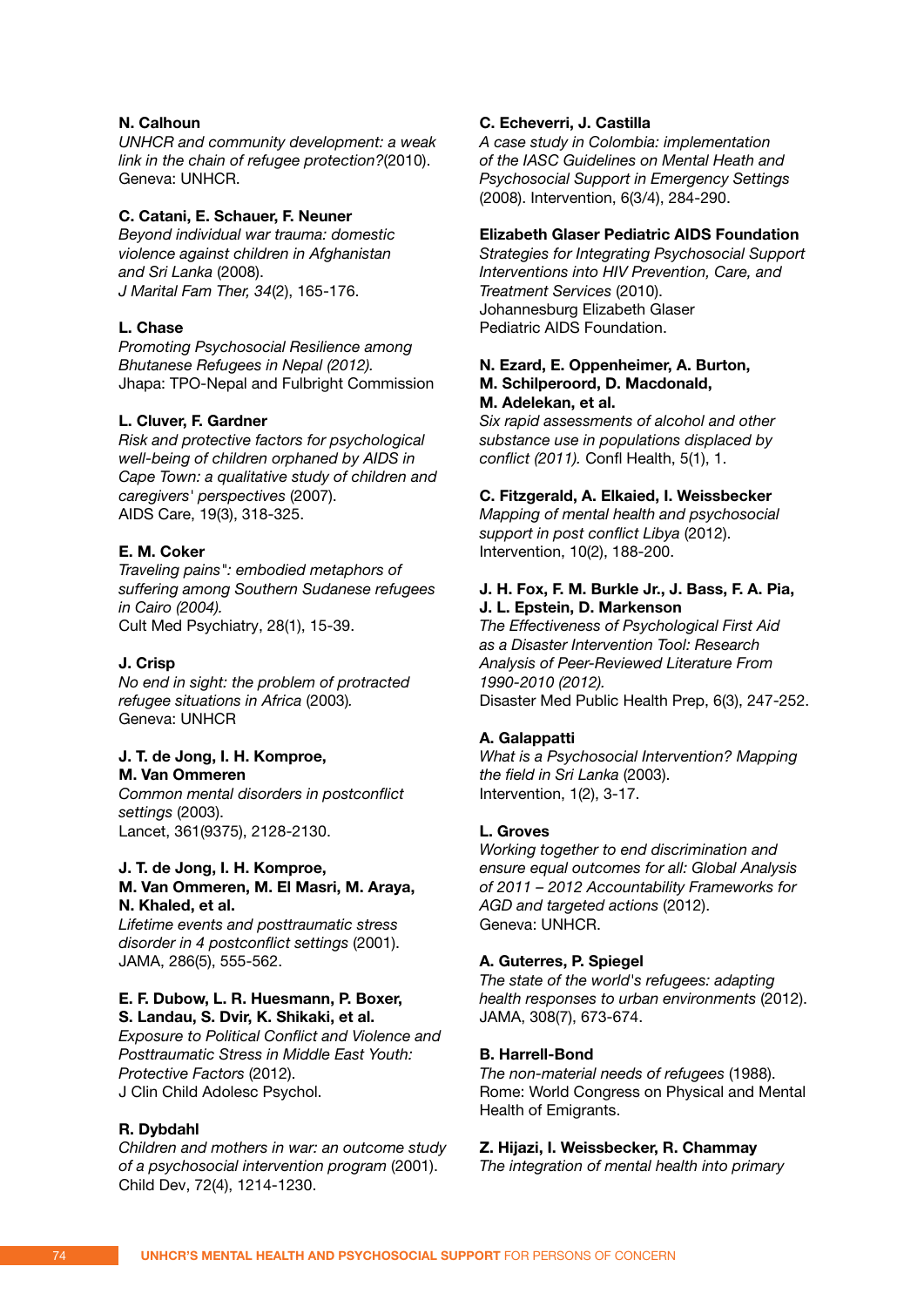**N. Calhoun**
*UNHCR and community development: a weak link in the chain of refugee protection?*(2010).
Geneva: UNHCR.

**C. Catani, E. Schauer, F. Neuner**
*Beyond individual war trauma: domestic violence against children in Afghanistan and Sri Lanka* (2008).
*J Marital Fam Ther, 34*(2), 165-176.

**L. Chase**
*Promoting Psychosocial Resilience among Bhutanese Refugees in Nepal (2012).*
Jhapa: TPO-Nepal and Fulbright Commission

**L. Cluver, F. Gardner**
*Risk and protective factors for psychological well-being of children orphaned by AIDS in Cape Town: a qualitative study of children and caregivers' perspectives* (2007).
AIDS Care, 19(3), 318-325.

**E. M. Coker**
*Traveling pains": embodied metaphors of suffering among Southern Sudanese refugees in Cairo (2004).*
Cult Med Psychiatry, 28(1), 15-39.

**J. Crisp**
*No end in sight: the problem of protracted refugee situations in Africa* (2003)*.*
Geneva: UNHCR

**J. T. de Jong, I. H. Komproe, M. Van Ommeren**
*Common mental disorders in postconflict settings* (2003).
Lancet, 361(9375), 2128-2130.

**J. T. de Jong, I. H. Komproe, M. Van Ommeren, M. El Masri, M. Araya, N. Khaled, et al.**
*Lifetime events and posttraumatic stress disorder in 4 postconflict settings* (2001).
JAMA, 286(5), 555-562.

**E. F. Dubow, L. R. Huesmann, P. Boxer, S. Landau, S. Dvir, K. Shikaki, et al.**
*Exposure to Political Conflict and Violence and Posttraumatic Stress in Middle East Youth: Protective Factors* (2012).
J Clin Child Adolesc Psychol.

**R. Dybdahl**
*Children and mothers in war: an outcome study of a psychosocial intervention program* (2001).
Child Dev, 72(4), 1214-1230.

**C. Echeverri, J. Castilla**
*A case study in Colombia: implementation of the IASC Guidelines on Mental Heath and Psychosocial Support in Emergency Settings* (2008). Intervention, 6(3/4), 284-290.

**Elizabeth Glaser Pediatric AIDS Foundation**
*Strategies for Integrating Psychosocial Support Interventions into HIV Prevention, Care, and Treatment Services* (2010).
Johannesburg Elizabeth Glaser Pediatric AIDS Foundation.

**N. Ezard, E. Oppenheimer, A. Burton, M. Schilperoord, D. Macdonald, M. Adelekan, et al.**
*Six rapid assessments of alcohol and other substance use in populations displaced by conflict (2011).* Confl Health, 5(1), 1.

**C. Fitzgerald, A. Elkaied, I. Weissbecker**
*Mapping of mental health and psychosocial support in post conflict Libya* (2012).
Intervention, 10(2), 188-200.

**J. H. Fox, F. M. Burkle Jr., J. Bass, F. A. Pia, J. L. Epstein, D. Markenson**
*The Effectiveness of Psychological First Aid as a Disaster Intervention Tool: Research Analysis of Peer-Reviewed Literature From 1990-2010 (2012).*
Disaster Med Public Health Prep, 6(3), 247-252.

**A. Galappatti**
*What is a Psychosocial Intervention? Mapping the field in Sri Lanka* (2003).
Intervention, 1(2), 3-17.

**L. Groves**
*Working together to end discrimination and ensure equal outcomes for all: Global Analysis of 2011 – 2012 Accountability Frameworks for AGD and targeted actions* (2012).
Geneva: UNHCR.

**A. Guterres, P. Spiegel**
*The state of the world's refugees: adapting health responses to urban environments* (2012).
JAMA, 308(7), 673-674.

**B. Harrell-Bond**
*The non-material needs of refugees* (1988).
Rome: World Congress on Physical and Mental Health of Emigrants.

**Z. Hijazi, I. Weissbecker, R. Chammay**
*The integration of mental health into primary*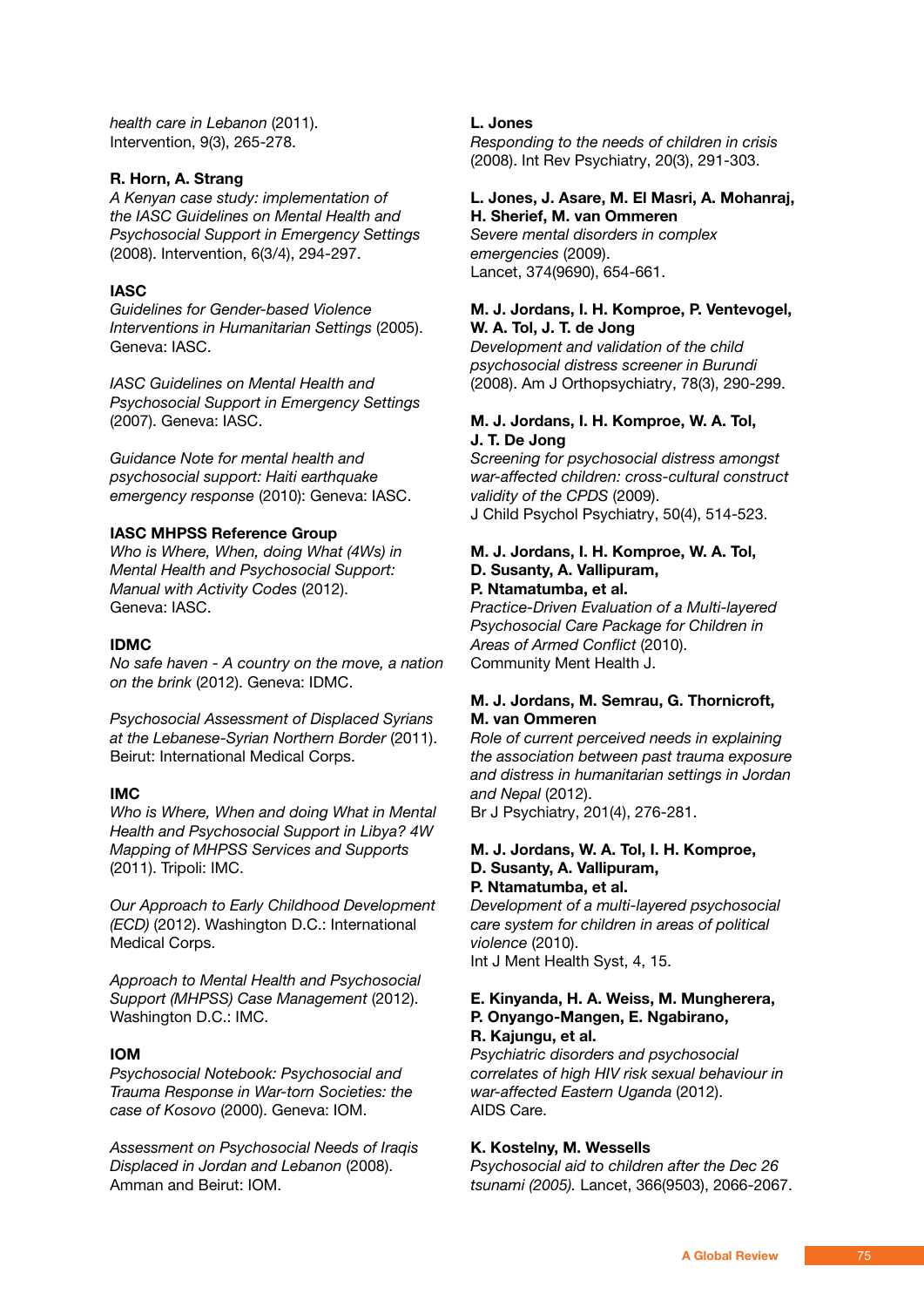*health care in Lebanon* (2011).
Intervention, 9(3), 265-278.

**R. Horn, A. Strang**
*A Kenyan case study: implementation of the IASC Guidelines on Mental Health and Psychosocial Support in Emergency Settings* (2008). Intervention, 6(3/4), 294-297.

**IASC**
*Guidelines for Gender-based Violence Interventions in Humanitarian Settings* (2005). Geneva: IASC.

*IASC Guidelines on Mental Health and Psychosocial Support in Emergency Settings* (2007). Geneva: IASC.

*Guidance Note for mental health and psychosocial support: Haiti earthquake emergency response* (2010): Geneva: IASC.

**IASC MHPSS Reference Group**
*Who is Where, When, doing What (4Ws) in Mental Health and Psychosocial Support: Manual with Activity Codes* (2012). Geneva: IASC.

**IDMC**
*No safe haven - A country on the move, a nation on the brink* (2012). Geneva: IDMC.

*Psychosocial Assessment of Displaced Syrians at the Lebanese-Syrian Northern Border* (2011). Beirut: International Medical Corps.

**IMC**
*Who is Where, When and doing What in Mental Health and Psychosocial Support in Libya? 4W Mapping of MHPSS Services and Supports* (2011). Tripoli: IMC.

*Our Approach to Early Childhood Development (ECD)* (2012). Washington D.C.: International Medical Corps.

*Approach to Mental Health and Psychosocial Support (MHPSS) Case Management* (2012). Washington D.C.: IMC.

**IOM**
*Psychosocial Notebook: Psychosocial and Trauma Response in War-torn Societies: the case of Kosovo* (2000). Geneva: IOM.

*Assessment on Psychosocial Needs of Iraqis Displaced in Jordan and Lebanon* (2008). Amman and Beirut: IOM.

**L. Jones**
*Responding to the needs of children in crisis* (2008). Int Rev Psychiatry, 20(3), 291-303.

**L. Jones, J. Asare, M. El Masri, A. Mohanraj, H. Sherief, M. van Ommeren**
*Severe mental disorders in complex emergencies* (2009).
Lancet, 374(9690), 654-661.

**M. J. Jordans, I. H. Komproe, P. Ventevogel, W. A. Tol, J. T. de Jong**
*Development and validation of the child psychosocial distress screener in Burundi* (2008). Am J Orthopsychiatry, 78(3), 290-299.

**M. J. Jordans, I. H. Komproe, W. A. Tol, J. T. De Jong**
*Screening for psychosocial distress amongst war-affected children: cross-cultural construct validity of the CPDS* (2009).
J Child Psychol Psychiatry, 50(4), 514-523.

**M. J. Jordans, I. H. Komproe, W. A. Tol, D. Susanty, A. Vallipuram, P. Ntamatumba, et al.**
*Practice-Driven Evaluation of a Multi-layered Psychosocial Care Package for Children in Areas of Armed Conflict* (2010).
Community Ment Health J.

**M. J. Jordans, M. Semrau, G. Thornicroft, M. van Ommeren**
*Role of current perceived needs in explaining the association between past trauma exposure and distress in humanitarian settings in Jordan and Nepal* (2012).
Br J Psychiatry, 201(4), 276-281.

**M. J. Jordans, W. A. Tol, I. H. Komproe, D. Susanty, A. Vallipuram, P. Ntamatumba, et al.**
*Development of a multi-layered psychosocial care system for children in areas of political violence* (2010).
Int J Ment Health Syst, 4, 15.

**E. Kinyanda, H. A. Weiss, M. Mungherera, P. Onyango-Mangen, E. Ngabirano, R. Kajungu, et al.**
*Psychiatric disorders and psychosocial correlates of high HIV risk sexual behaviour in war-affected Eastern Uganda* (2012).
AIDS Care.

**K. Kostelny, M. Wessells**
*Psychosocial aid to children after the Dec 26 tsunami (2005).* Lancet, 366(9503), 2066-2067.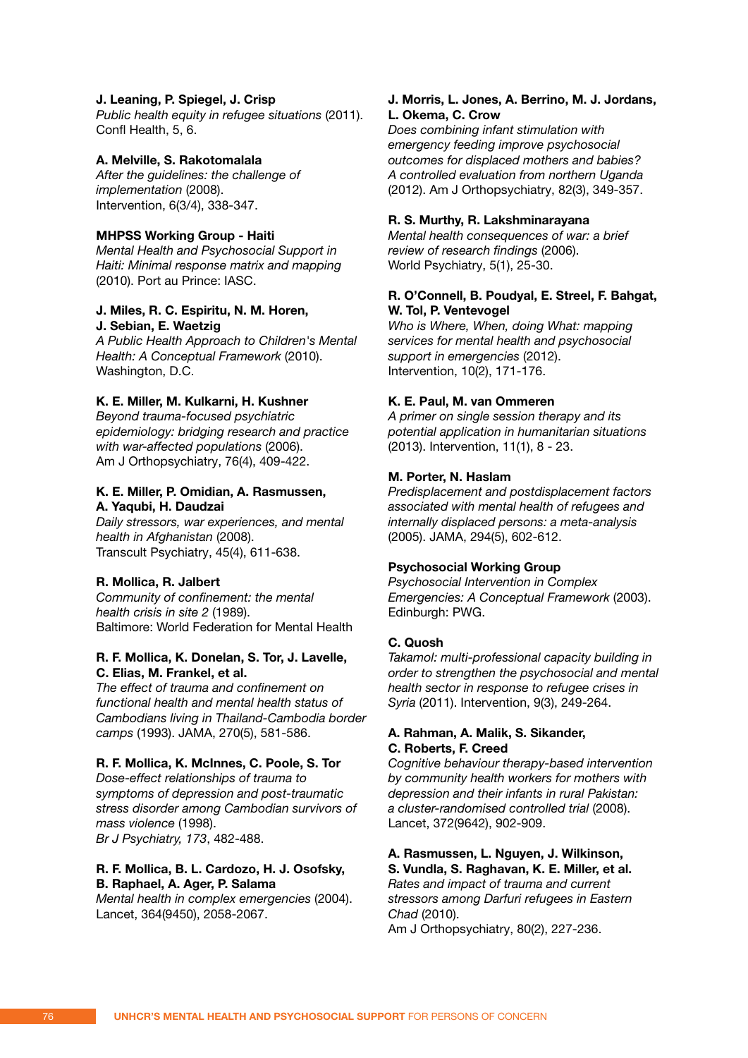**J. Leaning, P. Spiegel, J. Crisp**
*Public health equity in refugee situations* (2011). Confl Health, 5, 6.

**A. Melville, S. Rakotomalala**
*After the guidelines: the challenge of implementation* (2008).
Intervention, 6(3/4), 338-347.

**MHPSS Working Group - Haiti**
*Mental Health and Psychosocial Support in Haiti: Minimal response matrix and mapping* (2010). Port au Prince: IASC.

**J. Miles, R. C. Espiritu, N. M. Horen, J. Sebian, E. Waetzig**
*A Public Health Approach to Children's Mental Health: A Conceptual Framework* (2010). Washington, D.C.

**K. E. Miller, M. Kulkarni, H. Kushner**
*Beyond trauma-focused psychiatric epidemiology: bridging research and practice with war-affected populations* (2006).
Am J Orthopsychiatry, 76(4), 409-422.

**K. E. Miller, P. Omidian, A. Rasmussen, A. Yaqubi, H. Daudzai**
*Daily stressors, war experiences, and mental health in Afghanistan* (2008).
Transcult Psychiatry, 45(4), 611-638.

**R. Mollica, R. Jalbert**
*Community of confinement: the mental health crisis in site 2* (1989).
Baltimore: World Federation for Mental Health

**R. F. Mollica, K. Donelan, S. Tor, J. Lavelle, C. Elias, M. Frankel, et al.**
*The effect of trauma and confinement on functional health and mental health status of Cambodians living in Thailand-Cambodia border camps* (1993). JAMA, 270(5), 581-586.

**R. F. Mollica, K. McInnes, C. Poole, S. Tor**
*Dose-effect relationships of trauma to symptoms of depression and post-traumatic stress disorder among Cambodian survivors of mass violence* (1998).
*Br J Psychiatry, 173*, 482-488.

**R. F. Mollica, B. L. Cardozo, H. J. Osofsky, B. Raphael, A. Ager, P. Salama**
*Mental health in complex emergencies* (2004).
Lancet, 364(9450), 2058-2067.

**J. Morris, L. Jones, A. Berrino, M. J. Jordans, L. Okema, C. Crow**
*Does combining infant stimulation with emergency feeding improve psychosocial outcomes for displaced mothers and babies? A controlled evaluation from northern Uganda* (2012). Am J Orthopsychiatry, 82(3), 349-357.

**R. S. Murthy, R. Lakshminarayana**
*Mental health consequences of war: a brief review of research findings* (2006).
World Psychiatry, 5(1), 25-30.

**R. O'Connell, B. Poudyal, E. Streel, F. Bahgat, W. Tol, P. Ventevogel**
*Who is Where, When, doing What: mapping services for mental health and psychosocial support in emergencies* (2012).
Intervention, 10(2), 171-176.

**K. E. Paul, M. van Ommeren**
*A primer on single session therapy and its potential application in humanitarian situations* (2013). Intervention, 11(1), 8 - 23.

**M. Porter, N. Haslam**
*Predisplacement and postdisplacement factors associated with mental health of refugees and internally displaced persons: a meta-analysis* (2005). JAMA, 294(5), 602-612.

**Psychosocial Working Group**
*Psychosocial Intervention in Complex Emergencies: A Conceptual Framework* (2003). Edinburgh: PWG.

**C. Quosh**
*Takamol: multi-professional capacity building in order to strengthen the psychosocial and mental health sector in response to refugee crises in Syria* (2011). Intervention, 9(3), 249-264.

**A. Rahman, A. Malik, S. Sikander, C. Roberts, F. Creed**
*Cognitive behaviour therapy-based intervention by community health workers for mothers with depression and their infants in rural Pakistan: a cluster-randomised controlled trial* (2008).
Lancet, 372(9642), 902-909.

**A. Rasmussen, L. Nguyen, J. Wilkinson, S. Vundla, S. Raghavan, K. E. Miller, et al.**
*Rates and impact of trauma and current stressors among Darfuri refugees in Eastern Chad* (2010).
Am J Orthopsychiatry, 80(2), 227-236.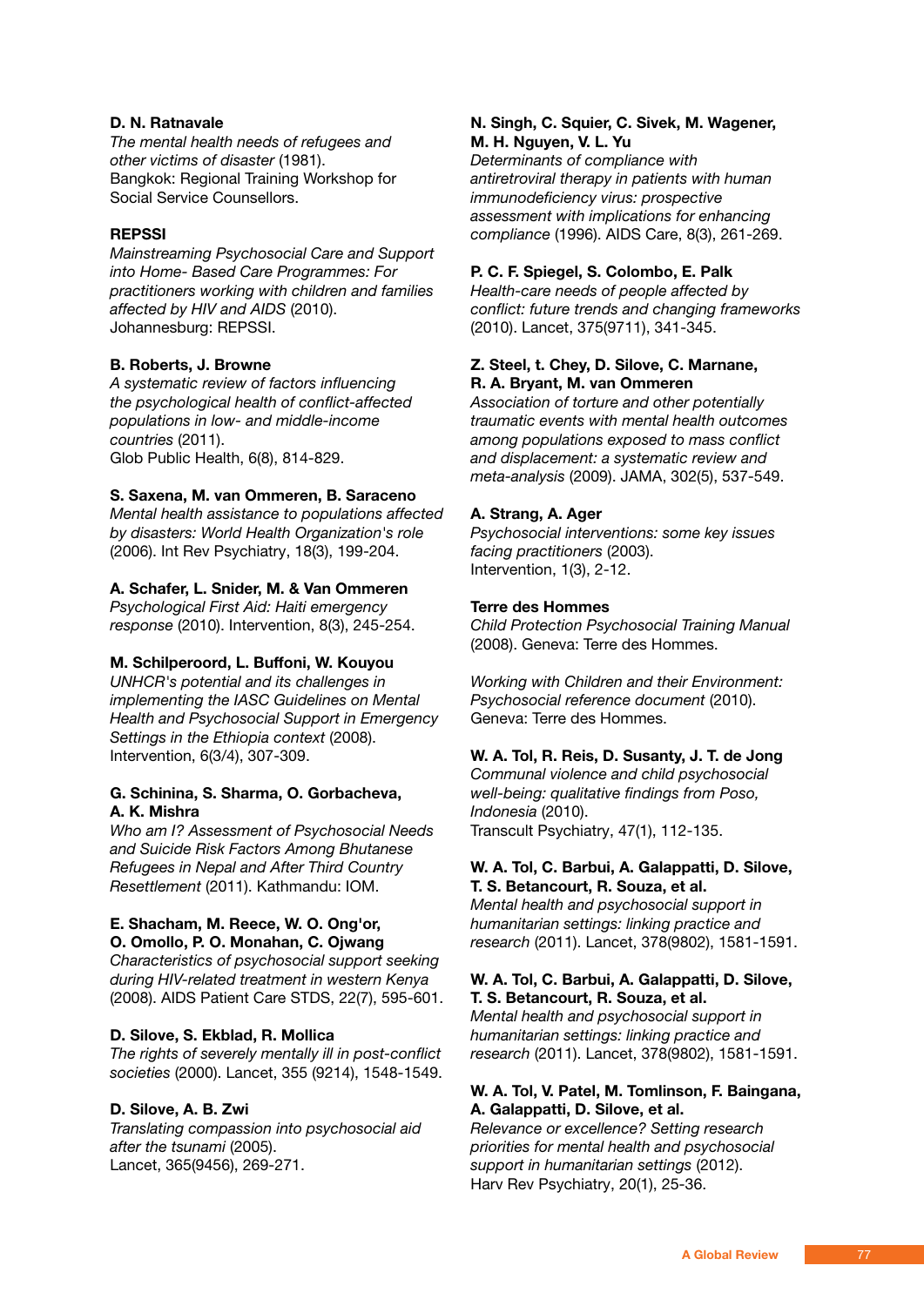**D. N. Ratnavale**
*The mental health needs of refugees and other victims of disaster* (1981).
Bangkok: Regional Training Workshop for Social Service Counsellors.

**REPSSI**
*Mainstreaming Psychosocial Care and Support into Home- Based Care Programmes: For practitioners working with children and families affected by HIV and AIDS* (2010).
Johannesburg: REPSSI.

**B. Roberts, J. Browne**
*A systematic review of factors influencing the psychological health of conflict-affected populations in low- and middle-income countries* (2011).
Glob Public Health, 6(8), 814-829.

**S. Saxena, M. van Ommeren, B. Saraceno**
*Mental health assistance to populations affected by disasters: World Health Organization's role* (2006). Int Rev Psychiatry, 18(3), 199-204.

**A. Schafer, L. Snider, M. & Van Ommeren**
*Psychological First Aid: Haiti emergency response* (2010). Intervention, 8(3), 245-254.

**M. Schilperoord, L. Buffoni, W. Kouyou**
*UNHCR's potential and its challenges in implementing the IASC Guidelines on Mental Health and Psychosocial Support in Emergency Settings in the Ethiopia context* (2008).
Intervention, 6(3/4), 307-309.

**G. Schinina, S. Sharma, O. Gorbacheva, A. K. Mishra**
*Who am I? Assessment of Psychosocial Needs and Suicide Risk Factors Among Bhutanese Refugees in Nepal and After Third Country Resettlement* (2011). Kathmandu: IOM.

**E. Shacham, M. Reece, W. O. Ong'or, O. Omollo, P. O. Monahan, C. Ojwang**
*Characteristics of psychosocial support seeking during HIV-related treatment in western Kenya* (2008). AIDS Patient Care STDS, 22(7), 595-601.

**D. Silove, S. Ekblad, R. Mollica**
*The rights of severely mentally ill in post-conflict societies* (2000). Lancet, 355 (9214), 1548-1549.

**D. Silove, A. B. Zwi**
*Translating compassion into psychosocial aid after the tsunami* (2005).
Lancet, 365(9456), 269-271.

**N. Singh, C. Squier, C. Sivek, M. Wagener, M. H. Nguyen, V. L. Yu**
*Determinants of compliance with antiretroviral therapy in patients with human immunodeficiency virus: prospective assessment with implications for enhancing compliance* (1996). AIDS Care, 8(3), 261-269.

**P. C. F. Spiegel, S. Colombo, E. Palk**
*Health-care needs of people affected by conflict: future trends and changing frameworks* (2010). Lancet, 375(9711), 341-345.

**Z. Steel, t. Chey, D. Silove, C. Marnane, R. A. Bryant, M. van Ommeren**
*Association of torture and other potentially traumatic events with mental health outcomes among populations exposed to mass conflict and displacement: a systematic review and meta-analysis* (2009). JAMA, 302(5), 537-549.

**A. Strang, A. Ager**
*Psychosocial interventions: some key issues facing practitioners* (2003).
Intervention, 1(3), 2-12.

**Terre des Hommes**
*Child Protection Psychosocial Training Manual* (2008). Geneva: Terre des Hommes.

*Working with Children and their Environment: Psychosocial reference document* (2010).
Geneva: Terre des Hommes.

**W. A. Tol, R. Reis, D. Susanty, J. T. de Jong**
*Communal violence and child psychosocial well-being: qualitative findings from Poso, Indonesia* (2010).
Transcult Psychiatry, 47(1), 112-135.

**W. A. Tol, C. Barbui, A. Galappatti, D. Silove, T. S. Betancourt, R. Souza, et al.**
*Mental health and psychosocial support in humanitarian settings: linking practice and research* (2011). Lancet, 378(9802), 1581-1591.

**W. A. Tol, C. Barbui, A. Galappatti, D. Silove, T. S. Betancourt, R. Souza, et al.**
*Mental health and psychosocial support in humanitarian settings: linking practice and research* (2011). Lancet, 378(9802), 1581-1591.

**W. A. Tol, V. Patel, M. Tomlinson, F. Baingana, A. Galappatti, D. Silove, et al.**
*Relevance or excellence? Setting research priorities for mental health and psychosocial support in humanitarian settings* (2012).
Harv Rev Psychiatry, 20(1), 25-36.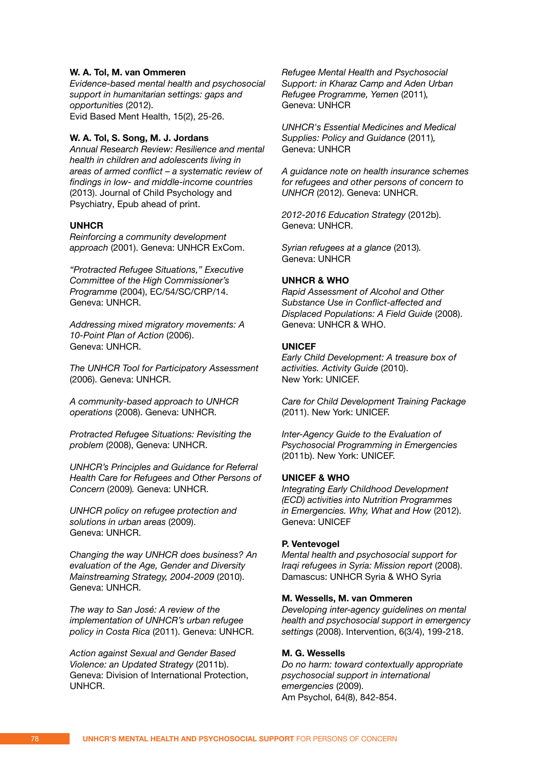**W. A. Tol, M. van Ommeren**
*Evidence-based mental health and psychosocial support in humanitarian settings: gaps and opportunities* (2012).
Evid Based Ment Health, 15(2), 25-26.

**W. A. Tol, S. Song, M. J. Jordans**
*Annual Research Review: Resilience and mental health in children and adolescents living in areas of armed conflict – a systematic review of findings in low- and middle-income countries* (2013). Journal of Child Psychology and Psychiatry, Epub ahead of print.

**UNHCR**
*Reinforcing a community development approach* (2001). Geneva: UNHCR ExCom.

*"Protracted Refugee Situations," Executive Committee of the High Commissioner's Programme* (2004), EC/54/SC/CRP/14. Geneva: UNHCR.

*Addressing mixed migratory movements: A 10-Point Plan of Action* (2006).
Geneva: UNHCR.

*The UNHCR Tool for Participatory Assessment* (2006). Geneva: UNHCR.

*A community-based approach to UNHCR operations* (2008). Geneva: UNHCR.

*Protracted Refugee Situations: Revisiting the problem* (2008), Geneva: UNHCR.

*UNHCR's Principles and Guidance for Referral Health Care for Refugees and Other Persons of Concern* (2009)*.* Geneva: UNHCR.

*UNHCR policy on refugee protection and solutions in urban areas* (2009).
Geneva: UNHCR.

*Changing the way UNHCR does business? An evaluation of the Age, Gender and Diversity Mainstreaming Strategy, 2004-2009* (2010).
Geneva: UNHCR.

*The way to San José: A review of the implementation of UNHCR's urban refugee policy in Costa Rica* (2011). Geneva: UNHCR.

*Action against Sexual and Gender Based Violence: an Updated Strategy* (2011b).
Geneva: Division of International Protection, UNHCR.

*Refugee Mental Health and Psychosocial Support: in Kharaz Camp and Aden Urban Refugee Programme, Yemen* (2011)*,*
Geneva: UNHCR

*UNHCR's Essential Medicines and Medical Supplies: Policy and Guidance* (2011)*,*
Geneva: UNHCR

*A guidance note on health insurance schemes for refugees and other persons of concern to UNHCR* (2012). Geneva: UNHCR.

*2012-2016 Education Strategy* (2012b).
Geneva: UNHCR.

*Syrian refugees at a glance* (2013)*.*
Geneva: UNHCR

**UNHCR & WHO**
*Rapid Assessment of Alcohol and Other Substance Use in Conflict-affected and Displaced Populations: A Field Guide* (2008).
Geneva: UNHCR & WHO.

**UNICEF**
*Early Child Development: A treasure box of activities. Activity Guide* (2010).
New York: UNICEF.

*Care for Child Development Training Package* (2011). New York: UNICEF.

*Inter-Agency Guide to the Evaluation of Psychosocial Programming in Emergencies* (2011b). New York: UNICEF.

**UNICEF & WHO**
*Integrating Early Childhood Development (ECD) activities into Nutrition Programmes in Emergencies. Why, What and How* (2012).
Geneva: UNICEF

**P. Ventevogel**
*Mental health and psychosocial support for Iraqi refugees in Syria: Mission report* (2008).
Damascus: UNHCR Syria & WHO Syria

**M. Wessells, M. van Ommeren**
*Developing inter-agency guidelines on mental health and psychosocial support in emergency settings* (2008). Intervention, 6(3/4), 199-218.

**M. G. Wessells**
*Do no harm: toward contextually appropriate psychosocial support in international emergencies* (2009).
Am Psychol, 64(8), 842-854.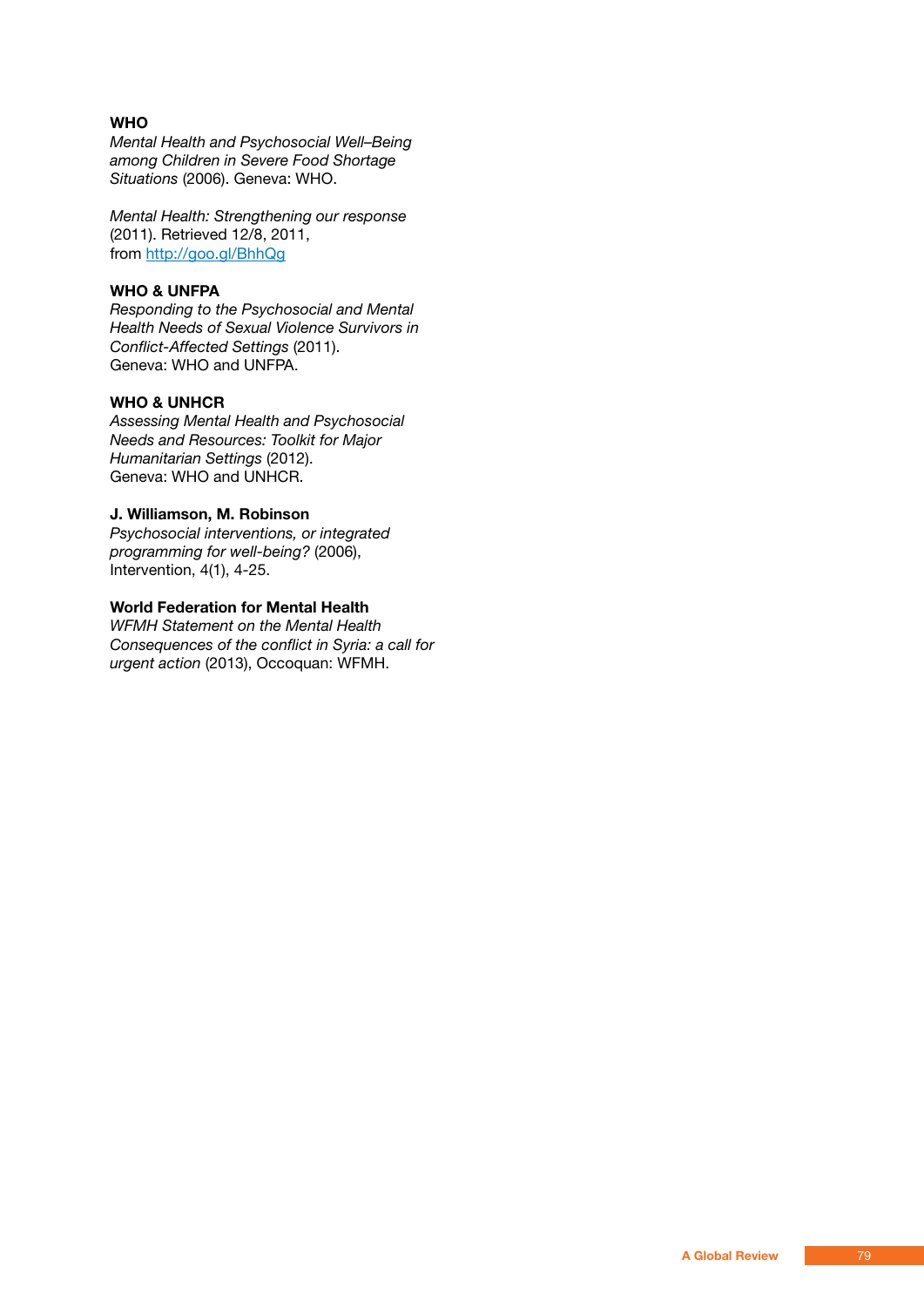**WHO**
*Mental Health and Psychosocial Well–Being among Children in Severe Food Shortage Situations* (2006). Geneva: WHO.

*Mental Health: Strengthening our response* (2011). Retrieved 12/8, 2011, from [http://goo.gl/BhhQg](http://goo.gl/BhhQg)

**WHO & UNFPA**
*Responding to the Psychosocial and Mental Health Needs of Sexual Violence Survivors in Conflict-Affected Settings* (2011). Geneva: WHO and UNFPA.

**WHO & UNHCR**
*Assessing Mental Health and Psychosocial Needs and Resources: Toolkit for Major Humanitarian Settings* (2012). Geneva: WHO and UNHCR.

**J. Williamson, M. Robinson**
*Psychosocial interventions, or integrated programming for well-being?* (2006), Intervention, 4(1), 4-25.

**World Federation for Mental Health**
*WFMH Statement on the Mental Health Consequences of the conflict in Syria: a call for urgent action* (2013), Occoquan: WFMH.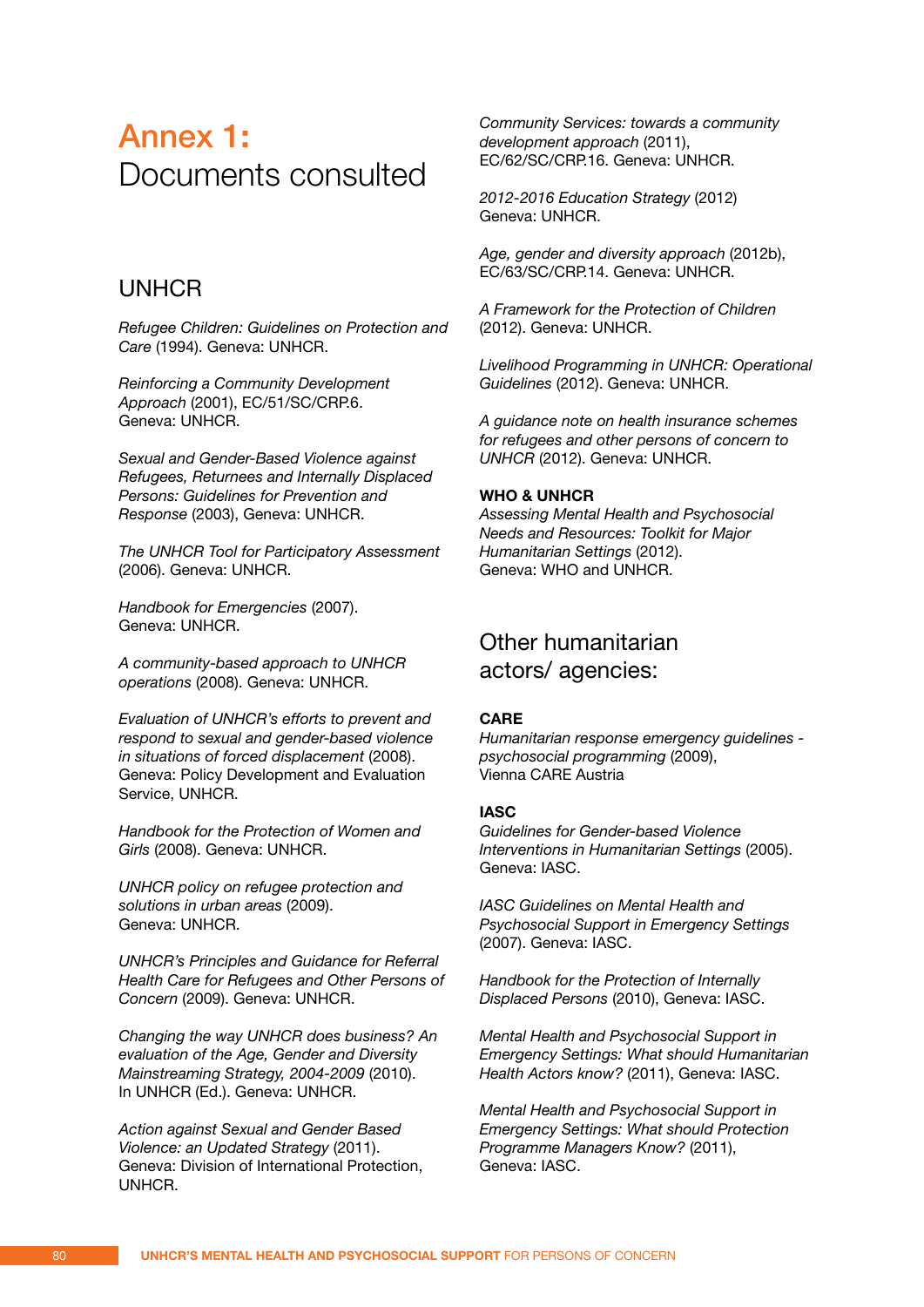# Annex 1: Documents consulted

## UNHCR

*Refugee Children: Guidelines on Protection and Care* (1994). Geneva: UNHCR.

*Reinforcing a Community Development Approach* (2001), EC/51/SC/CRP.6. Geneva: UNHCR.

*Sexual and Gender-Based Violence against Refugees, Returnees and Internally Displaced Persons: Guidelines for Prevention and Response* (2003), Geneva: UNHCR.

*The UNHCR Tool for Participatory Assessment* (2006). Geneva: UNHCR.

*Handbook for Emergencies* (2007). Geneva: UNHCR.

*A community-based approach to UNHCR operations* (2008). Geneva: UNHCR.

*Evaluation of UNHCR's efforts to prevent and respond to sexual and gender-based violence in situations of forced displacement* (2008). Geneva: Policy Development and Evaluation Service, UNHCR.

*Handbook for the Protection of Women and Girls* (2008). Geneva: UNHCR.

*UNHCR policy on refugee protection and solutions in urban areas* (2009). Geneva: UNHCR.

*UNHCR's Principles and Guidance for Referral Health Care for Refugees and Other Persons of Concern* (2009). Geneva: UNHCR.

*Changing the way UNHCR does business? An evaluation of the Age, Gender and Diversity Mainstreaming Strategy, 2004-2009* (2010). In UNHCR (Ed.). Geneva: UNHCR.

*Action against Sexual and Gender Based Violence: an Updated Strategy* (2011). Geneva: Division of International Protection, UNHCR.

*Community Services: towards a community development approach* (2011), EC/62/SC/CRP.16. Geneva: UNHCR.

*2012-2016 Education Strategy* (2012) Geneva: UNHCR.

*Age, gender and diversity approach* (2012b), EC/63/SC/CRP.14. Geneva: UNHCR.

*A Framework for the Protection of Children* (2012). Geneva: UNHCR.

*Livelihood Programming in UNHCR: Operational Guidelines* (2012). Geneva: UNHCR.

*A guidance note on health insurance schemes for refugees and other persons of concern to UNHCR* (2012). Geneva: UNHCR.

**WHO & UNHCR**
*Assessing Mental Health and Psychosocial Needs and Resources: Toolkit for Major Humanitarian Settings* (2012). Geneva: WHO and UNHCR.

## Other humanitarian actors/ agencies:

**CARE**
*Humanitarian response emergency guidelines - psychosocial programming* (2009), Vienna CARE Austria

**IASC**
*Guidelines for Gender-based Violence Interventions in Humanitarian Settings* (2005). Geneva: IASC.

*IASC Guidelines on Mental Health and Psychosocial Support in Emergency Settings* (2007). Geneva: IASC.

*Handbook for the Protection of Internally Displaced Persons* (2010), Geneva: IASC.

*Mental Health and Psychosocial Support in Emergency Settings: What should Humanitarian Health Actors know?* (2011), Geneva: IASC.

*Mental Health and Psychosocial Support in Emergency Settings: What should Protection Programme Managers Know?* (2011), Geneva: IASC.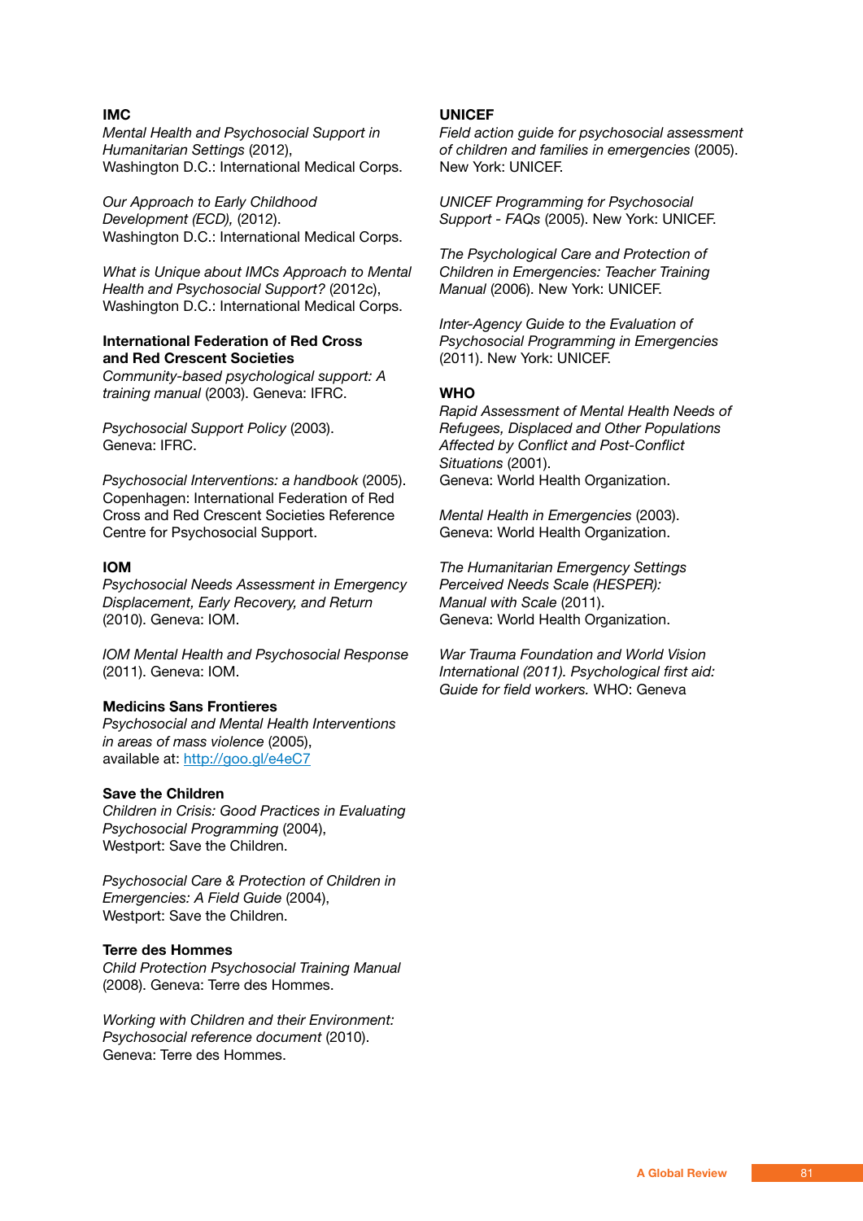**IMC**

*Mental Health and Psychosocial Support in Humanitarian Settings* (2012), Washington D.C.: International Medical Corps.

*Our Approach to Early Childhood Development (ECD),* (2012). Washington D.C.: International Medical Corps.

*What is Unique about IMCs Approach to Mental Health and Psychosocial Support?* (2012c), Washington D.C.: International Medical Corps.

**International Federation of Red Cross and Red Crescent Societies**

*Community-based psychological support: A training manual* (2003). Geneva: IFRC.

*Psychosocial Support Policy* (2003). Geneva: IFRC.

*Psychosocial Interventions: a handbook* (2005). Copenhagen: International Federation of Red Cross and Red Crescent Societies Reference Centre for Psychosocial Support.

**IOM**

*Psychosocial Needs Assessment in Emergency Displacement, Early Recovery, and Return* (2010). Geneva: IOM.

*IOM Mental Health and Psychosocial Response* (2011). Geneva: IOM.

**Medicins Sans Frontieres**

*Psychosocial and Mental Health Interventions in areas of mass violence* (2005), available at: http://goo.gl/e4eC7

**Save the Children**

*Children in Crisis: Good Practices in Evaluating Psychosocial Programming* (2004), Westport: Save the Children.

*Psychosocial Care & Protection of Children in Emergencies: A Field Guide* (2004), Westport: Save the Children.

**Terre des Hommes**

*Child Protection Psychosocial Training Manual* (2008). Geneva: Terre des Hommes.

*Working with Children and their Environment: Psychosocial reference document* (2010). Geneva: Terre des Hommes.

**UNICEF**

*Field action guide for psychosocial assessment of children and families in emergencies* (2005). New York: UNICEF.

*UNICEF Programming for Psychosocial Support - FAQs* (2005). New York: UNICEF.

*The Psychological Care and Protection of Children in Emergencies: Teacher Training Manual* (2006). New York: UNICEF.

*Inter-Agency Guide to the Evaluation of Psychosocial Programming in Emergencies* (2011). New York: UNICEF.

**WHO**

*Rapid Assessment of Mental Health Needs of Refugees, Displaced and Other Populations Affected by Conflict and Post-Conflict Situations* (2001). Geneva: World Health Organization.

*Mental Health in Emergencies* (2003). Geneva: World Health Organization.

*The Humanitarian Emergency Settings Perceived Needs Scale (HESPER): Manual with Scale* (2011). Geneva: World Health Organization.

*War Trauma Foundation and World Vision International (2011). Psychological first aid: Guide for field workers.* WHO: Geneva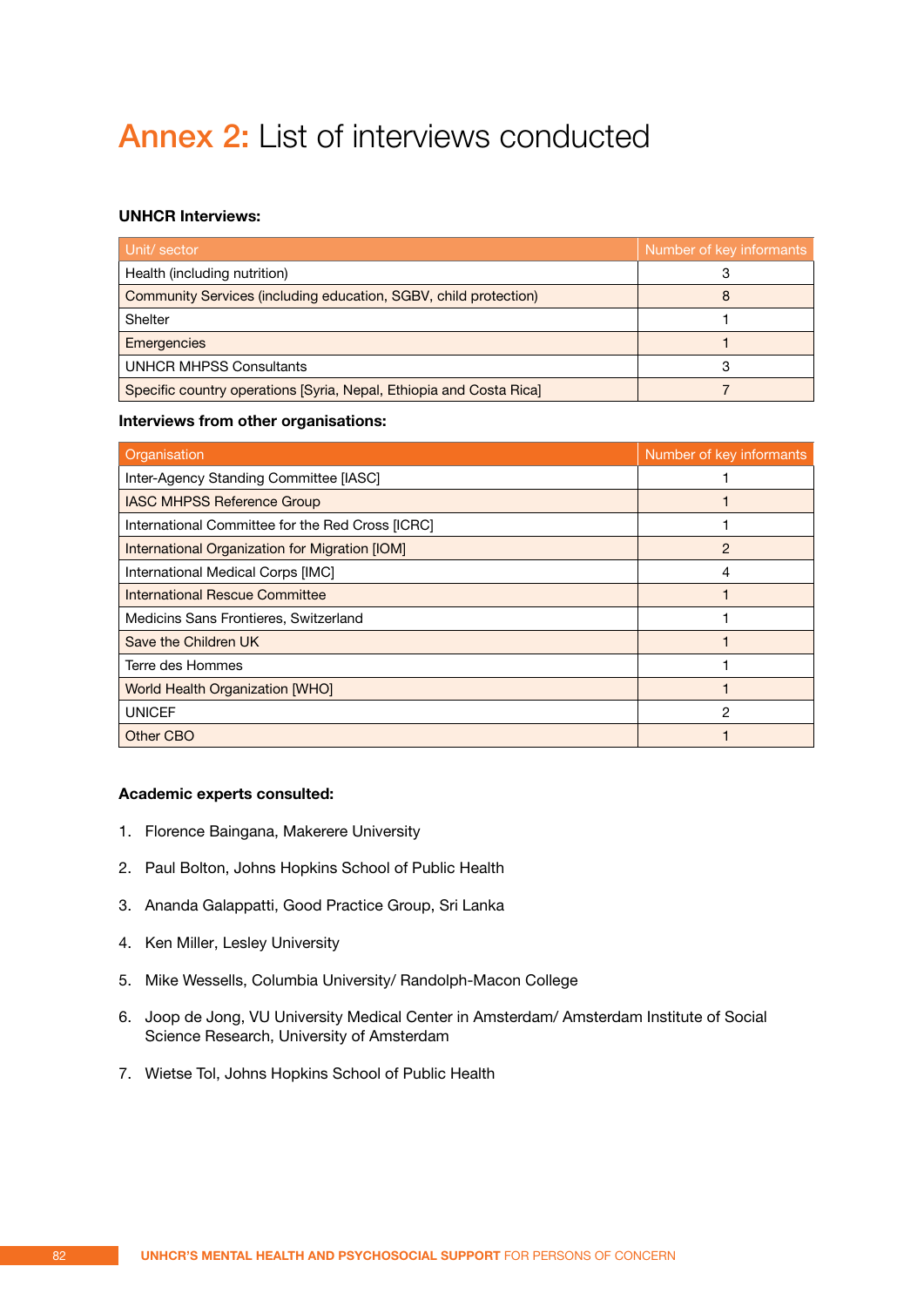# Annex 2: List of interviews conducted

**UNHCR Interviews:**

| Unit/ sector | Number of key informants |
|---|---|
| Health (including nutrition) | 3 |
| Community Services (including education, SGBV, child protection) | 8 |
| Shelter | 1 |
| Emergencies | 1 |
| UNHCR MHPSS Consultants | 3 |
| Specific country operations [Syria, Nepal, Ethiopia and Costa Rica] | 7 |

**Interviews from other organisations:**

| Organisation | Number of key informants |
|---|---|
| Inter-Agency Standing Committee [IASC] | 1 |
| IASC MHPSS Reference Group | 1 |
| International Committee for the Red Cross [ICRC] | 1 |
| International Organization for Migration [IOM] | 2 |
| International Medical Corps [IMC] | 4 |
| International Rescue Committee | 1 |
| Medicins Sans Frontieres, Switzerland | 1 |
| Save the Children UK | 1 |
| Terre des Hommes | 1 |
| World Health Organization [WHO] | 1 |
| UNICEF | 2 |
| Other CBO | 1 |

**Academic experts consulted:**

1. Florence Baingana, Makerere University
2. Paul Bolton, Johns Hopkins School of Public Health
3. Ananda Galappatti, Good Practice Group, Sri Lanka
4. Ken Miller, Lesley University
5. Mike Wessells, Columbia University/ Randolph-Macon College
6. Joop de Jong, VU University Medical Center in Amsterdam/ Amsterdam Institute of Social Science Research, University of Amsterdam
7. Wietse Tol, Johns Hopkins School of Public Health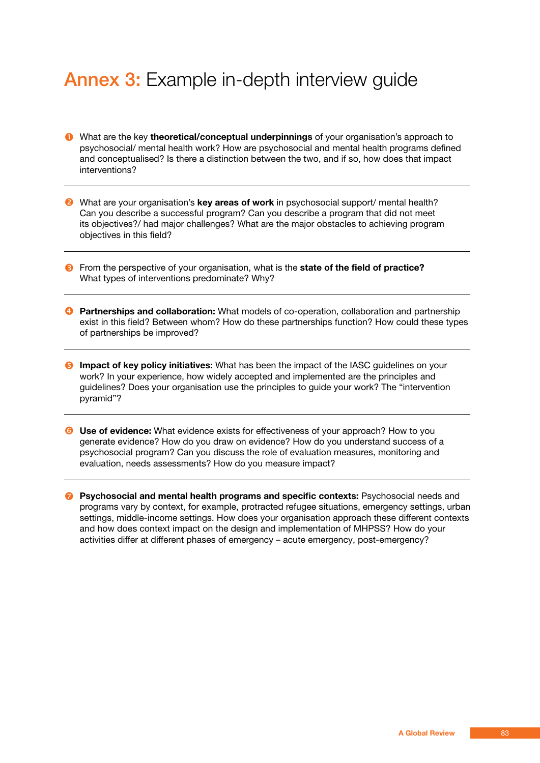# Annex 3: Example in-depth interview guide

1. What are the key **theoretical/conceptual underpinnings** of your organisation's approach to psychosocial/ mental health work? How are psychosocial and mental health programs defined and conceptualised? Is there a distinction between the two, and if so, how does that impact interventions?

---

2. What are your organisation's **key areas of work** in psychosocial support/ mental health? Can you describe a successful program? Can you describe a program that did not meet its objectives?/ had major challenges? What are the major obstacles to achieving program objectives in this field?

---

3. From the perspective of your organisation, what is the **state of the field of practice?** What types of interventions predominate? Why?

---

4. **Partnerships and collaboration:** What models of co-operation, collaboration and partnership exist in this field? Between whom? How do these partnerships function? How could these types of partnerships be improved?

---

5. **Impact of key policy initiatives:** What has been the impact of the IASC guidelines on your work? In your experience, how widely accepted and implemented are the principles and guidelines? Does your organisation use the principles to guide your work? The "intervention pyramid"?

---

6. **Use of evidence:** What evidence exists for effectiveness of your approach? How to you generate evidence? How do you draw on evidence? How do you understand success of a psychosocial program? Can you discuss the role of evaluation measures, monitoring and evaluation, needs assessments? How do you measure impact?

---

7. **Psychosocial and mental health programs and specific contexts:** Psychosocial needs and programs vary by context, for example, protracted refugee situations, emergency settings, urban settings, middle-income settings. How does your organisation approach these different contexts and how does context impact on the design and implementation of MHPSS? How do your activities differ at different phases of emergency – acute emergency, post-emergency?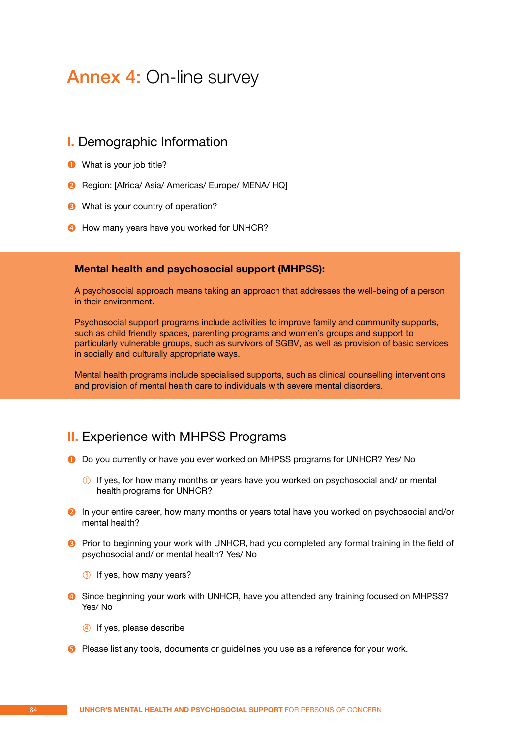# Annex 4: On-line survey

## I. Demographic Information

1. What is your job title?
2. Region: [Africa/ Asia/ Americas/ Europe/ MENA/ HQ]
3. What is your country of operation?
4. How many years have you worked for UNHCR?

**Mental health and psychosocial support (MHPSS):**

A psychosocial approach means taking an approach that addresses the well-being of a person in their environment.

Psychosocial support programs include activities to improve family and community supports, such as child friendly spaces, parenting programs and women's groups and support to particularly vulnerable groups, such as survivors of SGBV, as well as provision of basic services in socially and culturally appropriate ways.

Mental health programs include specialised supports, such as clinical counselling interventions and provision of mental health care to individuals with severe mental disorders.

## II. Experience with MHPSS Programs

1. Do you currently or have you ever worked on MHPSS programs for UNHCR? Yes/ No

   ① If yes, for how many months or years have you worked on psychosocial and/ or mental health programs for UNHCR?

2. In your entire career, how many months or years total have you worked on psychosocial and/or mental health?
3. Prior to beginning your work with UNHCR, had you completed any formal training in the field of psychosocial and/ or mental health? Yes/ No

   ③ If yes, how many years?

4. Since beginning your work with UNHCR, have you attended any training focused on MHPSS? Yes/ No

   ④ If yes, please describe

5. Please list any tools, documents or guidelines you use as a reference for your work.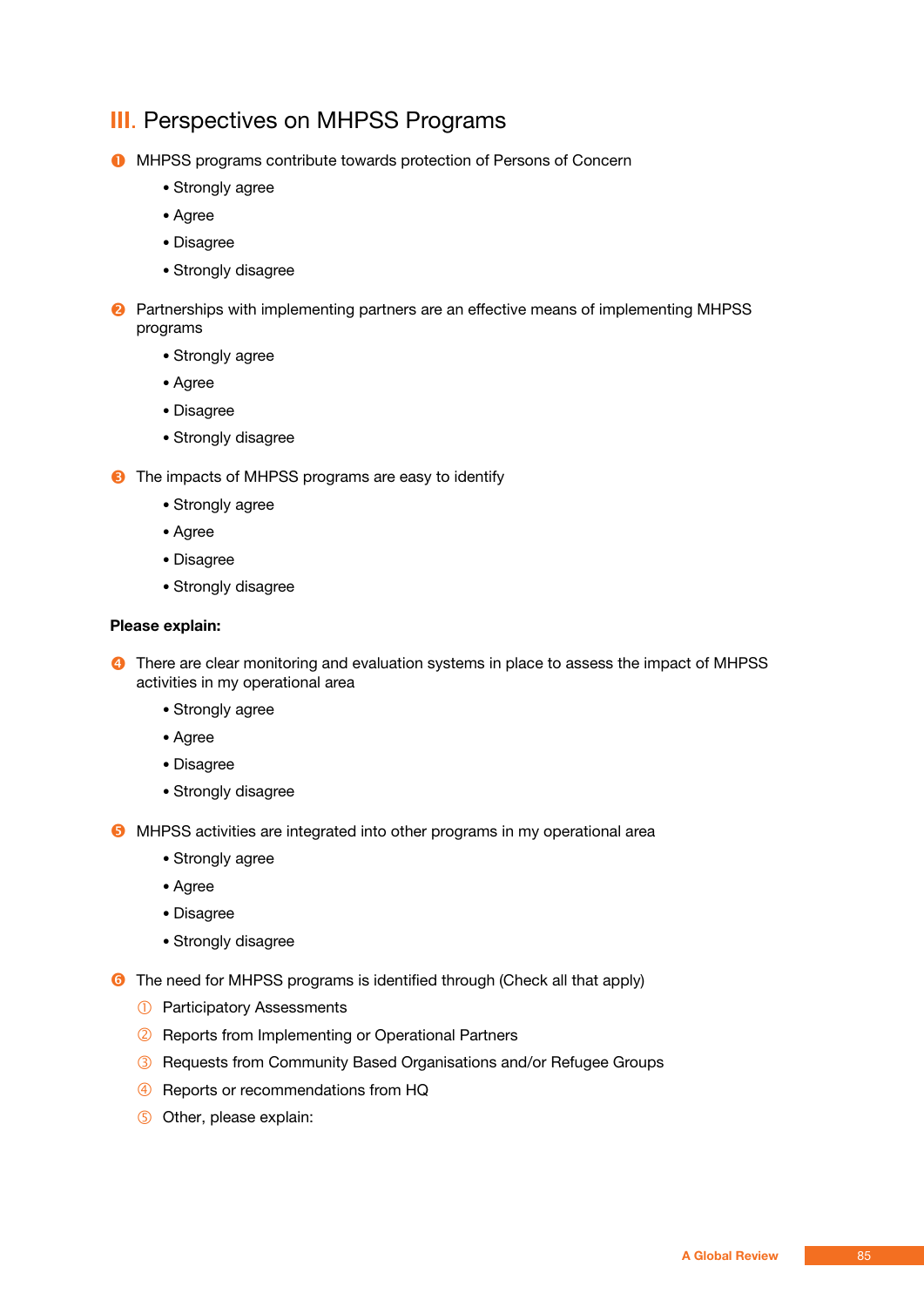## III. Perspectives on MHPSS Programs

1. MHPSS programs contribute towards protection of Persons of Concern
    - Strongly agree
    - Agree
    - Disagree
    - Strongly disagree

2. Partnerships with implementing partners are an effective means of implementing MHPSS programs
    - Strongly agree
    - Agree
    - Disagree
    - Strongly disagree

3. The impacts of MHPSS programs are easy to identify
    - Strongly agree
    - Agree
    - Disagree
    - Strongly disagree

**Please explain:**

4. There are clear monitoring and evaluation systems in place to assess the impact of MHPSS activities in my operational area
    - Strongly agree
    - Agree
    - Disagree
    - Strongly disagree

5. MHPSS activities are integrated into other programs in my operational area
    - Strongly agree
    - Agree
    - Disagree
    - Strongly disagree

6. The need for MHPSS programs is identified through (Check all that apply)
    1. Participatory Assessments
    2. Reports from Implementing or Operational Partners
    3. Requests from Community Based Organisations and/or Refugee Groups
    4. Reports or recommendations from HQ
    5. Other, please explain: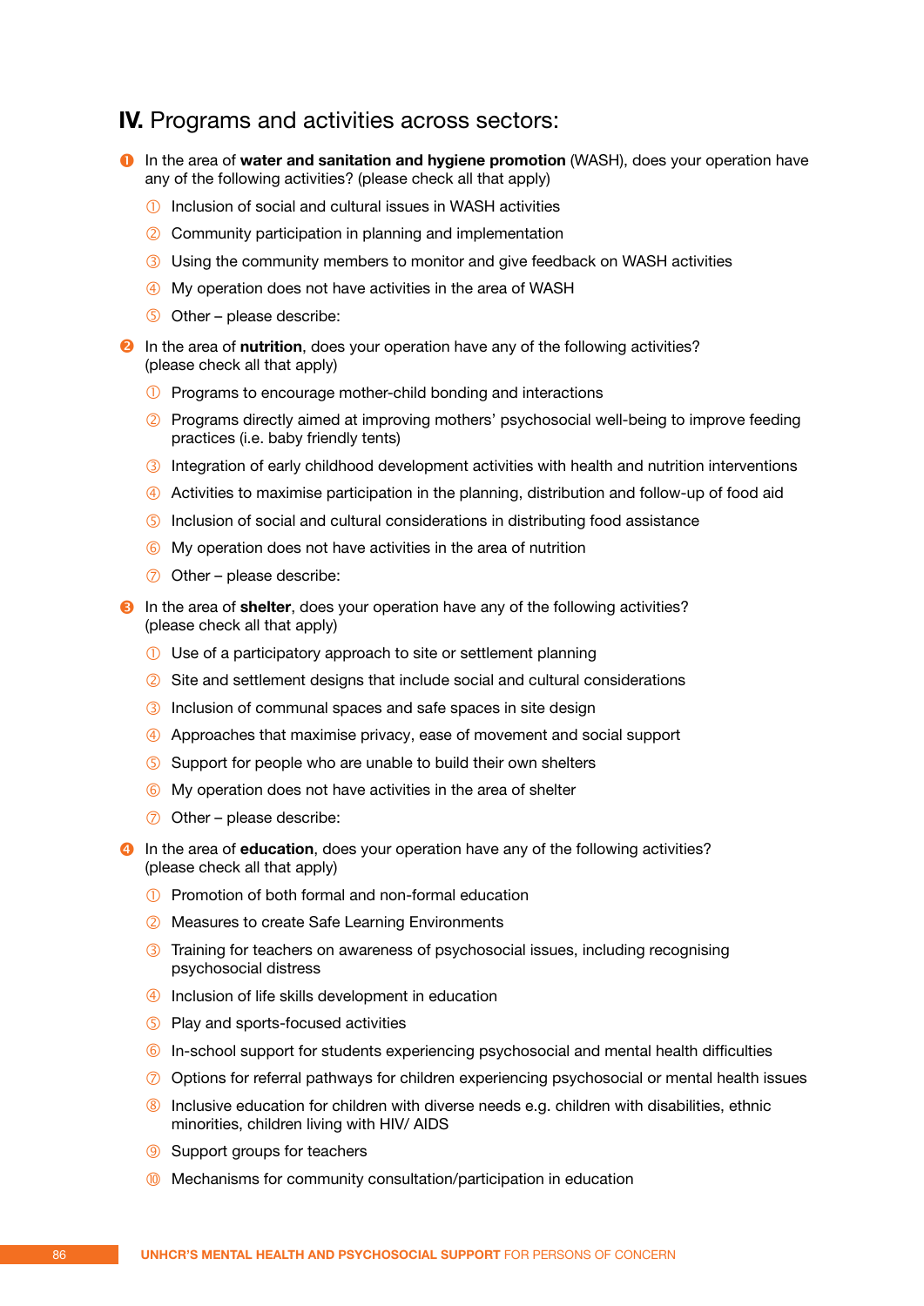## **IV.** Programs and activities across sectors:

1. In the area of **water and sanitation and hygiene promotion** (WASH), does your operation have any of the following activities? (please check all that apply)
   1. Inclusion of social and cultural issues in WASH activities
   2. Community participation in planning and implementation
   3. Using the community members to monitor and give feedback on WASH activities
   4. My operation does not have activities in the area of WASH
   5. Other – please describe:

2. In the area of **nutrition**, does your operation have any of the following activities? (please check all that apply)
   1. Programs to encourage mother-child bonding and interactions
   2. Programs directly aimed at improving mothers' psychosocial well-being to improve feeding practices (i.e. baby friendly tents)
   3. Integration of early childhood development activities with health and nutrition interventions
   4. Activities to maximise participation in the planning, distribution and follow-up of food aid
   5. Inclusion of social and cultural considerations in distributing food assistance
   6. My operation does not have activities in the area of nutrition
   7. Other – please describe:

3. In the area of **shelter**, does your operation have any of the following activities? (please check all that apply)
   1. Use of a participatory approach to site or settlement planning
   2. Site and settlement designs that include social and cultural considerations
   3. Inclusion of communal spaces and safe spaces in site design
   4. Approaches that maximise privacy, ease of movement and social support
   5. Support for people who are unable to build their own shelters
   6. My operation does not have activities in the area of shelter
   7. Other – please describe:

4. In the area of **education**, does your operation have any of the following activities? (please check all that apply)
   1. Promotion of both formal and non-formal education
   2. Measures to create Safe Learning Environments
   3. Training for teachers on awareness of psychosocial issues, including recognising psychosocial distress
   4. Inclusion of life skills development in education
   5. Play and sports-focused activities
   6. In-school support for students experiencing psychosocial and mental health difficulties
   7. Options for referral pathways for children experiencing psychosocial or mental health issues
   8. Inclusive education for children with diverse needs e.g. children with disabilities, ethnic minorities, children living with HIV/ AIDS
   9. Support groups for teachers
   10. Mechanisms for community consultation/participation in education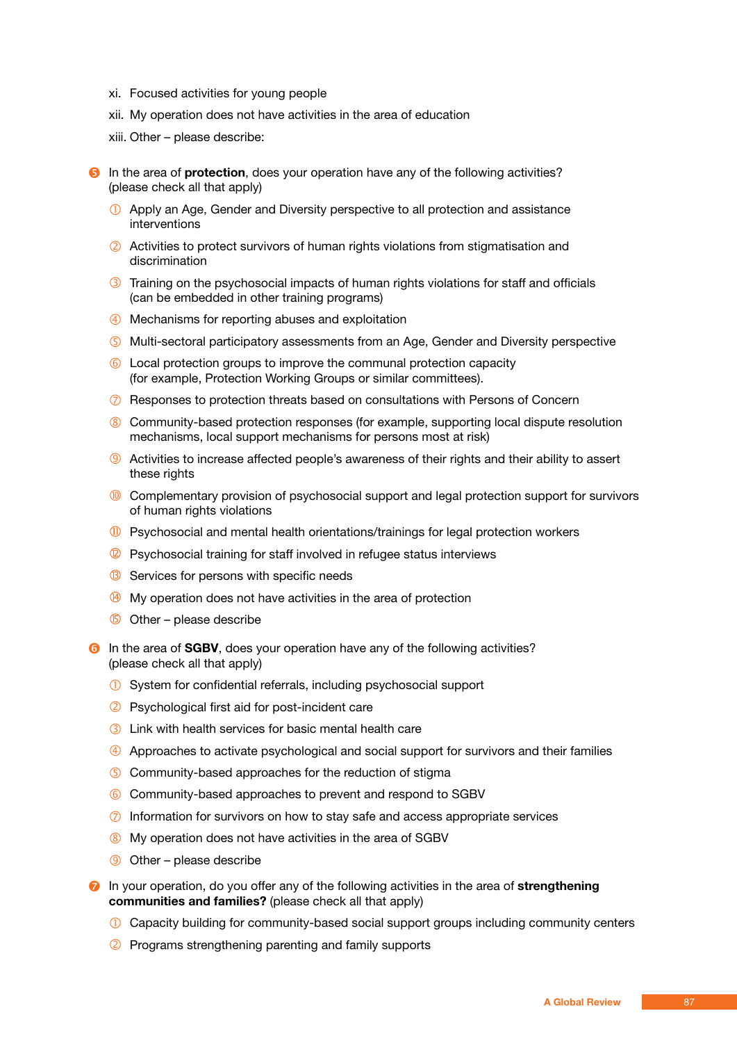xi. Focused activities for young people

xii. My operation does not have activities in the area of education

xiii. Other – please describe:

5. In the area of **protection**, does your operation have any of the following activities? (please check all that apply)

   1. Apply an Age, Gender and Diversity perspective to all protection and assistance interventions
   2. Activities to protect survivors of human rights violations from stigmatisation and discrimination
   3. Training on the psychosocial impacts of human rights violations for staff and officials (can be embedded in other training programs)
   4. Mechanisms for reporting abuses and exploitation
   5. Multi-sectoral participatory assessments from an Age, Gender and Diversity perspective
   6. Local protection groups to improve the communal protection capacity (for example, Protection Working Groups or similar committees).
   7. Responses to protection threats based on consultations with Persons of Concern
   8. Community-based protection responses (for example, supporting local dispute resolution mechanisms, local support mechanisms for persons most at risk)
   9. Activities to increase affected people's awareness of their rights and their ability to assert these rights
   10. Complementary provision of psychosocial support and legal protection support for survivors of human rights violations
   11. Psychosocial and mental health orientations/trainings for legal protection workers
   12. Psychosocial training for staff involved in refugee status interviews
   13. Services for persons with specific needs
   14. My operation does not have activities in the area of protection
   15. Other – please describe

6. In the area of **SGBV**, does your operation have any of the following activities? (please check all that apply)

   1. System for confidential referrals, including psychosocial support
   2. Psychological first aid for post-incident care
   3. Link with health services for basic mental health care
   4. Approaches to activate psychological and social support for survivors and their families
   5. Community-based approaches for the reduction of stigma
   6. Community-based approaches to prevent and respond to SGBV
   7. Information for survivors on how to stay safe and access appropriate services
   8. My operation does not have activities in the area of SGBV
   9. Other – please describe

7. In your operation, do you offer any of the following activities in the area of **strengthening communities and families?** (please check all that apply)

   1. Capacity building for community-based social support groups including community centers
   2. Programs strengthening parenting and family supports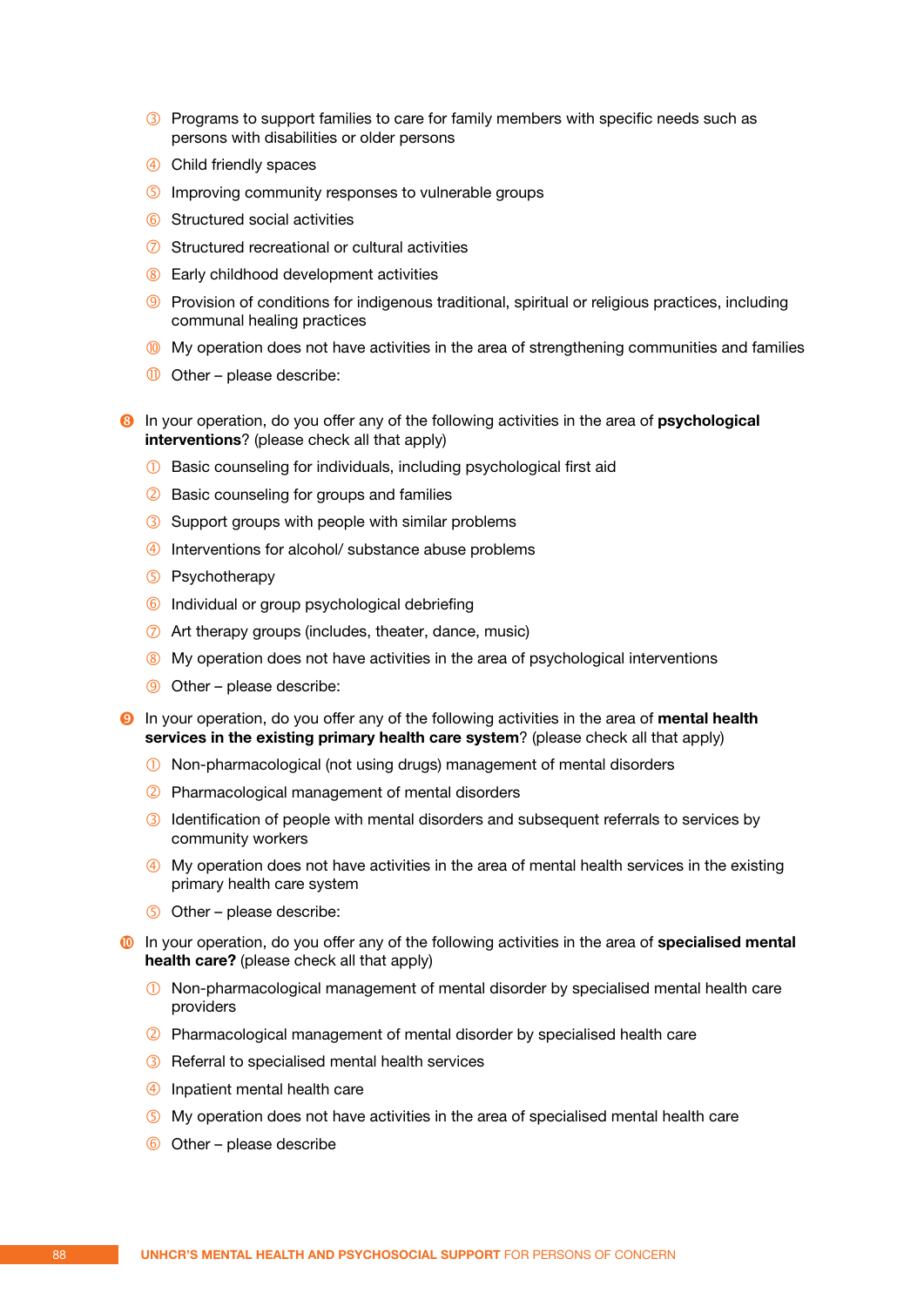③ Programs to support families to care for family members with specific needs such as persons with disabilities or older persons

④ Child friendly spaces

⑤ Improving community responses to vulnerable groups

⑥ Structured social activities

⑦ Structured recreational or cultural activities

⑧ Early childhood development activities

⑨ Provision of conditions for indigenous traditional, spiritual or religious practices, including communal healing practices

⑩ My operation does not have activities in the area of strengthening communities and families

⑪ Other – please describe:

**8** In your operation, do you offer any of the following activities in the area of **psychological interventions**? (please check all that apply)

① Basic counseling for individuals, including psychological first aid

② Basic counseling for groups and families

③ Support groups with people with similar problems

④ Interventions for alcohol/ substance abuse problems

⑤ Psychotherapy

⑥ Individual or group psychological debriefing

⑦ Art therapy groups (includes, theater, dance, music)

⑧ My operation does not have activities in the area of psychological interventions

⑨ Other – please describe:

**9** In your operation, do you offer any of the following activities in the area of **mental health services in the existing primary health care system**? (please check all that apply)

① Non-pharmacological (not using drugs) management of mental disorders

② Pharmacological management of mental disorders

③ Identification of people with mental disorders and subsequent referrals to services by community workers

④ My operation does not have activities in the area of mental health services in the existing primary health care system

⑤ Other – please describe:

**10** In your operation, do you offer any of the following activities in the area of **specialised mental health care?** (please check all that apply)

① Non-pharmacological management of mental disorder by specialised mental health care providers

② Pharmacological management of mental disorder by specialised health care

③ Referral to specialised mental health services

④ Inpatient mental health care

⑤ My operation does not have activities in the area of specialised mental health care

⑥ Other – please describe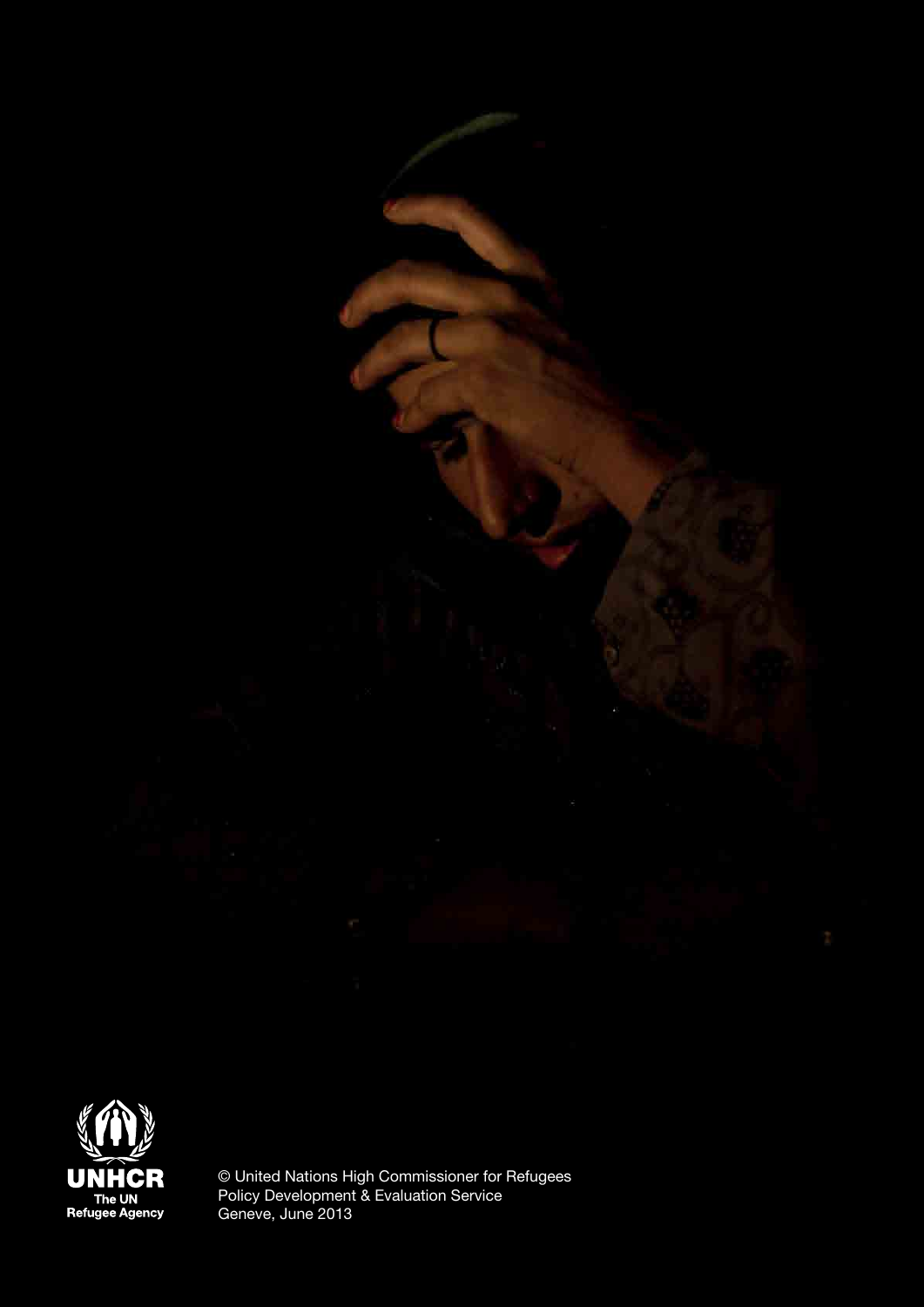UNHCR
The UN
Refugee Agency

© United Nations High Commissioner for Refugees
Policy Development & Evaluation Service
Geneve, June 2013